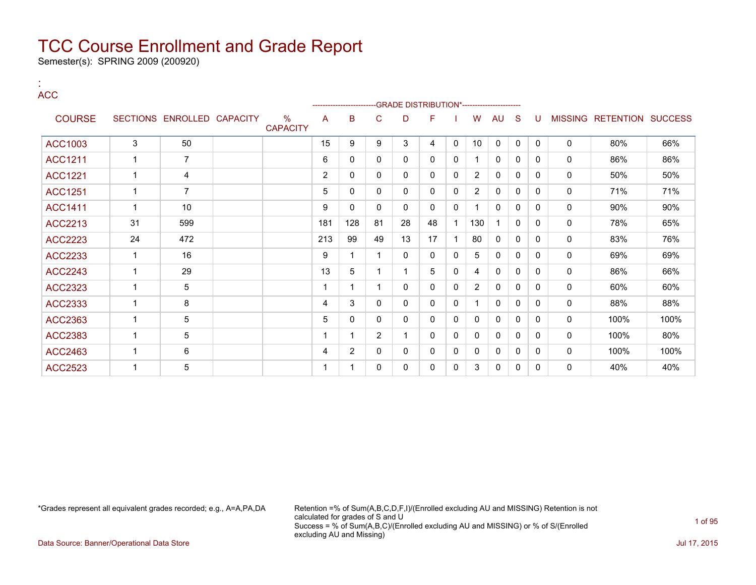# TCC Course Enrollment and Grade Report

Semester(s): SPRING 2009 (200920)

:
ACC

| COURSE | SECTIONS | ENROLLED | CAPACITY | % CAPACITY | A | B | C | D | F | I | W | AU | S | U | MISSING | RETENTION | SUCCESS |
|---|---|---|---|---|---|---|---|---|---|---|---|---|---|---|---|---|---|
| | | | | | -------------------------GRADE DISTRIBUTION* | | | | | | | | | ----------------------- | | | |
| ACC1003 | 3 | 50 | | | 15 | 9 | 9 | 3 | 4 | 0 | 10 | 0 | 0 | 0 | 0 | 80% | 66% |
| ACC1211 | 1 | 7 | | | 6 | 0 | 0 | 0 | 0 | 0 | 1 | 0 | 0 | 0 | 0 | 86% | 86% |
| ACC1221 | 1 | 4 | | | 2 | 0 | 0 | 0 | 0 | 0 | 2 | 0 | 0 | 0 | 0 | 50% | 50% |
| ACC1251 | 1 | 7 | | | 5 | 0 | 0 | 0 | 0 | 0 | 2 | 0 | 0 | 0 | 0 | 71% | 71% |
| ACC1411 | 1 | 10 | | | 9 | 0 | 0 | 0 | 0 | 0 | 1 | 0 | 0 | 0 | 0 | 90% | 90% |
| ACC2213 | 31 | 599 | | | 181 | 128 | 81 | 28 | 48 | 1 | 130 | 1 | 0 | 0 | 0 | 78% | 65% |
| ACC2223 | 24 | 472 | | | 213 | 99 | 49 | 13 | 17 | 1 | 80 | 0 | 0 | 0 | 0 | 83% | 76% |
| ACC2233 | 1 | 16 | | | 9 | 1 | 1 | 0 | 0 | 0 | 5 | 0 | 0 | 0 | 0 | 69% | 69% |
| ACC2243 | 1 | 29 | | | 13 | 5 | 1 | 1 | 5 | 0 | 4 | 0 | 0 | 0 | 0 | 86% | 66% |
| ACC2323 | 1 | 5 | | | 1 | 1 | 1 | 0 | 0 | 0 | 2 | 0 | 0 | 0 | 0 | 60% | 60% |
| ACC2333 | 1 | 8 | | | 4 | 3 | 0 | 0 | 0 | 0 | 1 | 0 | 0 | 0 | 0 | 88% | 88% |
| ACC2363 | 1 | 5 | | | 5 | 0 | 0 | 0 | 0 | 0 | 0 | 0 | 0 | 0 | 0 | 100% | 100% |
| ACC2383 | 1 | 5 | | | 1 | 1 | 2 | 1 | 0 | 0 | 0 | 0 | 0 | 0 | 0 | 100% | 80% |
| ACC2463 | 1 | 6 | | | 4 | 2 | 0 | 0 | 0 | 0 | 0 | 0 | 0 | 0 | 0 | 100% | 100% |
| ACC2523 | 1 | 5 | | | 1 | 1 | 0 | 0 | 0 | 0 | 3 | 0 | 0 | 0 | 0 | 40% | 40% |

*Grades represent all equivalent grades recorded; e.g., A=A,PA,DA

Retention =% of Sum(A,B,C,D,F,I)/(Enrolled excluding AU and MISSING) Retention is not calculated for grades of S and U
Success = % of Sum(A,B,C)/(Enrolled excluding AU and MISSING) or % of S/(Enrolled excluding AU and Missing)

Data Source: Banner/Operational Data Store

Jul 17, 2015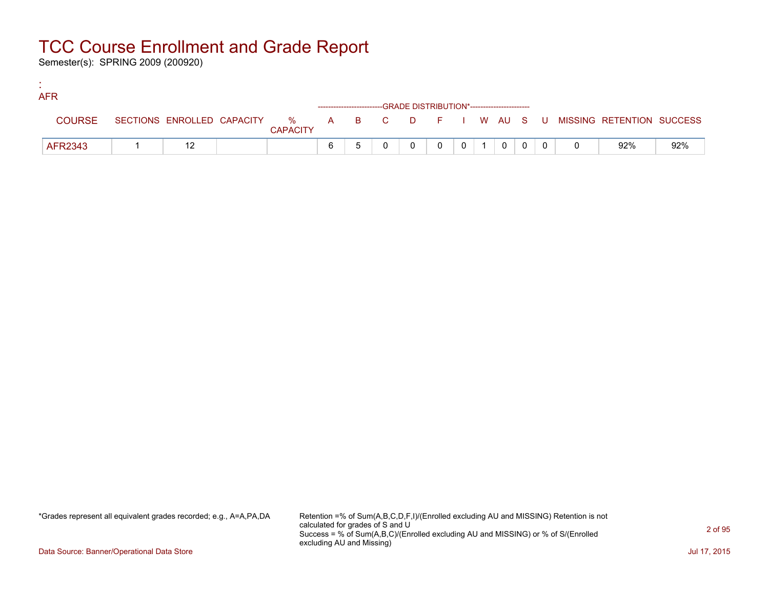# TCC Course Enrollment and Grade Report

Semester(s): SPRING 2009 (200920)

:

AFR

| COURSE | SECTIONS | ENROLLED | CAPACITY | % CAPACITY | A | B | C | D | F | I | W | AU | S | U | MISSING | RETENTION | SUCCESS |
|---|---|---|---|---|---|---|---|---|---|---|---|---|---|---|---|---|---|
| | | | | | GRADE DISTRIBUTION* | | | | | | | | | | | | |
| AFR2343 | 1 | 12 | | | 6 | 5 | 0 | 0 | 0 | 0 | 1 | 0 | 0 | 0 | 0 | 92% | 92% |

*Grades represent all equivalent grades recorded; e.g., A=A,PA,DA

Retention =% of Sum(A,B,C,D,F,I)/(Enrolled excluding AU and MISSING) Retention is not calculated for grades of S and U
Success = % of Sum(A,B,C)/(Enrolled excluding AU and MISSING) or % of S/(Enrolled excluding AU and Missing)

Data Source: Banner/Operational Data Store

Jul 17, 2015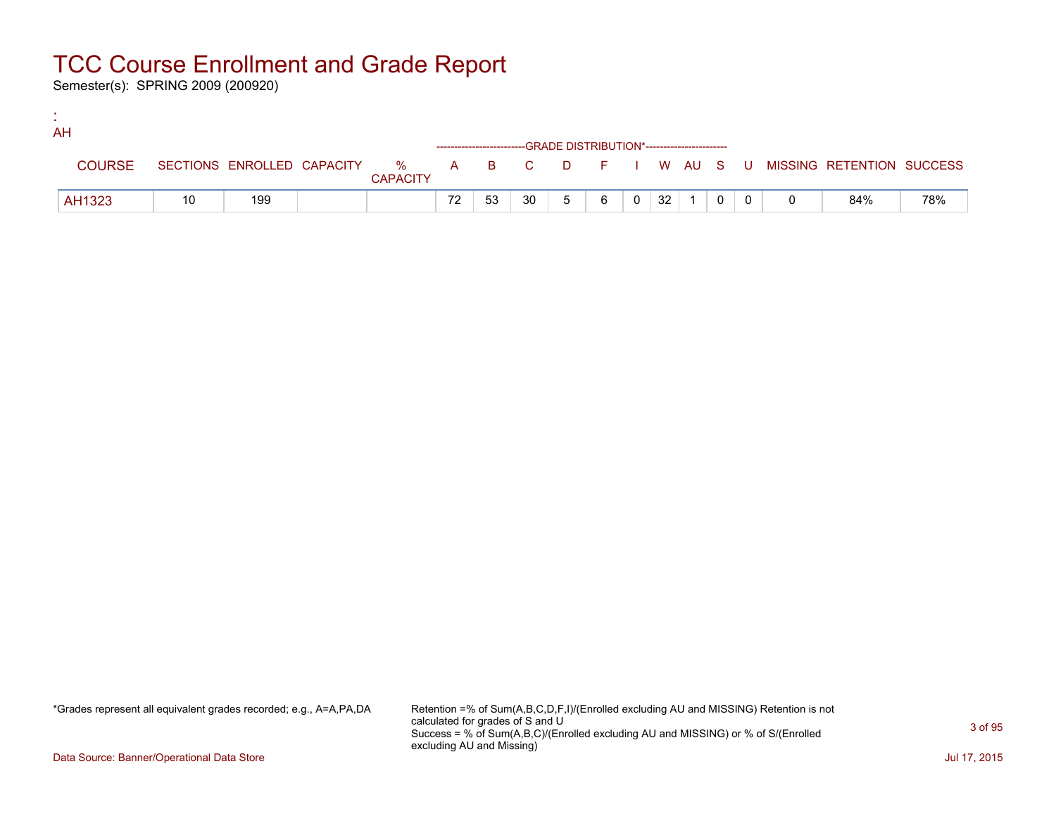# TCC Course Enrollment and Grade Report

Semester(s): SPRING 2009 (200920)

:
AH

| COURSE | SECTIONS | ENROLLED | CAPACITY | % CAPACITY | A | B | C | D | F | I | W | AU | S | U | MISSING | RETENTION | SUCCESS |
|---|---|---|---|---|---|---|---|---|---|---|---|---|---|---|---|---|---|
| | | | | | GRADE DISTRIBUTION* | | | | | | | | | | | | |
| AH1323 | 10 | 199 | | | 72 | 53 | 30 | 5 | 6 | 0 | 32 | 1 | 0 | 0 | 0 | 84% | 78% |

*Grades represent all equivalent grades recorded; e.g., A=A,PA,DA

Retention =% of Sum(A,B,C,D,F,I)/(Enrolled excluding AU and MISSING) Retention is not calculated for grades of S and U
Success = % of Sum(A,B,C)/(Enrolled excluding AU and MISSING) or % of S/(Enrolled excluding AU and Missing)

Data Source: Banner/Operational Data Store

Jul 17, 2015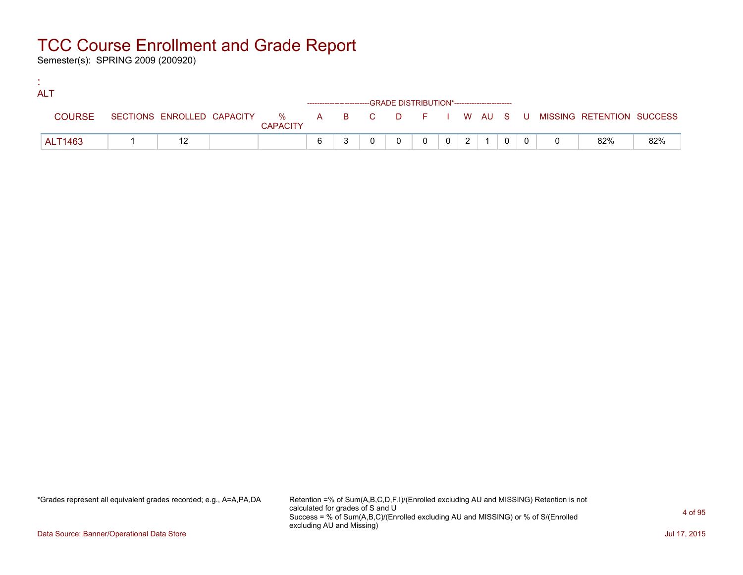# TCC Course Enrollment and Grade Report

Semester(s): SPRING 2009 (200920)

:
ALT

| COURSE | SECTIONS | ENROLLED | CAPACITY | % CAPACITY | A | B | C | D | F | I | W | AU | S | U | MISSING | RETENTION | SUCCESS |
|---|---|---|---|---|---|---|---|---|---|---|---|---|---|---|---|---|---|
| | | | | | -------------------------GRADE DISTRIBUTION*---------------------- | | | | | | | | | | | | |
| ALT1463 | 1 | 12 | | | 6 | 3 | 0 | 0 | 0 | 0 | 2 | 1 | 0 | 0 | 0 | 82% | 82% |

*Grades represent all equivalent grades recorded; e.g., A=A,PA,DA

Retention =% of Sum(A,B,C,D,F,I)/(Enrolled excluding AU and MISSING) Retention is not calculated for grades of S and U
Success = % of Sum(A,B,C)/(Enrolled excluding AU and MISSING) or % of S/(Enrolled excluding AU and Missing)

Data Source: Banner/Operational Data Store

Jul 17, 2015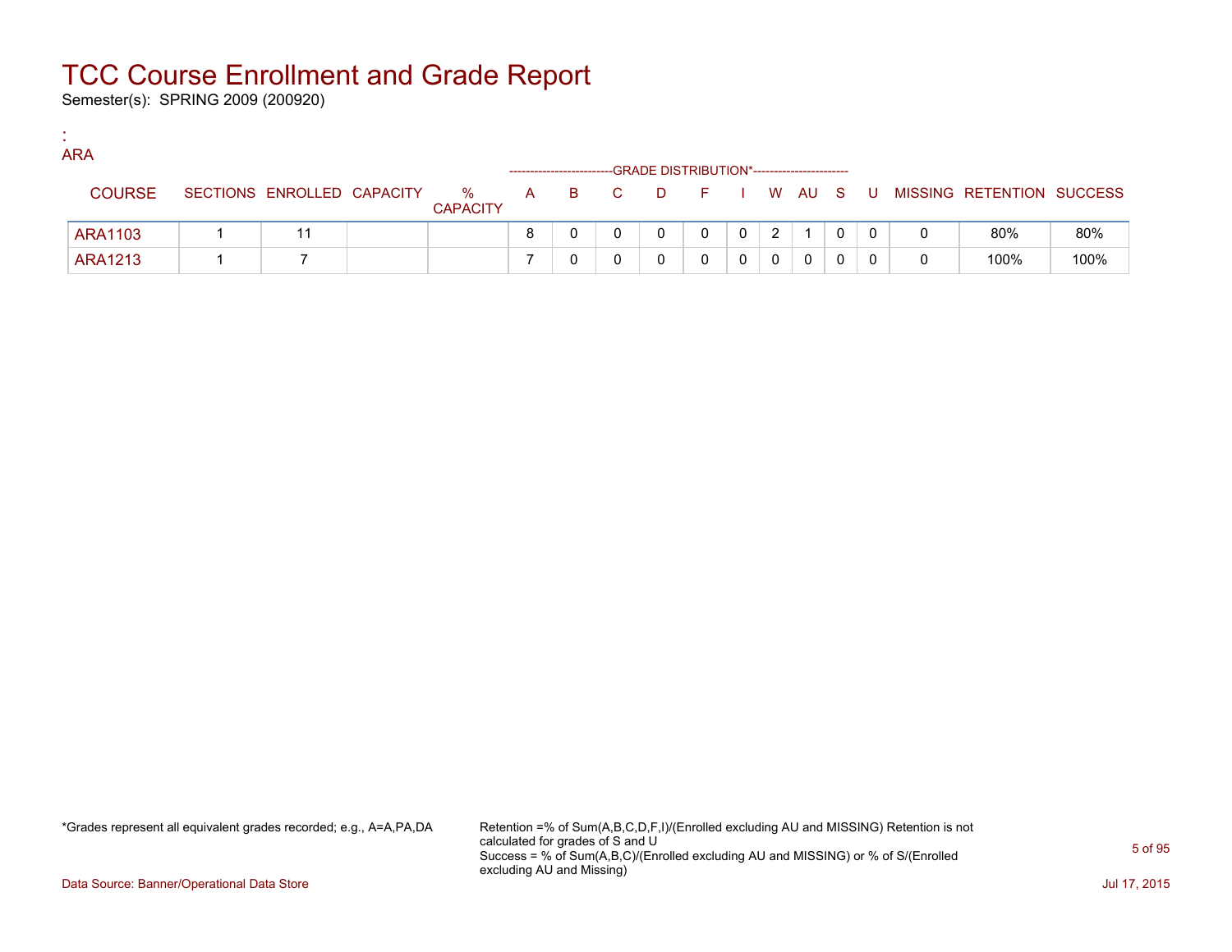# TCC Course Enrollment and Grade Report

Semester(s): SPRING 2009 (200920)

:
ARA

| COURSE | SECTIONS | ENROLLED | CAPACITY | % CAPACITY | A | B | C | D | F | I | W | AU | S | U | MISSING | RETENTION | SUCCESS |
|---|---|---|---|---|---|---|---|---|---|---|---|---|---|---|---|---|---|
| | | | | | GRADE DISTRIBUTION* | | | | | | | | | | | | |
| ARA1103 | 1 | 11 | | | 8 | 0 | 0 | 0 | 0 | 0 | 2 | 1 | 0 | 0 | 0 | 80% | 80% |
| ARA1213 | 1 | 7 | | | 7 | 0 | 0 | 0 | 0 | 0 | 0 | 0 | 0 | 0 | 0 | 100% | 100% |

*Grades represent all equivalent grades recorded; e.g., A=A,PA,DA

Retention =% of Sum(A,B,C,D,F,I)/(Enrolled excluding AU and MISSING) Retention is not calculated for grades of S and U
Success = % of Sum(A,B,C)/(Enrolled excluding AU and MISSING) or % of S/(Enrolled excluding AU and Missing)

Data Source: Banner/Operational Data Store

Jul 17, 2015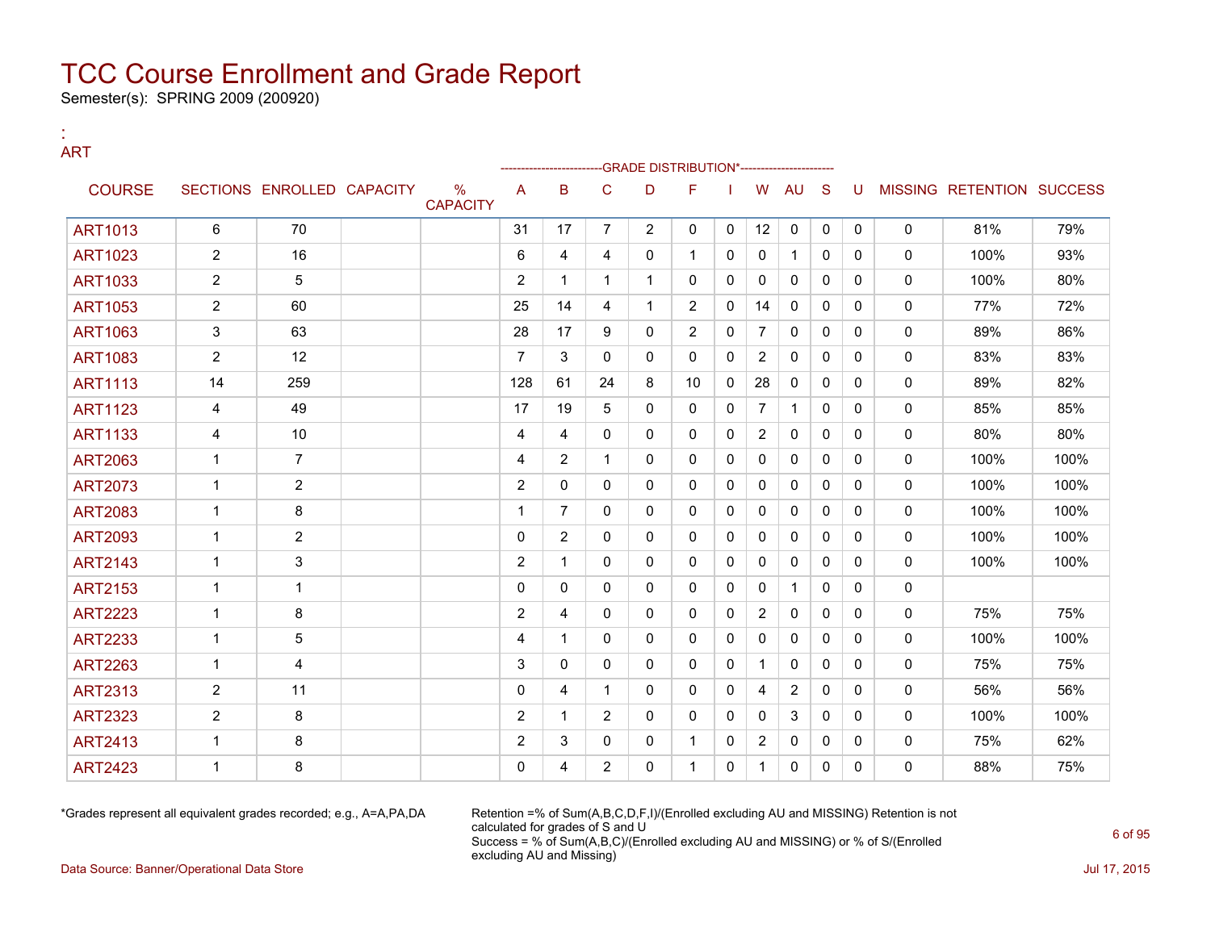# TCC Course Enrollment and Grade Report

Semester(s): SPRING 2009 (200920)

:
ART

| COURSE | SECTIONS | ENROLLED | CAPACITY | % CAPACITY | A | B | C | D | F | I | W | AU | S | U | MISSING | RETENTION | SUCCESS |
|---|---|---|---|---|---|---|---|---|---|---|---|---|---|---|---|---|---|
| | | | | | GRADE DISTRIBUTION* | | | | | | | | | | | | |
| ART1013 | 6 | 70 | | | 31 | 17 | 7 | 2 | 0 | 0 | 12 | 0 | 0 | 0 | 0 | 81% | 79% |
| ART1023 | 2 | 16 | | | 6 | 4 | 4 | 0 | 1 | 0 | 0 | 1 | 0 | 0 | 0 | 100% | 93% |
| ART1033 | 2 | 5 | | | 2 | 1 | 1 | 1 | 0 | 0 | 0 | 0 | 0 | 0 | 0 | 100% | 80% |
| ART1053 | 2 | 60 | | | 25 | 14 | 4 | 1 | 2 | 0 | 14 | 0 | 0 | 0 | 0 | 77% | 72% |
| ART1063 | 3 | 63 | | | 28 | 17 | 9 | 0 | 2 | 0 | 7 | 0 | 0 | 0 | 0 | 89% | 86% |
| ART1083 | 2 | 12 | | | 7 | 3 | 0 | 0 | 0 | 0 | 2 | 0 | 0 | 0 | 0 | 83% | 83% |
| ART1113 | 14 | 259 | | | 128 | 61 | 24 | 8 | 10 | 0 | 28 | 0 | 0 | 0 | 0 | 89% | 82% |
| ART1123 | 4 | 49 | | | 17 | 19 | 5 | 0 | 0 | 0 | 7 | 1 | 0 | 0 | 0 | 85% | 85% |
| ART1133 | 4 | 10 | | | 4 | 4 | 0 | 0 | 0 | 0 | 2 | 0 | 0 | 0 | 0 | 80% | 80% |
| ART2063 | 1 | 7 | | | 4 | 2 | 1 | 0 | 0 | 0 | 0 | 0 | 0 | 0 | 0 | 100% | 100% |
| ART2073 | 1 | 2 | | | 2 | 0 | 0 | 0 | 0 | 0 | 0 | 0 | 0 | 0 | 0 | 100% | 100% |
| ART2083 | 1 | 8 | | | 1 | 7 | 0 | 0 | 0 | 0 | 0 | 0 | 0 | 0 | 0 | 100% | 100% |
| ART2093 | 1 | 2 | | | 0 | 2 | 0 | 0 | 0 | 0 | 0 | 0 | 0 | 0 | 0 | 100% | 100% |
| ART2143 | 1 | 3 | | | 2 | 1 | 0 | 0 | 0 | 0 | 0 | 0 | 0 | 0 | 0 | 100% | 100% |
| ART2153 | 1 | 1 | | | 0 | 0 | 0 | 0 | 0 | 0 | 0 | 1 | 0 | 0 | 0 | | |
| ART2223 | 1 | 8 | | | 2 | 4 | 0 | 0 | 0 | 0 | 2 | 0 | 0 | 0 | 0 | 75% | 75% |
| ART2233 | 1 | 5 | | | 4 | 1 | 0 | 0 | 0 | 0 | 0 | 0 | 0 | 0 | 0 | 100% | 100% |
| ART2263 | 1 | 4 | | | 3 | 0 | 0 | 0 | 0 | 0 | 1 | 0 | 0 | 0 | 0 | 75% | 75% |
| ART2313 | 2 | 11 | | | 0 | 4 | 1 | 0 | 0 | 0 | 4 | 2 | 0 | 0 | 0 | 56% | 56% |
| ART2323 | 2 | 8 | | | 2 | 1 | 2 | 0 | 0 | 0 | 0 | 3 | 0 | 0 | 0 | 100% | 100% |
| ART2413 | 1 | 8 | | | 2 | 3 | 0 | 0 | 1 | 0 | 2 | 0 | 0 | 0 | 0 | 75% | 62% |
| ART2423 | 1 | 8 | | | 0 | 4 | 2 | 0 | 1 | 0 | 1 | 0 | 0 | 0 | 0 | 88% | 75% |

*Grades represent all equivalent grades recorded; e.g., A=A,PA,DA

Retention =% of Sum(A,B,C,D,F,I)/(Enrolled excluding AU and MISSING) Retention is not calculated for grades of S and U
Success = % of Sum(A,B,C)/(Enrolled excluding AU and MISSING) or % of S/(Enrolled excluding AU and Missing)

Data Source: Banner/Operational Data Store

Jul 17, 2015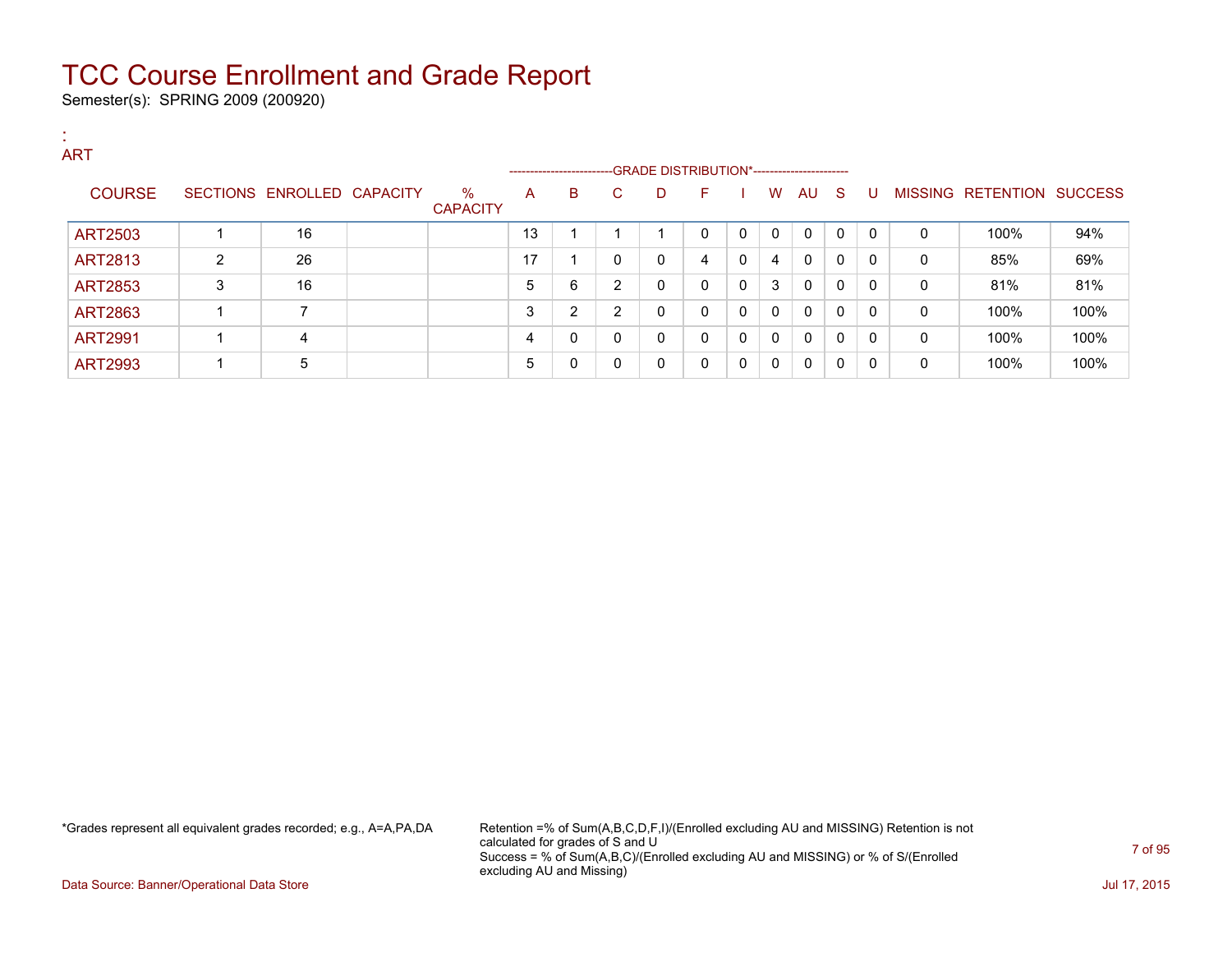# TCC Course Enrollment and Grade Report

Semester(s): SPRING 2009 (200920)

:
ART

| COURSE | SECTIONS | ENROLLED | CAPACITY | % CAPACITY | A | B | C | D | F | I | W | AU | S | U | MISSING | RETENTION | SUCCESS |
|---|---|---|---|---|---|---|---|---|---|---|---|---|---|---|---|---|---|
| | | | | | GRADE DISTRIBUTION* | | | | | | | | | | | | |
| ART2503 | 1 | 16 | | | 13 | 1 | 1 | 1 | 0 | 0 | 0 | 0 | 0 | 0 | 0 | 100% | 94% |
| ART2813 | 2 | 26 | | | 17 | 1 | 0 | 0 | 4 | 0 | 4 | 0 | 0 | 0 | 0 | 85% | 69% |
| ART2853 | 3 | 16 | | | 5 | 6 | 2 | 0 | 0 | 0 | 3 | 0 | 0 | 0 | 0 | 81% | 81% |
| ART2863 | 1 | 7 | | | 3 | 2 | 2 | 0 | 0 | 0 | 0 | 0 | 0 | 0 | 0 | 100% | 100% |
| ART2991 | 1 | 4 | | | 4 | 0 | 0 | 0 | 0 | 0 | 0 | 0 | 0 | 0 | 0 | 100% | 100% |
| ART2993 | 1 | 5 | | | 5 | 0 | 0 | 0 | 0 | 0 | 0 | 0 | 0 | 0 | 0 | 100% | 100% |

*Grades represent all equivalent grades recorded; e.g., A=A,PA,DA

Retention =% of Sum(A,B,C,D,F,I)/(Enrolled excluding AU and MISSING) Retention is not calculated for grades of S and U
Success = % of Sum(A,B,C)/(Enrolled excluding AU and MISSING) or % of S/(Enrolled excluding AU and Missing)

Data Source: Banner/Operational Data Store

Jul 17, 2015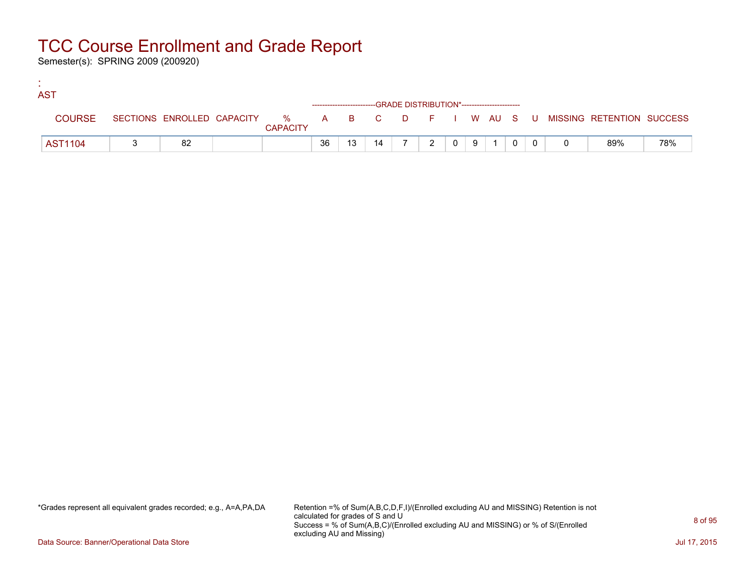# TCC Course Enrollment and Grade Report

Semester(s): SPRING 2009 (200920)

:
AST

| COURSE | SECTIONS | ENROLLED | CAPACITY | % CAPACITY | A | B | C | D | F | I | W | AU | S | U | MISSING | RETENTION | SUCCESS |
|---|---|---|---|---|---|---|---|---|---|---|---|---|---|---|---|---|---|
| | | | | | GRADE DISTRIBUTION* | | | | | | | | | | | | |
| AST1104 | 3 | 82 | | | 36 | 13 | 14 | 7 | 2 | 0 | 9 | 1 | 0 | 0 | 0 | 89% | 78% |

*Grades represent all equivalent grades recorded; e.g., A=A,PA,DA

Retention =% of Sum(A,B,C,D,F,I)/(Enrolled excluding AU and MISSING) Retention is not calculated for grades of S and U
Success = % of Sum(A,B,C)/(Enrolled excluding AU and MISSING) or % of S/(Enrolled excluding AU and Missing)

Data Source: Banner/Operational Data Store

Jul 17, 2015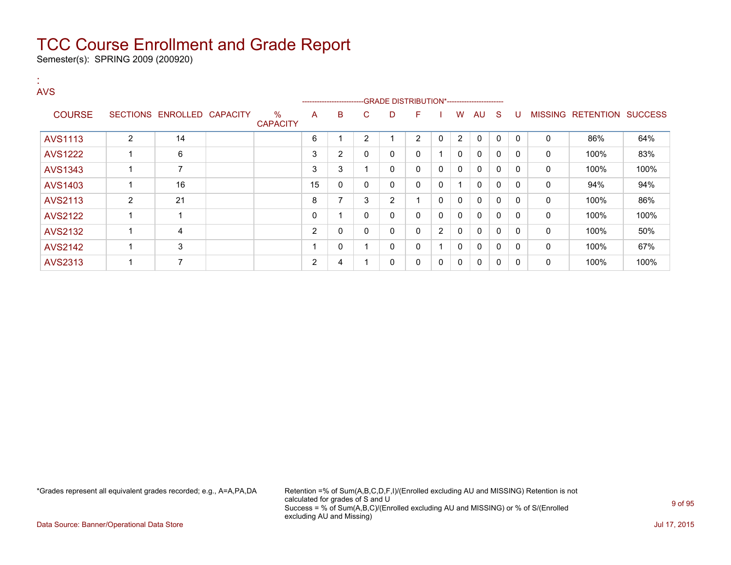# TCC Course Enrollment and Grade Report

Semester(s): SPRING 2009 (200920)

:
AVS

| COURSE | SECTIONS | ENROLLED | CAPACITY | % CAPACITY | A | B | C | D | F | I | W | AU | S | U | MISSING | RETENTION | SUCCESS |
|---|---|---|---|---|---|---|---|---|---|---|---|---|---|---|---|---|---|
| | | | | | -------------------------GRADE DISTRIBUTION*---------------------- | | | | | | | | | | | | |
| AVS1113 | 2 | 14 | | | 6 | 1 | 2 | 1 | 2 | 0 | 2 | 0 | 0 | 0 | 0 | 86% | 64% |
| AVS1222 | 1 | 6 | | | 3 | 2 | 0 | 0 | 0 | 1 | 0 | 0 | 0 | 0 | 0 | 100% | 83% |
| AVS1343 | 1 | 7 | | | 3 | 3 | 1 | 0 | 0 | 0 | 0 | 0 | 0 | 0 | 0 | 100% | 100% |
| AVS1403 | 1 | 16 | | | 15 | 0 | 0 | 0 | 0 | 0 | 1 | 0 | 0 | 0 | 0 | 94% | 94% |
| AVS2113 | 2 | 21 | | | 8 | 7 | 3 | 2 | 1 | 0 | 0 | 0 | 0 | 0 | 0 | 100% | 86% |
| AVS2122 | 1 | 1 | | | 0 | 1 | 0 | 0 | 0 | 0 | 0 | 0 | 0 | 0 | 0 | 100% | 100% |
| AVS2132 | 1 | 4 | | | 2 | 0 | 0 | 0 | 0 | 2 | 0 | 0 | 0 | 0 | 0 | 100% | 50% |
| AVS2142 | 1 | 3 | | | 1 | 0 | 1 | 0 | 0 | 1 | 0 | 0 | 0 | 0 | 0 | 100% | 67% |
| AVS2313 | 1 | 7 | | | 2 | 4 | 1 | 0 | 0 | 0 | 0 | 0 | 0 | 0 | 0 | 100% | 100% |

*Grades represent all equivalent grades recorded; e.g., A=A,PA,DA

Retention =% of Sum(A,B,C,D,F,I)/(Enrolled excluding AU and MISSING) Retention is not calculated for grades of S and U
Success = % of Sum(A,B,C)/(Enrolled excluding AU and MISSING) or % of S/(Enrolled excluding AU and Missing)

Data Source: Banner/Operational Data Store

Jul 17, 2015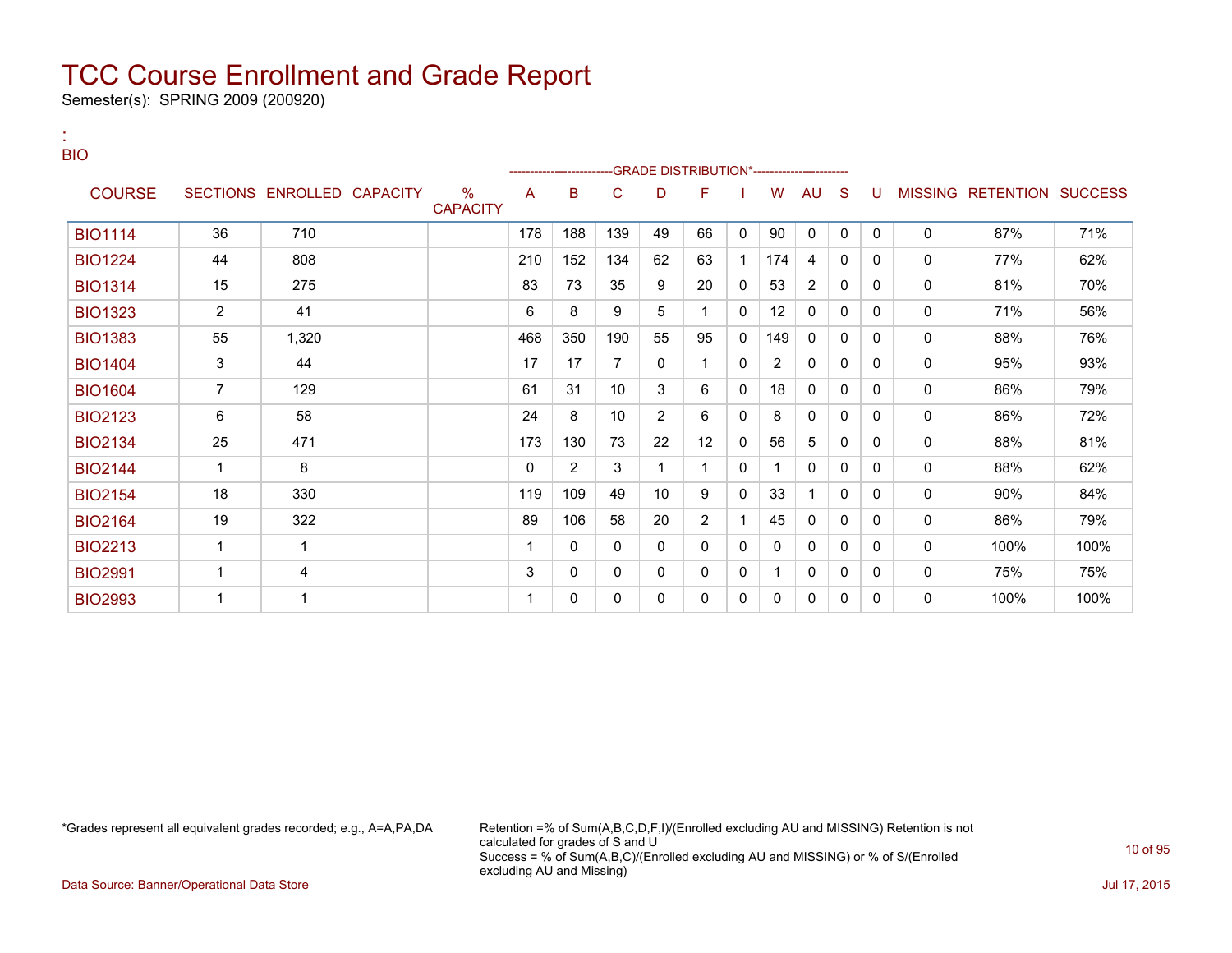# TCC Course Enrollment and Grade Report

Semester(s): SPRING 2009 (200920)

:
BIO

| COURSE | SECTIONS | ENROLLED | CAPACITY | % CAPACITY | A | B | C | D | F | I | W | AU | S | U | MISSING | RETENTION | SUCCESS |
|---|---|---|---|---|---|---|---|---|---|---|---|---|---|---|---|---|---|
| | | | | | -------------------------GRADE DISTRIBUTION* | | | | | | | | | ---------------------- | | | |
| BIO1114 | 36 | 710 | | | 178 | 188 | 139 | 49 | 66 | 0 | 90 | 0 | 0 | 0 | 0 | 87% | 71% |
| BIO1224 | 44 | 808 | | | 210 | 152 | 134 | 62 | 63 | 1 | 174 | 4 | 0 | 0 | 0 | 77% | 62% |
| BIO1314 | 15 | 275 | | | 83 | 73 | 35 | 9 | 20 | 0 | 53 | 2 | 0 | 0 | 0 | 81% | 70% |
| BIO1323 | 2 | 41 | | | 6 | 8 | 9 | 5 | 1 | 0 | 12 | 0 | 0 | 0 | 0 | 71% | 56% |
| BIO1383 | 55 | 1,320 | | | 468 | 350 | 190 | 55 | 95 | 0 | 149 | 0 | 0 | 0 | 0 | 88% | 76% |
| BIO1404 | 3 | 44 | | | 17 | 17 | 7 | 0 | 1 | 0 | 2 | 0 | 0 | 0 | 0 | 95% | 93% |
| BIO1604 | 7 | 129 | | | 61 | 31 | 10 | 3 | 6 | 0 | 18 | 0 | 0 | 0 | 0 | 86% | 79% |
| BIO2123 | 6 | 58 | | | 24 | 8 | 10 | 2 | 6 | 0 | 8 | 0 | 0 | 0 | 0 | 86% | 72% |
| BIO2134 | 25 | 471 | | | 173 | 130 | 73 | 22 | 12 | 0 | 56 | 5 | 0 | 0 | 0 | 88% | 81% |
| BIO2144 | 1 | 8 | | | 0 | 2 | 3 | 1 | 1 | 0 | 1 | 0 | 0 | 0 | 0 | 88% | 62% |
| BIO2154 | 18 | 330 | | | 119 | 109 | 49 | 10 | 9 | 0 | 33 | 1 | 0 | 0 | 0 | 90% | 84% |
| BIO2164 | 19 | 322 | | | 89 | 106 | 58 | 20 | 2 | 1 | 45 | 0 | 0 | 0 | 0 | 86% | 79% |
| BIO2213 | 1 | 1 | | | 1 | 0 | 0 | 0 | 0 | 0 | 0 | 0 | 0 | 0 | 0 | 100% | 100% |
| BIO2991 | 1 | 4 | | | 3 | 0 | 0 | 0 | 0 | 0 | 1 | 0 | 0 | 0 | 0 | 75% | 75% |
| BIO2993 | 1 | 1 | | | 1 | 0 | 0 | 0 | 0 | 0 | 0 | 0 | 0 | 0 | 0 | 100% | 100% |

*Grades represent all equivalent grades recorded; e.g., A=A,PA,DA

Retention =% of Sum(A,B,C,D,F,I)/(Enrolled excluding AU and MISSING) Retention is not calculated for grades of S and U
Success = % of Sum(A,B,C)/(Enrolled excluding AU and MISSING) or % of S/(Enrolled excluding AU and Missing)

Data Source: Banner/Operational Data Store

Jul 17, 2015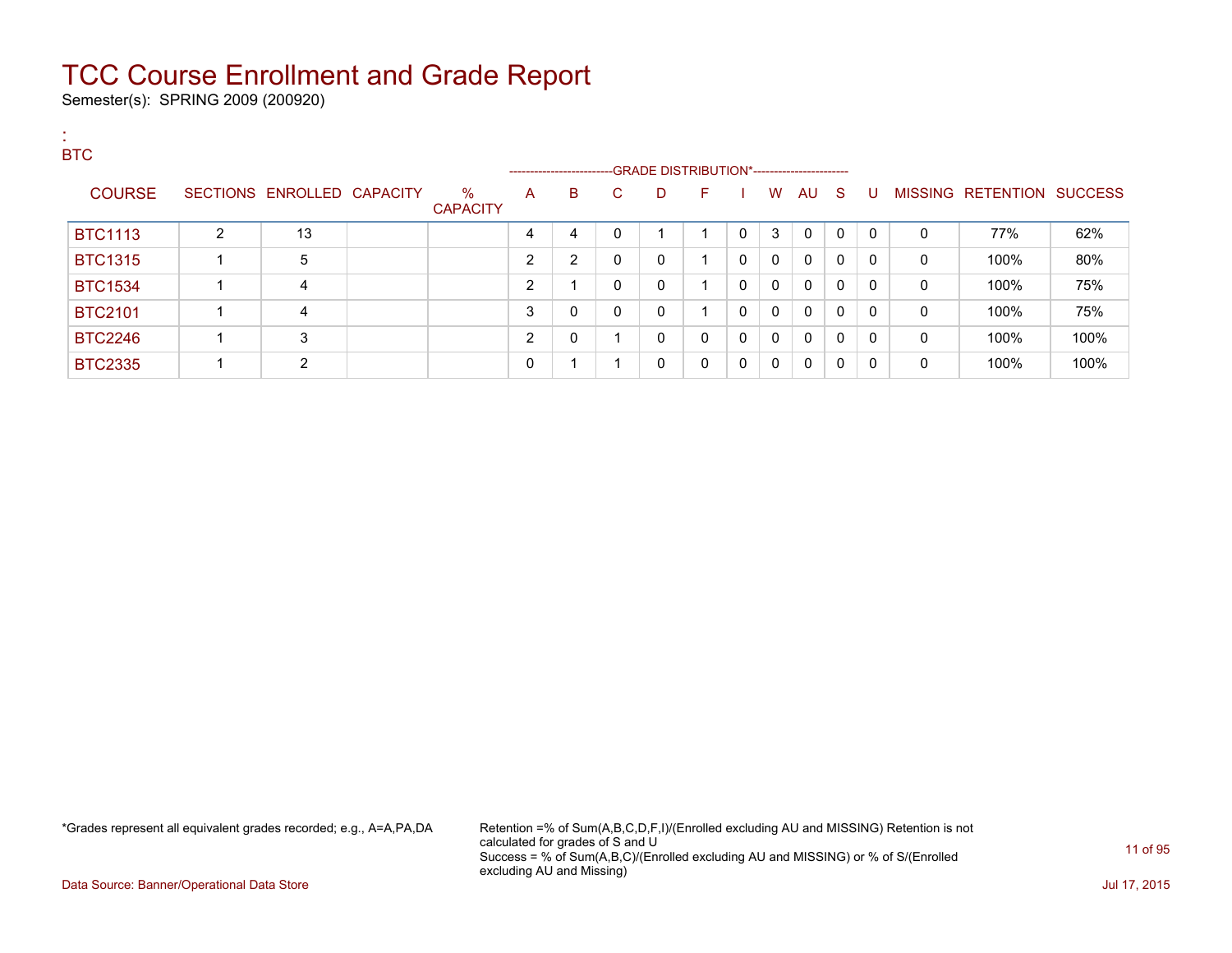# TCC Course Enrollment and Grade Report

Semester(s): SPRING 2009 (200920)

:
BTC

| COURSE | SECTIONS | ENROLLED | CAPACITY | % CAPACITY | A | B | C | D | F | I | W | AU | S | U | MISSING | RETENTION | SUCCESS |
|---|---|---|---|---|---|---|---|---|---|---|---|---|---|---|---|---|---|
| | | | | | GRADE DISTRIBUTION* | | | | | | | | | | | | |
| BTC1113 | 2 | 13 | | | 4 | 4 | 0 | 1 | 1 | 0 | 3 | 0 | 0 | 0 | 0 | 77% | 62% |
| BTC1315 | 1 | 5 | | | 2 | 2 | 0 | 0 | 1 | 0 | 0 | 0 | 0 | 0 | 0 | 100% | 80% |
| BTC1534 | 1 | 4 | | | 2 | 1 | 0 | 0 | 1 | 0 | 0 | 0 | 0 | 0 | 0 | 100% | 75% |
| BTC2101 | 1 | 4 | | | 3 | 0 | 0 | 0 | 1 | 0 | 0 | 0 | 0 | 0 | 0 | 100% | 75% |
| BTC2246 | 1 | 3 | | | 2 | 0 | 1 | 0 | 0 | 0 | 0 | 0 | 0 | 0 | 0 | 100% | 100% |
| BTC2335 | 1 | 2 | | | 0 | 1 | 1 | 0 | 0 | 0 | 0 | 0 | 0 | 0 | 0 | 100% | 100% |

*Grades represent all equivalent grades recorded; e.g., A=A,PA,DA

Retention =% of Sum(A,B,C,D,F,I)/(Enrolled excluding AU and MISSING) Retention is not calculated for grades of S and U
Success = % of Sum(A,B,C)/(Enrolled excluding AU and MISSING) or % of S/(Enrolled excluding AU and Missing)

Data Source: Banner/Operational Data Store

Jul 17, 2015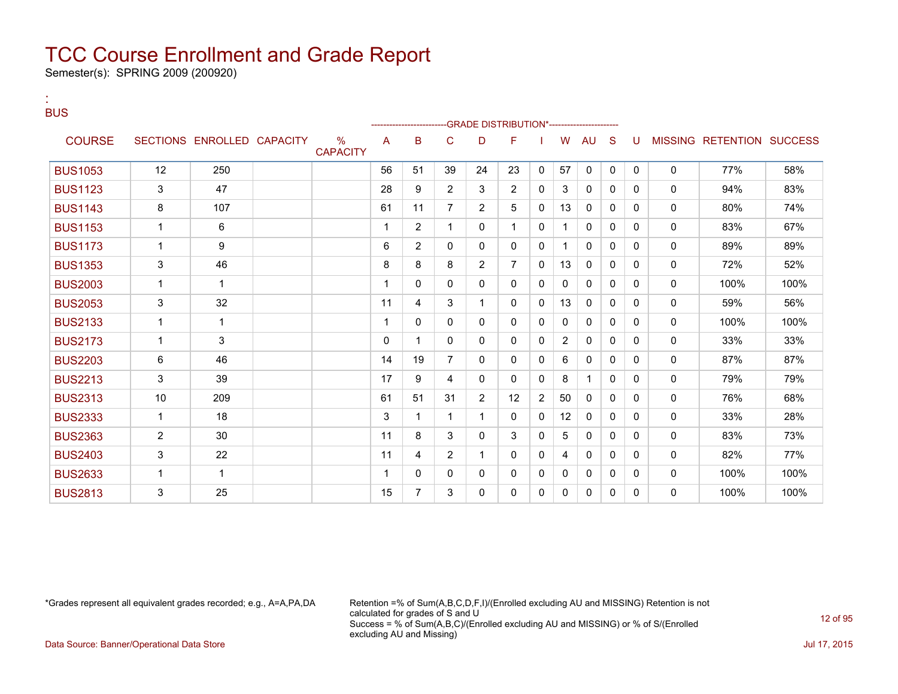# TCC Course Enrollment and Grade Report

Semester(s): SPRING 2009 (200920)

:
BUS

| COURSE | SECTIONS | ENROLLED | CAPACITY | % CAPACITY | A | B | C | D | F | I | W | AU | S | U | MISSING | RETENTION | SUCCESS |
|---|---|---|---|---|---|---|---|---|---|---|---|---|---|---|---|---|---|
| | | | | | GRADE DISTRIBUTION* | | | | | | | | | | | | |
| BUS1053 | 12 | 250 | | | 56 | 51 | 39 | 24 | 23 | 0 | 57 | 0 | 0 | 0 | 0 | 77% | 58% |
| BUS1123 | 3 | 47 | | | 28 | 9 | 2 | 3 | 2 | 0 | 3 | 0 | 0 | 0 | 0 | 94% | 83% |
| BUS1143 | 8 | 107 | | | 61 | 11 | 7 | 2 | 5 | 0 | 13 | 0 | 0 | 0 | 0 | 80% | 74% |
| BUS1153 | 1 | 6 | | | 1 | 2 | 1 | 0 | 1 | 0 | 1 | 0 | 0 | 0 | 0 | 83% | 67% |
| BUS1173 | 1 | 9 | | | 6 | 2 | 0 | 0 | 0 | 0 | 1 | 0 | 0 | 0 | 0 | 89% | 89% |
| BUS1353 | 3 | 46 | | | 8 | 8 | 8 | 2 | 7 | 0 | 13 | 0 | 0 | 0 | 0 | 72% | 52% |
| BUS2003 | 1 | 1 | | | 1 | 0 | 0 | 0 | 0 | 0 | 0 | 0 | 0 | 0 | 0 | 100% | 100% |
| BUS2053 | 3 | 32 | | | 11 | 4 | 3 | 1 | 0 | 0 | 13 | 0 | 0 | 0 | 0 | 59% | 56% |
| BUS2133 | 1 | 1 | | | 1 | 0 | 0 | 0 | 0 | 0 | 0 | 0 | 0 | 0 | 0 | 100% | 100% |
| BUS2173 | 1 | 3 | | | 0 | 1 | 0 | 0 | 0 | 0 | 2 | 0 | 0 | 0 | 0 | 33% | 33% |
| BUS2203 | 6 | 46 | | | 14 | 19 | 7 | 0 | 0 | 0 | 6 | 0 | 0 | 0 | 0 | 87% | 87% |
| BUS2213 | 3 | 39 | | | 17 | 9 | 4 | 0 | 0 | 0 | 8 | 1 | 0 | 0 | 0 | 79% | 79% |
| BUS2313 | 10 | 209 | | | 61 | 51 | 31 | 2 | 12 | 2 | 50 | 0 | 0 | 0 | 0 | 76% | 68% |
| BUS2333 | 1 | 18 | | | 3 | 1 | 1 | 1 | 0 | 0 | 12 | 0 | 0 | 0 | 0 | 33% | 28% |
| BUS2363 | 2 | 30 | | | 11 | 8 | 3 | 0 | 3 | 0 | 5 | 0 | 0 | 0 | 0 | 83% | 73% |
| BUS2403 | 3 | 22 | | | 11 | 4 | 2 | 1 | 0 | 0 | 4 | 0 | 0 | 0 | 0 | 82% | 77% |
| BUS2633 | 1 | 1 | | | 1 | 0 | 0 | 0 | 0 | 0 | 0 | 0 | 0 | 0 | 0 | 100% | 100% |
| BUS2813 | 3 | 25 | | | 15 | 7 | 3 | 0 | 0 | 0 | 0 | 0 | 0 | 0 | 0 | 100% | 100% |

*Grades represent all equivalent grades recorded; e.g., A=A,PA,DA

Retention =% of Sum(A,B,C,D,F,I)/(Enrolled excluding AU and MISSING) Retention is not calculated for grades of S and U
Success = % of Sum(A,B,C)/(Enrolled excluding AU and MISSING) or % of S/(Enrolled excluding AU and Missing)

Data Source: Banner/Operational Data Store

Jul 17, 2015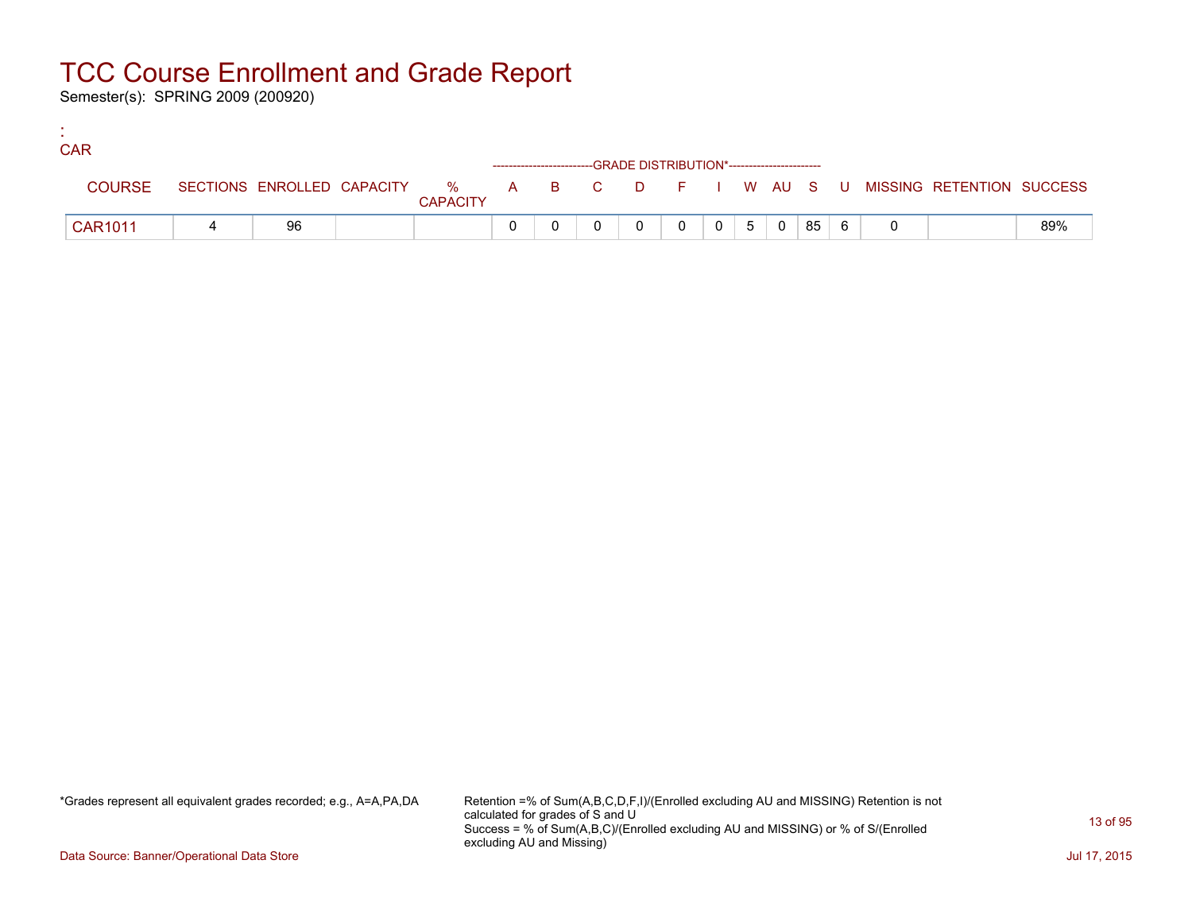# TCC Course Enrollment and Grade Report

Semester(s): SPRING 2009 (200920)

:
CAR

| COURSE | SECTIONS | ENROLLED | CAPACITY | % CAPACITY | A | B | C | D | F | I | W | AU | S | U | MISSING | RETENTION | SUCCESS |
|---|---|---|---|---|---|---|---|---|---|---|---|---|---|---|---|---|---|
| | | | | | -------------------------GRADE DISTRIBUTION* | | | | | | | | | ----------------------- | | | |
| CAR1011 | 4 | 96 | | | 0 | 0 | 0 | 0 | 0 | 0 | 5 | 0 | 85 | 6 | 0 | | 89% |

*Grades represent all equivalent grades recorded; e.g., A=A,PA,DA

Retention =% of Sum(A,B,C,D,F,I)/(Enrolled excluding AU and MISSING) Retention is not calculated for grades of S and U
Success = % of Sum(A,B,C)/(Enrolled excluding AU and MISSING) or % of S/(Enrolled excluding AU and Missing)

Data Source: Banner/Operational Data Store

Jul 17, 2015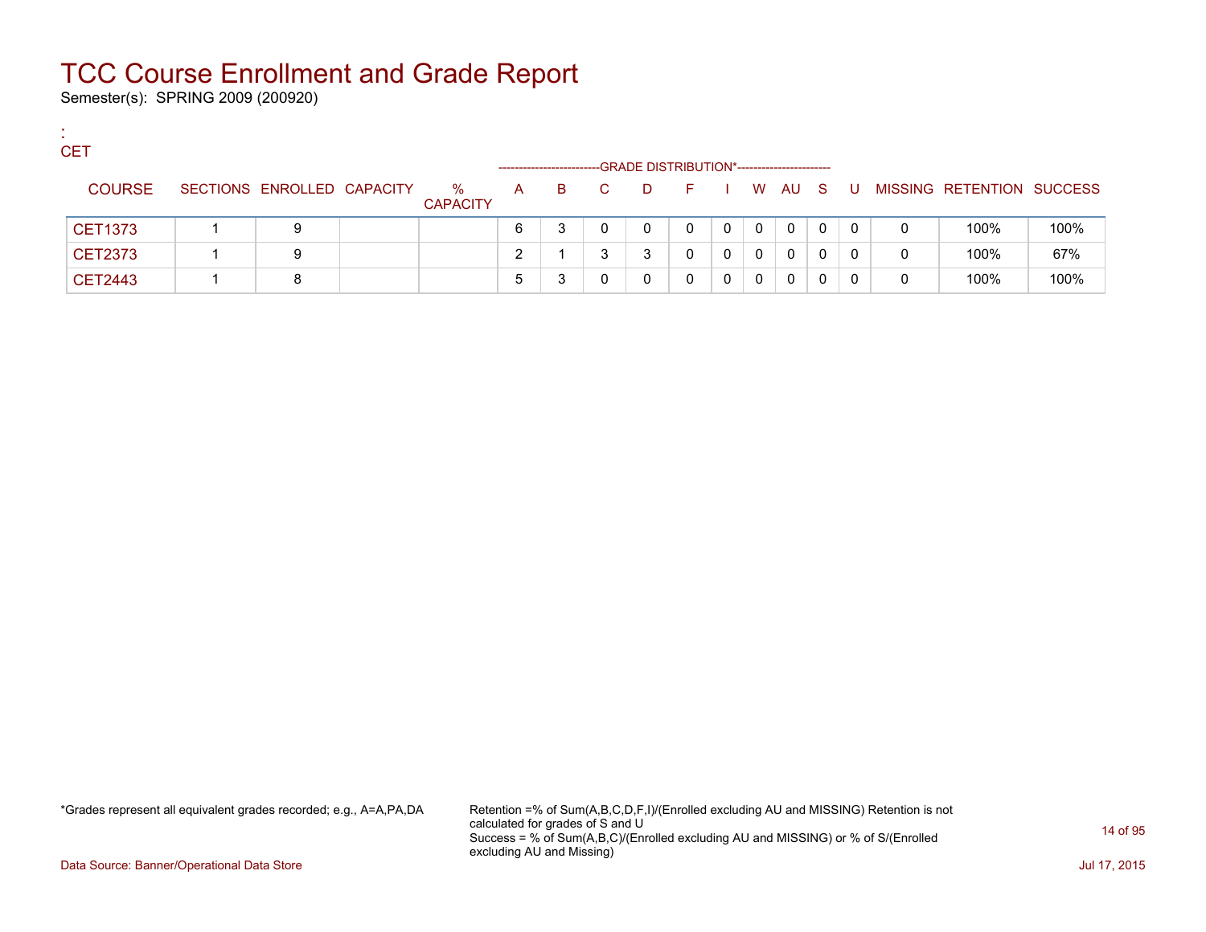# TCC Course Enrollment and Grade Report

Semester(s): SPRING 2009 (200920)

:
CET

| COURSE | SECTIONS | ENROLLED | CAPACITY | % CAPACITY | A | B | C | D | F | I | W | AU | S | U | MISSING | RETENTION | SUCCESS |
|---|---|---|---|---|---|---|---|---|---|---|---|---|---|---|---|---|---|
| | | | | | GRADE DISTRIBUTION* | | | | | | | | | | | | |
| CET1373 | 1 | 9 | | | 6 | 3 | 0 | 0 | 0 | 0 | 0 | 0 | 0 | 0 | 0 | 100% | 100% |
| CET2373 | 1 | 9 | | | 2 | 1 | 3 | 3 | 0 | 0 | 0 | 0 | 0 | 0 | 0 | 100% | 67% |
| CET2443 | 1 | 8 | | | 5 | 3 | 0 | 0 | 0 | 0 | 0 | 0 | 0 | 0 | 0 | 100% | 100% |

*Grades represent all equivalent grades recorded; e.g., A=A,PA,DA

Retention =% of Sum(A,B,C,D,F,I)/(Enrolled excluding AU and MISSING) Retention is not calculated for grades of S and U
Success = % of Sum(A,B,C)/(Enrolled excluding AU and MISSING) or % of S/(Enrolled excluding AU and Missing)

Data Source: Banner/Operational Data Store

Jul 17, 2015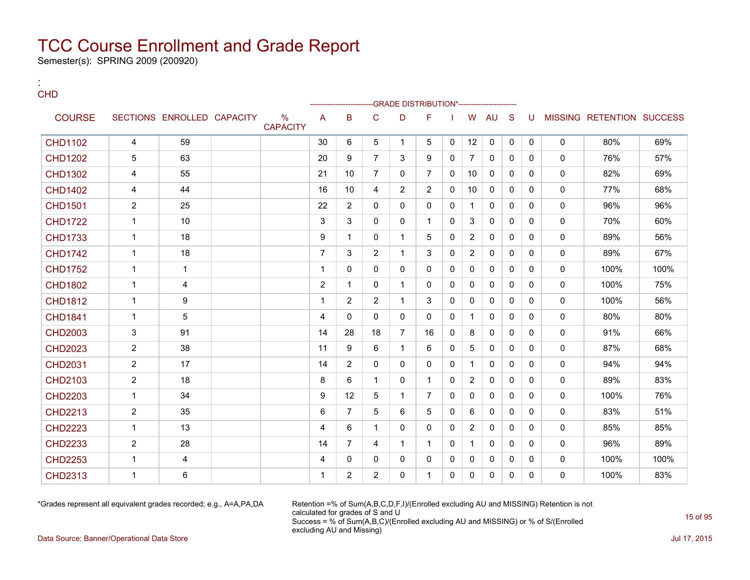# TCC Course Enrollment and Grade Report

Semester(s): SPRING 2009 (200920)

:
CHD

| COURSE | SECTIONS | ENROLLED | CAPACITY | % CAPACITY | A | B | C | D | F | I | W | AU | S | U | MISSING | RETENTION | SUCCESS |
|---|---|---|---|---|---|---|---|---|---|---|---|---|---|---|---|---|---|
| | | | | | --------------------------GRADE DISTRIBUTION*---------------------- | | | | | | | | | | | | |
| CHD1102 | 4 | 59 | | | 30 | 6 | 5 | 1 | 5 | 0 | 12 | 0 | 0 | 0 | 0 | 80% | 69% |
| CHD1202 | 5 | 63 | | | 20 | 9 | 7 | 3 | 9 | 0 | 7 | 0 | 0 | 0 | 0 | 76% | 57% |
| CHD1302 | 4 | 55 | | | 21 | 10 | 7 | 0 | 7 | 0 | 10 | 0 | 0 | 0 | 0 | 82% | 69% |
| CHD1402 | 4 | 44 | | | 16 | 10 | 4 | 2 | 2 | 0 | 10 | 0 | 0 | 0 | 0 | 77% | 68% |
| CHD1501 | 2 | 25 | | | 22 | 2 | 0 | 0 | 0 | 0 | 1 | 0 | 0 | 0 | 0 | 96% | 96% |
| CHD1722 | 1 | 10 | | | 3 | 3 | 0 | 0 | 1 | 0 | 3 | 0 | 0 | 0 | 0 | 70% | 60% |
| CHD1733 | 1 | 18 | | | 9 | 1 | 0 | 1 | 5 | 0 | 2 | 0 | 0 | 0 | 0 | 89% | 56% |
| CHD1742 | 1 | 18 | | | 7 | 3 | 2 | 1 | 3 | 0 | 2 | 0 | 0 | 0 | 0 | 89% | 67% |
| CHD1752 | 1 | 1 | | | 1 | 0 | 0 | 0 | 0 | 0 | 0 | 0 | 0 | 0 | 0 | 100% | 100% |
| CHD1802 | 1 | 4 | | | 2 | 1 | 0 | 1 | 0 | 0 | 0 | 0 | 0 | 0 | 0 | 100% | 75% |
| CHD1812 | 1 | 9 | | | 1 | 2 | 2 | 1 | 3 | 0 | 0 | 0 | 0 | 0 | 0 | 100% | 56% |
| CHD1841 | 1 | 5 | | | 4 | 0 | 0 | 0 | 0 | 0 | 1 | 0 | 0 | 0 | 0 | 80% | 80% |
| CHD2003 | 3 | 91 | | | 14 | 28 | 18 | 7 | 16 | 0 | 8 | 0 | 0 | 0 | 0 | 91% | 66% |
| CHD2023 | 2 | 38 | | | 11 | 9 | 6 | 1 | 6 | 0 | 5 | 0 | 0 | 0 | 0 | 87% | 68% |
| CHD2031 | 2 | 17 | | | 14 | 2 | 0 | 0 | 0 | 0 | 1 | 0 | 0 | 0 | 0 | 94% | 94% |
| CHD2103 | 2 | 18 | | | 8 | 6 | 1 | 0 | 1 | 0 | 2 | 0 | 0 | 0 | 0 | 89% | 83% |
| CHD2203 | 1 | 34 | | | 9 | 12 | 5 | 1 | 7 | 0 | 0 | 0 | 0 | 0 | 0 | 100% | 76% |
| CHD2213 | 2 | 35 | | | 6 | 7 | 5 | 6 | 5 | 0 | 6 | 0 | 0 | 0 | 0 | 83% | 51% |
| CHD2223 | 1 | 13 | | | 4 | 6 | 1 | 0 | 0 | 0 | 2 | 0 | 0 | 0 | 0 | 85% | 85% |
| CHD2233 | 2 | 28 | | | 14 | 7 | 4 | 1 | 1 | 0 | 1 | 0 | 0 | 0 | 0 | 96% | 89% |
| CHD2253 | 1 | 4 | | | 4 | 0 | 0 | 0 | 0 | 0 | 0 | 0 | 0 | 0 | 0 | 100% | 100% |
| CHD2313 | 1 | 6 | | | 1 | 2 | 2 | 0 | 1 | 0 | 0 | 0 | 0 | 0 | 0 | 100% | 83% |

*Grades represent all equivalent grades recorded; e.g., A=A,PA,DA

Retention =% of Sum(A,B,C,D,F,I)/(Enrolled excluding AU and MISSING) Retention is not calculated for grades of S and U
Success = % of Sum(A,B,C)/(Enrolled excluding AU and MISSING) or % of S/(Enrolled excluding AU and Missing)

Data Source: Banner/Operational Data Store

Jul 17, 2015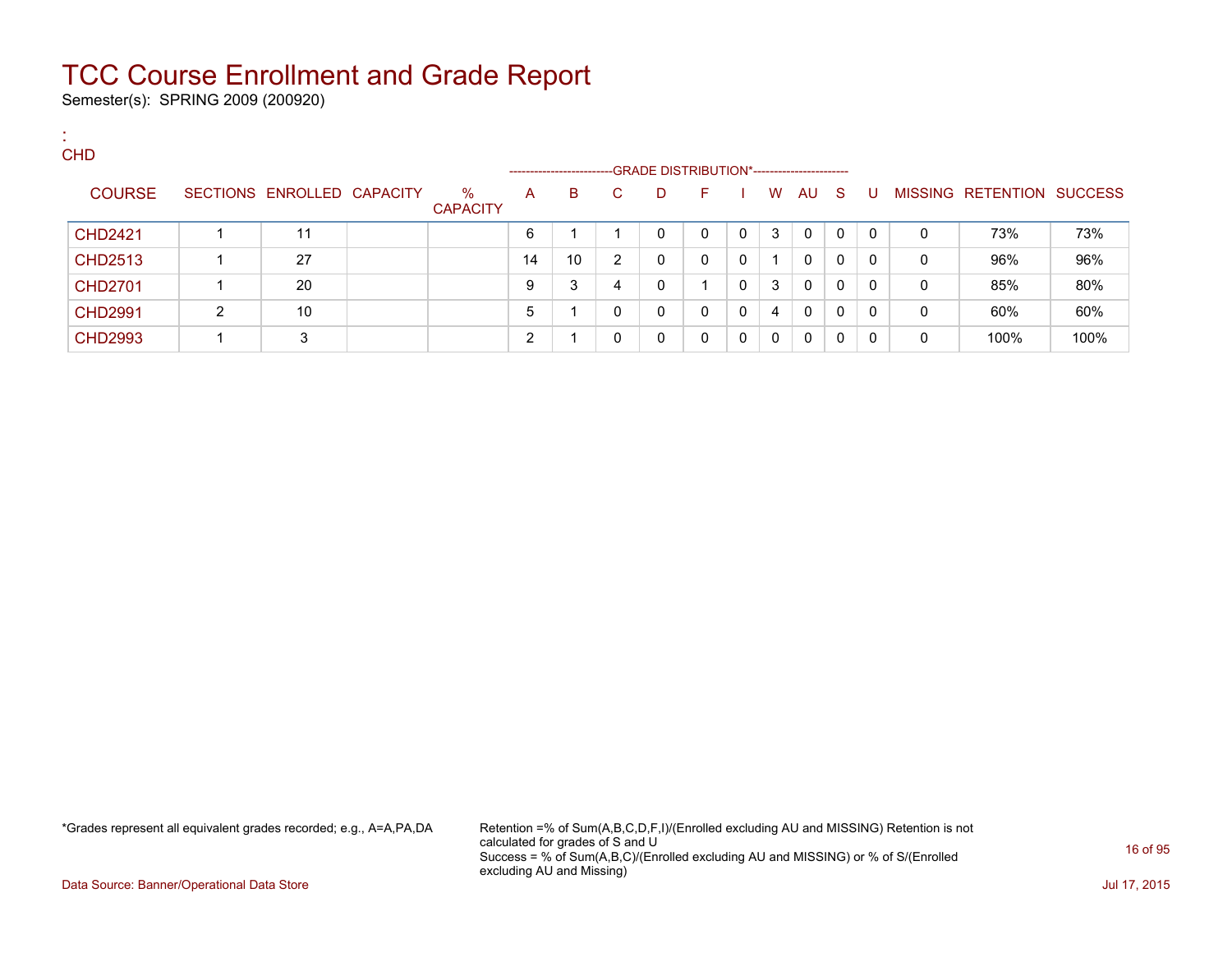# TCC Course Enrollment and Grade Report

Semester(s): SPRING 2009 (200920)

:
CHD

| COURSE | SECTIONS | ENROLLED | CAPACITY | % CAPACITY | A | B | C | D | F | I | W | AU | S | U | MISSING | RETENTION | SUCCESS |
|---|---|---|---|---|---|---|---|---|---|---|---|---|---|---|---|---|---|
| | | | | | GRADE DISTRIBUTION* | | | | | | | | | | | | |
| CHD2421 | 1 | 11 | | | 6 | 1 | 1 | 0 | 0 | 0 | 3 | 0 | 0 | 0 | 0 | 73% | 73% |
| CHD2513 | 1 | 27 | | | 14 | 10 | 2 | 0 | 0 | 0 | 1 | 0 | 0 | 0 | 0 | 96% | 96% |
| CHD2701 | 1 | 20 | | | 9 | 3 | 4 | 0 | 1 | 0 | 3 | 0 | 0 | 0 | 0 | 85% | 80% |
| CHD2991 | 2 | 10 | | | 5 | 1 | 0 | 0 | 0 | 0 | 4 | 0 | 0 | 0 | 0 | 60% | 60% |
| CHD2993 | 1 | 3 | | | 2 | 1 | 0 | 0 | 0 | 0 | 0 | 0 | 0 | 0 | 0 | 100% | 100% |

*Grades represent all equivalent grades recorded; e.g., A=A,PA,DA

Retention =% of Sum(A,B,C,D,F,I)/(Enrolled excluding AU and MISSING) Retention is not calculated for grades of S and U
Success = % of Sum(A,B,C)/(Enrolled excluding AU and MISSING) or % of S/(Enrolled excluding AU and Missing)

Data Source: Banner/Operational Data Store

Jul 17, 2015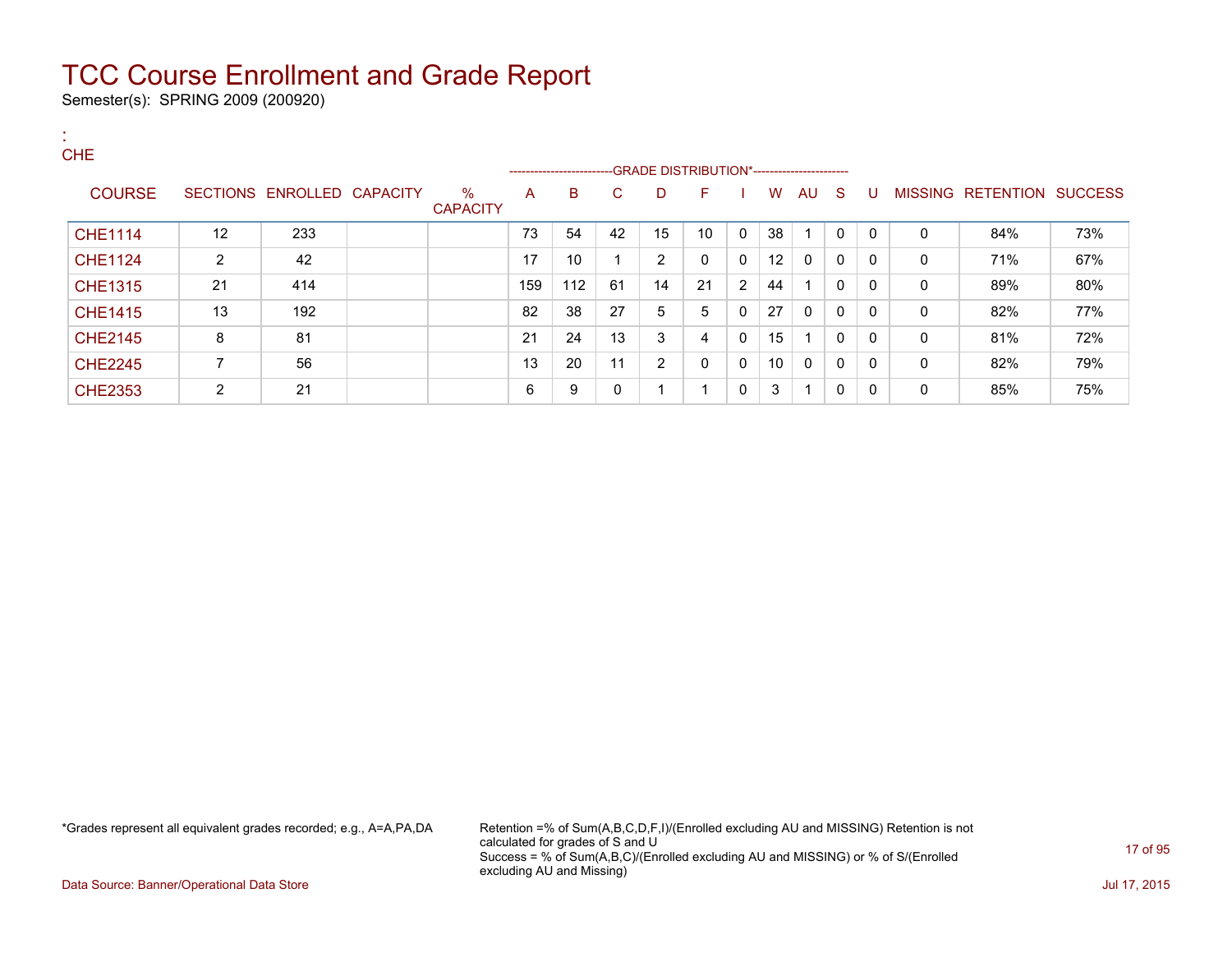# TCC Course Enrollment and Grade Report

Semester(s): SPRING 2009 (200920)

:
CHE

| COURSE | SECTIONS | ENROLLED | CAPACITY | % CAPACITY | A | B | C | D | F | I | W | AU | S | U | MISSING | RETENTION | SUCCESS |
|---|---|---|---|---|---|---|---|---|---|---|---|---|---|---|---|---|---|
| | | | | | GRADE DISTRIBUTION* | | | | | | | | | | | | |
| CHE1114 | 12 | 233 | | | 73 | 54 | 42 | 15 | 10 | 0 | 38 | 1 | 0 | 0 | 0 | 84% | 73% |
| CHE1124 | 2 | 42 | | | 17 | 10 | 1 | 2 | 0 | 0 | 12 | 0 | 0 | 0 | 0 | 71% | 67% |
| CHE1315 | 21 | 414 | | | 159 | 112 | 61 | 14 | 21 | 2 | 44 | 1 | 0 | 0 | 0 | 89% | 80% |
| CHE1415 | 13 | 192 | | | 82 | 38 | 27 | 5 | 5 | 0 | 27 | 0 | 0 | 0 | 0 | 82% | 77% |
| CHE2145 | 8 | 81 | | | 21 | 24 | 13 | 3 | 4 | 0 | 15 | 1 | 0 | 0 | 0 | 81% | 72% |
| CHE2245 | 7 | 56 | | | 13 | 20 | 11 | 2 | 0 | 0 | 10 | 0 | 0 | 0 | 0 | 82% | 79% |
| CHE2353 | 2 | 21 | | | 6 | 9 | 0 | 1 | 1 | 0 | 3 | 1 | 0 | 0 | 0 | 85% | 75% |

*Grades represent all equivalent grades recorded; e.g., A=A,PA,DA

Retention =% of Sum(A,B,C,D,F,I)/(Enrolled excluding AU and MISSING) Retention is not calculated for grades of S and U
Success = % of Sum(A,B,C)/(Enrolled excluding AU and MISSING) or % of S/(Enrolled excluding AU and Missing)

Data Source: Banner/Operational Data Store

Jul 17, 2015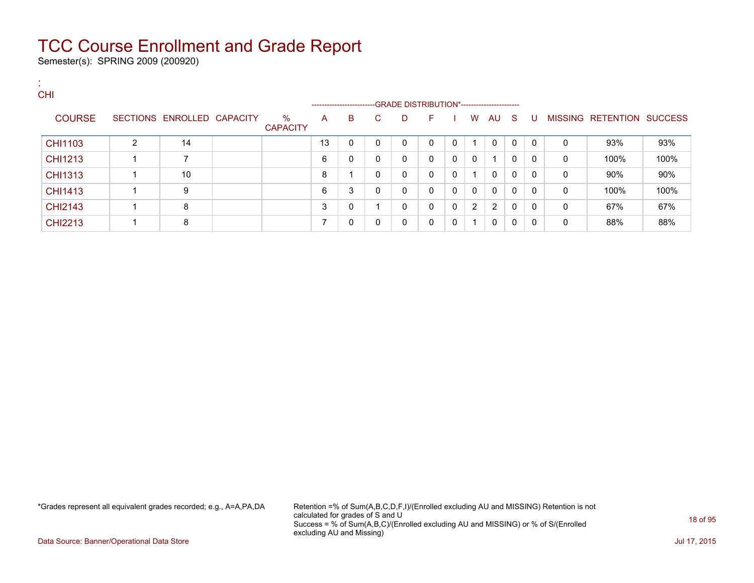# TCC Course Enrollment and Grade Report

Semester(s): SPRING 2009 (200920)

:
CHI

| COURSE | SECTIONS | ENROLLED | CAPACITY | % CAPACITY | A | B | C | D | F | I | W | AU | S | U | MISSING | RETENTION | SUCCESS |
|---|---|---|---|---|---|---|---|---|---|---|---|---|---|---|---|---|---|
| | | | | | GRADE DISTRIBUTION* | | | | | | | | | | | | |
| CHI1103 | 2 | 14 | | | 13 | 0 | 0 | 0 | 0 | 0 | 1 | 0 | 0 | 0 | 0 | 93% | 93% |
| CHI1213 | 1 | 7 | | | 6 | 0 | 0 | 0 | 0 | 0 | 0 | 1 | 0 | 0 | 0 | 100% | 100% |
| CHI1313 | 1 | 10 | | | 8 | 1 | 0 | 0 | 0 | 0 | 1 | 0 | 0 | 0 | 0 | 90% | 90% |
| CHI1413 | 1 | 9 | | | 6 | 3 | 0 | 0 | 0 | 0 | 0 | 0 | 0 | 0 | 0 | 100% | 100% |
| CHI2143 | 1 | 8 | | | 3 | 0 | 1 | 0 | 0 | 0 | 2 | 2 | 0 | 0 | 0 | 67% | 67% |
| CHI2213 | 1 | 8 | | | 7 | 0 | 0 | 0 | 0 | 0 | 1 | 0 | 0 | 0 | 0 | 88% | 88% |

*Grades represent all equivalent grades recorded; e.g., A=A,PA,DA

Retention =% of Sum(A,B,C,D,F,I)/(Enrolled excluding AU and MISSING) Retention is not calculated for grades of S and U
Success = % of Sum(A,B,C)/(Enrolled excluding AU and MISSING) or % of S/(Enrolled excluding AU and Missing)

Data Source: Banner/Operational Data Store

Jul 17, 2015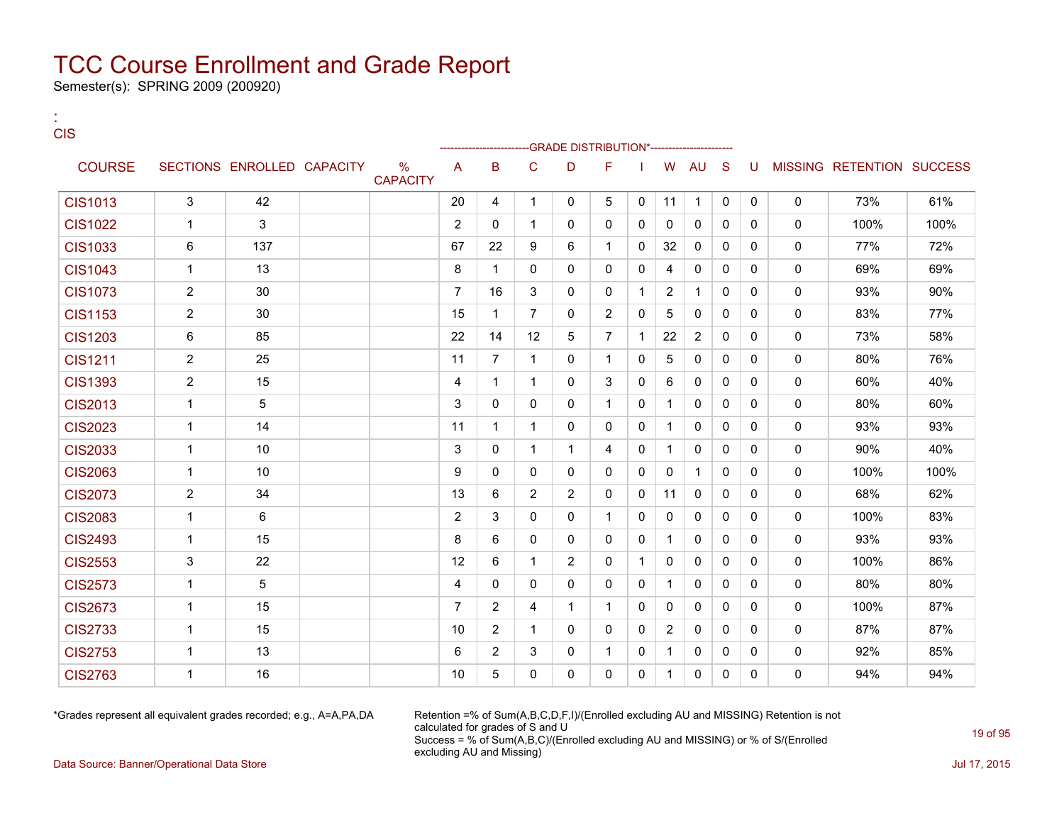# TCC Course Enrollment and Grade Report

Semester(s): SPRING 2009 (200920)

:
CIS

| COURSE | SECTIONS | ENROLLED | CAPACITY | % CAPACITY | A | B | C | D | F | I | W | AU | S | U | MISSING | RETENTION | SUCCESS |
|---|---|---|---|---|---|---|---|---|---|---|---|---|---|---|---|---|---|
| | | | | | --------------------------GRADE DISTRIBUTION*----------------------- | | | | | | | | | | | | |
| CIS1013 | 3 | 42 | | | 20 | 4 | 1 | 0 | 5 | 0 | 11 | 1 | 0 | 0 | 0 | 73% | 61% |
| CIS1022 | 1 | 3 | | | 2 | 0 | 1 | 0 | 0 | 0 | 0 | 0 | 0 | 0 | 0 | 100% | 100% |
| CIS1033 | 6 | 137 | | | 67 | 22 | 9 | 6 | 1 | 0 | 32 | 0 | 0 | 0 | 0 | 77% | 72% |
| CIS1043 | 1 | 13 | | | 8 | 1 | 0 | 0 | 0 | 0 | 4 | 0 | 0 | 0 | 0 | 69% | 69% |
| CIS1073 | 2 | 30 | | | 7 | 16 | 3 | 0 | 0 | 1 | 2 | 1 | 0 | 0 | 0 | 93% | 90% |
| CIS1153 | 2 | 30 | | | 15 | 1 | 7 | 0 | 2 | 0 | 5 | 0 | 0 | 0 | 0 | 83% | 77% |
| CIS1203 | 6 | 85 | | | 22 | 14 | 12 | 5 | 7 | 1 | 22 | 2 | 0 | 0 | 0 | 73% | 58% |
| CIS1211 | 2 | 25 | | | 11 | 7 | 1 | 0 | 1 | 0 | 5 | 0 | 0 | 0 | 0 | 80% | 76% |
| CIS1393 | 2 | 15 | | | 4 | 1 | 1 | 0 | 3 | 0 | 6 | 0 | 0 | 0 | 0 | 60% | 40% |
| CIS2013 | 1 | 5 | | | 3 | 0 | 0 | 0 | 1 | 0 | 1 | 0 | 0 | 0 | 0 | 80% | 60% |
| CIS2023 | 1 | 14 | | | 11 | 1 | 1 | 0 | 0 | 0 | 1 | 0 | 0 | 0 | 0 | 93% | 93% |
| CIS2033 | 1 | 10 | | | 3 | 0 | 1 | 1 | 4 | 0 | 1 | 0 | 0 | 0 | 0 | 90% | 40% |
| CIS2063 | 1 | 10 | | | 9 | 0 | 0 | 0 | 0 | 0 | 0 | 1 | 0 | 0 | 0 | 100% | 100% |
| CIS2073 | 2 | 34 | | | 13 | 6 | 2 | 2 | 0 | 0 | 11 | 0 | 0 | 0 | 0 | 68% | 62% |
| CIS2083 | 1 | 6 | | | 2 | 3 | 0 | 0 | 1 | 0 | 0 | 0 | 0 | 0 | 0 | 100% | 83% |
| CIS2493 | 1 | 15 | | | 8 | 6 | 0 | 0 | 0 | 0 | 1 | 0 | 0 | 0 | 0 | 93% | 93% |
| CIS2553 | 3 | 22 | | | 12 | 6 | 1 | 2 | 0 | 1 | 0 | 0 | 0 | 0 | 0 | 100% | 86% |
| CIS2573 | 1 | 5 | | | 4 | 0 | 0 | 0 | 0 | 0 | 1 | 0 | 0 | 0 | 0 | 80% | 80% |
| CIS2673 | 1 | 15 | | | 7 | 2 | 4 | 1 | 1 | 0 | 0 | 0 | 0 | 0 | 0 | 100% | 87% |
| CIS2733 | 1 | 15 | | | 10 | 2 | 1 | 0 | 0 | 0 | 2 | 0 | 0 | 0 | 0 | 87% | 87% |
| CIS2753 | 1 | 13 | | | 6 | 2 | 3 | 0 | 1 | 0 | 1 | 0 | 0 | 0 | 0 | 92% | 85% |
| CIS2763 | 1 | 16 | | | 10 | 5 | 0 | 0 | 0 | 0 | 1 | 0 | 0 | 0 | 0 | 94% | 94% |

*Grades represent all equivalent grades recorded; e.g., A=A,PA,DA

Retention =% of Sum(A,B,C,D,F,I)/(Enrolled excluding AU and MISSING) Retention is not calculated for grades of S and U
Success = % of Sum(A,B,C)/(Enrolled excluding AU and MISSING) or % of S/(Enrolled excluding AU and Missing)

Data Source: Banner/Operational Data Store

Jul 17, 2015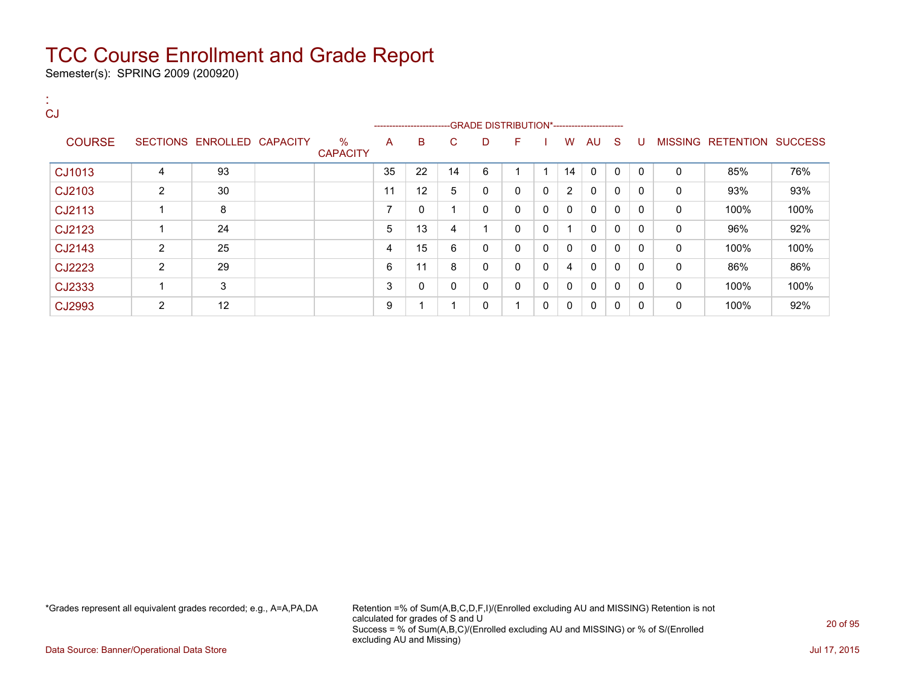# TCC Course Enrollment and Grade Report

Semester(s): SPRING 2009 (200920)

:
CJ

| COURSE | SECTIONS | ENROLLED | CAPACITY | % CAPACITY | A | B | C | D | F | I | W | AU | S | U | MISSING | RETENTION | SUCCESS |
|---|---|---|---|---|---|---|---|---|---|---|---|---|---|---|---|---|---|
| | | | | | GRADE DISTRIBUTION* | | | | | | | | | | | | |
| CJ1013 | 4 | 93 | | | 35 | 22 | 14 | 6 | 1 | 1 | 14 | 0 | 0 | 0 | 0 | 85% | 76% |
| CJ2103 | 2 | 30 | | | 11 | 12 | 5 | 0 | 0 | 0 | 2 | 0 | 0 | 0 | 0 | 93% | 93% |
| CJ2113 | 1 | 8 | | | 7 | 0 | 1 | 0 | 0 | 0 | 0 | 0 | 0 | 0 | 0 | 100% | 100% |
| CJ2123 | 1 | 24 | | | 5 | 13 | 4 | 1 | 0 | 0 | 1 | 0 | 0 | 0 | 0 | 96% | 92% |
| CJ2143 | 2 | 25 | | | 4 | 15 | 6 | 0 | 0 | 0 | 0 | 0 | 0 | 0 | 0 | 100% | 100% |
| CJ2223 | 2 | 29 | | | 6 | 11 | 8 | 0 | 0 | 0 | 4 | 0 | 0 | 0 | 0 | 86% | 86% |
| CJ2333 | 1 | 3 | | | 3 | 0 | 0 | 0 | 0 | 0 | 0 | 0 | 0 | 0 | 0 | 100% | 100% |
| CJ2993 | 2 | 12 | | | 9 | 1 | 1 | 0 | 1 | 0 | 0 | 0 | 0 | 0 | 0 | 100% | 92% |

*Grades represent all equivalent grades recorded; e.g., A=A,PA,DA

Retention =% of Sum(A,B,C,D,F,I)/(Enrolled excluding AU and MISSING) Retention is not calculated for grades of S and U
Success = % of Sum(A,B,C)/(Enrolled excluding AU and MISSING) or % of S/(Enrolled excluding AU and Missing)

Data Source: Banner/Operational Data Store

Jul 17, 2015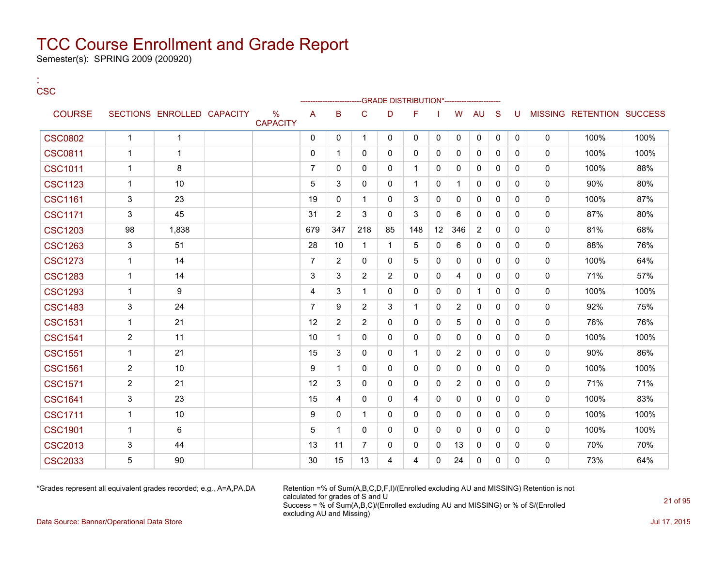# TCC Course Enrollment and Grade Report

Semester(s): SPRING 2009 (200920)

:
CSC

| COURSE | SECTIONS | ENROLLED | CAPACITY | % CAPACITY | A | B | C | D | F | I | W | AU | S | U | MISSING | RETENTION | SUCCESS |
|---|---|---|---|---|---|---|---|---|---|---|---|---|---|---|---|---|---|
| | | | | | GRADE DISTRIBUTION* | | | | | | | | | | | | |
| CSC0802 | 1 | 1 | | | 0 | 0 | 1 | 0 | 0 | 0 | 0 | 0 | 0 | 0 | 0 | 100% | 100% |
| CSC0811 | 1 | 1 | | | 0 | 1 | 0 | 0 | 0 | 0 | 0 | 0 | 0 | 0 | 0 | 100% | 100% |
| CSC1011 | 1 | 8 | | | 7 | 0 | 0 | 0 | 1 | 0 | 0 | 0 | 0 | 0 | 0 | 100% | 88% |
| CSC1123 | 1 | 10 | | | 5 | 3 | 0 | 0 | 1 | 0 | 1 | 0 | 0 | 0 | 0 | 90% | 80% |
| CSC1161 | 3 | 23 | | | 19 | 0 | 1 | 0 | 3 | 0 | 0 | 0 | 0 | 0 | 0 | 100% | 87% |
| CSC1171 | 3 | 45 | | | 31 | 2 | 3 | 0 | 3 | 0 | 6 | 0 | 0 | 0 | 0 | 87% | 80% |
| CSC1203 | 98 | 1,838 | | | 679 | 347 | 218 | 85 | 148 | 12 | 346 | 2 | 0 | 0 | 0 | 81% | 68% |
| CSC1263 | 3 | 51 | | | 28 | 10 | 1 | 1 | 5 | 0 | 6 | 0 | 0 | 0 | 0 | 88% | 76% |
| CSC1273 | 1 | 14 | | | 7 | 2 | 0 | 0 | 5 | 0 | 0 | 0 | 0 | 0 | 0 | 100% | 64% |
| CSC1283 | 1 | 14 | | | 3 | 3 | 2 | 2 | 0 | 0 | 4 | 0 | 0 | 0 | 0 | 71% | 57% |
| CSC1293 | 1 | 9 | | | 4 | 3 | 1 | 0 | 0 | 0 | 0 | 1 | 0 | 0 | 0 | 100% | 100% |
| CSC1483 | 3 | 24 | | | 7 | 9 | 2 | 3 | 1 | 0 | 2 | 0 | 0 | 0 | 0 | 92% | 75% |
| CSC1531 | 1 | 21 | | | 12 | 2 | 2 | 0 | 0 | 0 | 5 | 0 | 0 | 0 | 0 | 76% | 76% |
| CSC1541 | 2 | 11 | | | 10 | 1 | 0 | 0 | 0 | 0 | 0 | 0 | 0 | 0 | 0 | 100% | 100% |
| CSC1551 | 1 | 21 | | | 15 | 3 | 0 | 0 | 1 | 0 | 2 | 0 | 0 | 0 | 0 | 90% | 86% |
| CSC1561 | 2 | 10 | | | 9 | 1 | 0 | 0 | 0 | 0 | 0 | 0 | 0 | 0 | 0 | 100% | 100% |
| CSC1571 | 2 | 21 | | | 12 | 3 | 0 | 0 | 0 | 0 | 2 | 0 | 0 | 0 | 0 | 71% | 71% |
| CSC1641 | 3 | 23 | | | 15 | 4 | 0 | 0 | 4 | 0 | 0 | 0 | 0 | 0 | 0 | 100% | 83% |
| CSC1711 | 1 | 10 | | | 9 | 0 | 1 | 0 | 0 | 0 | 0 | 0 | 0 | 0 | 0 | 100% | 100% |
| CSC1901 | 1 | 6 | | | 5 | 1 | 0 | 0 | 0 | 0 | 0 | 0 | 0 | 0 | 0 | 100% | 100% |
| CSC2013 | 3 | 44 | | | 13 | 11 | 7 | 0 | 0 | 0 | 13 | 0 | 0 | 0 | 0 | 70% | 70% |
| CSC2033 | 5 | 90 | | | 30 | 15 | 13 | 4 | 4 | 0 | 24 | 0 | 0 | 0 | 0 | 73% | 64% |

*Grades represent all equivalent grades recorded; e.g., A=A,PA,DA

Retention =% of Sum(A,B,C,D,F,I)/(Enrolled excluding AU and MISSING) Retention is not calculated for grades of S and U
Success = % of Sum(A,B,C)/(Enrolled excluding AU and MISSING) or % of S/(Enrolled excluding AU and Missing)

Data Source: Banner/Operational Data Store

Jul 17, 2015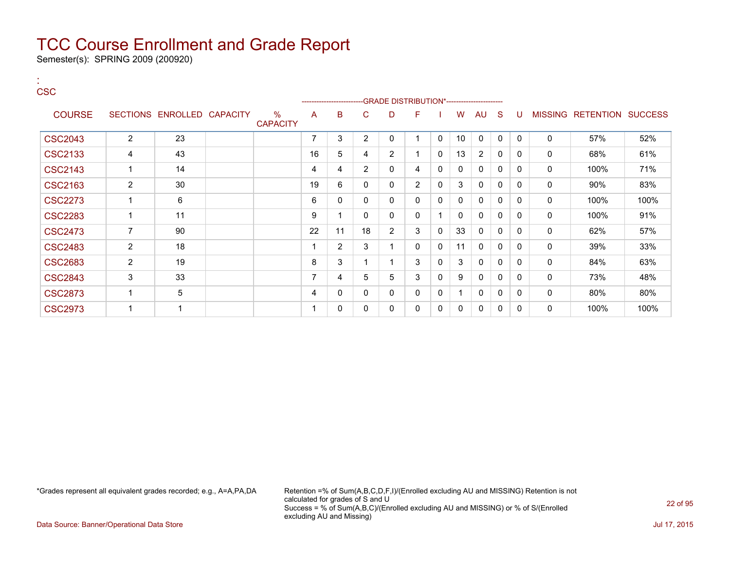# TCC Course Enrollment and Grade Report

Semester(s): SPRING 2009 (200920)

:
CSC

| COURSE | SECTIONS | ENROLLED | CAPACITY | % CAPACITY | A | B | C | D | F | I | W | AU | S | U | MISSING | RETENTION | SUCCESS |
|---|---|---|---|---|---|---|---|---|---|---|---|---|---|---|---|---|---|
| | | | | | -------------------------GRADE DISTRIBUTION*---------------------- | | | | | | | | | | | | |
| CSC2043 | 2 | 23 | | | 7 | 3 | 2 | 0 | 1 | 0 | 10 | 0 | 0 | 0 | 0 | 57% | 52% |
| CSC2133 | 4 | 43 | | | 16 | 5 | 4 | 2 | 1 | 0 | 13 | 2 | 0 | 0 | 0 | 68% | 61% |
| CSC2143 | 1 | 14 | | | 4 | 4 | 2 | 0 | 4 | 0 | 0 | 0 | 0 | 0 | 0 | 100% | 71% |
| CSC2163 | 2 | 30 | | | 19 | 6 | 0 | 0 | 2 | 0 | 3 | 0 | 0 | 0 | 0 | 90% | 83% |
| CSC2273 | 1 | 6 | | | 6 | 0 | 0 | 0 | 0 | 0 | 0 | 0 | 0 | 0 | 0 | 100% | 100% |
| CSC2283 | 1 | 11 | | | 9 | 1 | 0 | 0 | 0 | 1 | 0 | 0 | 0 | 0 | 0 | 100% | 91% |
| CSC2473 | 7 | 90 | | | 22 | 11 | 18 | 2 | 3 | 0 | 33 | 0 | 0 | 0 | 0 | 62% | 57% |
| CSC2483 | 2 | 18 | | | 1 | 2 | 3 | 1 | 0 | 0 | 11 | 0 | 0 | 0 | 0 | 39% | 33% |
| CSC2683 | 2 | 19 | | | 8 | 3 | 1 | 1 | 3 | 0 | 3 | 0 | 0 | 0 | 0 | 84% | 63% |
| CSC2843 | 3 | 33 | | | 7 | 4 | 5 | 5 | 3 | 0 | 9 | 0 | 0 | 0 | 0 | 73% | 48% |
| CSC2873 | 1 | 5 | | | 4 | 0 | 0 | 0 | 0 | 0 | 1 | 0 | 0 | 0 | 0 | 80% | 80% |
| CSC2973 | 1 | 1 | | | 1 | 0 | 0 | 0 | 0 | 0 | 0 | 0 | 0 | 0 | 0 | 100% | 100% |

*Grades represent all equivalent grades recorded; e.g., A=A,PA,DA

Retention =% of Sum(A,B,C,D,F,I)/(Enrolled excluding AU and MISSING) Retention is not calculated for grades of S and U
Success = % of Sum(A,B,C)/(Enrolled excluding AU and MISSING) or % of S/(Enrolled excluding AU and Missing)

Data Source: Banner/Operational Data Store

Jul 17, 2015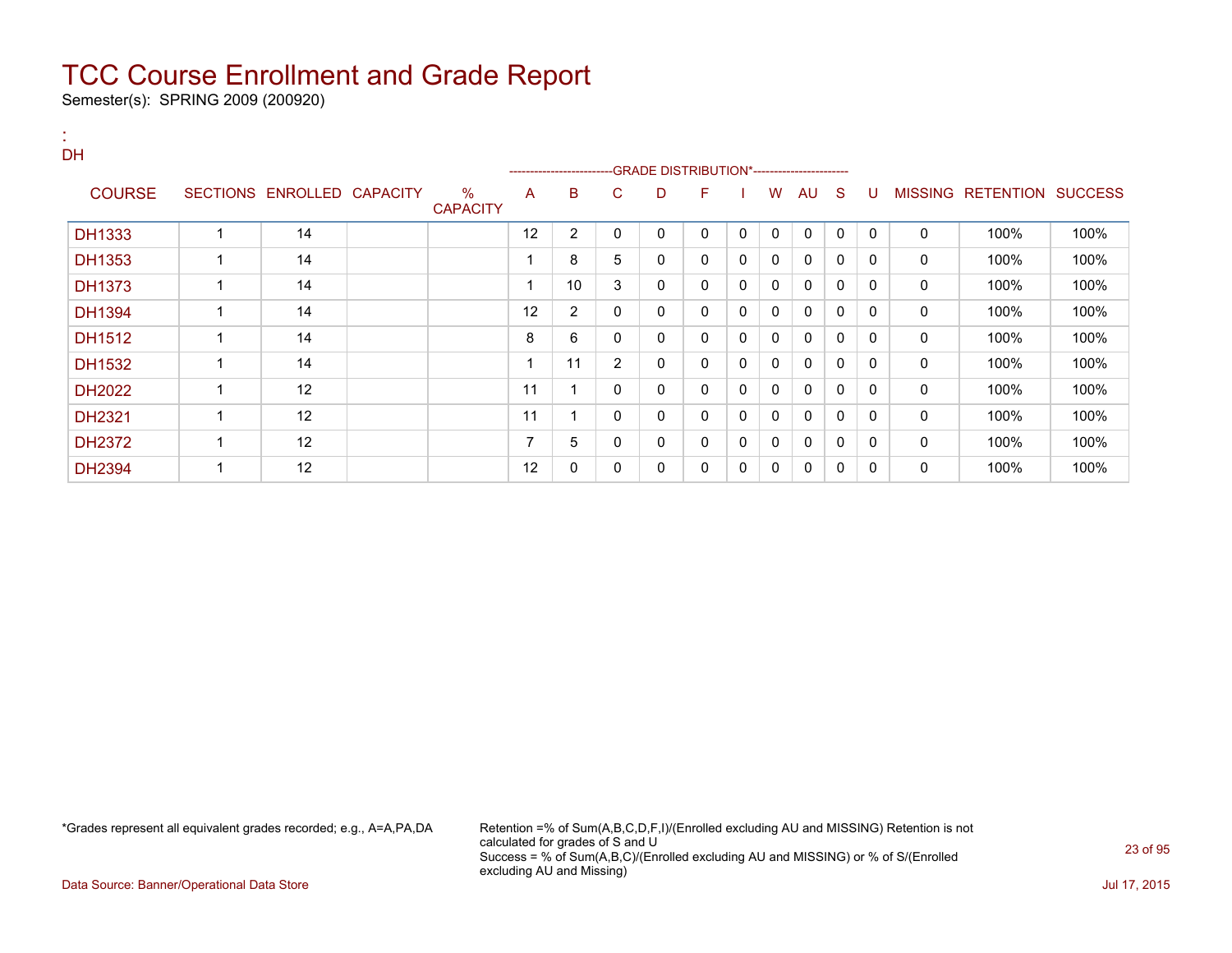# TCC Course Enrollment and Grade Report

Semester(s): SPRING 2009 (200920)

:
DH

| COURSE | SECTIONS | ENROLLED | CAPACITY | % CAPACITY | A | B | C | D | F | I | W | AU | S | U | MISSING | RETENTION | SUCCESS |
|---|---|---|---|---|---|---|---|---|---|---|---|---|---|---|---|---|---|
| | | | | | GRADE DISTRIBUTION* | | | | | | | | | | | | |
| DH1333 | 1 | 14 | | | 12 | 2 | 0 | 0 | 0 | 0 | 0 | 0 | 0 | 0 | 0 | 100% | 100% |
| DH1353 | 1 | 14 | | | 1 | 8 | 5 | 0 | 0 | 0 | 0 | 0 | 0 | 0 | 0 | 100% | 100% |
| DH1373 | 1 | 14 | | | 1 | 10 | 3 | 0 | 0 | 0 | 0 | 0 | 0 | 0 | 0 | 100% | 100% |
| DH1394 | 1 | 14 | | | 12 | 2 | 0 | 0 | 0 | 0 | 0 | 0 | 0 | 0 | 0 | 100% | 100% |
| DH1512 | 1 | 14 | | | 8 | 6 | 0 | 0 | 0 | 0 | 0 | 0 | 0 | 0 | 0 | 100% | 100% |
| DH1532 | 1 | 14 | | | 1 | 11 | 2 | 0 | 0 | 0 | 0 | 0 | 0 | 0 | 0 | 100% | 100% |
| DH2022 | 1 | 12 | | | 11 | 1 | 0 | 0 | 0 | 0 | 0 | 0 | 0 | 0 | 0 | 100% | 100% |
| DH2321 | 1 | 12 | | | 11 | 1 | 0 | 0 | 0 | 0 | 0 | 0 | 0 | 0 | 0 | 100% | 100% |
| DH2372 | 1 | 12 | | | 7 | 5 | 0 | 0 | 0 | 0 | 0 | 0 | 0 | 0 | 0 | 100% | 100% |
| DH2394 | 1 | 12 | | | 12 | 0 | 0 | 0 | 0 | 0 | 0 | 0 | 0 | 0 | 0 | 100% | 100% |

*Grades represent all equivalent grades recorded; e.g., A=A,PA,DA

Retention =% of Sum(A,B,C,D,F,I)/(Enrolled excluding AU and MISSING) Retention is not calculated for grades of S and U
Success = % of Sum(A,B,C)/(Enrolled excluding AU and MISSING) or % of S/(Enrolled excluding AU and Missing)

Data Source: Banner/Operational Data Store

Jul 17, 2015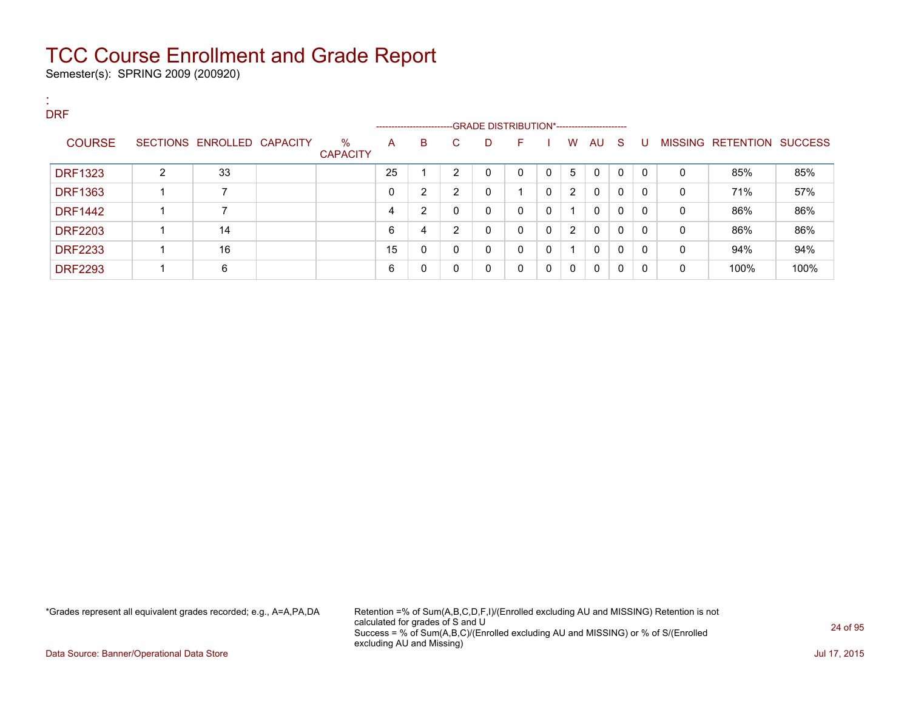# TCC Course Enrollment and Grade Report

Semester(s): SPRING 2009 (200920)

:
DRF

| COURSE | SECTIONS | ENROLLED | CAPACITY | % CAPACITY | A | B | C | D | F | I | W | AU | S | U | MISSING | RETENTION | SUCCESS |
|---|---|---|---|---|---|---|---|---|---|---|---|---|---|---|---|---|---|
| | | | | | GRADE DISTRIBUTION* | | | | | | | | | | | | |
| DRF1323 | 2 | 33 | | | 25 | 1 | 2 | 0 | 0 | 0 | 5 | 0 | 0 | 0 | 0 | 85% | 85% |
| DRF1363 | 1 | 7 | | | 0 | 2 | 2 | 0 | 1 | 0 | 2 | 0 | 0 | 0 | 0 | 71% | 57% |
| DRF1442 | 1 | 7 | | | 4 | 2 | 0 | 0 | 0 | 0 | 1 | 0 | 0 | 0 | 0 | 86% | 86% |
| DRF2203 | 1 | 14 | | | 6 | 4 | 2 | 0 | 0 | 0 | 2 | 0 | 0 | 0 | 0 | 86% | 86% |
| DRF2233 | 1 | 16 | | | 15 | 0 | 0 | 0 | 0 | 0 | 1 | 0 | 0 | 0 | 0 | 94% | 94% |
| DRF2293 | 1 | 6 | | | 6 | 0 | 0 | 0 | 0 | 0 | 0 | 0 | 0 | 0 | 0 | 100% | 100% |

*Grades represent all equivalent grades recorded; e.g., A=A,PA,DA

Retention =% of Sum(A,B,C,D,F,I)/(Enrolled excluding AU and MISSING) Retention is not calculated for grades of S and U
Success = % of Sum(A,B,C)/(Enrolled excluding AU and MISSING) or % of S/(Enrolled excluding AU and Missing)

Data Source: Banner/Operational Data Store

Jul 17, 2015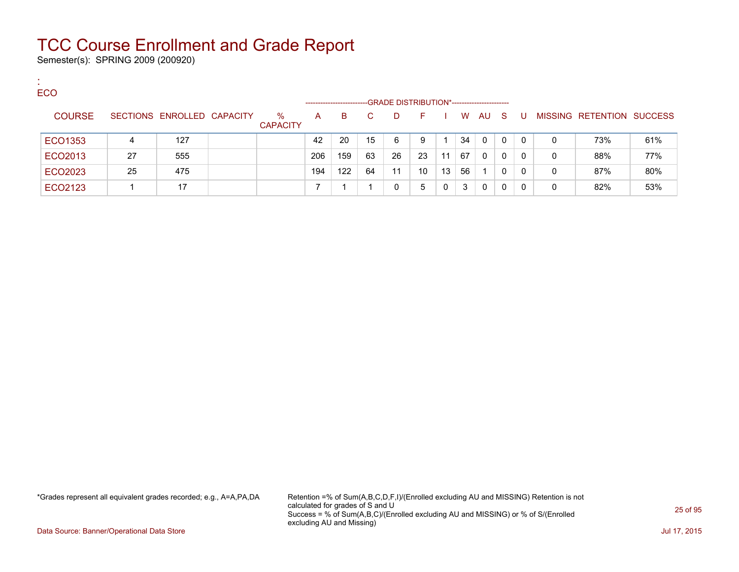# TCC Course Enrollment and Grade Report

Semester(s): SPRING 2009 (200920)

:
ECO

| COURSE | SECTIONS | ENROLLED | CAPACITY | % CAPACITY | A | B | C | D | F | I | W | AU | S | U | MISSING | RETENTION | SUCCESS |
|---|---|---|---|---|---|---|---|---|---|---|---|---|---|---|---|---|---|
| | | | | | GRADE DISTRIBUTION* | | | | | | | | | | | | |
| ECO1353 | 4 | 127 | | | 42 | 20 | 15 | 6 | 9 | 1 | 34 | 0 | 0 | 0 | 0 | 73% | 61% |
| ECO2013 | 27 | 555 | | | 206 | 159 | 63 | 26 | 23 | 11 | 67 | 0 | 0 | 0 | 0 | 88% | 77% |
| ECO2023 | 25 | 475 | | | 194 | 122 | 64 | 11 | 10 | 13 | 56 | 1 | 0 | 0 | 0 | 87% | 80% |
| ECO2123 | 1 | 17 | | | 7 | 1 | 1 | 0 | 5 | 0 | 3 | 0 | 0 | 0 | 0 | 82% | 53% |

*Grades represent all equivalent grades recorded; e.g., A=A,PA,DA

Retention =% of Sum(A,B,C,D,F,I)/(Enrolled excluding AU and MISSING) Retention is not calculated for grades of S and U
Success = % of Sum(A,B,C)/(Enrolled excluding AU and MISSING) or % of S/(Enrolled excluding AU and Missing)

Data Source: Banner/Operational Data Store

Jul 17, 2015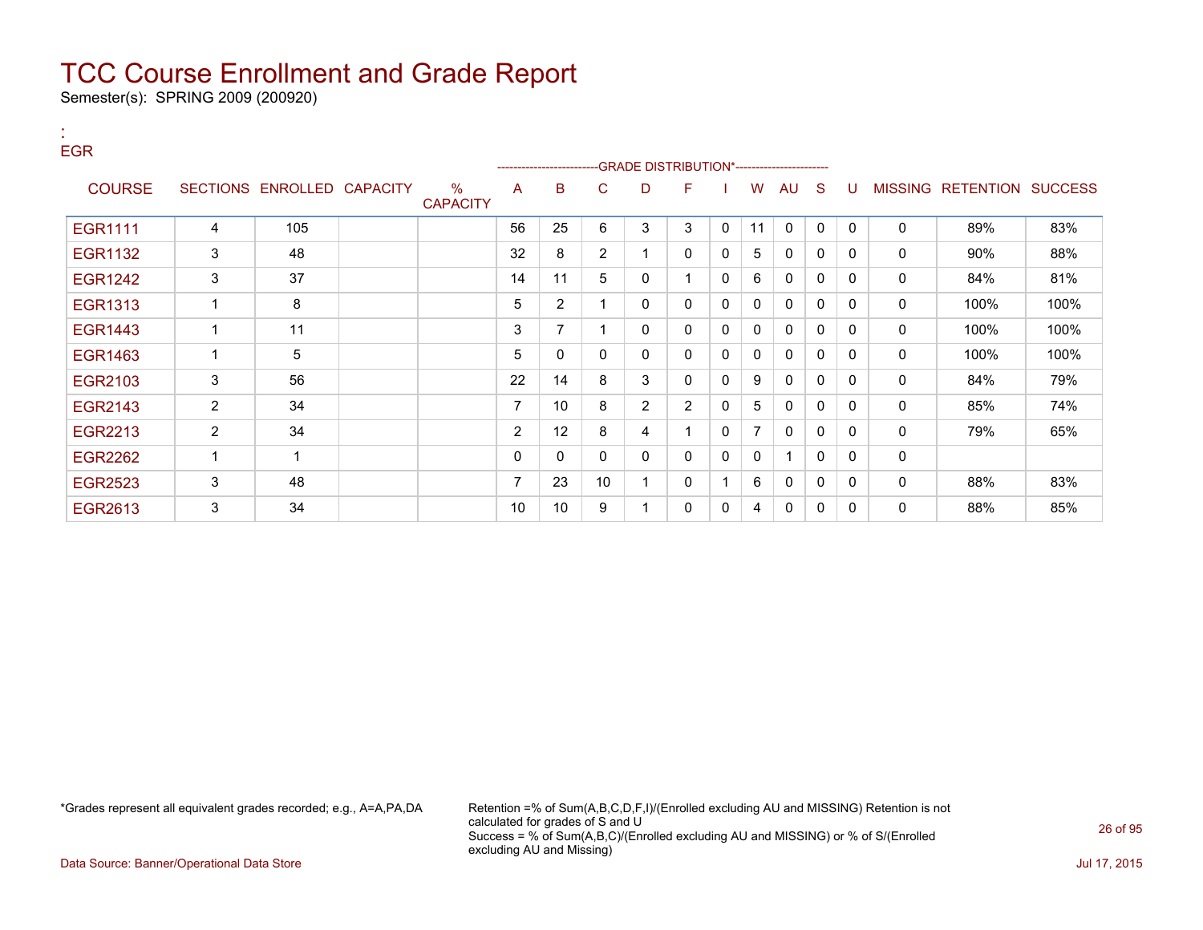# TCC Course Enrollment and Grade Report

Semester(s): SPRING 2009 (200920)

:
EGR

| COURSE | SECTIONS | ENROLLED | CAPACITY | % CAPACITY | A | B | C | D | F | I | W | AU | S | U | MISSING | RETENTION | SUCCESS |
|---|---|---|---|---|---|---|---|---|---|---|---|---|---|---|---|---|---|
| | | | | | GRADE DISTRIBUTION* | | | | | | | | | | | | |
| EGR1111 | 4 | 105 | | | 56 | 25 | 6 | 3 | 3 | 0 | 11 | 0 | 0 | 0 | 0 | 89% | 83% |
| EGR1132 | 3 | 48 | | | 32 | 8 | 2 | 1 | 0 | 0 | 5 | 0 | 0 | 0 | 0 | 90% | 88% |
| EGR1242 | 3 | 37 | | | 14 | 11 | 5 | 0 | 1 | 0 | 6 | 0 | 0 | 0 | 0 | 84% | 81% |
| EGR1313 | 1 | 8 | | | 5 | 2 | 1 | 0 | 0 | 0 | 0 | 0 | 0 | 0 | 0 | 100% | 100% |
| EGR1443 | 1 | 11 | | | 3 | 7 | 1 | 0 | 0 | 0 | 0 | 0 | 0 | 0 | 0 | 100% | 100% |
| EGR1463 | 1 | 5 | | | 5 | 0 | 0 | 0 | 0 | 0 | 0 | 0 | 0 | 0 | 0 | 100% | 100% |
| EGR2103 | 3 | 56 | | | 22 | 14 | 8 | 3 | 0 | 0 | 9 | 0 | 0 | 0 | 0 | 84% | 79% |
| EGR2143 | 2 | 34 | | | 7 | 10 | 8 | 2 | 2 | 0 | 5 | 0 | 0 | 0 | 0 | 85% | 74% |
| EGR2213 | 2 | 34 | | | 2 | 12 | 8 | 4 | 1 | 0 | 7 | 0 | 0 | 0 | 0 | 79% | 65% |
| EGR2262 | 1 | 1 | | | 0 | 0 | 0 | 0 | 0 | 0 | 0 | 1 | 0 | 0 | 0 | | |
| EGR2523 | 3 | 48 | | | 7 | 23 | 10 | 1 | 0 | 1 | 6 | 0 | 0 | 0 | 0 | 88% | 83% |
| EGR2613 | 3 | 34 | | | 10 | 10 | 9 | 1 | 0 | 0 | 4 | 0 | 0 | 0 | 0 | 88% | 85% |

*Grades represent all equivalent grades recorded; e.g., A=A,PA,DA

Retention =% of Sum(A,B,C,D,F,I)/(Enrolled excluding AU and MISSING) Retention is not calculated for grades of S and U
Success = % of Sum(A,B,C)/(Enrolled excluding AU and MISSING) or % of S/(Enrolled excluding AU and Missing)

Data Source: Banner/Operational Data Store

Jul 17, 2015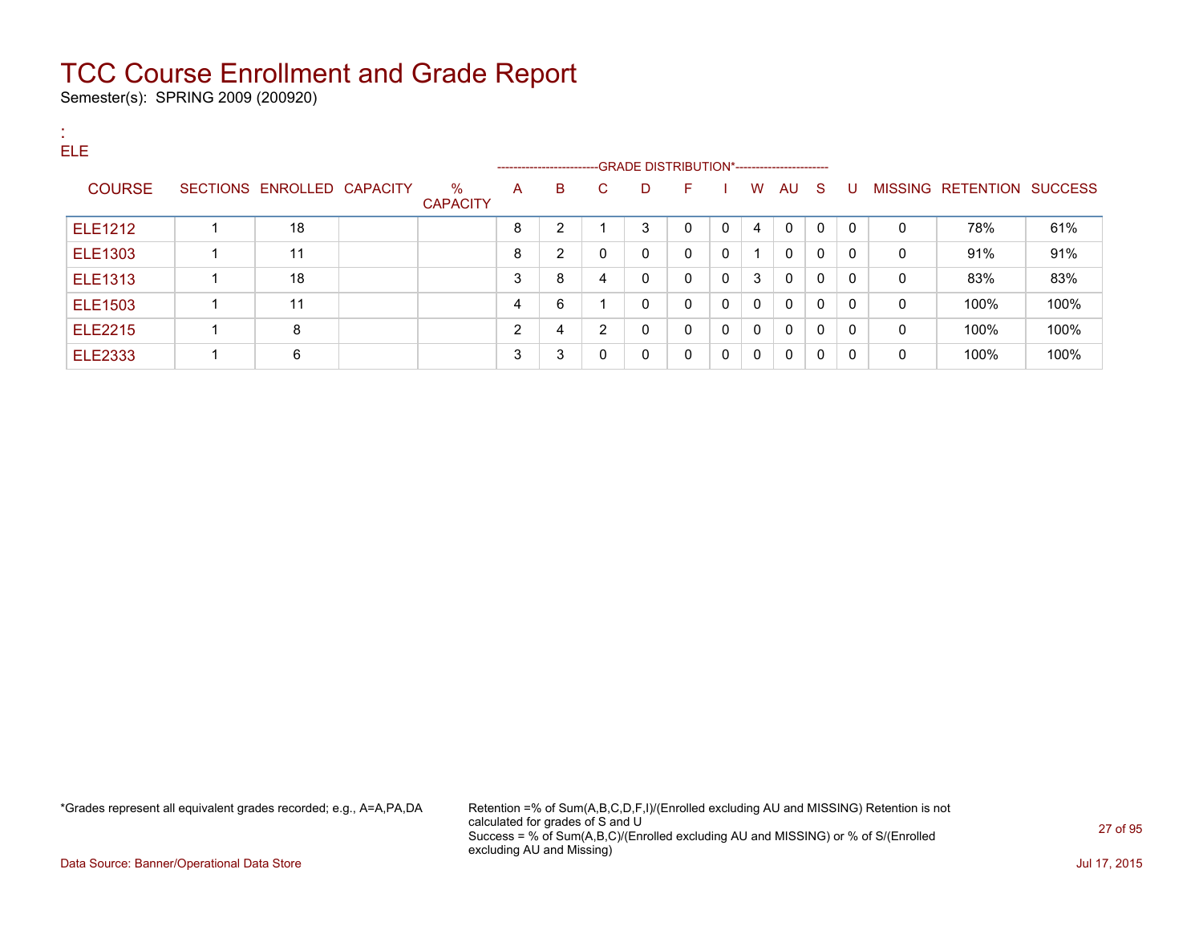# TCC Course Enrollment and Grade Report

Semester(s): SPRING 2009 (200920)

:
ELE

| COURSE | SECTIONS | ENROLLED | CAPACITY | % CAPACITY | A | B | C | D | F | I | W | AU | S | U | MISSING | RETENTION | SUCCESS |
|---|---|---|---|---|---|---|---|---|---|---|---|---|---|---|---|---|---|
| | | | | | GRADE DISTRIBUTION* | | | | | | | | | | | | |
| ELE1212 | 1 | 18 | | | 8 | 2 | 1 | 3 | 0 | 0 | 4 | 0 | 0 | 0 | 0 | 78% | 61% |
| ELE1303 | 1 | 11 | | | 8 | 2 | 0 | 0 | 0 | 0 | 1 | 0 | 0 | 0 | 0 | 91% | 91% |
| ELE1313 | 1 | 18 | | | 3 | 8 | 4 | 0 | 0 | 0 | 3 | 0 | 0 | 0 | 0 | 83% | 83% |
| ELE1503 | 1 | 11 | | | 4 | 6 | 1 | 0 | 0 | 0 | 0 | 0 | 0 | 0 | 0 | 100% | 100% |
| ELE2215 | 1 | 8 | | | 2 | 4 | 2 | 0 | 0 | 0 | 0 | 0 | 0 | 0 | 0 | 100% | 100% |
| ELE2333 | 1 | 6 | | | 3 | 3 | 0 | 0 | 0 | 0 | 0 | 0 | 0 | 0 | 0 | 100% | 100% |

*Grades represent all equivalent grades recorded; e.g., A=A,PA,DA

Retention =% of Sum(A,B,C,D,F,I)/(Enrolled excluding AU and MISSING) Retention is not calculated for grades of S and U
Success = % of Sum(A,B,C)/(Enrolled excluding AU and MISSING) or % of S/(Enrolled excluding AU and Missing)

Data Source: Banner/Operational Data Store

Jul 17, 2015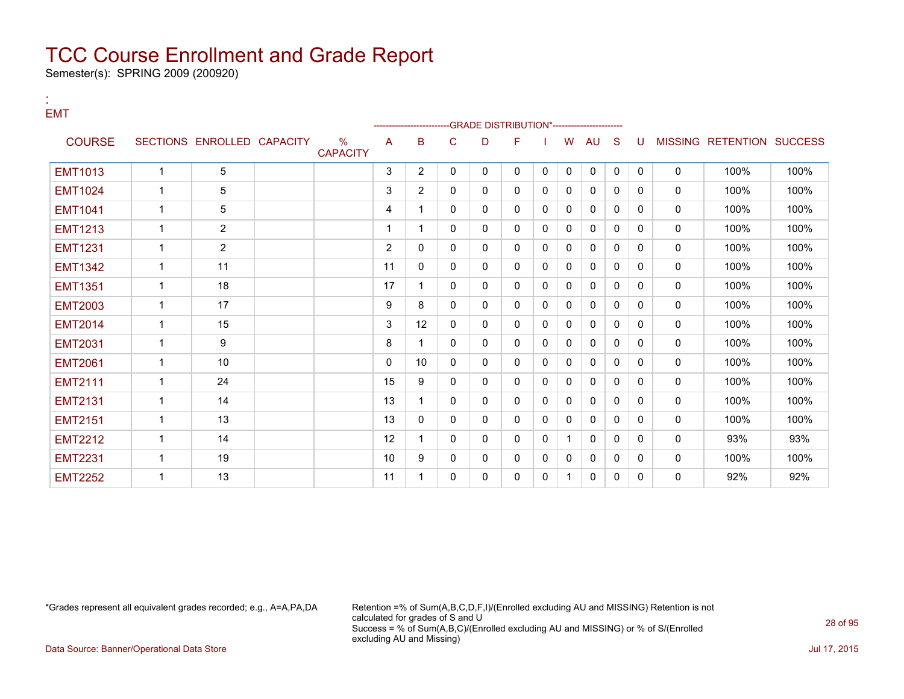# TCC Course Enrollment and Grade Report

Semester(s): SPRING 2009 (200920)

:
EMT

| COURSE | SECTIONS | ENROLLED | CAPACITY | % CAPACITY | A | B | C | D | F | I | W | AU | S | U | MISSING | RETENTION | SUCCESS |
|---|---|---|---|---|---|---|---|---|---|---|---|---|---|---|---|---|---|
| | | | | | GRADE DISTRIBUTION* | | | | | | | | | | | | |
| EMT1013 | 1 | 5 | | | 3 | 2 | 0 | 0 | 0 | 0 | 0 | 0 | 0 | 0 | 0 | 100% | 100% |
| EMT1024 | 1 | 5 | | | 3 | 2 | 0 | 0 | 0 | 0 | 0 | 0 | 0 | 0 | 0 | 100% | 100% |
| EMT1041 | 1 | 5 | | | 4 | 1 | 0 | 0 | 0 | 0 | 0 | 0 | 0 | 0 | 0 | 100% | 100% |
| EMT1213 | 1 | 2 | | | 1 | 1 | 0 | 0 | 0 | 0 | 0 | 0 | 0 | 0 | 0 | 100% | 100% |
| EMT1231 | 1 | 2 | | | 2 | 0 | 0 | 0 | 0 | 0 | 0 | 0 | 0 | 0 | 0 | 100% | 100% |
| EMT1342 | 1 | 11 | | | 11 | 0 | 0 | 0 | 0 | 0 | 0 | 0 | 0 | 0 | 0 | 100% | 100% |
| EMT1351 | 1 | 18 | | | 17 | 1 | 0 | 0 | 0 | 0 | 0 | 0 | 0 | 0 | 0 | 100% | 100% |
| EMT2003 | 1 | 17 | | | 9 | 8 | 0 | 0 | 0 | 0 | 0 | 0 | 0 | 0 | 0 | 100% | 100% |
| EMT2014 | 1 | 15 | | | 3 | 12 | 0 | 0 | 0 | 0 | 0 | 0 | 0 | 0 | 0 | 100% | 100% |
| EMT2031 | 1 | 9 | | | 8 | 1 | 0 | 0 | 0 | 0 | 0 | 0 | 0 | 0 | 0 | 100% | 100% |
| EMT2061 | 1 | 10 | | | 0 | 10 | 0 | 0 | 0 | 0 | 0 | 0 | 0 | 0 | 0 | 100% | 100% |
| EMT2111 | 1 | 24 | | | 15 | 9 | 0 | 0 | 0 | 0 | 0 | 0 | 0 | 0 | 0 | 100% | 100% |
| EMT2131 | 1 | 14 | | | 13 | 1 | 0 | 0 | 0 | 0 | 0 | 0 | 0 | 0 | 0 | 100% | 100% |
| EMT2151 | 1 | 13 | | | 13 | 0 | 0 | 0 | 0 | 0 | 0 | 0 | 0 | 0 | 0 | 100% | 100% |
| EMT2212 | 1 | 14 | | | 12 | 1 | 0 | 0 | 0 | 0 | 1 | 0 | 0 | 0 | 0 | 93% | 93% |
| EMT2231 | 1 | 19 | | | 10 | 9 | 0 | 0 | 0 | 0 | 0 | 0 | 0 | 0 | 0 | 100% | 100% |
| EMT2252 | 1 | 13 | | | 11 | 1 | 0 | 0 | 0 | 0 | 1 | 0 | 0 | 0 | 0 | 92% | 92% |

*Grades represent all equivalent grades recorded; e.g., A=A,PA,DA

Retention =% of Sum(A,B,C,D,F,I)/(Enrolled excluding AU and MISSING) Retention is not calculated for grades of S and U
Success = % of Sum(A,B,C)/(Enrolled excluding AU and MISSING) or % of S/(Enrolled excluding AU and Missing)

Data Source: Banner/Operational Data Store

Jul 17, 2015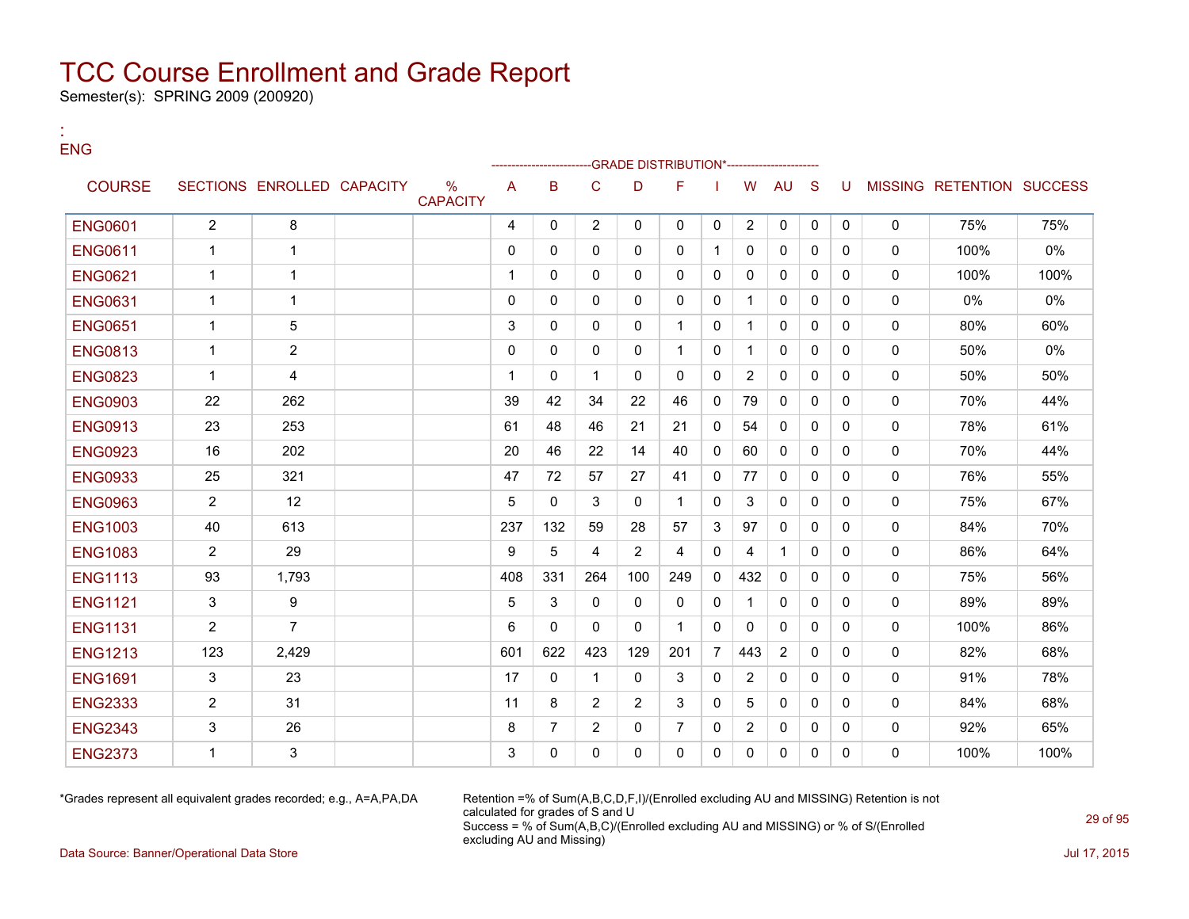# TCC Course Enrollment and Grade Report

Semester(s): SPRING 2009 (200920)

:
ENG

| COURSE | SECTIONS | ENROLLED | CAPACITY | % CAPACITY | A | B | C | D | F | I | W | AU | S | U | MISSING | RETENTION | SUCCESS |
|---|---|---|---|---|---|---|---|---|---|---|---|---|---|---|---|---|---|
| | | | | | GRADE DISTRIBUTION* | | | | | | | | | | | | |
| ENG0601 | 2 | 8 | | | 4 | 0 | 2 | 0 | 0 | 0 | 2 | 0 | 0 | 0 | 0 | 75% | 75% |
| ENG0611 | 1 | 1 | | | 0 | 0 | 0 | 0 | 0 | 1 | 0 | 0 | 0 | 0 | 0 | 100% | 0% |
| ENG0621 | 1 | 1 | | | 1 | 0 | 0 | 0 | 0 | 0 | 0 | 0 | 0 | 0 | 0 | 100% | 100% |
| ENG0631 | 1 | 1 | | | 0 | 0 | 0 | 0 | 0 | 0 | 1 | 0 | 0 | 0 | 0 | 0% | 0% |
| ENG0651 | 1 | 5 | | | 3 | 0 | 0 | 0 | 1 | 0 | 1 | 0 | 0 | 0 | 0 | 80% | 60% |
| ENG0813 | 1 | 2 | | | 0 | 0 | 0 | 0 | 1 | 0 | 1 | 0 | 0 | 0 | 0 | 50% | 0% |
| ENG0823 | 1 | 4 | | | 1 | 0 | 1 | 0 | 0 | 0 | 2 | 0 | 0 | 0 | 0 | 50% | 50% |
| ENG0903 | 22 | 262 | | | 39 | 42 | 34 | 22 | 46 | 0 | 79 | 0 | 0 | 0 | 0 | 70% | 44% |
| ENG0913 | 23 | 253 | | | 61 | 48 | 46 | 21 | 21 | 0 | 54 | 0 | 0 | 0 | 0 | 78% | 61% |
| ENG0923 | 16 | 202 | | | 20 | 46 | 22 | 14 | 40 | 0 | 60 | 0 | 0 | 0 | 0 | 70% | 44% |
| ENG0933 | 25 | 321 | | | 47 | 72 | 57 | 27 | 41 | 0 | 77 | 0 | 0 | 0 | 0 | 76% | 55% |
| ENG0963 | 2 | 12 | | | 5 | 0 | 3 | 0 | 1 | 0 | 3 | 0 | 0 | 0 | 0 | 75% | 67% |
| ENG1003 | 40 | 613 | | | 237 | 132 | 59 | 28 | 57 | 3 | 97 | 0 | 0 | 0 | 0 | 84% | 70% |
| ENG1083 | 2 | 29 | | | 9 | 5 | 4 | 2 | 4 | 0 | 4 | 1 | 0 | 0 | 0 | 86% | 64% |
| ENG1113 | 93 | 1,793 | | | 408 | 331 | 264 | 100 | 249 | 0 | 432 | 0 | 0 | 0 | 0 | 75% | 56% |
| ENG1121 | 3 | 9 | | | 5 | 3 | 0 | 0 | 0 | 0 | 1 | 0 | 0 | 0 | 0 | 89% | 89% |
| ENG1131 | 2 | 7 | | | 6 | 0 | 0 | 0 | 1 | 0 | 0 | 0 | 0 | 0 | 0 | 100% | 86% |
| ENG1213 | 123 | 2,429 | | | 601 | 622 | 423 | 129 | 201 | 7 | 443 | 2 | 0 | 0 | 0 | 82% | 68% |
| ENG1691 | 3 | 23 | | | 17 | 0 | 1 | 0 | 3 | 0 | 2 | 0 | 0 | 0 | 0 | 91% | 78% |
| ENG2333 | 2 | 31 | | | 11 | 8 | 2 | 2 | 3 | 0 | 5 | 0 | 0 | 0 | 0 | 84% | 68% |
| ENG2343 | 3 | 26 | | | 8 | 7 | 2 | 0 | 7 | 0 | 2 | 0 | 0 | 0 | 0 | 92% | 65% |
| ENG2373 | 1 | 3 | | | 3 | 0 | 0 | 0 | 0 | 0 | 0 | 0 | 0 | 0 | 0 | 100% | 100% |

*Grades represent all equivalent grades recorded; e.g., A=A,PA,DA

Retention =% of Sum(A,B,C,D,F,I)/(Enrolled excluding AU and MISSING) Retention is not calculated for grades of S and U
Success = % of Sum(A,B,C)/(Enrolled excluding AU and MISSING) or % of S/(Enrolled excluding AU and Missing)

Data Source: Banner/Operational Data Store

Jul 17, 2015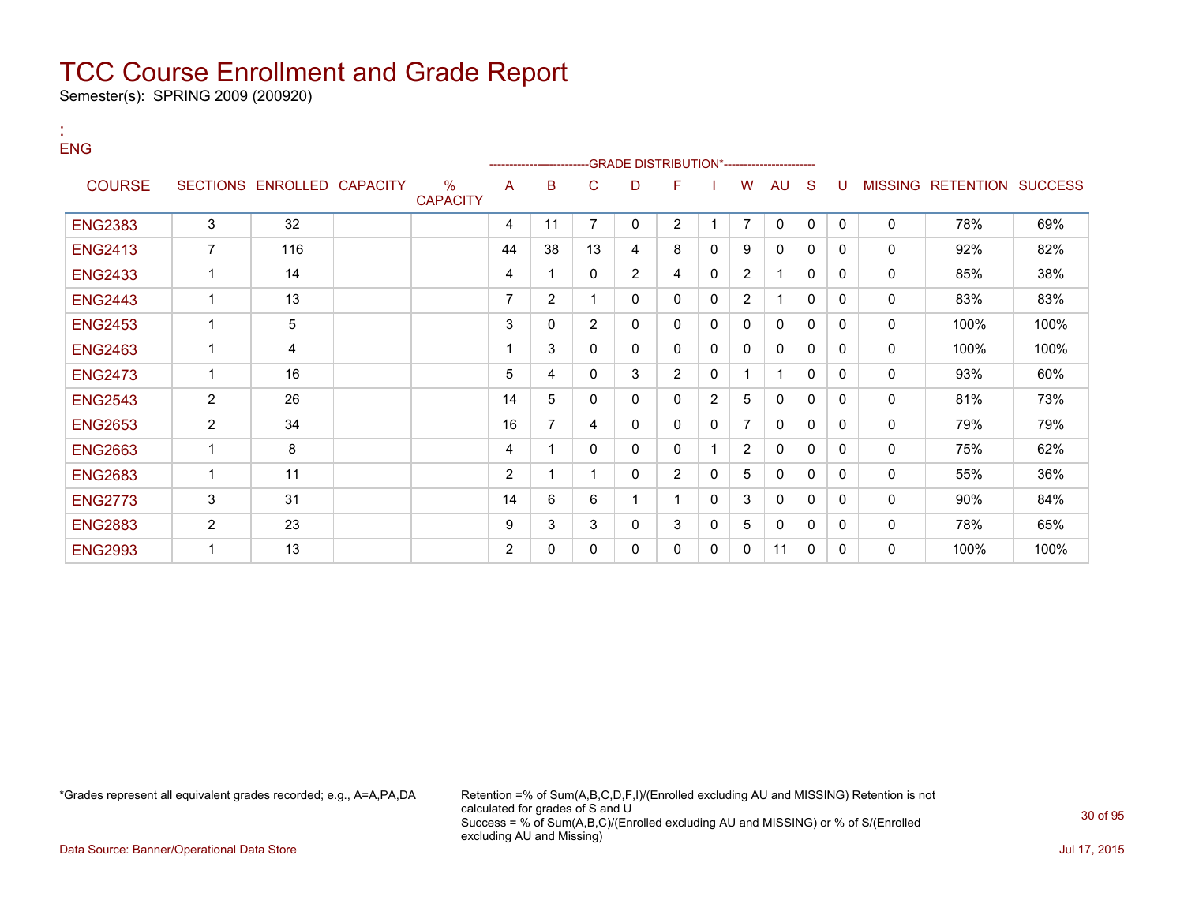# TCC Course Enrollment and Grade Report

Semester(s): SPRING 2009 (200920)

:
ENG

| COURSE | SECTIONS | ENROLLED | CAPACITY | % CAPACITY | A | B | C | D | F | I | W | AU | S | U | MISSING | RETENTION | SUCCESS |
|---|---|---|---|---|---|---|---|---|---|---|---|---|---|---|---|---|---|
| | | | | | -------------------------GRADE DISTRIBUTION*---------------------- | | | | | | | | | | | | |
| ENG2383 | 3 | 32 | | | 4 | 11 | 7 | 0 | 2 | 1 | 7 | 0 | 0 | 0 | 0 | 78% | 69% |
| ENG2413 | 7 | 116 | | | 44 | 38 | 13 | 4 | 8 | 0 | 9 | 0 | 0 | 0 | 0 | 92% | 82% |
| ENG2433 | 1 | 14 | | | 4 | 1 | 0 | 2 | 4 | 0 | 2 | 1 | 0 | 0 | 0 | 85% | 38% |
| ENG2443 | 1 | 13 | | | 7 | 2 | 1 | 0 | 0 | 0 | 2 | 1 | 0 | 0 | 0 | 83% | 83% |
| ENG2453 | 1 | 5 | | | 3 | 0 | 2 | 0 | 0 | 0 | 0 | 0 | 0 | 0 | 0 | 100% | 100% |
| ENG2463 | 1 | 4 | | | 1 | 3 | 0 | 0 | 0 | 0 | 0 | 0 | 0 | 0 | 0 | 100% | 100% |
| ENG2473 | 1 | 16 | | | 5 | 4 | 0 | 3 | 2 | 0 | 1 | 1 | 0 | 0 | 0 | 93% | 60% |
| ENG2543 | 2 | 26 | | | 14 | 5 | 0 | 0 | 0 | 2 | 5 | 0 | 0 | 0 | 0 | 81% | 73% |
| ENG2653 | 2 | 34 | | | 16 | 7 | 4 | 0 | 0 | 0 | 7 | 0 | 0 | 0 | 0 | 79% | 79% |
| ENG2663 | 1 | 8 | | | 4 | 1 | 0 | 0 | 0 | 1 | 2 | 0 | 0 | 0 | 0 | 75% | 62% |
| ENG2683 | 1 | 11 | | | 2 | 1 | 1 | 0 | 2 | 0 | 5 | 0 | 0 | 0 | 0 | 55% | 36% |
| ENG2773 | 3 | 31 | | | 14 | 6 | 6 | 1 | 1 | 0 | 3 | 0 | 0 | 0 | 0 | 90% | 84% |
| ENG2883 | 2 | 23 | | | 9 | 3 | 3 | 0 | 3 | 0 | 5 | 0 | 0 | 0 | 0 | 78% | 65% |
| ENG2993 | 1 | 13 | | | 2 | 0 | 0 | 0 | 0 | 0 | 0 | 11 | 0 | 0 | 0 | 100% | 100% |

*Grades represent all equivalent grades recorded; e.g., A=A,PA,DA

Retention =% of Sum(A,B,C,D,F,I)/(Enrolled excluding AU and MISSING) Retention is not calculated for grades of S and U
Success = % of Sum(A,B,C)/(Enrolled excluding AU and MISSING) or % of S/(Enrolled excluding AU and Missing)

Data Source: Banner/Operational Data Store

Jul 17, 2015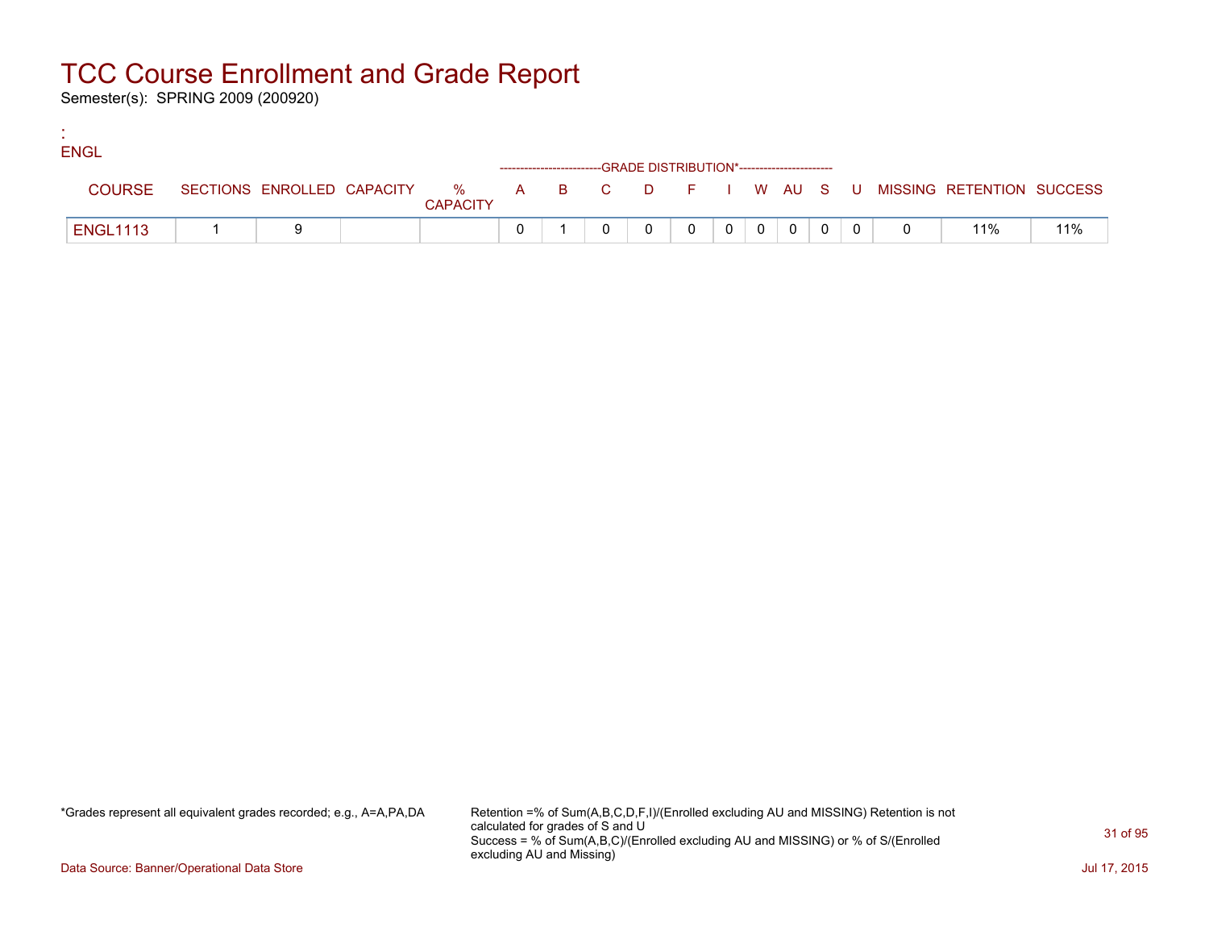# TCC Course Enrollment and Grade Report

Semester(s): SPRING 2009 (200920)

:
ENGL

| COURSE | SECTIONS | ENROLLED | CAPACITY | % CAPACITY | A | B | C | D | F | I | W | AU | S | U | MISSING | RETENTION | SUCCESS |
|---|---|---|---|---|---|---|---|---|---|---|---|---|---|---|---|---|---|
| | | | | | GRADE DISTRIBUTION* | | | | | | | | | | | | |
| ENGL1113 | 1 | 9 | | | 0 | 1 | 0 | 0 | 0 | 0 | 0 | 0 | 0 | 0 | 0 | 11% | 11% |

*Grades represent all equivalent grades recorded; e.g., A=A,PA,DA

Retention =% of Sum(A,B,C,D,F,I)/(Enrolled excluding AU and MISSING) Retention is not calculated for grades of S and U
Success = % of Sum(A,B,C)/(Enrolled excluding AU and MISSING) or % of S/(Enrolled excluding AU and Missing)

Data Source: Banner/Operational Data Store

Jul 17, 2015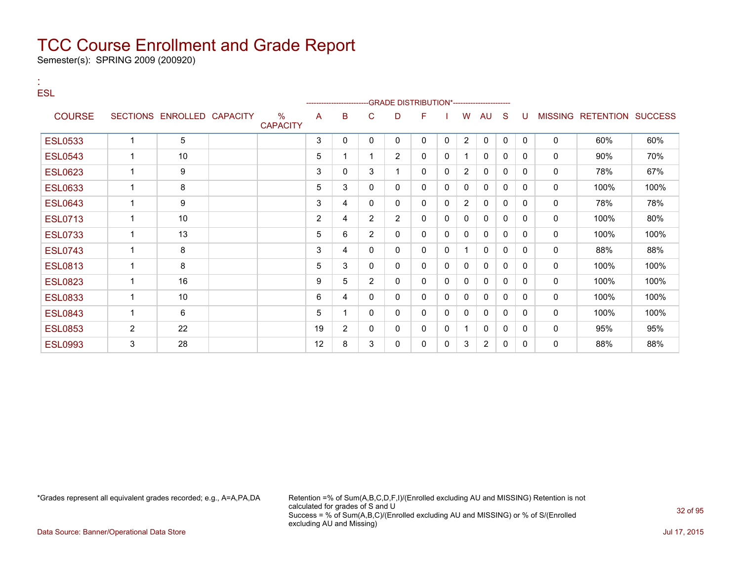# TCC Course Enrollment and Grade Report

Semester(s): SPRING 2009 (200920)

:
ESL

| COURSE | SECTIONS | ENROLLED | CAPACITY | % CAPACITY | A | B | C | D | F | I | W | AU | S | U | MISSING | RETENTION | SUCCESS |
|---|---|---|---|---|---|---|---|---|---|---|---|---|---|---|---|---|---|
| | | | | | GRADE DISTRIBUTION* | | | | | | | | | | | | |
| ESL0533 | 1 | 5 | | | 3 | 0 | 0 | 0 | 0 | 0 | 2 | 0 | 0 | 0 | 0 | 60% | 60% |
| ESL0543 | 1 | 10 | | | 5 | 1 | 1 | 2 | 0 | 0 | 1 | 0 | 0 | 0 | 0 | 90% | 70% |
| ESL0623 | 1 | 9 | | | 3 | 0 | 3 | 1 | 0 | 0 | 2 | 0 | 0 | 0 | 0 | 78% | 67% |
| ESL0633 | 1 | 8 | | | 5 | 3 | 0 | 0 | 0 | 0 | 0 | 0 | 0 | 0 | 0 | 100% | 100% |
| ESL0643 | 1 | 9 | | | 3 | 4 | 0 | 0 | 0 | 0 | 2 | 0 | 0 | 0 | 0 | 78% | 78% |
| ESL0713 | 1 | 10 | | | 2 | 4 | 2 | 2 | 0 | 0 | 0 | 0 | 0 | 0 | 0 | 100% | 80% |
| ESL0733 | 1 | 13 | | | 5 | 6 | 2 | 0 | 0 | 0 | 0 | 0 | 0 | 0 | 0 | 100% | 100% |
| ESL0743 | 1 | 8 | | | 3 | 4 | 0 | 0 | 0 | 0 | 1 | 0 | 0 | 0 | 0 | 88% | 88% |
| ESL0813 | 1 | 8 | | | 5 | 3 | 0 | 0 | 0 | 0 | 0 | 0 | 0 | 0 | 0 | 100% | 100% |
| ESL0823 | 1 | 16 | | | 9 | 5 | 2 | 0 | 0 | 0 | 0 | 0 | 0 | 0 | 0 | 100% | 100% |
| ESL0833 | 1 | 10 | | | 6 | 4 | 0 | 0 | 0 | 0 | 0 | 0 | 0 | 0 | 0 | 100% | 100% |
| ESL0843 | 1 | 6 | | | 5 | 1 | 0 | 0 | 0 | 0 | 0 | 0 | 0 | 0 | 0 | 100% | 100% |
| ESL0853 | 2 | 22 | | | 19 | 2 | 0 | 0 | 0 | 0 | 1 | 0 | 0 | 0 | 0 | 95% | 95% |
| ESL0993 | 3 | 28 | | | 12 | 8 | 3 | 0 | 0 | 0 | 3 | 2 | 0 | 0 | 0 | 88% | 88% |

*Grades represent all equivalent grades recorded; e.g., A=A,PA,DA

Retention =% of Sum(A,B,C,D,F,I)/(Enrolled excluding AU and MISSING) Retention is not calculated for grades of S and U
Success = % of Sum(A,B,C)/(Enrolled excluding AU and MISSING) or % of S/(Enrolled excluding AU and Missing)

Data Source: Banner/Operational Data Store

Jul 17, 2015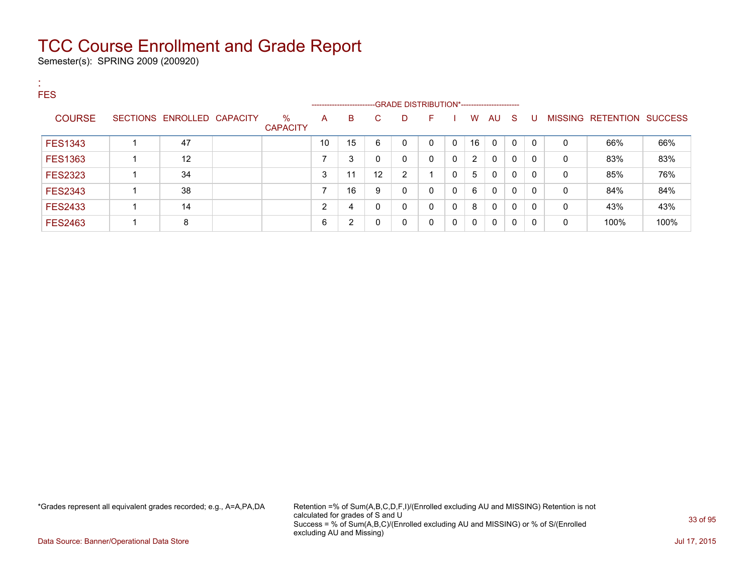# TCC Course Enrollment and Grade Report

Semester(s): SPRING 2009 (200920)

:
FES

| COURSE | SECTIONS | ENROLLED | CAPACITY | % CAPACITY | A | B | C | D | F | I | W | AU | S | U | MISSING | RETENTION | SUCCESS |
|---|---|---|---|---|---|---|---|---|---|---|---|---|---|---|---|---|---|
| | | | | | GRADE DISTRIBUTION* | | | | | | | | | | | | |
| FES1343 | 1 | 47 | | | 10 | 15 | 6 | 0 | 0 | 0 | 16 | 0 | 0 | 0 | 0 | 66% | 66% |
| FES1363 | 1 | 12 | | | 7 | 3 | 0 | 0 | 0 | 0 | 2 | 0 | 0 | 0 | 0 | 83% | 83% |
| FES2323 | 1 | 34 | | | 3 | 11 | 12 | 2 | 1 | 0 | 5 | 0 | 0 | 0 | 0 | 85% | 76% |
| FES2343 | 1 | 38 | | | 7 | 16 | 9 | 0 | 0 | 0 | 6 | 0 | 0 | 0 | 0 | 84% | 84% |
| FES2433 | 1 | 14 | | | 2 | 4 | 0 | 0 | 0 | 0 | 8 | 0 | 0 | 0 | 0 | 43% | 43% |
| FES2463 | 1 | 8 | | | 6 | 2 | 0 | 0 | 0 | 0 | 0 | 0 | 0 | 0 | 0 | 100% | 100% |

*Grades represent all equivalent grades recorded; e.g., A=A,PA,DA

Retention =% of Sum(A,B,C,D,F,I)/(Enrolled excluding AU and MISSING) Retention is not calculated for grades of S and U
Success = % of Sum(A,B,C)/(Enrolled excluding AU and MISSING) or % of S/(Enrolled excluding AU and Missing)

Data Source: Banner/Operational Data Store

Jul 17, 2015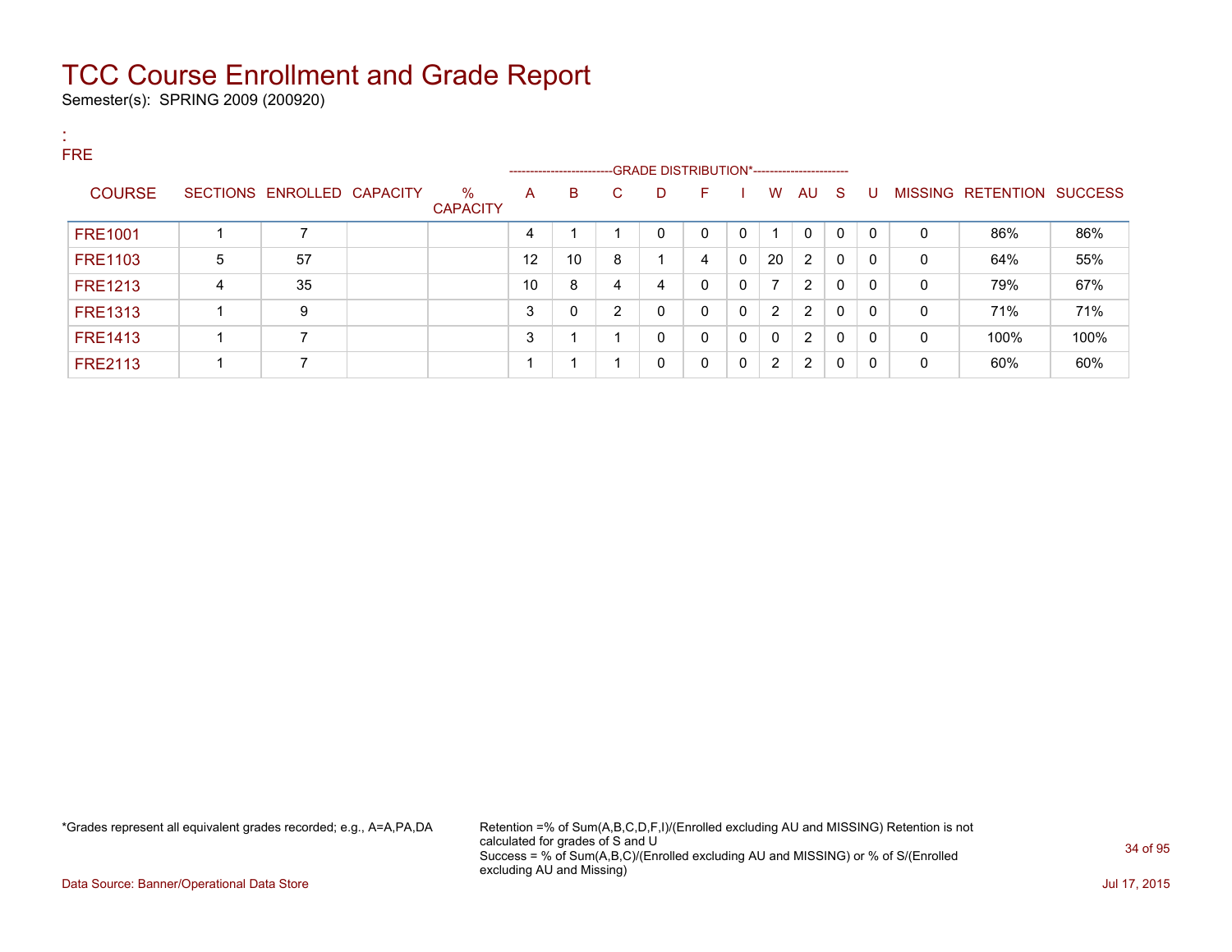# TCC Course Enrollment and Grade Report

Semester(s): SPRING 2009 (200920)

:
FRE

| COURSE | SECTIONS | ENROLLED | CAPACITY | % CAPACITY | A | B | C | D | F | I | W | AU | S | U | MISSING | RETENTION | SUCCESS |
|---|---|---|---|---|---|---|---|---|---|---|---|---|---|---|---|---|---|
| | | | | | -------------------------GRADE DISTRIBUTION*----------------------- | | | | | | | | | | | | |
| FRE1001 | 1 | 7 | | | 4 | 1 | 1 | 0 | 0 | 0 | 1 | 0 | 0 | 0 | 0 | 86% | 86% |
| FRE1103 | 5 | 57 | | | 12 | 10 | 8 | 1 | 4 | 0 | 20 | 2 | 0 | 0 | 0 | 64% | 55% |
| FRE1213 | 4 | 35 | | | 10 | 8 | 4 | 4 | 0 | 0 | 7 | 2 | 0 | 0 | 0 | 79% | 67% |
| FRE1313 | 1 | 9 | | | 3 | 0 | 2 | 0 | 0 | 0 | 2 | 2 | 0 | 0 | 0 | 71% | 71% |
| FRE1413 | 1 | 7 | | | 3 | 1 | 1 | 0 | 0 | 0 | 0 | 2 | 0 | 0 | 0 | 100% | 100% |
| FRE2113 | 1 | 7 | | | 1 | 1 | 1 | 0 | 0 | 0 | 2 | 2 | 0 | 0 | 0 | 60% | 60% |

*Grades represent all equivalent grades recorded; e.g., A=A,PA,DA

Retention =% of Sum(A,B,C,D,F,I)/(Enrolled excluding AU and MISSING) Retention is not calculated for grades of S and U
Success = % of Sum(A,B,C)/(Enrolled excluding AU and MISSING) or % of S/(Enrolled excluding AU and Missing)

Data Source: Banner/Operational Data Store

Jul 17, 2015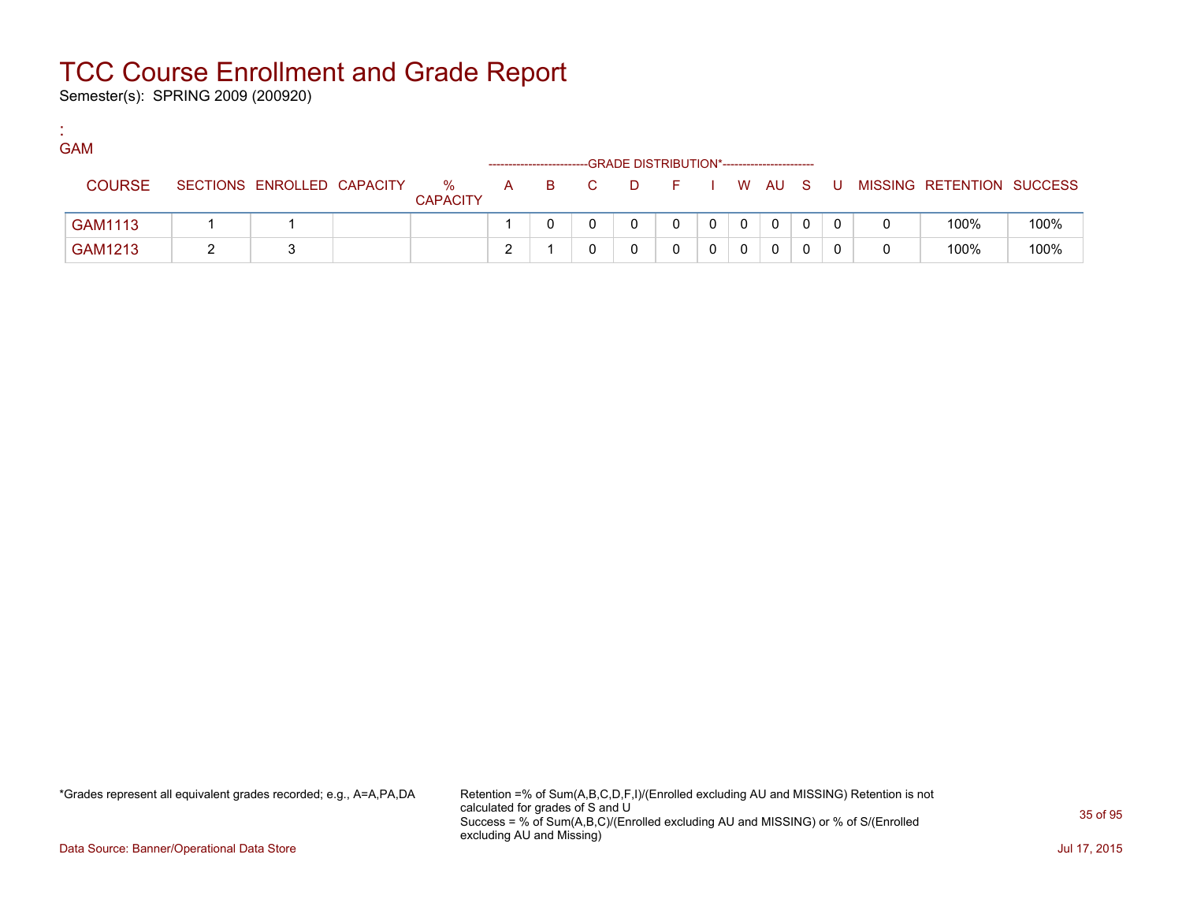# TCC Course Enrollment and Grade Report

Semester(s): SPRING 2009 (200920)

:
GAM

| COURSE | SECTIONS | ENROLLED | CAPACITY | % CAPACITY | A | B | C | D | F | I | W | AU | S | U | MISSING | RETENTION | SUCCESS |
|---|---|---|---|---|---|---|---|---|---|---|---|---|---|---|---|---|---|
| | | | | | GRADE DISTRIBUTION* | | | | | | | | | | | | |
| GAM1113 | 1 | 1 | | | 1 | 0 | 0 | 0 | 0 | 0 | 0 | 0 | 0 | 0 | 0 | 100% | 100% |
| GAM1213 | 2 | 3 | | | 2 | 1 | 0 | 0 | 0 | 0 | 0 | 0 | 0 | 0 | 0 | 100% | 100% |

*Grades represent all equivalent grades recorded; e.g., A=A,PA,DA

Retention =% of Sum(A,B,C,D,F,I)/(Enrolled excluding AU and MISSING) Retention is not calculated for grades of S and U
Success = % of Sum(A,B,C)/(Enrolled excluding AU and MISSING) or % of S/(Enrolled excluding AU and Missing)

Data Source: Banner/Operational Data Store

Jul 17, 2015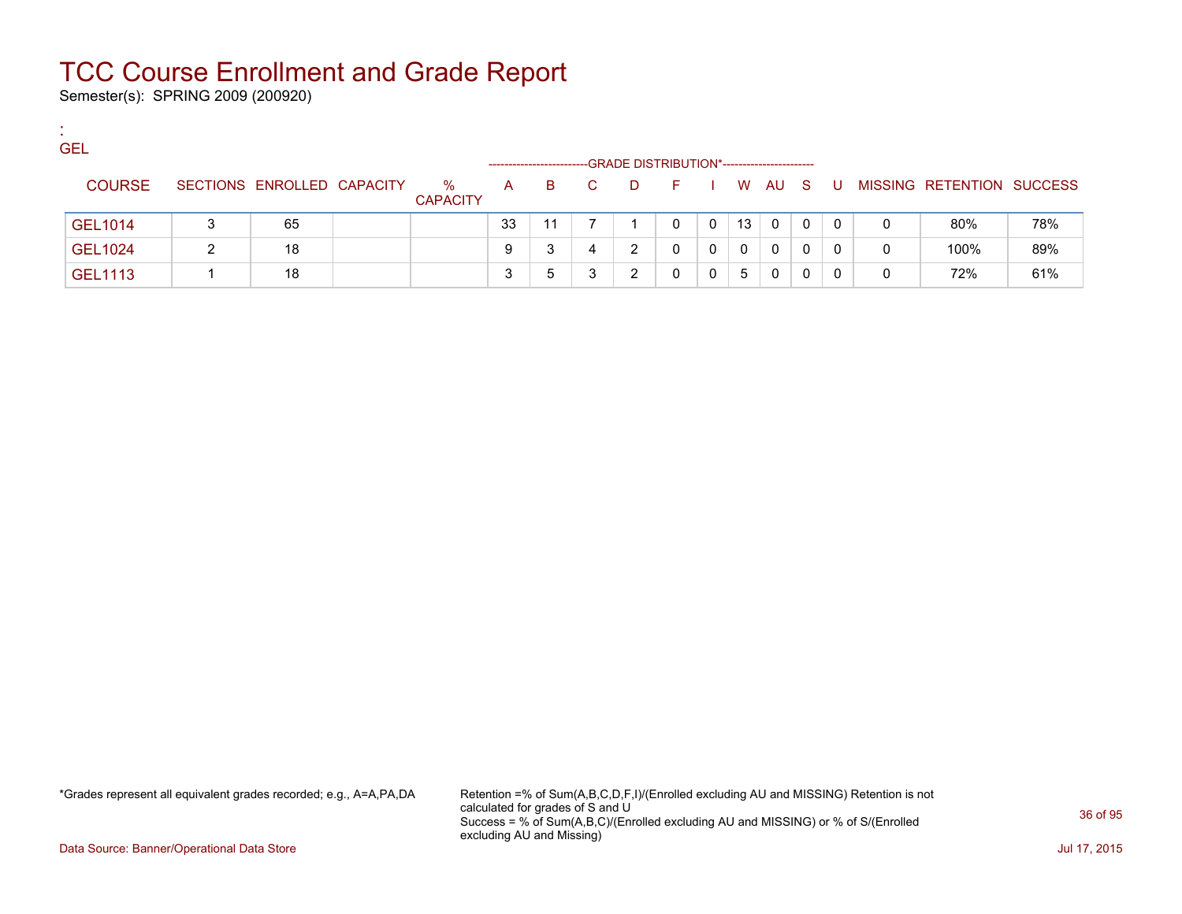# TCC Course Enrollment and Grade Report

Semester(s): SPRING 2009 (200920)

:
GEL

| COURSE | SECTIONS | ENROLLED | CAPACITY | % CAPACITY | A | B | C | D | F | I | W | AU | S | U | MISSING | RETENTION | SUCCESS |
|---|---|---|---|---|---|---|---|---|---|---|---|---|---|---|---|---|---|
| | | | | | GRADE DISTRIBUTION* | | | | | | | | | | | | |
| GEL1014 | 3 | 65 | | | 33 | 11 | 7 | 1 | 0 | 0 | 13 | 0 | 0 | 0 | 0 | 80% | 78% |
| GEL1024 | 2 | 18 | | | 9 | 3 | 4 | 2 | 0 | 0 | 0 | 0 | 0 | 0 | 0 | 100% | 89% |
| GEL1113 | 1 | 18 | | | 3 | 5 | 3 | 2 | 0 | 0 | 5 | 0 | 0 | 0 | 0 | 72% | 61% |

*Grades represent all equivalent grades recorded; e.g., A=A,PA,DA

Retention =% of Sum(A,B,C,D,F,I)/(Enrolled excluding AU and MISSING) Retention is not calculated for grades of S and U
Success = % of Sum(A,B,C)/(Enrolled excluding AU and MISSING) or % of S/(Enrolled excluding AU and Missing)

Data Source: Banner/Operational Data Store

Jul 17, 2015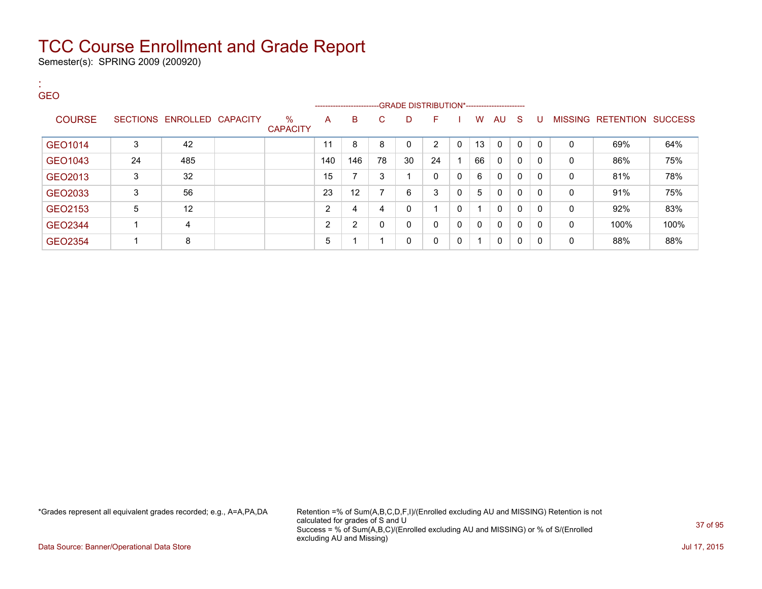# TCC Course Enrollment and Grade Report

Semester(s): SPRING 2009 (200920)

:
GEO

| COURSE | SECTIONS | ENROLLED | CAPACITY | % CAPACITY | A | B | C | D | F | I | W | AU | S | U | MISSING | RETENTION | SUCCESS |
|---|---|---|---|---|---|---|---|---|---|---|---|---|---|---|---|---|---|
| | | | | | GRADE DISTRIBUTION* | | | | | | | | | | | | |
| GEO1014 | 3 | 42 | | | 11 | 8 | 8 | 0 | 2 | 0 | 13 | 0 | 0 | 0 | 0 | 69% | 64% |
| GEO1043 | 24 | 485 | | | 140 | 146 | 78 | 30 | 24 | 1 | 66 | 0 | 0 | 0 | 0 | 86% | 75% |
| GEO2013 | 3 | 32 | | | 15 | 7 | 3 | 1 | 0 | 0 | 6 | 0 | 0 | 0 | 0 | 81% | 78% |
| GEO2033 | 3 | 56 | | | 23 | 12 | 7 | 6 | 3 | 0 | 5 | 0 | 0 | 0 | 0 | 91% | 75% |
| GEO2153 | 5 | 12 | | | 2 | 4 | 4 | 0 | 1 | 0 | 1 | 0 | 0 | 0 | 0 | 92% | 83% |
| GEO2344 | 1 | 4 | | | 2 | 2 | 0 | 0 | 0 | 0 | 0 | 0 | 0 | 0 | 0 | 100% | 100% |
| GEO2354 | 1 | 8 | | | 5 | 1 | 1 | 0 | 0 | 0 | 1 | 0 | 0 | 0 | 0 | 88% | 88% |

*Grades represent all equivalent grades recorded; e.g., A=A,PA,DA

Retention =% of Sum(A,B,C,D,F,I)/(Enrolled excluding AU and MISSING) Retention is not calculated for grades of S and U
Success = % of Sum(A,B,C)/(Enrolled excluding AU and MISSING) or % of S/(Enrolled excluding AU and Missing)

Data Source: Banner/Operational Data Store

Jul 17, 2015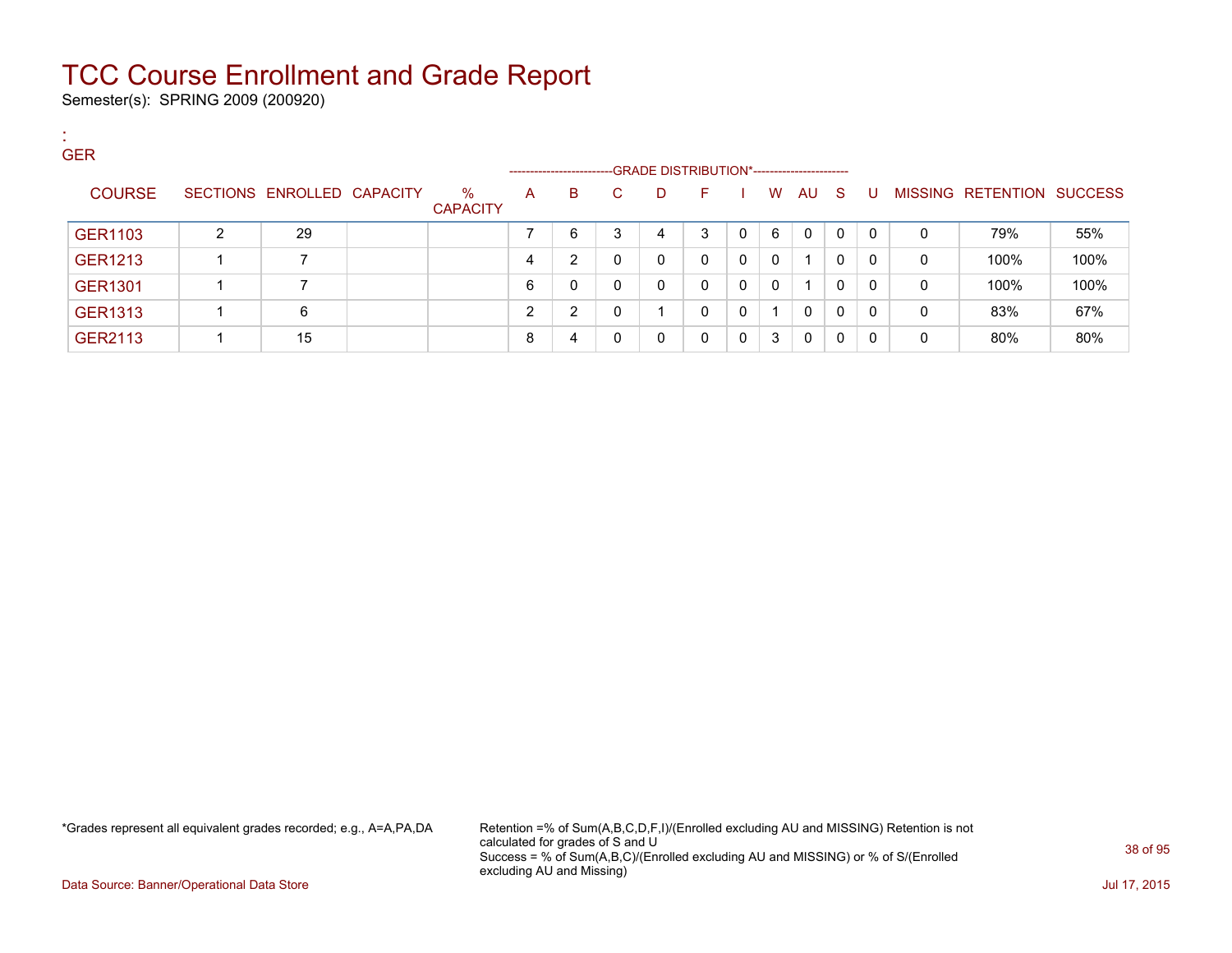# TCC Course Enrollment and Grade Report

Semester(s): SPRING 2009 (200920)

:
GER

| COURSE | SECTIONS | ENROLLED | CAPACITY | % CAPACITY | A | B | C | D | F | I | W | AU | S | U | MISSING | RETENTION | SUCCESS |
|---|---|---|---|---|---|---|---|---|---|---|---|---|---|---|---|---|---|
| | | | | | GRADE DISTRIBUTION* | | | | | | | | | | | | |
| GER1103 | 2 | 29 | | | 7 | 6 | 3 | 4 | 3 | 0 | 6 | 0 | 0 | 0 | 0 | 79% | 55% |
| GER1213 | 1 | 7 | | | 4 | 2 | 0 | 0 | 0 | 0 | 0 | 1 | 0 | 0 | 0 | 100% | 100% |
| GER1301 | 1 | 7 | | | 6 | 0 | 0 | 0 | 0 | 0 | 0 | 1 | 0 | 0 | 0 | 100% | 100% |
| GER1313 | 1 | 6 | | | 2 | 2 | 0 | 1 | 0 | 0 | 1 | 0 | 0 | 0 | 0 | 83% | 67% |
| GER2113 | 1 | 15 | | | 8 | 4 | 0 | 0 | 0 | 0 | 3 | 0 | 0 | 0 | 0 | 80% | 80% |

*Grades represent all equivalent grades recorded; e.g., A=A,PA,DA

Retention =% of Sum(A,B,C,D,F,I)/(Enrolled excluding AU and MISSING) Retention is not calculated for grades of S and U
Success = % of Sum(A,B,C)/(Enrolled excluding AU and MISSING) or % of S/(Enrolled excluding AU and Missing)

Data Source: Banner/Operational Data Store

Jul 17, 2015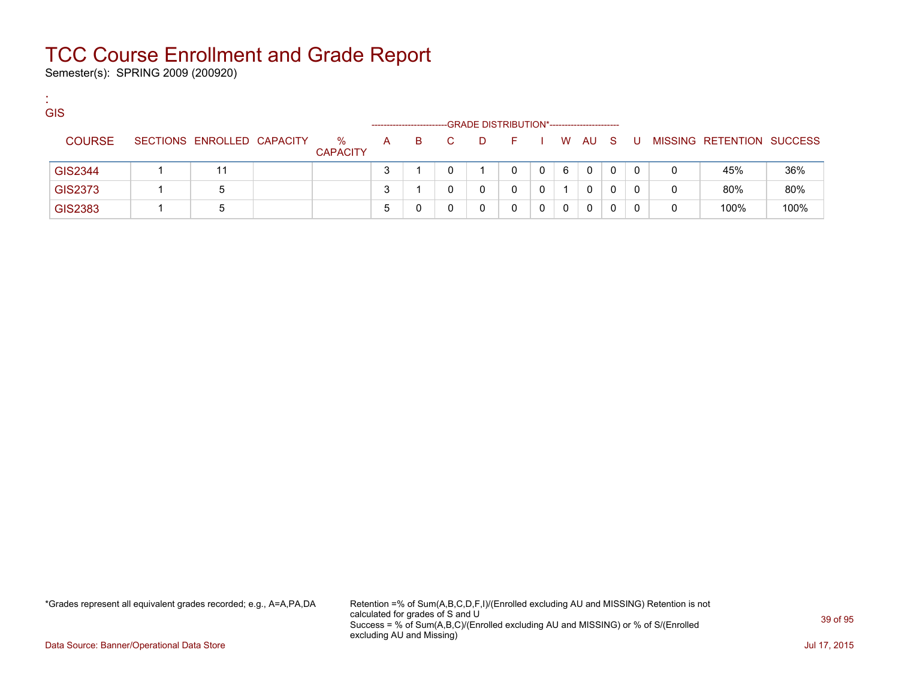# TCC Course Enrollment and Grade Report

Semester(s): SPRING 2009 (200920)

:
GIS

| COURSE | SECTIONS | ENROLLED | CAPACITY | % CAPACITY | A | B | C | D | F | I | W | AU | S | U | MISSING | RETENTION | SUCCESS |
|---|---|---|---|---|---|---|---|---|---|---|---|---|---|---|---|---|---|
| | | | | | GRADE DISTRIBUTION* | | | | | | | | | | | | |
| GIS2344 | 1 | 11 | | | 3 | 1 | 0 | 1 | 0 | 0 | 6 | 0 | 0 | 0 | 0 | 45% | 36% |
| GIS2373 | 1 | 5 | | | 3 | 1 | 0 | 0 | 0 | 0 | 1 | 0 | 0 | 0 | 0 | 80% | 80% |
| GIS2383 | 1 | 5 | | | 5 | 0 | 0 | 0 | 0 | 0 | 0 | 0 | 0 | 0 | 0 | 100% | 100% |

*Grades represent all equivalent grades recorded; e.g., A=A,PA,DA

Retention =% of Sum(A,B,C,D,F,I)/(Enrolled excluding AU and MISSING) Retention is not calculated for grades of S and U
Success = % of Sum(A,B,C)/(Enrolled excluding AU and MISSING) or % of S/(Enrolled excluding AU and Missing)

Data Source: Banner/Operational Data Store

Jul 17, 2015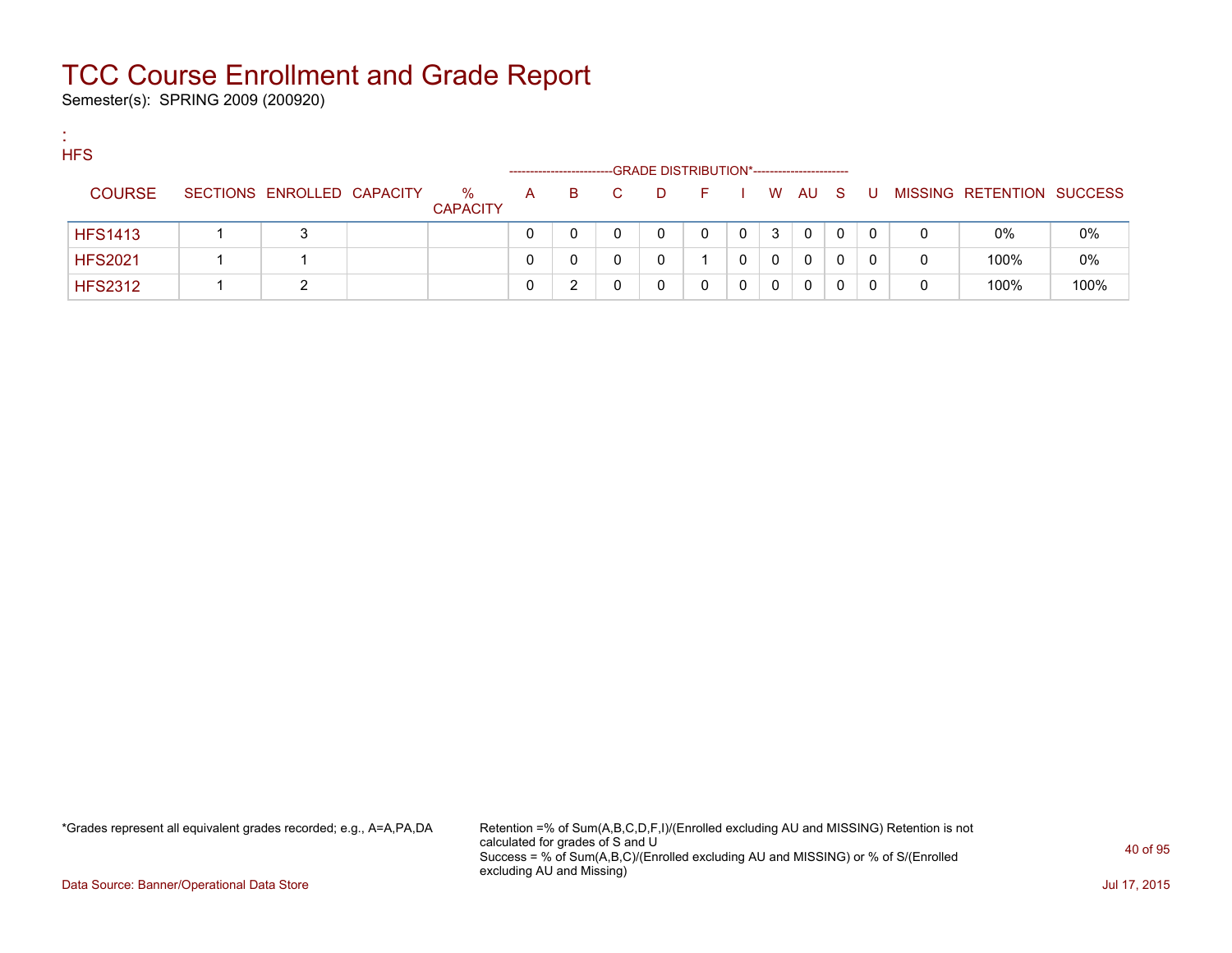# TCC Course Enrollment and Grade Report

Semester(s): SPRING 2009 (200920)

:
HFS

| COURSE | SECTIONS | ENROLLED | CAPACITY | % CAPACITY | A | B | C | D | F | I | W | AU | S | U | MISSING | RETENTION | SUCCESS |
|---|---|---|---|---|---|---|---|---|---|---|---|---|---|---|---|---|---|
| | | | | | GRADE DISTRIBUTION* | | | | | | | | | | | | |
| HFS1413 | 1 | 3 | | | 0 | 0 | 0 | 0 | 0 | 0 | 3 | 0 | 0 | 0 | 0 | 0% | 0% |
| HFS2021 | 1 | 1 | | | 0 | 0 | 0 | 0 | 1 | 0 | 0 | 0 | 0 | 0 | 0 | 100% | 0% |
| HFS2312 | 1 | 2 | | | 0 | 2 | 0 | 0 | 0 | 0 | 0 | 0 | 0 | 0 | 0 | 100% | 100% |

*Grades represent all equivalent grades recorded; e.g., A=A,PA,DA

Retention =% of Sum(A,B,C,D,F,I)/(Enrolled excluding AU and MISSING) Retention is not calculated for grades of S and U
Success = % of Sum(A,B,C)/(Enrolled excluding AU and MISSING) or % of S/(Enrolled excluding AU and Missing)

Data Source: Banner/Operational Data Store

Jul 17, 2015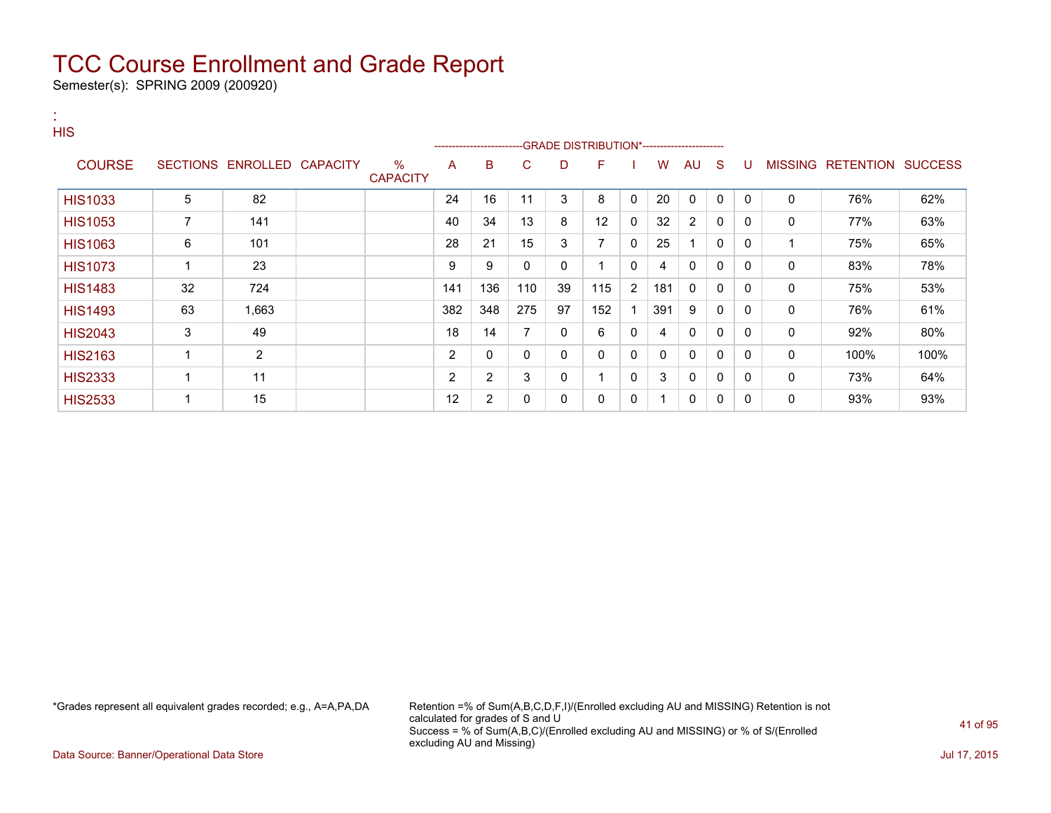# TCC Course Enrollment and Grade Report

Semester(s): SPRING 2009 (200920)

:
HIS

| COURSE | SECTIONS | ENROLLED | CAPACITY | % CAPACITY | A | B | C | D | F | I | W | AU | S | U | MISSING | RETENTION | SUCCESS |
|---|---|---|---|---|---|---|---|---|---|---|---|---|---|---|---|---|---|
| | | | | | -------------------------GRADE DISTRIBUTION*---------------------- | | | | | | | | | | | | |
| HIS1033 | 5 | 82 | | | 24 | 16 | 11 | 3 | 8 | 0 | 20 | 0 | 0 | 0 | 0 | 76% | 62% |
| HIS1053 | 7 | 141 | | | 40 | 34 | 13 | 8 | 12 | 0 | 32 | 2 | 0 | 0 | 0 | 77% | 63% |
| HIS1063 | 6 | 101 | | | 28 | 21 | 15 | 3 | 7 | 0 | 25 | 1 | 0 | 0 | 1 | 75% | 65% |
| HIS1073 | 1 | 23 | | | 9 | 9 | 0 | 0 | 1 | 0 | 4 | 0 | 0 | 0 | 0 | 83% | 78% |
| HIS1483 | 32 | 724 | | | 141 | 136 | 110 | 39 | 115 | 2 | 181 | 0 | 0 | 0 | 0 | 75% | 53% |
| HIS1493 | 63 | 1,663 | | | 382 | 348 | 275 | 97 | 152 | 1 | 391 | 9 | 0 | 0 | 0 | 76% | 61% |
| HIS2043 | 3 | 49 | | | 18 | 14 | 7 | 0 | 6 | 0 | 4 | 0 | 0 | 0 | 0 | 92% | 80% |
| HIS2163 | 1 | 2 | | | 2 | 0 | 0 | 0 | 0 | 0 | 0 | 0 | 0 | 0 | 0 | 100% | 100% |
| HIS2333 | 1 | 11 | | | 2 | 2 | 3 | 0 | 1 | 0 | 3 | 0 | 0 | 0 | 0 | 73% | 64% |
| HIS2533 | 1 | 15 | | | 12 | 2 | 0 | 0 | 0 | 0 | 1 | 0 | 0 | 0 | 0 | 93% | 93% |

*Grades represent all equivalent grades recorded; e.g., A=A,PA,DA

Retention =% of Sum(A,B,C,D,F,I)/(Enrolled excluding AU and MISSING) Retention is not calculated for grades of S and U
Success = % of Sum(A,B,C)/(Enrolled excluding AU and MISSING) or % of S/(Enrolled excluding AU and Missing)

Data Source: Banner/Operational Data Store

Jul 17, 2015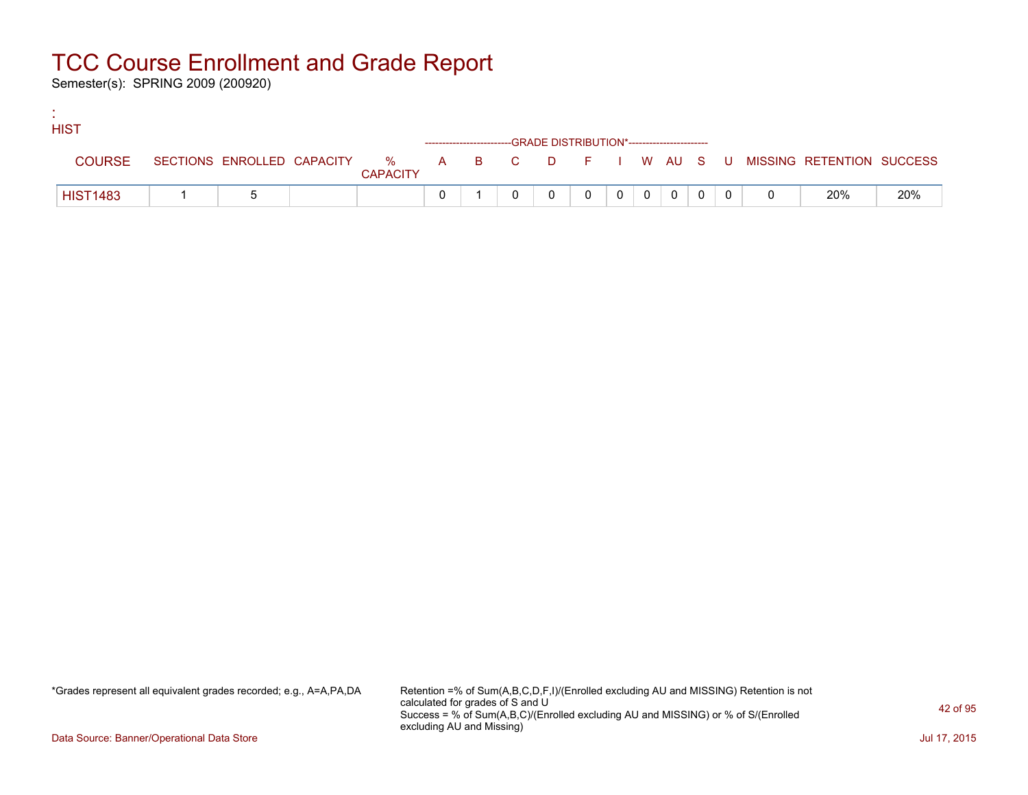# TCC Course Enrollment and Grade Report

Semester(s): SPRING 2009 (200920)

:
HIST

| COURSE | SECTIONS | ENROLLED | CAPACITY | % CAPACITY | A | B | C | D | F | I | W | AU | S | U | MISSING | RETENTION | SUCCESS |
|---|---|---|---|---|---|---|---|---|---|---|---|---|---|---|---|---|---|
| | | | | | -------------------------GRADE DISTRIBUTION*----------------------- | | | | | | | | | | | | |
| HIST1483 | 1 | 5 | | | 0 | 1 | 0 | 0 | 0 | 0 | 0 | 0 | 0 | 0 | 0 | 20% | 20% |

*Grades represent all equivalent grades recorded; e.g., A=A,PA,DA

Retention =% of Sum(A,B,C,D,F,I)/(Enrolled excluding AU and MISSING) Retention is not calculated for grades of S and U
Success = % of Sum(A,B,C)/(Enrolled excluding AU and MISSING) or % of S/(Enrolled excluding AU and Missing)

Data Source: Banner/Operational Data Store

Jul 17, 2015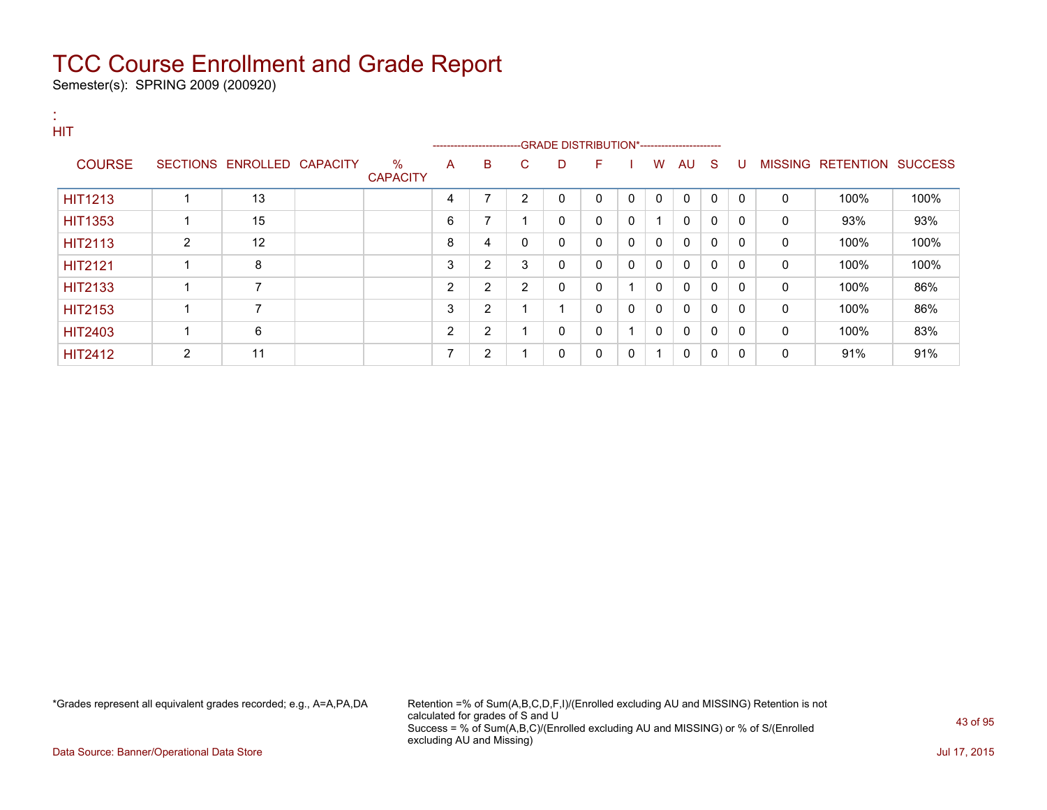# TCC Course Enrollment and Grade Report

Semester(s): SPRING 2009 (200920)

:
HIT

| COURSE | SECTIONS | ENROLLED | CAPACITY | % CAPACITY | A | B | C | D | F | I | W | AU | S | U | MISSING | RETENTION | SUCCESS |
|---|---|---|---|---|---|---|---|---|---|---|---|---|---|---|---|---|---|
| | | | | | GRADE DISTRIBUTION* | | | | | | | | | | | | |
| HIT1213 | 1 | 13 | | | 4 | 7 | 2 | 0 | 0 | 0 | 0 | 0 | 0 | 0 | 0 | 100% | 100% |
| HIT1353 | 1 | 15 | | | 6 | 7 | 1 | 0 | 0 | 0 | 1 | 0 | 0 | 0 | 0 | 93% | 93% |
| HIT2113 | 2 | 12 | | | 8 | 4 | 0 | 0 | 0 | 0 | 0 | 0 | 0 | 0 | 0 | 100% | 100% |
| HIT2121 | 1 | 8 | | | 3 | 2 | 3 | 0 | 0 | 0 | 0 | 0 | 0 | 0 | 0 | 100% | 100% |
| HIT2133 | 1 | 7 | | | 2 | 2 | 2 | 0 | 0 | 1 | 0 | 0 | 0 | 0 | 0 | 100% | 86% |
| HIT2153 | 1 | 7 | | | 3 | 2 | 1 | 1 | 0 | 0 | 0 | 0 | 0 | 0 | 0 | 100% | 86% |
| HIT2403 | 1 | 6 | | | 2 | 2 | 1 | 0 | 0 | 1 | 0 | 0 | 0 | 0 | 0 | 100% | 83% |
| HIT2412 | 2 | 11 | | | 7 | 2 | 1 | 0 | 0 | 0 | 1 | 0 | 0 | 0 | 0 | 91% | 91% |

*Grades represent all equivalent grades recorded; e.g., A=A,PA,DA

Retention =% of Sum(A,B,C,D,F,I)/(Enrolled excluding AU and MISSING) Retention is not calculated for grades of S and U
Success = % of Sum(A,B,C)/(Enrolled excluding AU and MISSING) or % of S/(Enrolled excluding AU and Missing)

Data Source: Banner/Operational Data Store

Jul 17, 2015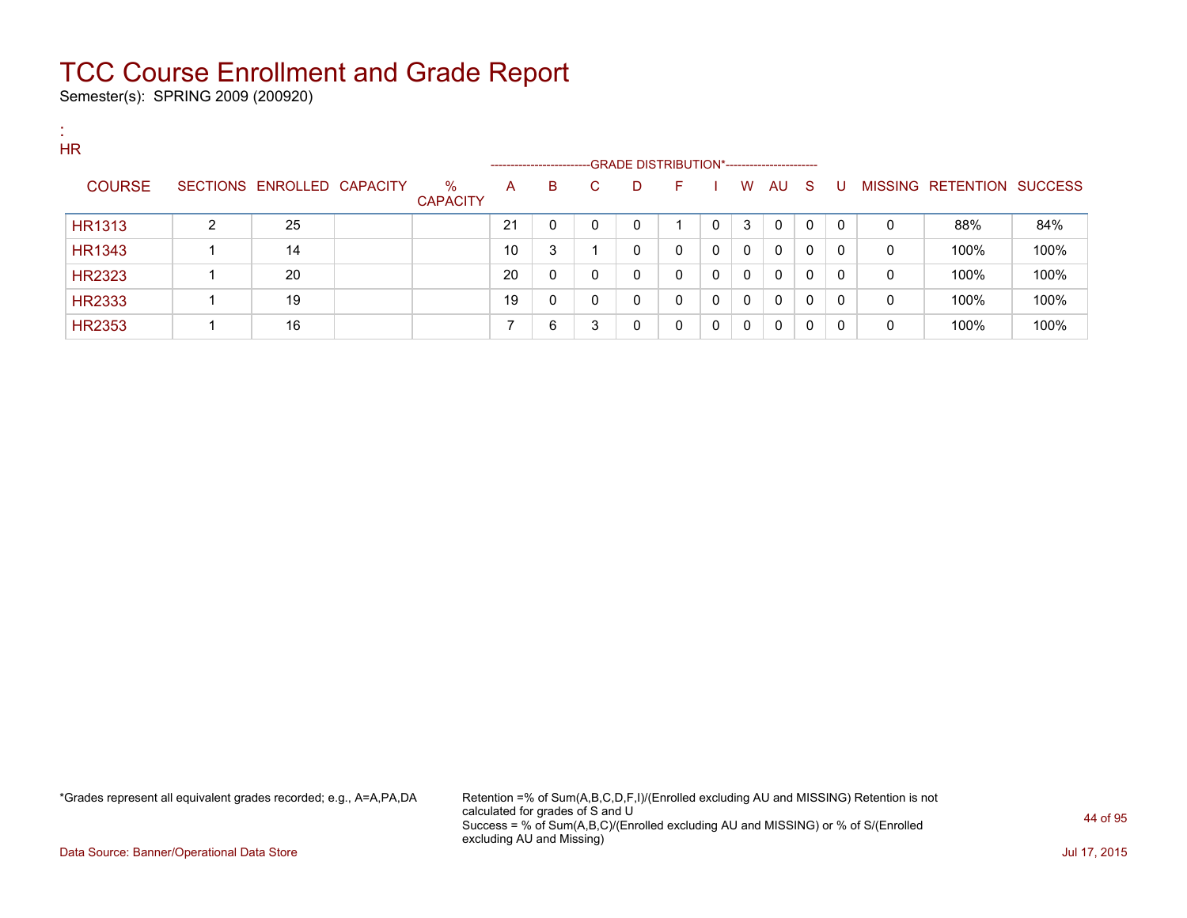# TCC Course Enrollment and Grade Report

Semester(s): SPRING 2009 (200920)

:
HR

| COURSE | SECTIONS | ENROLLED | CAPACITY | % CAPACITY | A | B | C | D | F | I | W | AU | S | U | MISSING | RETENTION | SUCCESS |
|---|---|---|---|---|---|---|---|---|---|---|---|---|---|---|---|---|---|
| | | | | | GRADE DISTRIBUTION* | | | | | | | | | | | | |
| HR1313 | 2 | 25 | | | 21 | 0 | 0 | 0 | 1 | 0 | 3 | 0 | 0 | 0 | 0 | 88% | 84% |
| HR1343 | 1 | 14 | | | 10 | 3 | 1 | 0 | 0 | 0 | 0 | 0 | 0 | 0 | 0 | 100% | 100% |
| HR2323 | 1 | 20 | | | 20 | 0 | 0 | 0 | 0 | 0 | 0 | 0 | 0 | 0 | 0 | 100% | 100% |
| HR2333 | 1 | 19 | | | 19 | 0 | 0 | 0 | 0 | 0 | 0 | 0 | 0 | 0 | 0 | 100% | 100% |
| HR2353 | 1 | 16 | | | 7 | 6 | 3 | 0 | 0 | 0 | 0 | 0 | 0 | 0 | 0 | 100% | 100% |

*Grades represent all equivalent grades recorded; e.g., A=A,PA,DA

Retention =% of Sum(A,B,C,D,F,I)/(Enrolled excluding AU and MISSING) Retention is not calculated for grades of S and U
Success = % of Sum(A,B,C)/(Enrolled excluding AU and MISSING) or % of S/(Enrolled excluding AU and Missing)

Data Source: Banner/Operational Data Store

Jul 17, 2015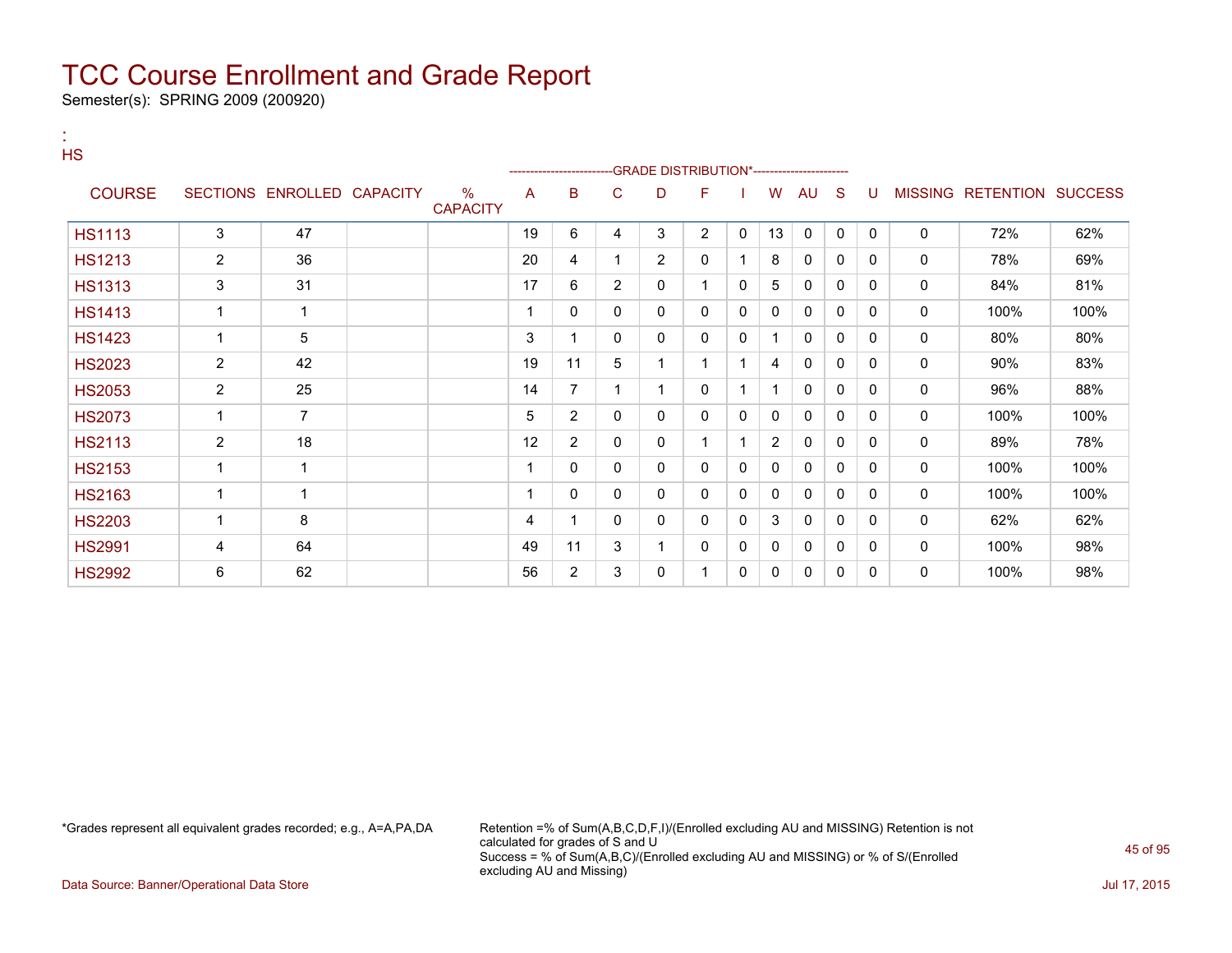# TCC Course Enrollment and Grade Report

Semester(s): SPRING 2009 (200920)

:
HS

| COURSE | SECTIONS | ENROLLED | CAPACITY | % CAPACITY | A | B | C | D | F | I | W | AU | S | U | MISSING | RETENTION | SUCCESS |
|---|---|---|---|---|---|---|---|---|---|---|---|---|---|---|---|---|---|
| | | | | | GRADE DISTRIBUTION* | | | | | | | | | | | | |
| HS1113 | 3 | 47 | | | 19 | 6 | 4 | 3 | 2 | 0 | 13 | 0 | 0 | 0 | 0 | 72% | 62% |
| HS1213 | 2 | 36 | | | 20 | 4 | 1 | 2 | 0 | 1 | 8 | 0 | 0 | 0 | 0 | 78% | 69% |
| HS1313 | 3 | 31 | | | 17 | 6 | 2 | 0 | 1 | 0 | 5 | 0 | 0 | 0 | 0 | 84% | 81% |
| HS1413 | 1 | 1 | | | 1 | 0 | 0 | 0 | 0 | 0 | 0 | 0 | 0 | 0 | 0 | 100% | 100% |
| HS1423 | 1 | 5 | | | 3 | 1 | 0 | 0 | 0 | 0 | 1 | 0 | 0 | 0 | 0 | 80% | 80% |
| HS2023 | 2 | 42 | | | 19 | 11 | 5 | 1 | 1 | 1 | 4 | 0 | 0 | 0 | 0 | 90% | 83% |
| HS2053 | 2 | 25 | | | 14 | 7 | 1 | 1 | 0 | 1 | 1 | 0 | 0 | 0 | 0 | 96% | 88% |
| HS2073 | 1 | 7 | | | 5 | 2 | 0 | 0 | 0 | 0 | 0 | 0 | 0 | 0 | 0 | 100% | 100% |
| HS2113 | 2 | 18 | | | 12 | 2 | 0 | 0 | 1 | 1 | 2 | 0 | 0 | 0 | 0 | 89% | 78% |
| HS2153 | 1 | 1 | | | 1 | 0 | 0 | 0 | 0 | 0 | 0 | 0 | 0 | 0 | 0 | 100% | 100% |
| HS2163 | 1 | 1 | | | 1 | 0 | 0 | 0 | 0 | 0 | 0 | 0 | 0 | 0 | 0 | 100% | 100% |
| HS2203 | 1 | 8 | | | 4 | 1 | 0 | 0 | 0 | 0 | 3 | 0 | 0 | 0 | 0 | 62% | 62% |
| HS2991 | 4 | 64 | | | 49 | 11 | 3 | 1 | 0 | 0 | 0 | 0 | 0 | 0 | 0 | 100% | 98% |
| HS2992 | 6 | 62 | | | 56 | 2 | 3 | 0 | 1 | 0 | 0 | 0 | 0 | 0 | 0 | 100% | 98% |

*Grades represent all equivalent grades recorded; e.g., A=A,PA,DA

Retention =% of Sum(A,B,C,D,F,I)/(Enrolled excluding AU and MISSING) Retention is not calculated for grades of S and U
Success = % of Sum(A,B,C)/(Enrolled excluding AU and MISSING) or % of S/(Enrolled excluding AU and Missing)

Data Source: Banner/Operational Data Store

Jul 17, 2015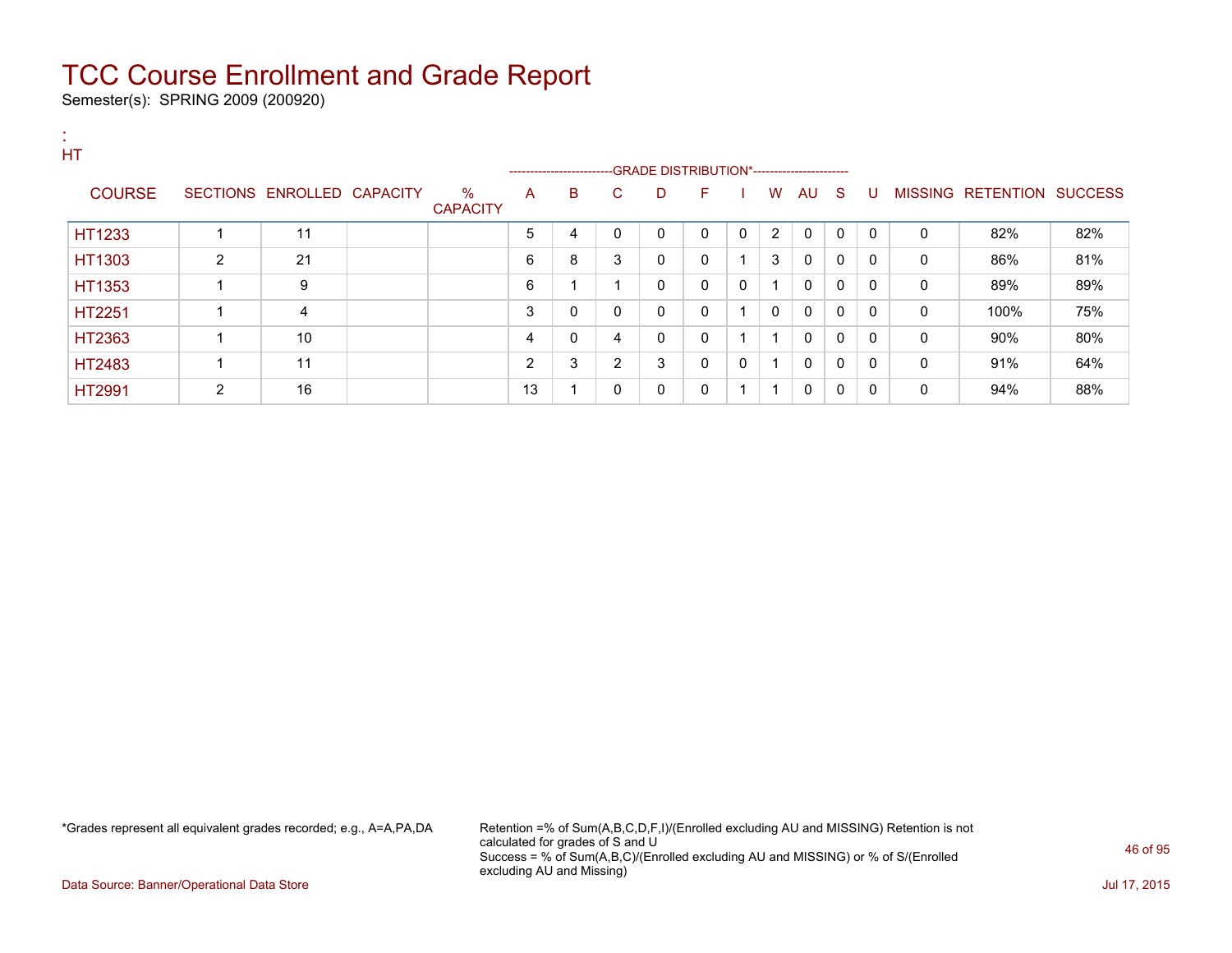# TCC Course Enrollment and Grade Report

Semester(s): SPRING 2009 (200920)

:
HT

| COURSE | SECTIONS | ENROLLED | CAPACITY | % CAPACITY | A | B | C | D | F | I | W | AU | S | U | MISSING | RETENTION | SUCCESS |
|---|---|---|---|---|---|---|---|---|---|---|---|---|---|---|---|---|---|
| | | | | | GRADE DISTRIBUTION* | | | | | | | | | | | | |
| HT1233 | 1 | 11 | | | 5 | 4 | 0 | 0 | 0 | 0 | 2 | 0 | 0 | 0 | 0 | 82% | 82% |
| HT1303 | 2 | 21 | | | 6 | 8 | 3 | 0 | 0 | 1 | 3 | 0 | 0 | 0 | 0 | 86% | 81% |
| HT1353 | 1 | 9 | | | 6 | 1 | 1 | 0 | 0 | 0 | 1 | 0 | 0 | 0 | 0 | 89% | 89% |
| HT2251 | 1 | 4 | | | 3 | 0 | 0 | 0 | 0 | 1 | 0 | 0 | 0 | 0 | 0 | 100% | 75% |
| HT2363 | 1 | 10 | | | 4 | 0 | 4 | 0 | 0 | 1 | 1 | 0 | 0 | 0 | 0 | 90% | 80% |
| HT2483 | 1 | 11 | | | 2 | 3 | 2 | 3 | 0 | 0 | 1 | 0 | 0 | 0 | 0 | 91% | 64% |
| HT2991 | 2 | 16 | | | 13 | 1 | 0 | 0 | 0 | 1 | 1 | 0 | 0 | 0 | 0 | 94% | 88% |

*Grades represent all equivalent grades recorded; e.g., A=A,PA,DA

Retention =% of Sum(A,B,C,D,F,I)/(Enrolled excluding AU and MISSING) Retention is not calculated for grades of S and U
Success = % of Sum(A,B,C)/(Enrolled excluding AU and MISSING) or % of S/(Enrolled excluding AU and Missing)

Data Source: Banner/Operational Data Store

Jul 17, 2015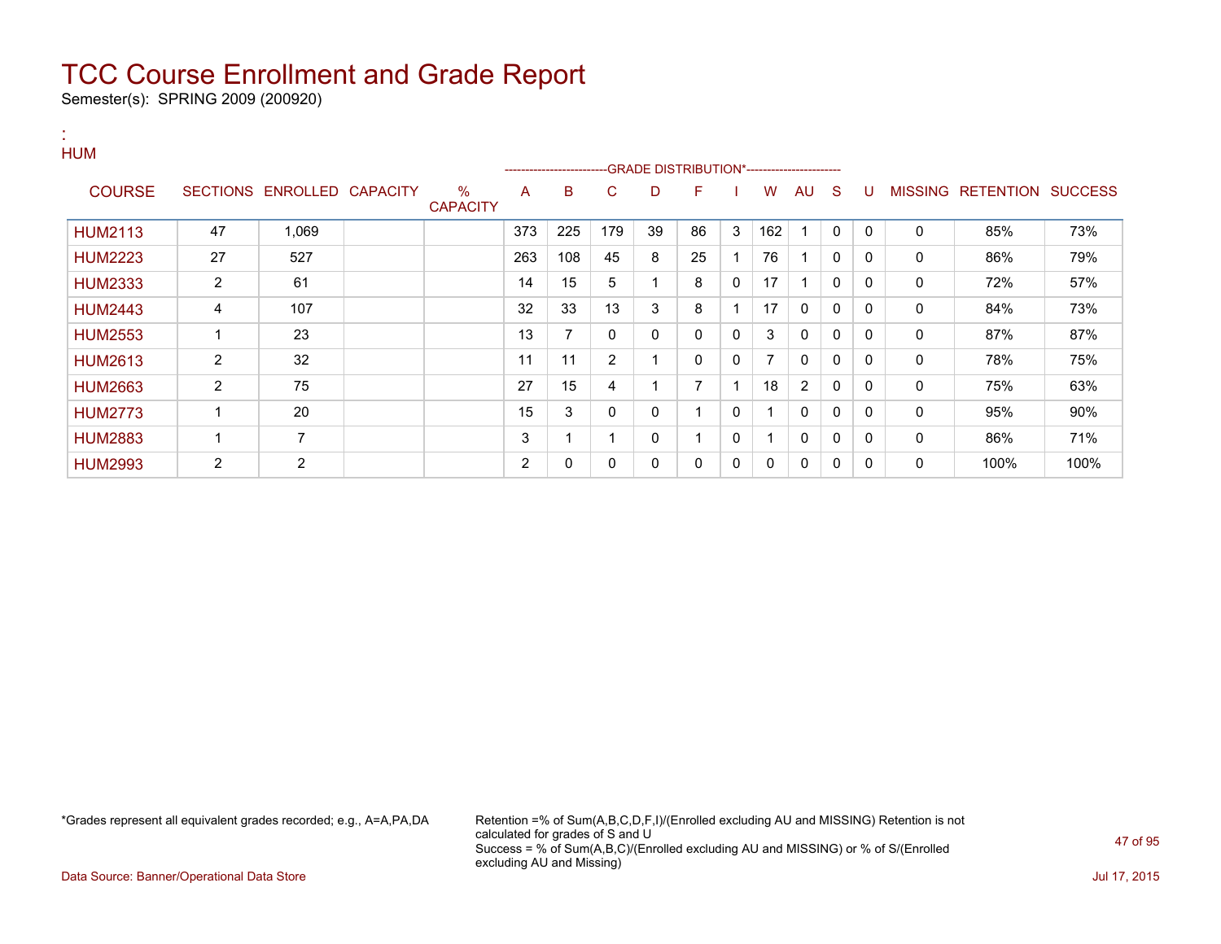# TCC Course Enrollment and Grade Report

Semester(s): SPRING 2009 (200920)

:
HUM

| COURSE | SECTIONS | ENROLLED | CAPACITY | % CAPACITY | A | B | C | D | F | I | W | AU | S | U | MISSING | RETENTION | SUCCESS |
|---|---|---|---|---|---|---|---|---|---|---|---|---|---|---|---|---|---|
| | | | | | GRADE DISTRIBUTION* | | | | | | | | | | | | |
| HUM2113 | 47 | 1,069 | | | 373 | 225 | 179 | 39 | 86 | 3 | 162 | 1 | 0 | 0 | 0 | 85% | 73% |
| HUM2223 | 27 | 527 | | | 263 | 108 | 45 | 8 | 25 | 1 | 76 | 1 | 0 | 0 | 0 | 86% | 79% |
| HUM2333 | 2 | 61 | | | 14 | 15 | 5 | 1 | 8 | 0 | 17 | 1 | 0 | 0 | 0 | 72% | 57% |
| HUM2443 | 4 | 107 | | | 32 | 33 | 13 | 3 | 8 | 1 | 17 | 0 | 0 | 0 | 0 | 84% | 73% |
| HUM2553 | 1 | 23 | | | 13 | 7 | 0 | 0 | 0 | 0 | 3 | 0 | 0 | 0 | 0 | 87% | 87% |
| HUM2613 | 2 | 32 | | | 11 | 11 | 2 | 1 | 0 | 0 | 7 | 0 | 0 | 0 | 0 | 78% | 75% |
| HUM2663 | 2 | 75 | | | 27 | 15 | 4 | 1 | 7 | 1 | 18 | 2 | 0 | 0 | 0 | 75% | 63% |
| HUM2773 | 1 | 20 | | | 15 | 3 | 0 | 0 | 1 | 0 | 1 | 0 | 0 | 0 | 0 | 95% | 90% |
| HUM2883 | 1 | 7 | | | 3 | 1 | 1 | 0 | 1 | 0 | 1 | 0 | 0 | 0 | 0 | 86% | 71% |
| HUM2993 | 2 | 2 | | | 2 | 0 | 0 | 0 | 0 | 0 | 0 | 0 | 0 | 0 | 0 | 100% | 100% |

*Grades represent all equivalent grades recorded; e.g., A=A,PA,DA

Retention =% of Sum(A,B,C,D,F,I)/(Enrolled excluding AU and MISSING) Retention is not calculated for grades of S and U
Success = % of Sum(A,B,C)/(Enrolled excluding AU and MISSING) or % of S/(Enrolled excluding AU and Missing)

Data Source: Banner/Operational Data Store

Jul 17, 2015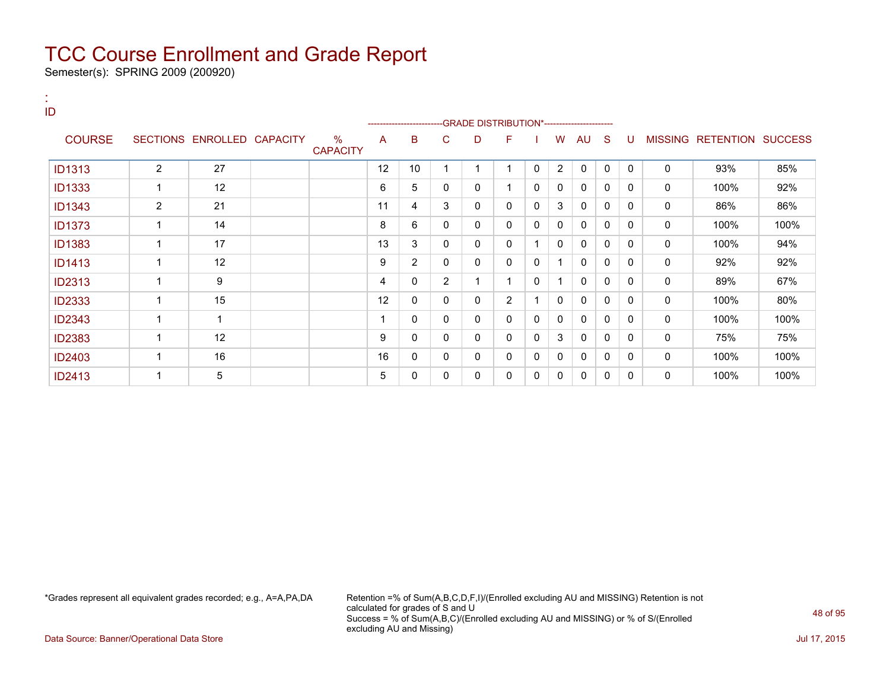# TCC Course Enrollment and Grade Report

Semester(s): SPRING 2009 (200920)

:
ID

| COURSE | SECTIONS | ENROLLED | CAPACITY | % CAPACITY | A | B | C | D | F | I | W | AU | S | U | MISSING | RETENTION | SUCCESS |
|---|---|---|---|---|---|---|---|---|---|---|---|---|---|---|---|---|---|
| | | | | | GRADE DISTRIBUTION* | | | | | | | | | | | | |
| ID1313 | 2 | 27 | | | 12 | 10 | 1 | 1 | 1 | 0 | 2 | 0 | 0 | 0 | 0 | 93% | 85% |
| ID1333 | 1 | 12 | | | 6 | 5 | 0 | 0 | 1 | 0 | 0 | 0 | 0 | 0 | 0 | 100% | 92% |
| ID1343 | 2 | 21 | | | 11 | 4 | 3 | 0 | 0 | 0 | 3 | 0 | 0 | 0 | 0 | 86% | 86% |
| ID1373 | 1 | 14 | | | 8 | 6 | 0 | 0 | 0 | 0 | 0 | 0 | 0 | 0 | 0 | 100% | 100% |
| ID1383 | 1 | 17 | | | 13 | 3 | 0 | 0 | 0 | 1 | 0 | 0 | 0 | 0 | 0 | 100% | 94% |
| ID1413 | 1 | 12 | | | 9 | 2 | 0 | 0 | 0 | 0 | 1 | 0 | 0 | 0 | 0 | 92% | 92% |
| ID2313 | 1 | 9 | | | 4 | 0 | 2 | 1 | 1 | 0 | 1 | 0 | 0 | 0 | 0 | 89% | 67% |
| ID2333 | 1 | 15 | | | 12 | 0 | 0 | 0 | 2 | 1 | 0 | 0 | 0 | 0 | 0 | 100% | 80% |
| ID2343 | 1 | 1 | | | 1 | 0 | 0 | 0 | 0 | 0 | 0 | 0 | 0 | 0 | 0 | 100% | 100% |
| ID2383 | 1 | 12 | | | 9 | 0 | 0 | 0 | 0 | 0 | 3 | 0 | 0 | 0 | 0 | 75% | 75% |
| ID2403 | 1 | 16 | | | 16 | 0 | 0 | 0 | 0 | 0 | 0 | 0 | 0 | 0 | 0 | 100% | 100% |
| ID2413 | 1 | 5 | | | 5 | 0 | 0 | 0 | 0 | 0 | 0 | 0 | 0 | 0 | 0 | 100% | 100% |

*Grades represent all equivalent grades recorded; e.g., A=A,PA,DA

Retention =% of Sum(A,B,C,D,F,I)/(Enrolled excluding AU and MISSING) Retention is not calculated for grades of S and U
Success = % of Sum(A,B,C)/(Enrolled excluding AU and MISSING) or % of S/(Enrolled excluding AU and Missing)

Data Source: Banner/Operational Data Store

Jul 17, 2015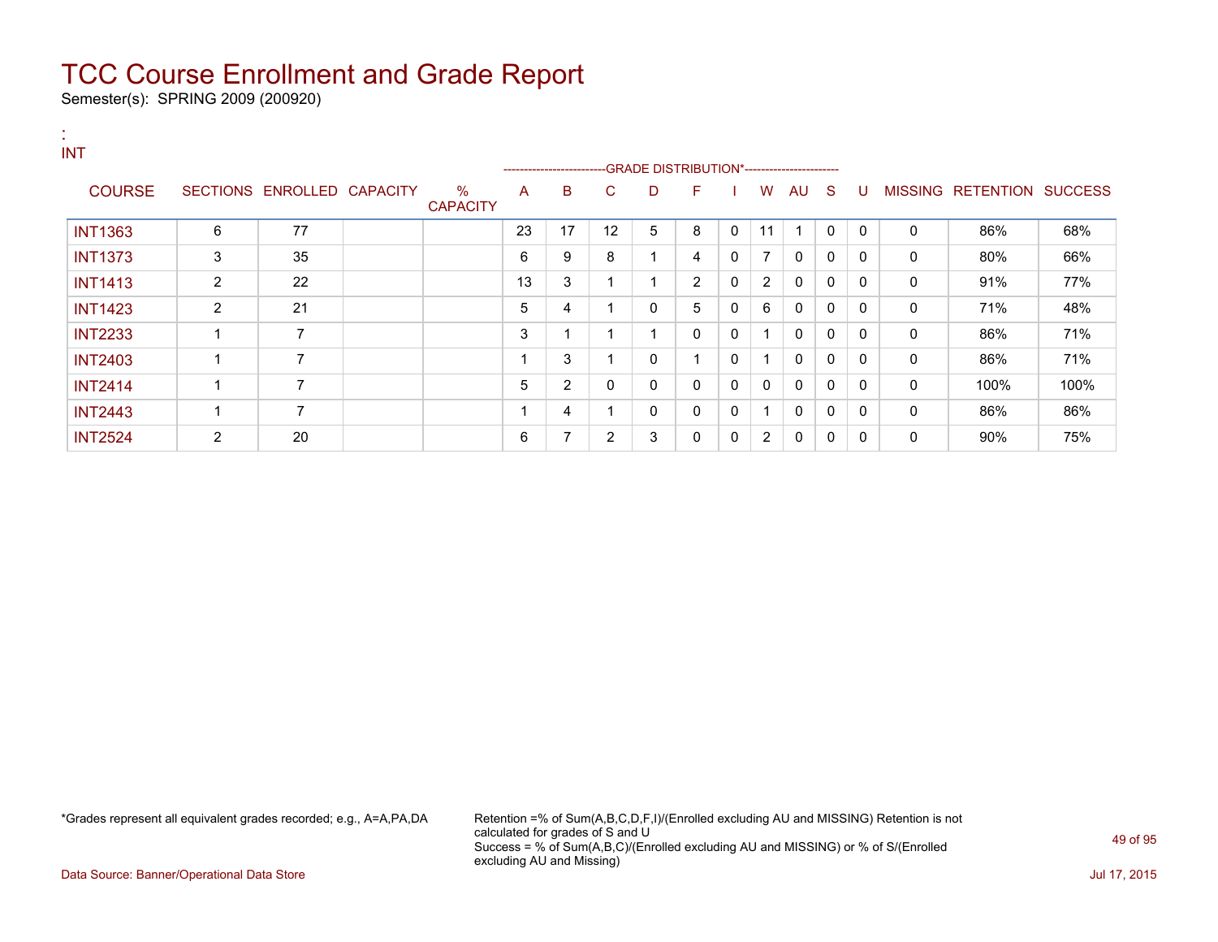# TCC Course Enrollment and Grade Report

Semester(s): SPRING 2009 (200920)

:
INT

| COURSE | SECTIONS | ENROLLED | CAPACITY | % CAPACITY | A | B | C | D | F | I | W | AU | S | U | MISSING | RETENTION | SUCCESS |
|---|---|---|---|---|---|---|---|---|---|---|---|---|---|---|---|---|---|
| | | | | | GRADE DISTRIBUTION* | | | | | | | | | | | | |
| INT1363 | 6 | 77 | | | 23 | 17 | 12 | 5 | 8 | 0 | 11 | 1 | 0 | 0 | 0 | 86% | 68% |
| INT1373 | 3 | 35 | | | 6 | 9 | 8 | 1 | 4 | 0 | 7 | 0 | 0 | 0 | 0 | 80% | 66% |
| INT1413 | 2 | 22 | | | 13 | 3 | 1 | 1 | 2 | 0 | 2 | 0 | 0 | 0 | 0 | 91% | 77% |
| INT1423 | 2 | 21 | | | 5 | 4 | 1 | 0 | 5 | 0 | 6 | 0 | 0 | 0 | 0 | 71% | 48% |
| INT2233 | 1 | 7 | | | 3 | 1 | 1 | 1 | 0 | 0 | 1 | 0 | 0 | 0 | 0 | 86% | 71% |
| INT2403 | 1 | 7 | | | 1 | 3 | 1 | 0 | 1 | 0 | 1 | 0 | 0 | 0 | 0 | 86% | 71% |
| INT2414 | 1 | 7 | | | 5 | 2 | 0 | 0 | 0 | 0 | 0 | 0 | 0 | 0 | 0 | 100% | 100% |
| INT2443 | 1 | 7 | | | 1 | 4 | 1 | 0 | 0 | 0 | 1 | 0 | 0 | 0 | 0 | 86% | 86% |
| INT2524 | 2 | 20 | | | 6 | 7 | 2 | 3 | 0 | 0 | 2 | 0 | 0 | 0 | 0 | 90% | 75% |

*Grades represent all equivalent grades recorded; e.g., A=A,PA,DA

Retention =% of Sum(A,B,C,D,F,I)/(Enrolled excluding AU and MISSING) Retention is not calculated for grades of S and U
Success = % of Sum(A,B,C)/(Enrolled excluding AU and MISSING) or % of S/(Enrolled excluding AU and Missing)

Data Source: Banner/Operational Data Store

Jul 17, 2015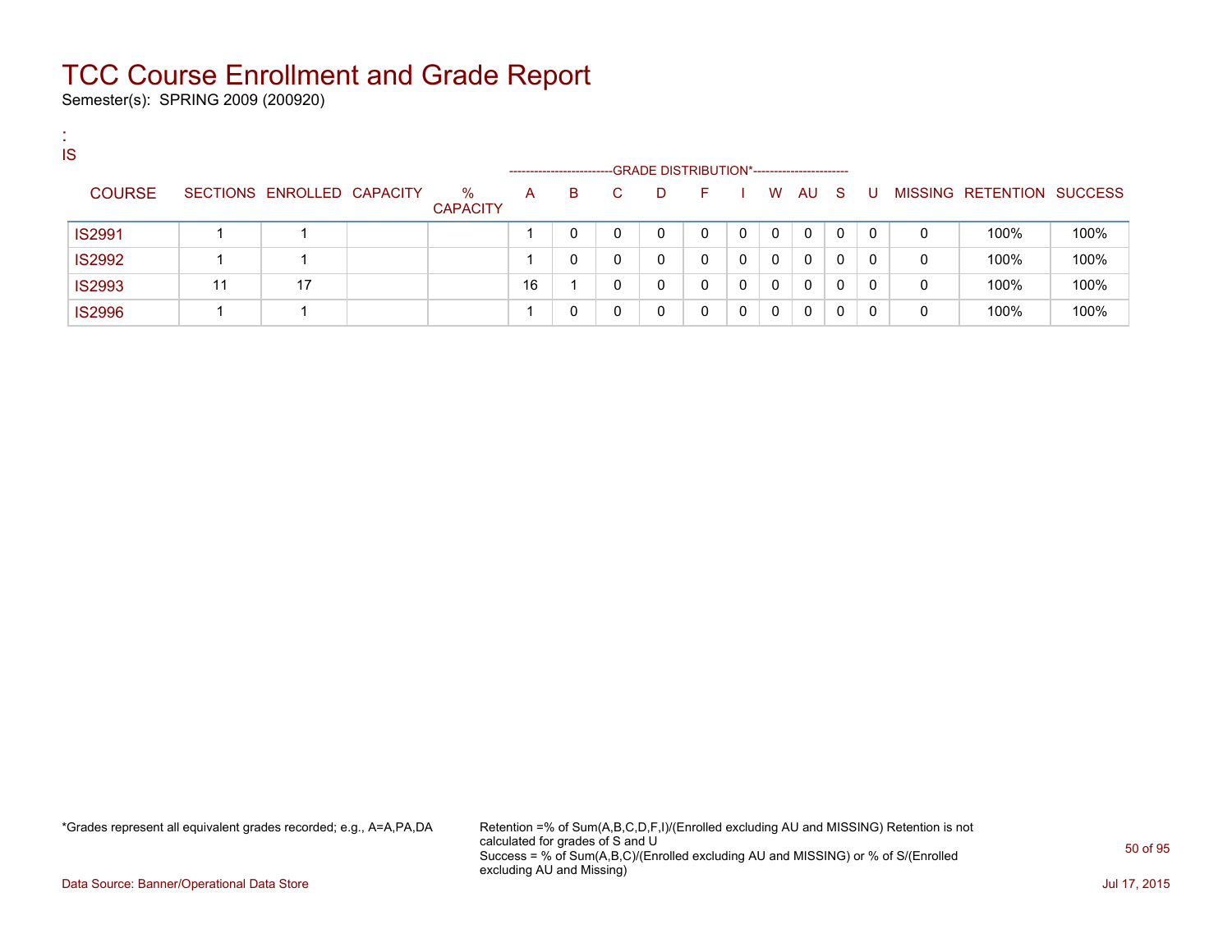# TCC Course Enrollment and Grade Report

Semester(s): SPRING 2009 (200920)

:
IS

| COURSE | SECTIONS | ENROLLED | CAPACITY | % CAPACITY | A | B | C | D | F | I | W | AU | S | U | MISSING | RETENTION | SUCCESS |
|---|---|---|---|---|---|---|---|---|---|---|---|---|---|---|---|---|---|
| | | | | | GRADE DISTRIBUTION* | | | | | | | | | | | | |
| IS2991 | 1 | 1 | | | 1 | 0 | 0 | 0 | 0 | 0 | 0 | 0 | 0 | 0 | 0 | 100% | 100% |
| IS2992 | 1 | 1 | | | 1 | 0 | 0 | 0 | 0 | 0 | 0 | 0 | 0 | 0 | 0 | 100% | 100% |
| IS2993 | 11 | 17 | | | 16 | 1 | 0 | 0 | 0 | 0 | 0 | 0 | 0 | 0 | 0 | 100% | 100% |
| IS2996 | 1 | 1 | | | 1 | 0 | 0 | 0 | 0 | 0 | 0 | 0 | 0 | 0 | 0 | 100% | 100% |

*Grades represent all equivalent grades recorded; e.g., A=A,PA,DA

Retention =% of Sum(A,B,C,D,F,I)/(Enrolled excluding AU and MISSING) Retention is not calculated for grades of S and U
Success = % of Sum(A,B,C)/(Enrolled excluding AU and MISSING) or % of S/(Enrolled excluding AU and Missing)

Data Source: Banner/Operational Data Store

Jul 17, 2015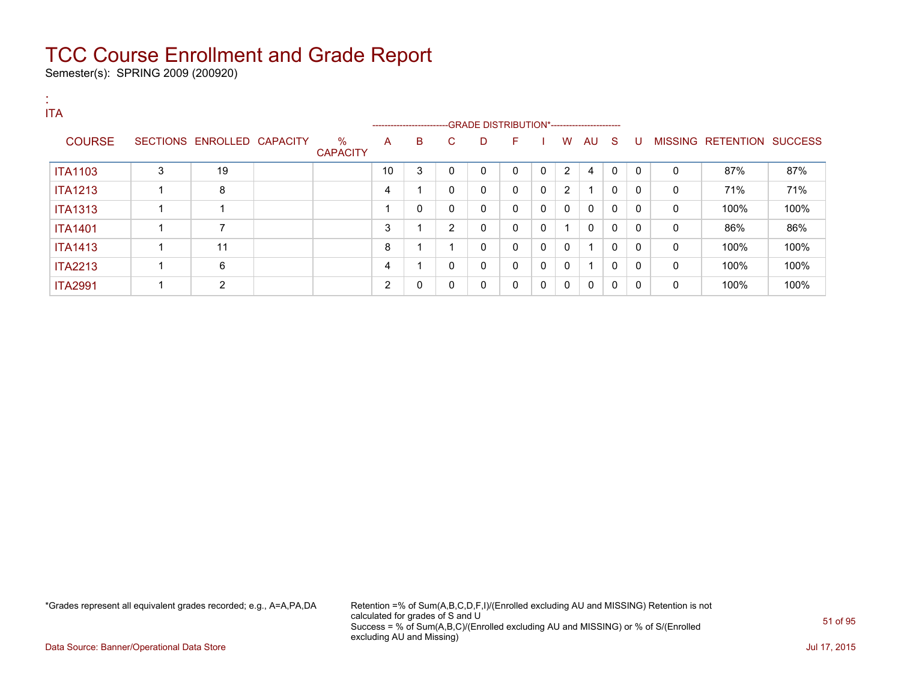# TCC Course Enrollment and Grade Report

Semester(s): SPRING 2009 (200920)

:
ITA

| COURSE | SECTIONS | ENROLLED | CAPACITY | % CAPACITY | A | B | C | D | F | I | W | AU | S | U | MISSING | RETENTION | SUCCESS |
|---|---|---|---|---|---|---|---|---|---|---|---|---|---|---|---|---|---|
| | | | | | GRADE DISTRIBUTION* | | | | | | | | | | | | |
| ITA1103 | 3 | 19 | | | 10 | 3 | 0 | 0 | 0 | 0 | 2 | 4 | 0 | 0 | 0 | 87% | 87% |
| ITA1213 | 1 | 8 | | | 4 | 1 | 0 | 0 | 0 | 0 | 2 | 1 | 0 | 0 | 0 | 71% | 71% |
| ITA1313 | 1 | 1 | | | 1 | 0 | 0 | 0 | 0 | 0 | 0 | 0 | 0 | 0 | 0 | 100% | 100% |
| ITA1401 | 1 | 7 | | | 3 | 1 | 2 | 0 | 0 | 0 | 1 | 0 | 0 | 0 | 0 | 86% | 86% |
| ITA1413 | 1 | 11 | | | 8 | 1 | 1 | 0 | 0 | 0 | 0 | 1 | 0 | 0 | 0 | 100% | 100% |
| ITA2213 | 1 | 6 | | | 4 | 1 | 0 | 0 | 0 | 0 | 0 | 1 | 0 | 0 | 0 | 100% | 100% |
| ITA2991 | 1 | 2 | | | 2 | 0 | 0 | 0 | 0 | 0 | 0 | 0 | 0 | 0 | 0 | 100% | 100% |

*Grades represent all equivalent grades recorded; e.g., A=A,PA,DA

Retention =% of Sum(A,B,C,D,F,I)/(Enrolled excluding AU and MISSING) Retention is not calculated for grades of S and U
Success = % of Sum(A,B,C)/(Enrolled excluding AU and MISSING) or % of S/(Enrolled excluding AU and Missing)

Data Source: Banner/Operational Data Store

Jul 17, 2015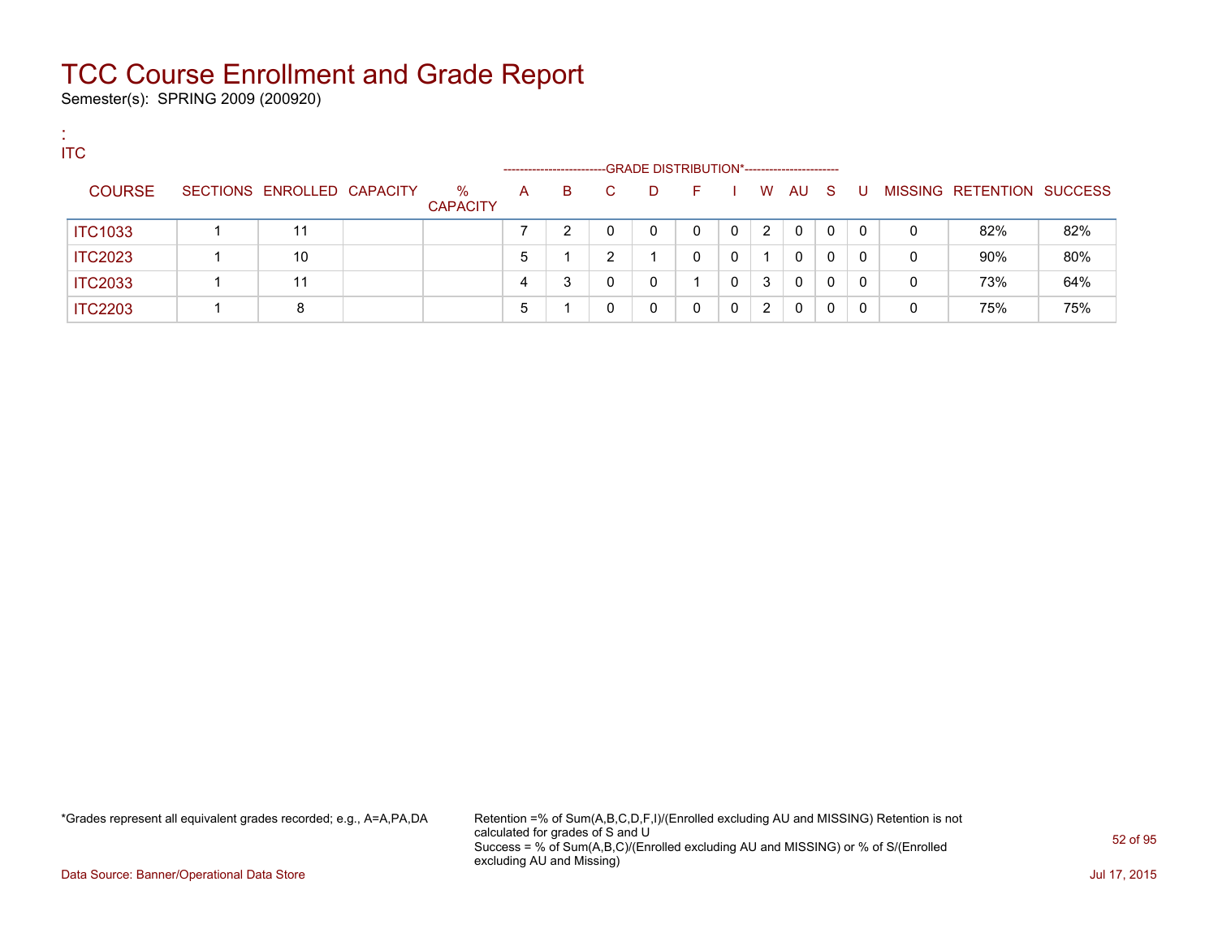# TCC Course Enrollment and Grade Report

Semester(s): SPRING 2009 (200920)

:
ITC

| COURSE | SECTIONS | ENROLLED | CAPACITY | % CAPACITY | A | B | C | D | F | I | W | AU | S | U | MISSING | RETENTION | SUCCESS |
|---|---|---|---|---|---|---|---|---|---|---|---|---|---|---|---|---|---|
| | | | | | GRADE DISTRIBUTION* | | | | | | | | | | | | |
| ITC1033 | 1 | 11 | | | 7 | 2 | 0 | 0 | 0 | 0 | 2 | 0 | 0 | 0 | 0 | 82% | 82% |
| ITC2023 | 1 | 10 | | | 5 | 1 | 2 | 1 | 0 | 0 | 1 | 0 | 0 | 0 | 0 | 90% | 80% |
| ITC2033 | 1 | 11 | | | 4 | 3 | 0 | 0 | 1 | 0 | 3 | 0 | 0 | 0 | 0 | 73% | 64% |
| ITC2203 | 1 | 8 | | | 5 | 1 | 0 | 0 | 0 | 0 | 2 | 0 | 0 | 0 | 0 | 75% | 75% |

*Grades represent all equivalent grades recorded; e.g., A=A,PA,DA

Retention =% of Sum(A,B,C,D,F,I)/(Enrolled excluding AU and MISSING) Retention is not calculated for grades of S and U
Success = % of Sum(A,B,C)/(Enrolled excluding AU and MISSING) or % of S/(Enrolled excluding AU and Missing)

Data Source: Banner/Operational Data Store

Jul 17, 2015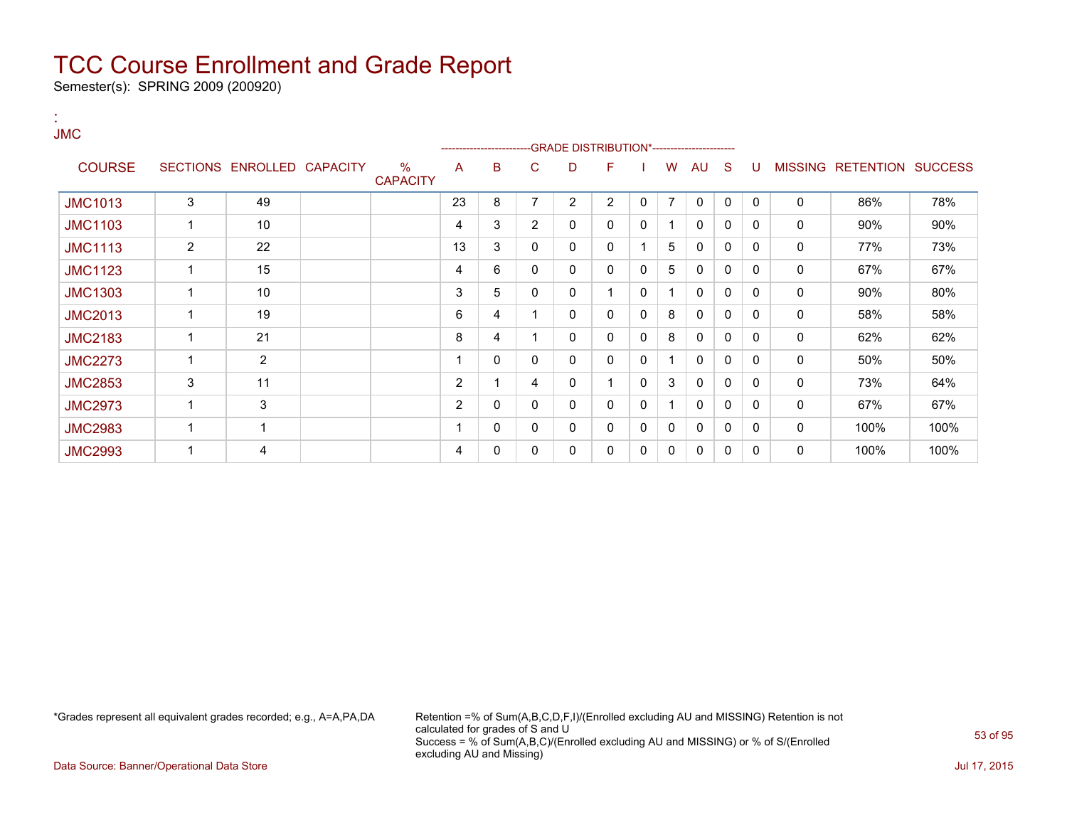# TCC Course Enrollment and Grade Report

Semester(s): SPRING 2009 (200920)

:
JMC

| COURSE | SECTIONS | ENROLLED | CAPACITY | % CAPACITY | A | B | C | D | F | I | W | AU | S | U | MISSING | RETENTION | SUCCESS |
|---|---|---|---|---|---|---|---|---|---|---|---|---|---|---|---|---|---|
| | | | | | GRADE DISTRIBUTION* | | | | | | | | | | | | |
| JMC1013 | 3 | 49 | | | 23 | 8 | 7 | 2 | 2 | 0 | 7 | 0 | 0 | 0 | 0 | 86% | 78% |
| JMC1103 | 1 | 10 | | | 4 | 3 | 2 | 0 | 0 | 0 | 1 | 0 | 0 | 0 | 0 | 90% | 90% |
| JMC1113 | 2 | 22 | | | 13 | 3 | 0 | 0 | 0 | 1 | 5 | 0 | 0 | 0 | 0 | 77% | 73% |
| JMC1123 | 1 | 15 | | | 4 | 6 | 0 | 0 | 0 | 0 | 5 | 0 | 0 | 0 | 0 | 67% | 67% |
| JMC1303 | 1 | 10 | | | 3 | 5 | 0 | 0 | 1 | 0 | 1 | 0 | 0 | 0 | 0 | 90% | 80% |
| JMC2013 | 1 | 19 | | | 6 | 4 | 1 | 0 | 0 | 0 | 8 | 0 | 0 | 0 | 0 | 58% | 58% |
| JMC2183 | 1 | 21 | | | 8 | 4 | 1 | 0 | 0 | 0 | 8 | 0 | 0 | 0 | 0 | 62% | 62% |
| JMC2273 | 1 | 2 | | | 1 | 0 | 0 | 0 | 0 | 0 | 1 | 0 | 0 | 0 | 0 | 50% | 50% |
| JMC2853 | 3 | 11 | | | 2 | 1 | 4 | 0 | 1 | 0 | 3 | 0 | 0 | 0 | 0 | 73% | 64% |
| JMC2973 | 1 | 3 | | | 2 | 0 | 0 | 0 | 0 | 0 | 1 | 0 | 0 | 0 | 0 | 67% | 67% |
| JMC2983 | 1 | 1 | | | 1 | 0 | 0 | 0 | 0 | 0 | 0 | 0 | 0 | 0 | 0 | 100% | 100% |
| JMC2993 | 1 | 4 | | | 4 | 0 | 0 | 0 | 0 | 0 | 0 | 0 | 0 | 0 | 0 | 100% | 100% |

*Grades represent all equivalent grades recorded; e.g., A=A,PA,DA

Retention =% of Sum(A,B,C,D,F,I)/(Enrolled excluding AU and MISSING) Retention is not calculated for grades of S and U
Success = % of Sum(A,B,C)/(Enrolled excluding AU and MISSING) or % of S/(Enrolled excluding AU and Missing)

Data Source: Banner/Operational Data Store

Jul 17, 2015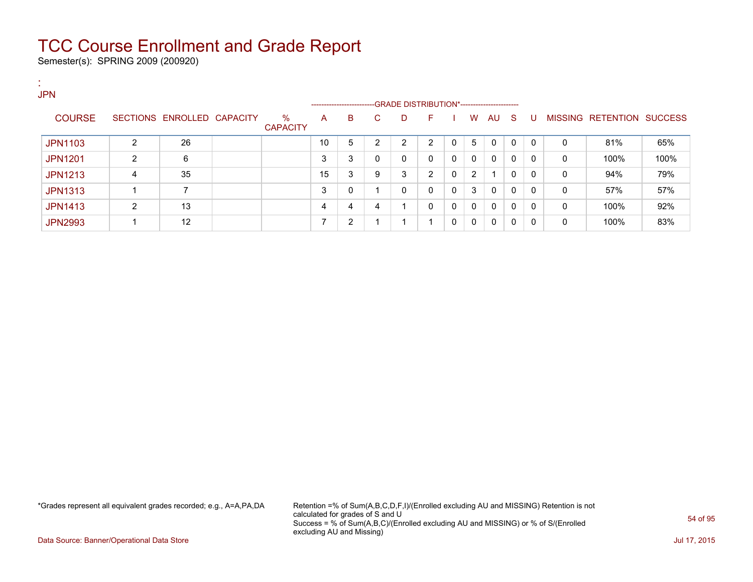# TCC Course Enrollment and Grade Report

Semester(s): SPRING 2009 (200920)

:
JPN

| COURSE | SECTIONS | ENROLLED | CAPACITY | % CAPACITY | A | B | C | D | F | I | W | AU | S | U | MISSING | RETENTION | SUCCESS |
|---|---|---|---|---|---|---|---|---|---|---|---|---|---|---|---|---|---|
| | | | | | GRADE DISTRIBUTION* | | | | | | | | | | | | |
| JPN1103 | 2 | 26 | | | 10 | 5 | 2 | 2 | 2 | 0 | 5 | 0 | 0 | 0 | 0 | 81% | 65% |
| JPN1201 | 2 | 6 | | | 3 | 3 | 0 | 0 | 0 | 0 | 0 | 0 | 0 | 0 | 0 | 100% | 100% |
| JPN1213 | 4 | 35 | | | 15 | 3 | 9 | 3 | 2 | 0 | 2 | 1 | 0 | 0 | 0 | 94% | 79% |
| JPN1313 | 1 | 7 | | | 3 | 0 | 1 | 0 | 0 | 0 | 3 | 0 | 0 | 0 | 0 | 57% | 57% |
| JPN1413 | 2 | 13 | | | 4 | 4 | 4 | 1 | 0 | 0 | 0 | 0 | 0 | 0 | 0 | 100% | 92% |
| JPN2993 | 1 | 12 | | | 7 | 2 | 1 | 1 | 1 | 0 | 0 | 0 | 0 | 0 | 0 | 100% | 83% |

*Grades represent all equivalent grades recorded; e.g., A=A,PA,DA

Retention =% of Sum(A,B,C,D,F,I)/(Enrolled excluding AU and MISSING) Retention is not calculated for grades of S and U
Success = % of Sum(A,B,C)/(Enrolled excluding AU and MISSING) or % of S/(Enrolled excluding AU and Missing)

Data Source: Banner/Operational Data Store

Jul 17, 2015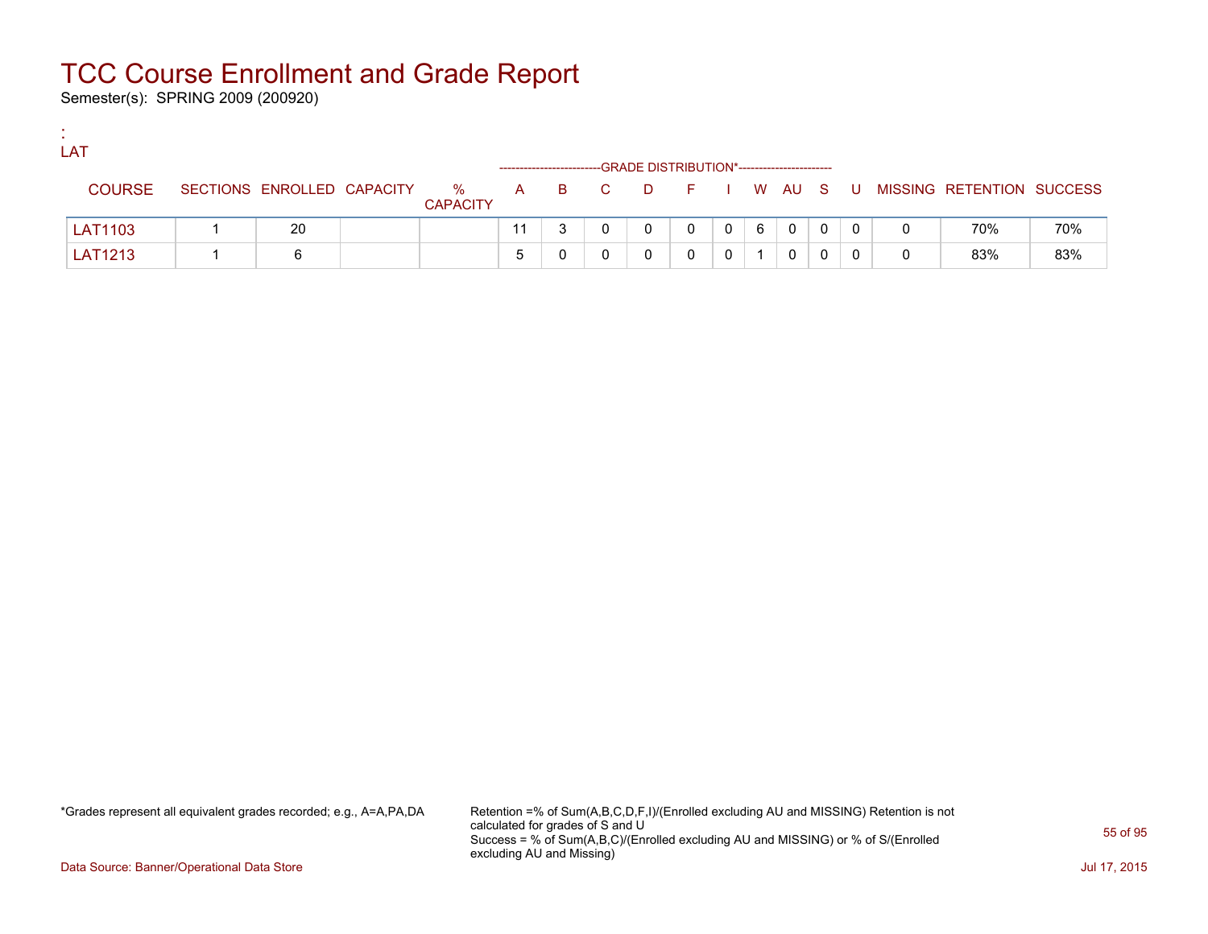# TCC Course Enrollment and Grade Report

Semester(s): SPRING 2009 (200920)

:
LAT

| COURSE | SECTIONS | ENROLLED | CAPACITY | % CAPACITY | A | B | C | D | F | I | W | AU | S | U | MISSING | RETENTION | SUCCESS |
|---|---|---|---|---|---|---|---|---|---|---|---|---|---|---|---|---|---|
| LAT1103 | 1 | 20 | | | 11 | 3 | 0 | 0 | 0 | 0 | 6 | 0 | 0 | 0 | 0 | 70% | 70% |
| LAT1213 | 1 | 6 | | | 5 | 0 | 0 | 0 | 0 | 0 | 1 | 0 | 0 | 0 | 0 | 83% | 83% |

(GRADE DISTRIBUTION* spans columns A through U.)

*Grades represent all equivalent grades recorded; e.g., A=A,PA,DA

Retention =% of Sum(A,B,C,D,F,I)/(Enrolled excluding AU and MISSING) Retention is not calculated for grades of S and U
Success = % of Sum(A,B,C)/(Enrolled excluding AU and MISSING) or % of S/(Enrolled excluding AU and Missing)

Data Source: Banner/Operational Data Store

Jul 17, 2015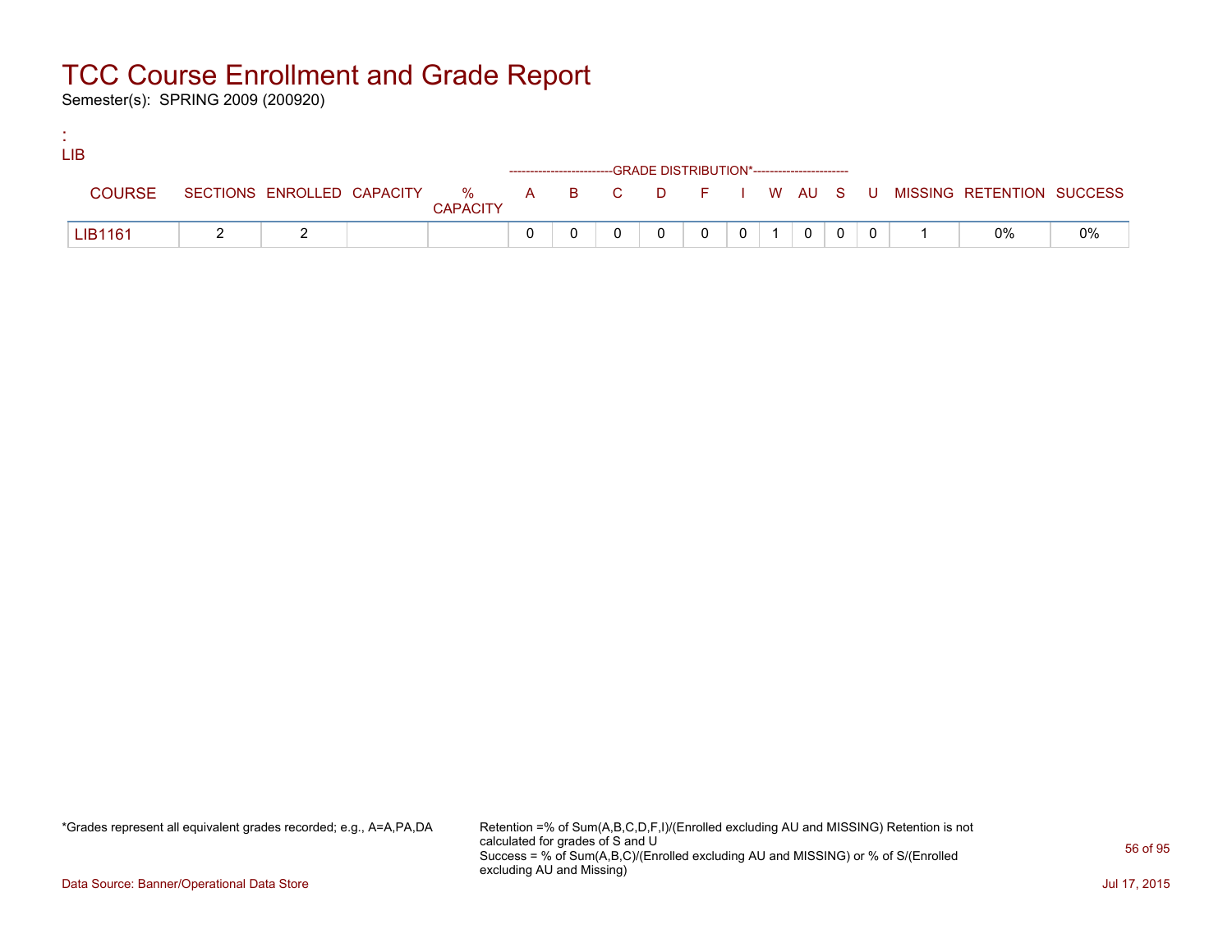# TCC Course Enrollment and Grade Report

Semester(s): SPRING 2009 (200920)

:
LIB

| COURSE | SECTIONS | ENROLLED | CAPACITY | % CAPACITY | A | B | C | D | F | I | W | AU | S | U | MISSING | RETENTION | SUCCESS |
|---|---|---|---|---|---|---|---|---|---|---|---|---|---|---|---|---|---|
| | | | | | GRADE DISTRIBUTION* | | | | | | | | | | | | |
| LIB1161 | 2 | 2 | | | 0 | 0 | 0 | 0 | 0 | 0 | 1 | 0 | 0 | 0 | 1 | 0% | 0% |

*Grades represent all equivalent grades recorded; e.g., A=A,PA,DA

Retention =% of Sum(A,B,C,D,F,I)/(Enrolled excluding AU and MISSING) Retention is not calculated for grades of S and U
Success = % of Sum(A,B,C)/(Enrolled excluding AU and MISSING) or % of S/(Enrolled excluding AU and Missing)

Data Source: Banner/Operational Data Store

Jul 17, 2015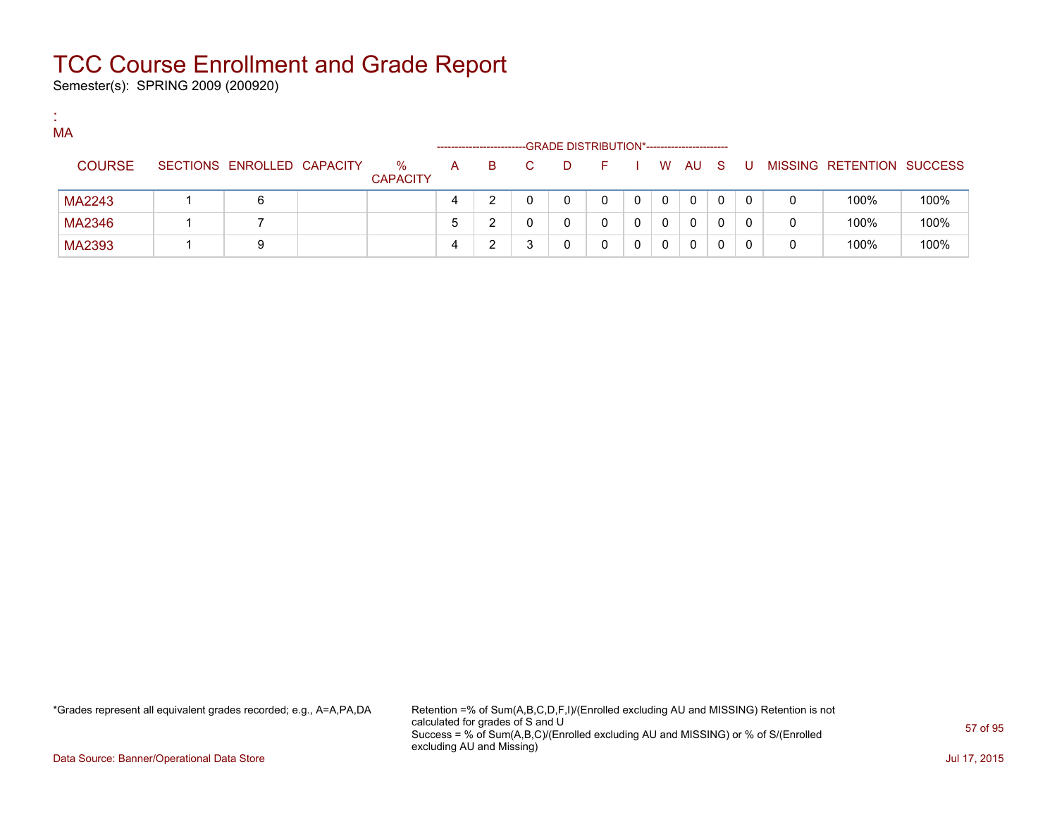# TCC Course Enrollment and Grade Report

Semester(s): SPRING 2009 (200920)

:
MA

| COURSE | SECTIONS | ENROLLED | CAPACITY | % CAPACITY | A | B | C | D | F | I | W | AU | S | U | MISSING | RETENTION | SUCCESS |
|---|---|---|---|---|---|---|---|---|---|---|---|---|---|---|---|---|---|
| | | | | | GRADE DISTRIBUTION* | | | | | | | | | | | | |
| MA2243 | 1 | 6 | | | 4 | 2 | 0 | 0 | 0 | 0 | 0 | 0 | 0 | 0 | 0 | 100% | 100% |
| MA2346 | 1 | 7 | | | 5 | 2 | 0 | 0 | 0 | 0 | 0 | 0 | 0 | 0 | 0 | 100% | 100% |
| MA2393 | 1 | 9 | | | 4 | 2 | 3 | 0 | 0 | 0 | 0 | 0 | 0 | 0 | 0 | 100% | 100% |

*Grades represent all equivalent grades recorded; e.g., A=A,PA,DA

Retention =% of Sum(A,B,C,D,F,I)/(Enrolled excluding AU and MISSING) Retention is not calculated for grades of S and U
Success = % of Sum(A,B,C)/(Enrolled excluding AU and MISSING) or % of S/(Enrolled excluding AU and Missing)

Data Source: Banner/Operational Data Store

Jul 17, 2015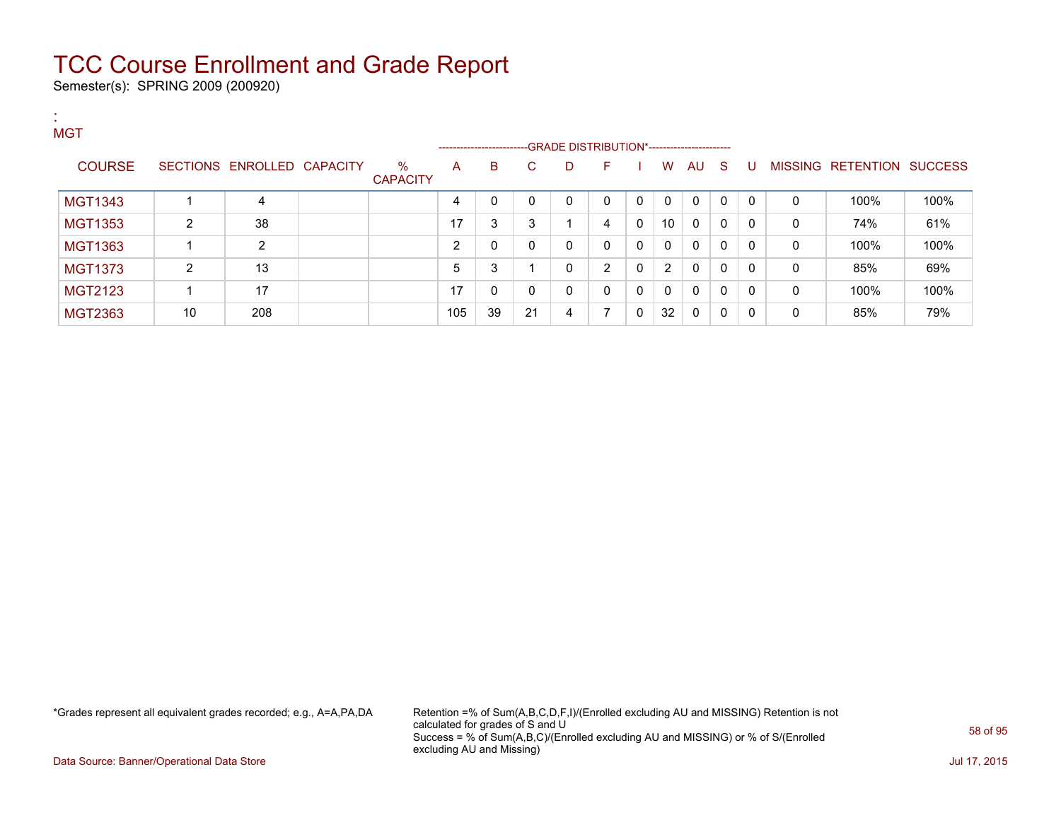# TCC Course Enrollment and Grade Report

Semester(s): SPRING 2009 (200920)

:
MGT

| COURSE | SECTIONS | ENROLLED | CAPACITY | % CAPACITY | A | B | C | D | F | I | W | AU | S | U | MISSING | RETENTION | SUCCESS |
|---|---|---|---|---|---|---|---|---|---|---|---|---|---|---|---|---|---|
| | | | | | --------------------------GRADE DISTRIBUTION*----------------------- | | | | | | | | | | | | |
| MGT1343 | 1 | 4 | | | 4 | 0 | 0 | 0 | 0 | 0 | 0 | 0 | 0 | 0 | 0 | 100% | 100% |
| MGT1353 | 2 | 38 | | | 17 | 3 | 3 | 1 | 4 | 0 | 10 | 0 | 0 | 0 | 0 | 74% | 61% |
| MGT1363 | 1 | 2 | | | 2 | 0 | 0 | 0 | 0 | 0 | 0 | 0 | 0 | 0 | 0 | 100% | 100% |
| MGT1373 | 2 | 13 | | | 5 | 3 | 1 | 0 | 2 | 0 | 2 | 0 | 0 | 0 | 0 | 85% | 69% |
| MGT2123 | 1 | 17 | | | 17 | 0 | 0 | 0 | 0 | 0 | 0 | 0 | 0 | 0 | 0 | 100% | 100% |
| MGT2363 | 10 | 208 | | | 105 | 39 | 21 | 4 | 7 | 0 | 32 | 0 | 0 | 0 | 0 | 85% | 79% |

*Grades represent all equivalent grades recorded; e.g., A=A,PA,DA

Retention =% of Sum(A,B,C,D,F,I)/(Enrolled excluding AU and MISSING) Retention is not calculated for grades of S and U
Success = % of Sum(A,B,C)/(Enrolled excluding AU and MISSING) or % of S/(Enrolled excluding AU and Missing)

Data Source: Banner/Operational Data Store

Jul 17, 2015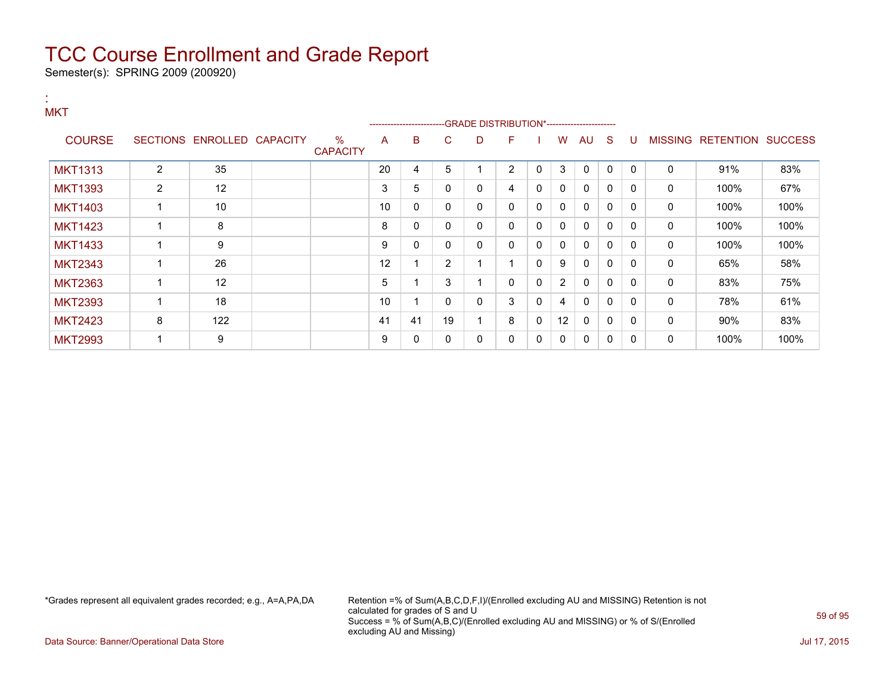# TCC Course Enrollment and Grade Report

Semester(s): SPRING 2009 (200920)

:
MKT

| COURSE | SECTIONS | ENROLLED | CAPACITY | % CAPACITY | A | B | C | D | F | I | W | AU | S | U | MISSING | RETENTION | SUCCESS |
|---|---|---|---|---|---|---|---|---|---|---|---|---|---|---|---|---|---|
| | | | | | GRADE DISTRIBUTION* | | | | | | | | | | | | |
| MKT1313 | 2 | 35 | | | 20 | 4 | 5 | 1 | 2 | 0 | 3 | 0 | 0 | 0 | 0 | 91% | 83% |
| MKT1393 | 2 | 12 | | | 3 | 5 | 0 | 0 | 4 | 0 | 0 | 0 | 0 | 0 | 0 | 100% | 67% |
| MKT1403 | 1 | 10 | | | 10 | 0 | 0 | 0 | 0 | 0 | 0 | 0 | 0 | 0 | 0 | 100% | 100% |
| MKT1423 | 1 | 8 | | | 8 | 0 | 0 | 0 | 0 | 0 | 0 | 0 | 0 | 0 | 0 | 100% | 100% |
| MKT1433 | 1 | 9 | | | 9 | 0 | 0 | 0 | 0 | 0 | 0 | 0 | 0 | 0 | 0 | 100% | 100% |
| MKT2343 | 1 | 26 | | | 12 | 1 | 2 | 1 | 1 | 0 | 9 | 0 | 0 | 0 | 0 | 65% | 58% |
| MKT2363 | 1 | 12 | | | 5 | 1 | 3 | 1 | 0 | 0 | 2 | 0 | 0 | 0 | 0 | 83% | 75% |
| MKT2393 | 1 | 18 | | | 10 | 1 | 0 | 0 | 3 | 0 | 4 | 0 | 0 | 0 | 0 | 78% | 61% |
| MKT2423 | 8 | 122 | | | 41 | 41 | 19 | 1 | 8 | 0 | 12 | 0 | 0 | 0 | 0 | 90% | 83% |
| MKT2993 | 1 | 9 | | | 9 | 0 | 0 | 0 | 0 | 0 | 0 | 0 | 0 | 0 | 0 | 100% | 100% |

*Grades represent all equivalent grades recorded; e.g., A=A,PA,DA

Retention =% of Sum(A,B,C,D,F,I)/(Enrolled excluding AU and MISSING) Retention is not calculated for grades of S and U
Success = % of Sum(A,B,C)/(Enrolled excluding AU and MISSING) or % of S/(Enrolled excluding AU and Missing)

Data Source: Banner/Operational Data Store

Jul 17, 2015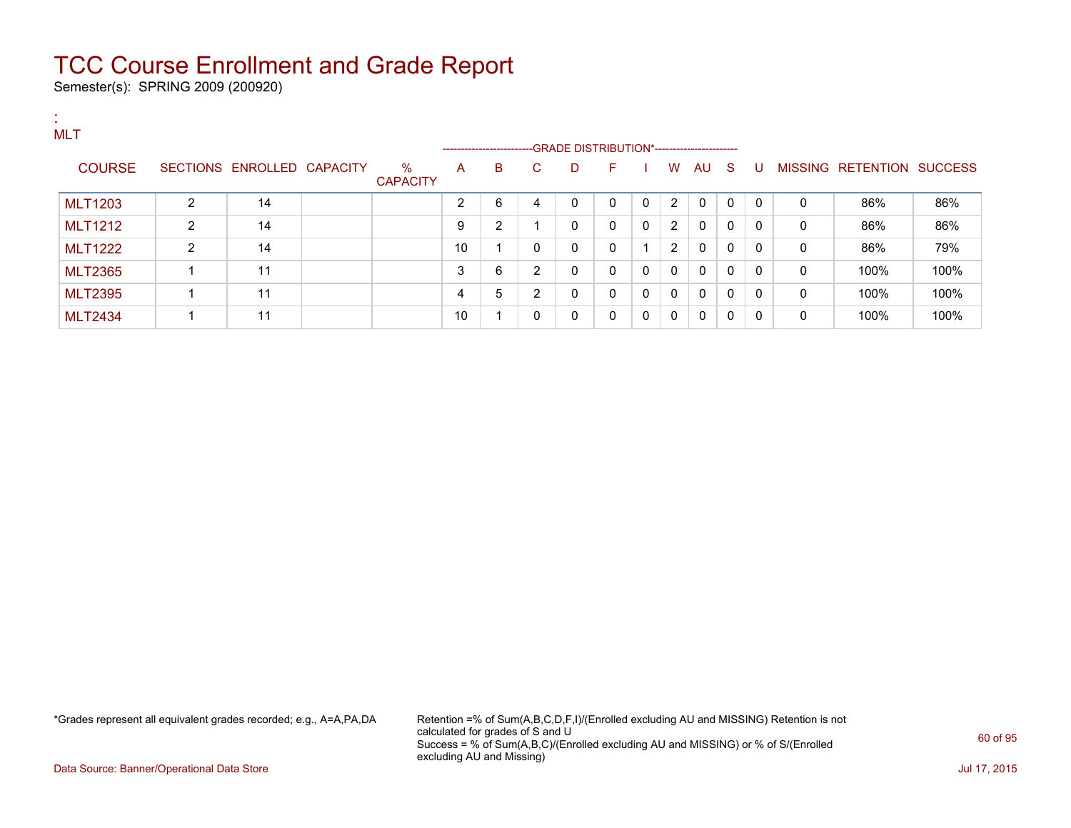# TCC Course Enrollment and Grade Report

Semester(s): SPRING 2009 (200920)

:
MLT

| COURSE | SECTIONS | ENROLLED | CAPACITY | % CAPACITY | A | B | C | D | F | I | W | AU | S | U | MISSING | RETENTION | SUCCESS |
|---|---|---|---|---|---|---|---|---|---|---|---|---|---|---|---|---|---|
| | | | | | GRADE DISTRIBUTION* | | | | | | | | | | | | |
| MLT1203 | 2 | 14 | | | 2 | 6 | 4 | 0 | 0 | 0 | 2 | 0 | 0 | 0 | 0 | 86% | 86% |
| MLT1212 | 2 | 14 | | | 9 | 2 | 1 | 0 | 0 | 0 | 2 | 0 | 0 | 0 | 0 | 86% | 86% |
| MLT1222 | 2 | 14 | | | 10 | 1 | 0 | 0 | 0 | 1 | 2 | 0 | 0 | 0 | 0 | 86% | 79% |
| MLT2365 | 1 | 11 | | | 3 | 6 | 2 | 0 | 0 | 0 | 0 | 0 | 0 | 0 | 0 | 100% | 100% |
| MLT2395 | 1 | 11 | | | 4 | 5 | 2 | 0 | 0 | 0 | 0 | 0 | 0 | 0 | 0 | 100% | 100% |
| MLT2434 | 1 | 11 | | | 10 | 1 | 0 | 0 | 0 | 0 | 0 | 0 | 0 | 0 | 0 | 100% | 100% |

*Grades represent all equivalent grades recorded; e.g., A=A,PA,DA

Retention =% of Sum(A,B,C,D,F,I)/(Enrolled excluding AU and MISSING) Retention is not calculated for grades of S and U
Success = % of Sum(A,B,C)/(Enrolled excluding AU and MISSING) or % of S/(Enrolled excluding AU and Missing)

Data Source: Banner/Operational Data Store

Jul 17, 2015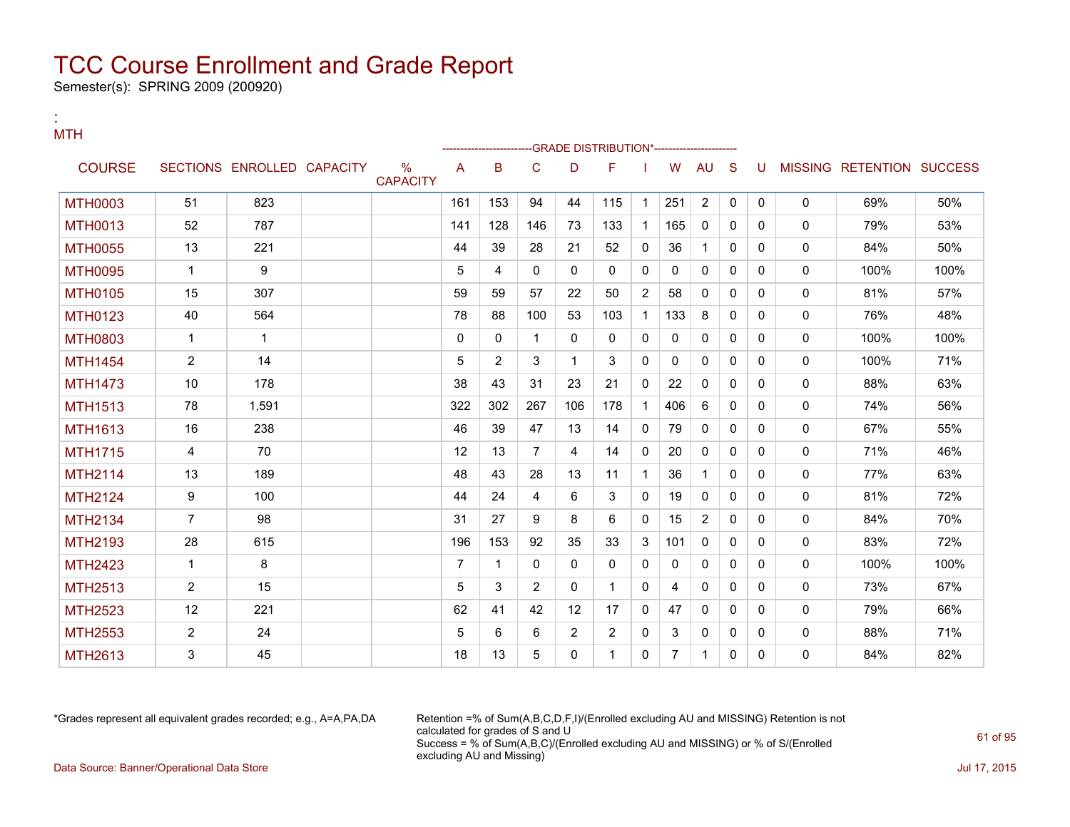# TCC Course Enrollment and Grade Report

Semester(s): SPRING 2009 (200920)

:
MTH

| COURSE | SECTIONS | ENROLLED | CAPACITY | % CAPACITY | A | B | C | D | F | I | W | AU | S | U | MISSING | RETENTION | SUCCESS |
|---|---|---|---|---|---|---|---|---|---|---|---|---|---|---|---|---|---|
| | | | | | -------------------------GRADE DISTRIBUTION*----------------------- | | | | | | | | | | | | |
| MTH0003 | 51 | 823 | | | 161 | 153 | 94 | 44 | 115 | 1 | 251 | 2 | 0 | 0 | 0 | 69% | 50% |
| MTH0013 | 52 | 787 | | | 141 | 128 | 146 | 73 | 133 | 1 | 165 | 0 | 0 | 0 | 0 | 79% | 53% |
| MTH0055 | 13 | 221 | | | 44 | 39 | 28 | 21 | 52 | 0 | 36 | 1 | 0 | 0 | 0 | 84% | 50% |
| MTH0095 | 1 | 9 | | | 5 | 4 | 0 | 0 | 0 | 0 | 0 | 0 | 0 | 0 | 0 | 100% | 100% |
| MTH0105 | 15 | 307 | | | 59 | 59 | 57 | 22 | 50 | 2 | 58 | 0 | 0 | 0 | 0 | 81% | 57% |
| MTH0123 | 40 | 564 | | | 78 | 88 | 100 | 53 | 103 | 1 | 133 | 8 | 0 | 0 | 0 | 76% | 48% |
| MTH0803 | 1 | 1 | | | 0 | 0 | 1 | 0 | 0 | 0 | 0 | 0 | 0 | 0 | 0 | 100% | 100% |
| MTH1454 | 2 | 14 | | | 5 | 2 | 3 | 1 | 3 | 0 | 0 | 0 | 0 | 0 | 0 | 100% | 71% |
| MTH1473 | 10 | 178 | | | 38 | 43 | 31 | 23 | 21 | 0 | 22 | 0 | 0 | 0 | 0 | 88% | 63% |
| MTH1513 | 78 | 1,591 | | | 322 | 302 | 267 | 106 | 178 | 1 | 406 | 6 | 0 | 0 | 0 | 74% | 56% |
| MTH1613 | 16 | 238 | | | 46 | 39 | 47 | 13 | 14 | 0 | 79 | 0 | 0 | 0 | 0 | 67% | 55% |
| MTH1715 | 4 | 70 | | | 12 | 13 | 7 | 4 | 14 | 0 | 20 | 0 | 0 | 0 | 0 | 71% | 46% |
| MTH2114 | 13 | 189 | | | 48 | 43 | 28 | 13 | 11 | 1 | 36 | 1 | 0 | 0 | 0 | 77% | 63% |
| MTH2124 | 9 | 100 | | | 44 | 24 | 4 | 6 | 3 | 0 | 19 | 0 | 0 | 0 | 0 | 81% | 72% |
| MTH2134 | 7 | 98 | | | 31 | 27 | 9 | 8 | 6 | 0 | 15 | 2 | 0 | 0 | 0 | 84% | 70% |
| MTH2193 | 28 | 615 | | | 196 | 153 | 92 | 35 | 33 | 3 | 101 | 0 | 0 | 0 | 0 | 83% | 72% |
| MTH2423 | 1 | 8 | | | 7 | 1 | 0 | 0 | 0 | 0 | 0 | 0 | 0 | 0 | 0 | 100% | 100% |
| MTH2513 | 2 | 15 | | | 5 | 3 | 2 | 0 | 1 | 0 | 4 | 0 | 0 | 0 | 0 | 73% | 67% |
| MTH2523 | 12 | 221 | | | 62 | 41 | 42 | 12 | 17 | 0 | 47 | 0 | 0 | 0 | 0 | 79% | 66% |
| MTH2553 | 2 | 24 | | | 5 | 6 | 6 | 2 | 2 | 0 | 3 | 0 | 0 | 0 | 0 | 88% | 71% |
| MTH2613 | 3 | 45 | | | 18 | 13 | 5 | 0 | 1 | 0 | 7 | 1 | 0 | 0 | 0 | 84% | 82% |

*Grades represent all equivalent grades recorded; e.g., A=A,PA,DA

Retention =% of Sum(A,B,C,D,F,I)/(Enrolled excluding AU and MISSING) Retention is not calculated for grades of S and U
Success = % of Sum(A,B,C)/(Enrolled excluding AU and MISSING) or % of S/(Enrolled excluding AU and Missing)

Data Source: Banner/Operational Data Store

Jul 17, 2015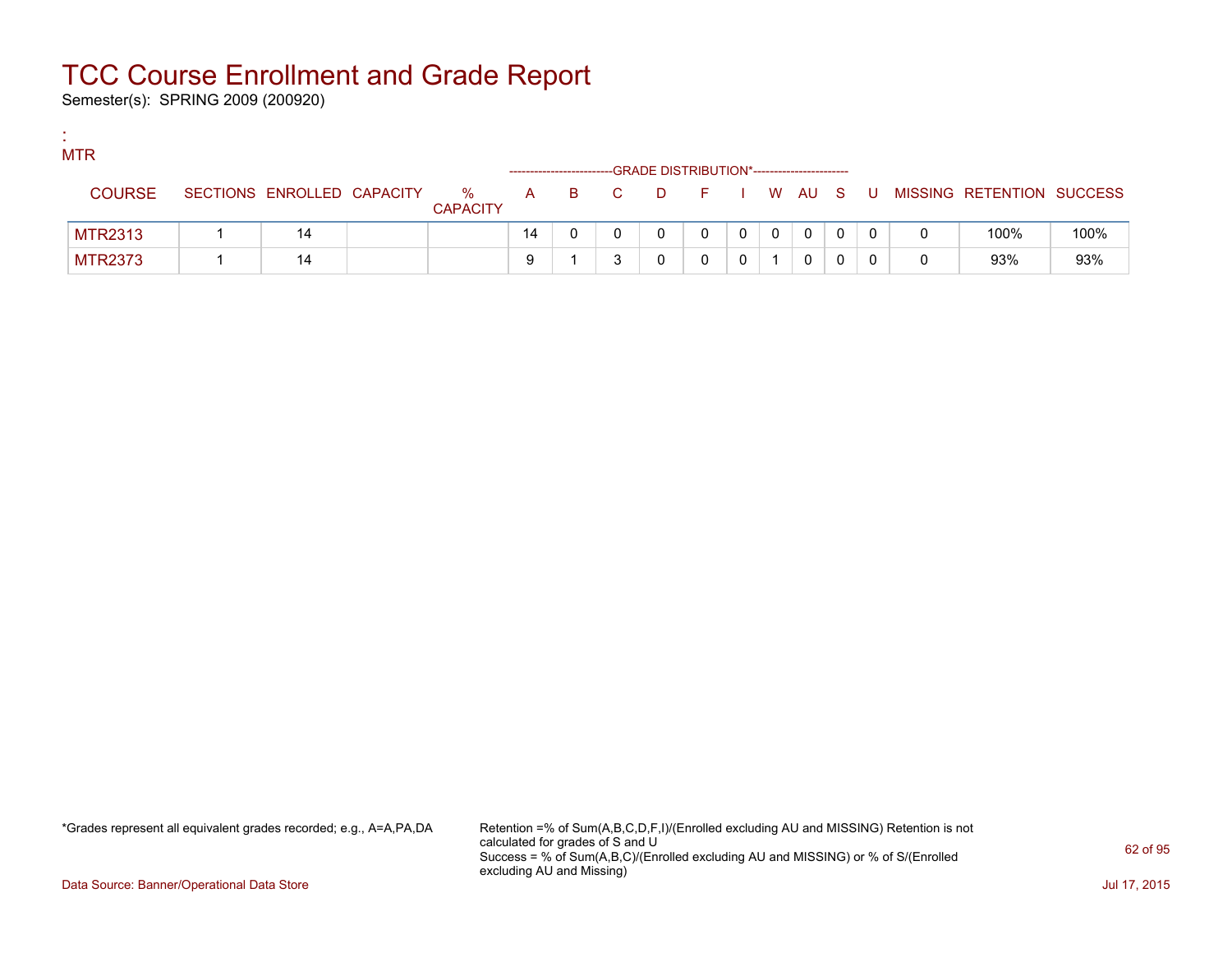# TCC Course Enrollment and Grade Report

Semester(s): SPRING 2009 (200920)

:
MTR

| COURSE | SECTIONS | ENROLLED | CAPACITY | % CAPACITY | A | B | C | D | F | I | W | AU | S | U | MISSING | RETENTION | SUCCESS |
|---|---|---|---|---|---|---|---|---|---|---|---|---|---|---|---|---|---|
| | | | | | GRADE DISTRIBUTION* | | | | | | | | | | | | |
| MTR2313 | 1 | 14 | | | 14 | 0 | 0 | 0 | 0 | 0 | 0 | 0 | 0 | 0 | 0 | 100% | 100% |
| MTR2373 | 1 | 14 | | | 9 | 1 | 3 | 0 | 0 | 0 | 1 | 0 | 0 | 0 | 0 | 93% | 93% |

*Grades represent all equivalent grades recorded; e.g., A=A,PA,DA

Retention =% of Sum(A,B,C,D,F,I)/(Enrolled excluding AU and MISSING) Retention is not calculated for grades of S and U
Success = % of Sum(A,B,C)/(Enrolled excluding AU and MISSING) or % of S/(Enrolled excluding AU and Missing)

Data Source: Banner/Operational Data Store

Jul 17, 2015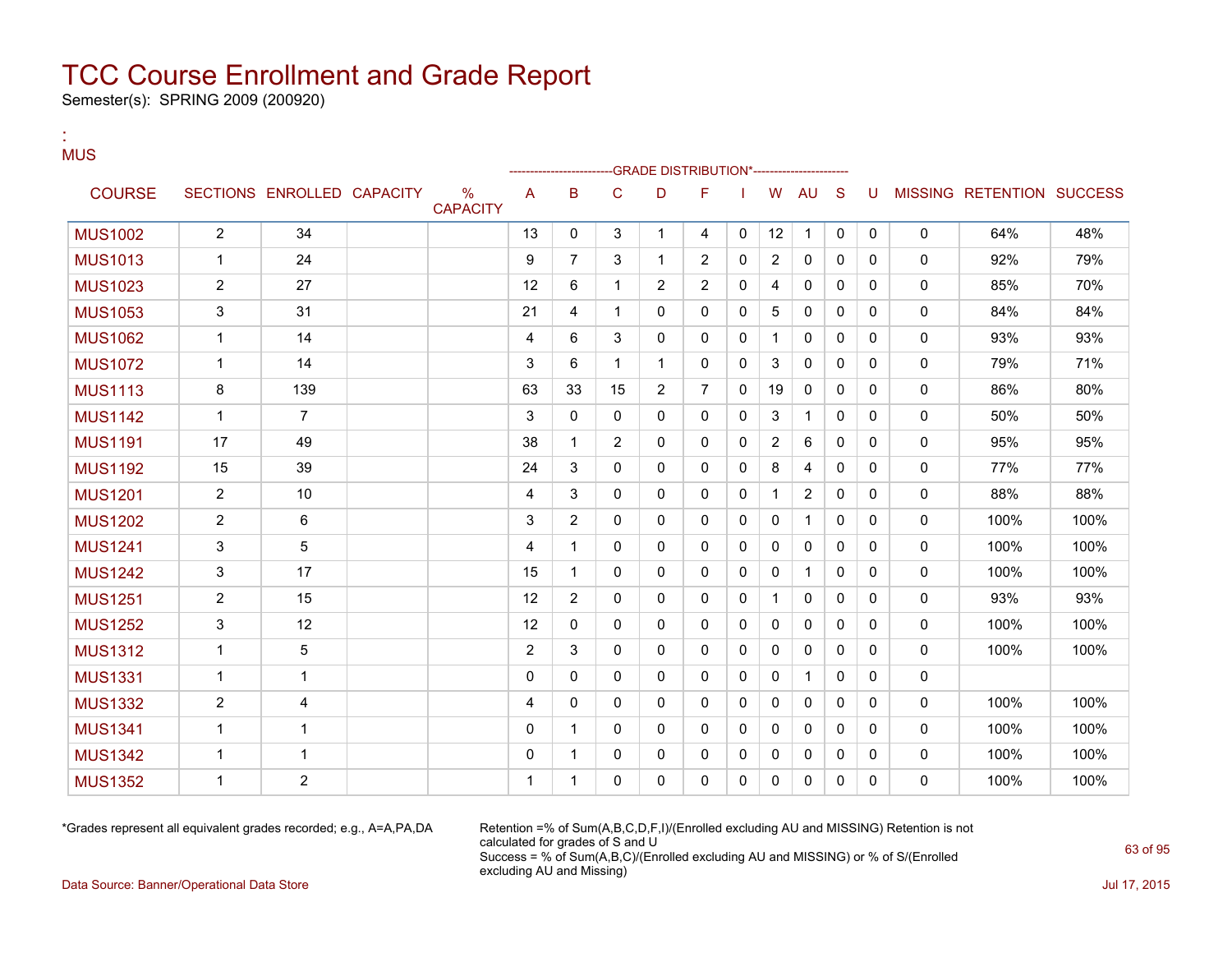# TCC Course Enrollment and Grade Report

Semester(s): SPRING 2009 (200920)

:
MUS

| COURSE | SECTIONS | ENROLLED | CAPACITY | % CAPACITY | A | B | C | D | F | I | W | AU | S | U | MISSING | RETENTION | SUCCESS |
|---|---|---|---|---|---|---|---|---|---|---|---|---|---|---|---|---|---|
| | | | | | GRADE DISTRIBUTION* | | | | | | | | | | | | |
| MUS1002 | 2 | 34 | | | 13 | 0 | 3 | 1 | 4 | 0 | 12 | 1 | 0 | 0 | 0 | 64% | 48% |
| MUS1013 | 1 | 24 | | | 9 | 7 | 3 | 1 | 2 | 0 | 2 | 0 | 0 | 0 | 0 | 92% | 79% |
| MUS1023 | 2 | 27 | | | 12 | 6 | 1 | 2 | 2 | 0 | 4 | 0 | 0 | 0 | 0 | 85% | 70% |
| MUS1053 | 3 | 31 | | | 21 | 4 | 1 | 0 | 0 | 0 | 5 | 0 | 0 | 0 | 0 | 84% | 84% |
| MUS1062 | 1 | 14 | | | 4 | 6 | 3 | 0 | 0 | 0 | 1 | 0 | 0 | 0 | 0 | 93% | 93% |
| MUS1072 | 1 | 14 | | | 3 | 6 | 1 | 1 | 0 | 0 | 3 | 0 | 0 | 0 | 0 | 79% | 71% |
| MUS1113 | 8 | 139 | | | 63 | 33 | 15 | 2 | 7 | 0 | 19 | 0 | 0 | 0 | 0 | 86% | 80% |
| MUS1142 | 1 | 7 | | | 3 | 0 | 0 | 0 | 0 | 0 | 3 | 1 | 0 | 0 | 0 | 50% | 50% |
| MUS1191 | 17 | 49 | | | 38 | 1 | 2 | 0 | 0 | 0 | 2 | 6 | 0 | 0 | 0 | 95% | 95% |
| MUS1192 | 15 | 39 | | | 24 | 3 | 0 | 0 | 0 | 0 | 8 | 4 | 0 | 0 | 0 | 77% | 77% |
| MUS1201 | 2 | 10 | | | 4 | 3 | 0 | 0 | 0 | 0 | 1 | 2 | 0 | 0 | 0 | 88% | 88% |
| MUS1202 | 2 | 6 | | | 3 | 2 | 0 | 0 | 0 | 0 | 0 | 1 | 0 | 0 | 0 | 100% | 100% |
| MUS1241 | 3 | 5 | | | 4 | 1 | 0 | 0 | 0 | 0 | 0 | 0 | 0 | 0 | 0 | 100% | 100% |
| MUS1242 | 3 | 17 | | | 15 | 1 | 0 | 0 | 0 | 0 | 0 | 1 | 0 | 0 | 0 | 100% | 100% |
| MUS1251 | 2 | 15 | | | 12 | 2 | 0 | 0 | 0 | 0 | 1 | 0 | 0 | 0 | 0 | 93% | 93% |
| MUS1252 | 3 | 12 | | | 12 | 0 | 0 | 0 | 0 | 0 | 0 | 0 | 0 | 0 | 0 | 100% | 100% |
| MUS1312 | 1 | 5 | | | 2 | 3 | 0 | 0 | 0 | 0 | 0 | 0 | 0 | 0 | 0 | 100% | 100% |
| MUS1331 | 1 | 1 | | | 0 | 0 | 0 | 0 | 0 | 0 | 0 | 1 | 0 | 0 | 0 | | |
| MUS1332 | 2 | 4 | | | 4 | 0 | 0 | 0 | 0 | 0 | 0 | 0 | 0 | 0 | 0 | 100% | 100% |
| MUS1341 | 1 | 1 | | | 0 | 1 | 0 | 0 | 0 | 0 | 0 | 0 | 0 | 0 | 0 | 100% | 100% |
| MUS1342 | 1 | 1 | | | 0 | 1 | 0 | 0 | 0 | 0 | 0 | 0 | 0 | 0 | 0 | 100% | 100% |
| MUS1352 | 1 | 2 | | | 1 | 1 | 0 | 0 | 0 | 0 | 0 | 0 | 0 | 0 | 0 | 100% | 100% |

*Grades represent all equivalent grades recorded; e.g., A=A,PA,DA

Retention =% of Sum(A,B,C,D,F,I)/(Enrolled excluding AU and MISSING) Retention is not calculated for grades of S and U
Success = % of Sum(A,B,C)/(Enrolled excluding AU and MISSING) or % of S/(Enrolled excluding AU and Missing)

Data Source: Banner/Operational Data Store

Jul 17, 2015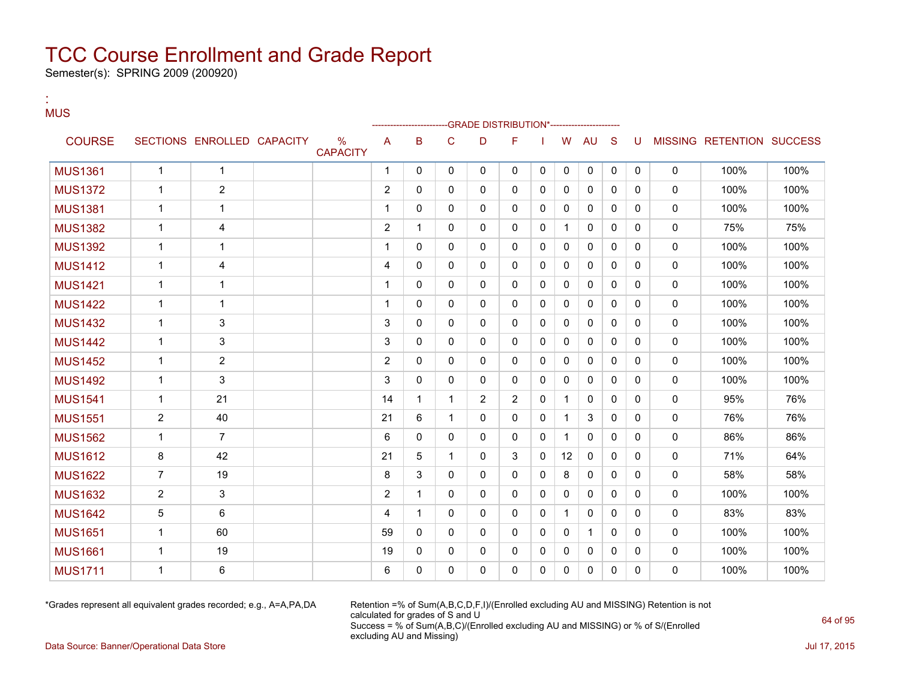# TCC Course Enrollment and Grade Report

Semester(s): SPRING 2009 (200920)

:
MUS

| COURSE | SECTIONS | ENROLLED | CAPACITY | % CAPACITY | A | B | C | D | F | I | W | AU | S | U | MISSING | RETENTION | SUCCESS |
|---|---|---|---|---|---|---|---|---|---|---|---|---|---|---|---|---|---|
| | | | | | -------------------------GRADE DISTRIBUTION*---------------------- | | | | | | | | | | | | |
| MUS1361 | 1 | 1 | | | 1 | 0 | 0 | 0 | 0 | 0 | 0 | 0 | 0 | 0 | 0 | 100% | 100% |
| MUS1372 | 1 | 2 | | | 2 | 0 | 0 | 0 | 0 | 0 | 0 | 0 | 0 | 0 | 0 | 100% | 100% |
| MUS1381 | 1 | 1 | | | 1 | 0 | 0 | 0 | 0 | 0 | 0 | 0 | 0 | 0 | 0 | 100% | 100% |
| MUS1382 | 1 | 4 | | | 2 | 1 | 0 | 0 | 0 | 0 | 1 | 0 | 0 | 0 | 0 | 75% | 75% |
| MUS1392 | 1 | 1 | | | 1 | 0 | 0 | 0 | 0 | 0 | 0 | 0 | 0 | 0 | 0 | 100% | 100% |
| MUS1412 | 1 | 4 | | | 4 | 0 | 0 | 0 | 0 | 0 | 0 | 0 | 0 | 0 | 0 | 100% | 100% |
| MUS1421 | 1 | 1 | | | 1 | 0 | 0 | 0 | 0 | 0 | 0 | 0 | 0 | 0 | 0 | 100% | 100% |
| MUS1422 | 1 | 1 | | | 1 | 0 | 0 | 0 | 0 | 0 | 0 | 0 | 0 | 0 | 0 | 100% | 100% |
| MUS1432 | 1 | 3 | | | 3 | 0 | 0 | 0 | 0 | 0 | 0 | 0 | 0 | 0 | 0 | 100% | 100% |
| MUS1442 | 1 | 3 | | | 3 | 0 | 0 | 0 | 0 | 0 | 0 | 0 | 0 | 0 | 0 | 100% | 100% |
| MUS1452 | 1 | 2 | | | 2 | 0 | 0 | 0 | 0 | 0 | 0 | 0 | 0 | 0 | 0 | 100% | 100% |
| MUS1492 | 1 | 3 | | | 3 | 0 | 0 | 0 | 0 | 0 | 0 | 0 | 0 | 0 | 0 | 100% | 100% |
| MUS1541 | 1 | 21 | | | 14 | 1 | 1 | 2 | 2 | 0 | 1 | 0 | 0 | 0 | 0 | 95% | 76% |
| MUS1551 | 2 | 40 | | | 21 | 6 | 1 | 0 | 0 | 0 | 1 | 3 | 0 | 0 | 0 | 76% | 76% |
| MUS1562 | 1 | 7 | | | 6 | 0 | 0 | 0 | 0 | 0 | 1 | 0 | 0 | 0 | 0 | 86% | 86% |
| MUS1612 | 8 | 42 | | | 21 | 5 | 1 | 0 | 3 | 0 | 12 | 0 | 0 | 0 | 0 | 71% | 64% |
| MUS1622 | 7 | 19 | | | 8 | 3 | 0 | 0 | 0 | 0 | 8 | 0 | 0 | 0 | 0 | 58% | 58% |
| MUS1632 | 2 | 3 | | | 2 | 1 | 0 | 0 | 0 | 0 | 0 | 0 | 0 | 0 | 0 | 100% | 100% |
| MUS1642 | 5 | 6 | | | 4 | 1 | 0 | 0 | 0 | 0 | 1 | 0 | 0 | 0 | 0 | 83% | 83% |
| MUS1651 | 1 | 60 | | | 59 | 0 | 0 | 0 | 0 | 0 | 0 | 1 | 0 | 0 | 0 | 100% | 100% |
| MUS1661 | 1 | 19 | | | 19 | 0 | 0 | 0 | 0 | 0 | 0 | 0 | 0 | 0 | 0 | 100% | 100% |
| MUS1711 | 1 | 6 | | | 6 | 0 | 0 | 0 | 0 | 0 | 0 | 0 | 0 | 0 | 0 | 100% | 100% |

*Grades represent all equivalent grades recorded; e.g., A=A,PA,DA

Retention =% of Sum(A,B,C,D,F,I)/(Enrolled excluding AU and MISSING) Retention is not calculated for grades of S and U
Success = % of Sum(A,B,C)/(Enrolled excluding AU and MISSING) or % of S/(Enrolled excluding AU and Missing)

Data Source: Banner/Operational Data Store

Jul 17, 2015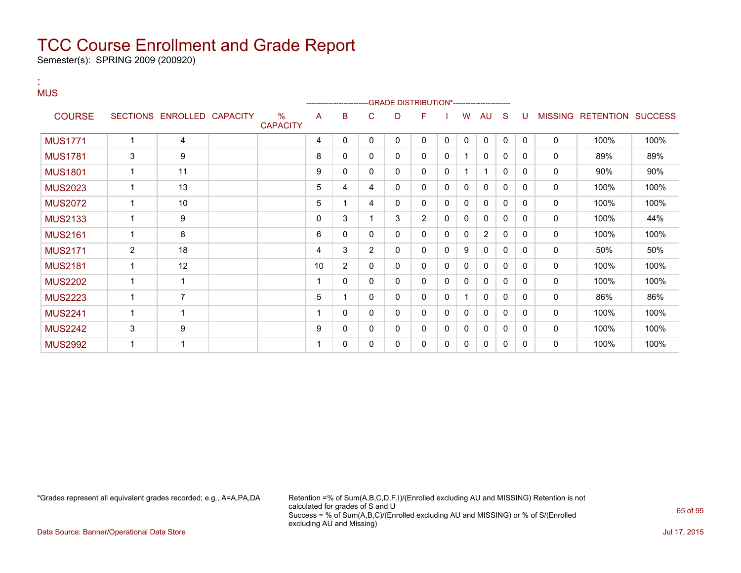# TCC Course Enrollment and Grade Report

Semester(s): SPRING 2009 (200920)

:
MUS

| COURSE | SECTIONS | ENROLLED | CAPACITY | % CAPACITY | A | B | C | D | F | I | W | AU | S | U | MISSING | RETENTION | SUCCESS |
|---|---|---|---|---|---|---|---|---|---|---|---|---|---|---|---|---|---|
| | | | | | -------------------------GRADE DISTRIBUTION*---------------------- | | | | | | | | | | | | |
| MUS1771 | 1 | 4 | | | 4 | 0 | 0 | 0 | 0 | 0 | 0 | 0 | 0 | 0 | 0 | 100% | 100% |
| MUS1781 | 3 | 9 | | | 8 | 0 | 0 | 0 | 0 | 0 | 1 | 0 | 0 | 0 | 0 | 89% | 89% |
| MUS1801 | 1 | 11 | | | 9 | 0 | 0 | 0 | 0 | 0 | 1 | 1 | 0 | 0 | 0 | 90% | 90% |
| MUS2023 | 1 | 13 | | | 5 | 4 | 4 | 0 | 0 | 0 | 0 | 0 | 0 | 0 | 0 | 100% | 100% |
| MUS2072 | 1 | 10 | | | 5 | 1 | 4 | 0 | 0 | 0 | 0 | 0 | 0 | 0 | 0 | 100% | 100% |
| MUS2133 | 1 | 9 | | | 0 | 3 | 1 | 3 | 2 | 0 | 0 | 0 | 0 | 0 | 0 | 100% | 44% |
| MUS2161 | 1 | 8 | | | 6 | 0 | 0 | 0 | 0 | 0 | 0 | 2 | 0 | 0 | 0 | 100% | 100% |
| MUS2171 | 2 | 18 | | | 4 | 3 | 2 | 0 | 0 | 0 | 9 | 0 | 0 | 0 | 0 | 50% | 50% |
| MUS2181 | 1 | 12 | | | 10 | 2 | 0 | 0 | 0 | 0 | 0 | 0 | 0 | 0 | 0 | 100% | 100% |
| MUS2202 | 1 | 1 | | | 1 | 0 | 0 | 0 | 0 | 0 | 0 | 0 | 0 | 0 | 0 | 100% | 100% |
| MUS2223 | 1 | 7 | | | 5 | 1 | 0 | 0 | 0 | 0 | 1 | 0 | 0 | 0 | 0 | 86% | 86% |
| MUS2241 | 1 | 1 | | | 1 | 0 | 0 | 0 | 0 | 0 | 0 | 0 | 0 | 0 | 0 | 100% | 100% |
| MUS2242 | 3 | 9 | | | 9 | 0 | 0 | 0 | 0 | 0 | 0 | 0 | 0 | 0 | 0 | 100% | 100% |
| MUS2992 | 1 | 1 | | | 1 | 0 | 0 | 0 | 0 | 0 | 0 | 0 | 0 | 0 | 0 | 100% | 100% |

*Grades represent all equivalent grades recorded; e.g., A=A,PA,DA

Retention =% of Sum(A,B,C,D,F,I)/(Enrolled excluding AU and MISSING) Retention is not calculated for grades of S and U
Success = % of Sum(A,B,C)/(Enrolled excluding AU and MISSING) or % of S/(Enrolled excluding AU and Missing)

Data Source: Banner/Operational Data Store

Jul 17, 2015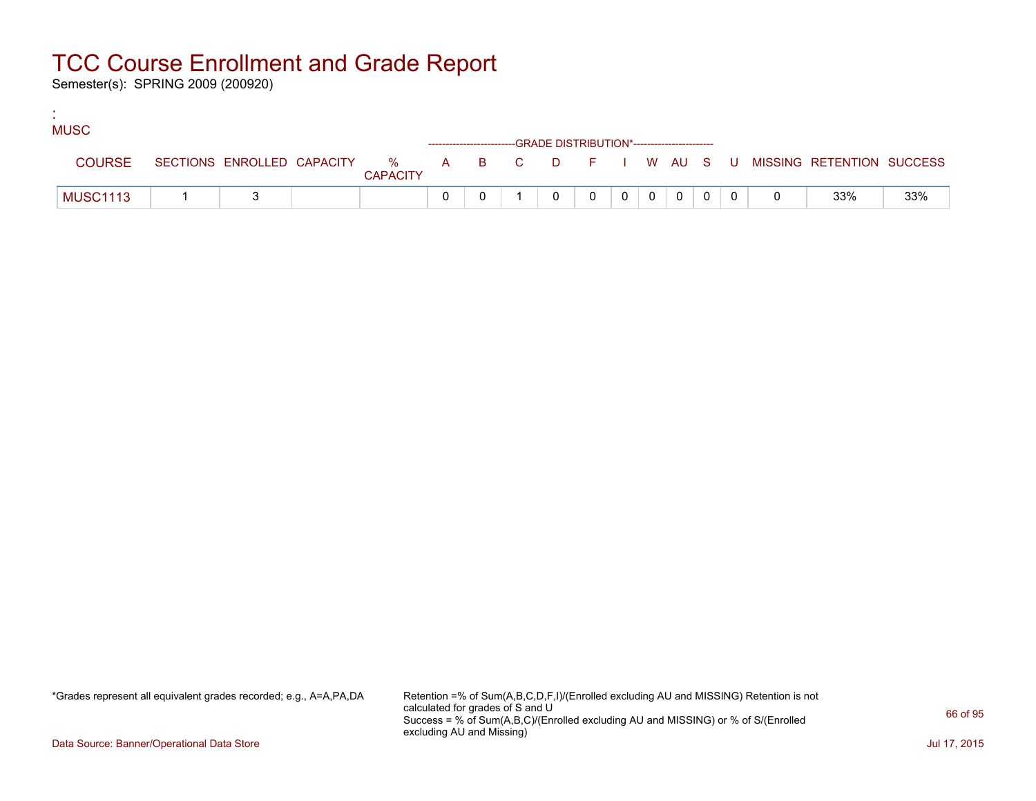# TCC Course Enrollment and Grade Report

Semester(s): SPRING 2009 (200920)

:
MUSC

| COURSE | SECTIONS | ENROLLED | CAPACITY | % CAPACITY | A | B | C | D | F | I | W | AU | S | U | MISSING | RETENTION | SUCCESS |
|---|---|---|---|---|---|---|---|---|---|---|---|---|---|---|---|---|---|
| | | | | | GRADE DISTRIBUTION* | | | | | | | | | | | | |
| MUSC1113 | 1 | 3 | | | 0 | 0 | 1 | 0 | 0 | 0 | 0 | 0 | 0 | 0 | 0 | 33% | 33% |

*Grades represent all equivalent grades recorded; e.g., A=A,PA,DA

Retention =% of Sum(A,B,C,D,F,I)/(Enrolled excluding AU and MISSING) Retention is not calculated for grades of S and U
Success = % of Sum(A,B,C)/(Enrolled excluding AU and MISSING) or % of S/(Enrolled excluding AU and Missing)

Data Source: Banner/Operational Data Store

Jul 17, 2015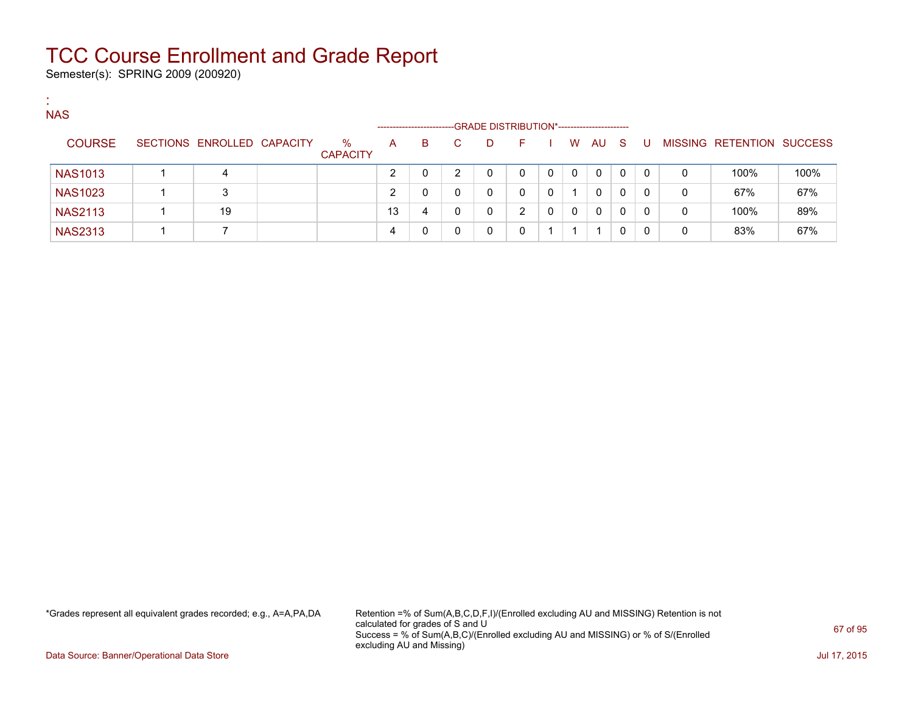# TCC Course Enrollment and Grade Report

Semester(s): SPRING 2009 (200920)

:
NAS

| COURSE | SECTIONS | ENROLLED | CAPACITY | % CAPACITY | A | B | C | D | F | I | W | AU | S | U | MISSING | RETENTION | SUCCESS |
|---|---|---|---|---|---|---|---|---|---|---|---|---|---|---|---|---|---|
| | | | | | GRADE DISTRIBUTION* | | | | | | | | | | | | |
| NAS1013 | 1 | 4 | | | 2 | 0 | 2 | 0 | 0 | 0 | 0 | 0 | 0 | 0 | 0 | 100% | 100% |
| NAS1023 | 1 | 3 | | | 2 | 0 | 0 | 0 | 0 | 0 | 1 | 0 | 0 | 0 | 0 | 67% | 67% |
| NAS2113 | 1 | 19 | | | 13 | 4 | 0 | 0 | 2 | 0 | 0 | 0 | 0 | 0 | 0 | 100% | 89% |
| NAS2313 | 1 | 7 | | | 4 | 0 | 0 | 0 | 0 | 1 | 1 | 1 | 0 | 0 | 0 | 83% | 67% |

*Grades represent all equivalent grades recorded; e.g., A=A,PA,DA

Retention =% of Sum(A,B,C,D,F,I)/(Enrolled excluding AU and MISSING) Retention is not calculated for grades of S and U
Success = % of Sum(A,B,C)/(Enrolled excluding AU and MISSING) or % of S/(Enrolled excluding AU and Missing)

Data Source: Banner/Operational Data Store

Jul 17, 2015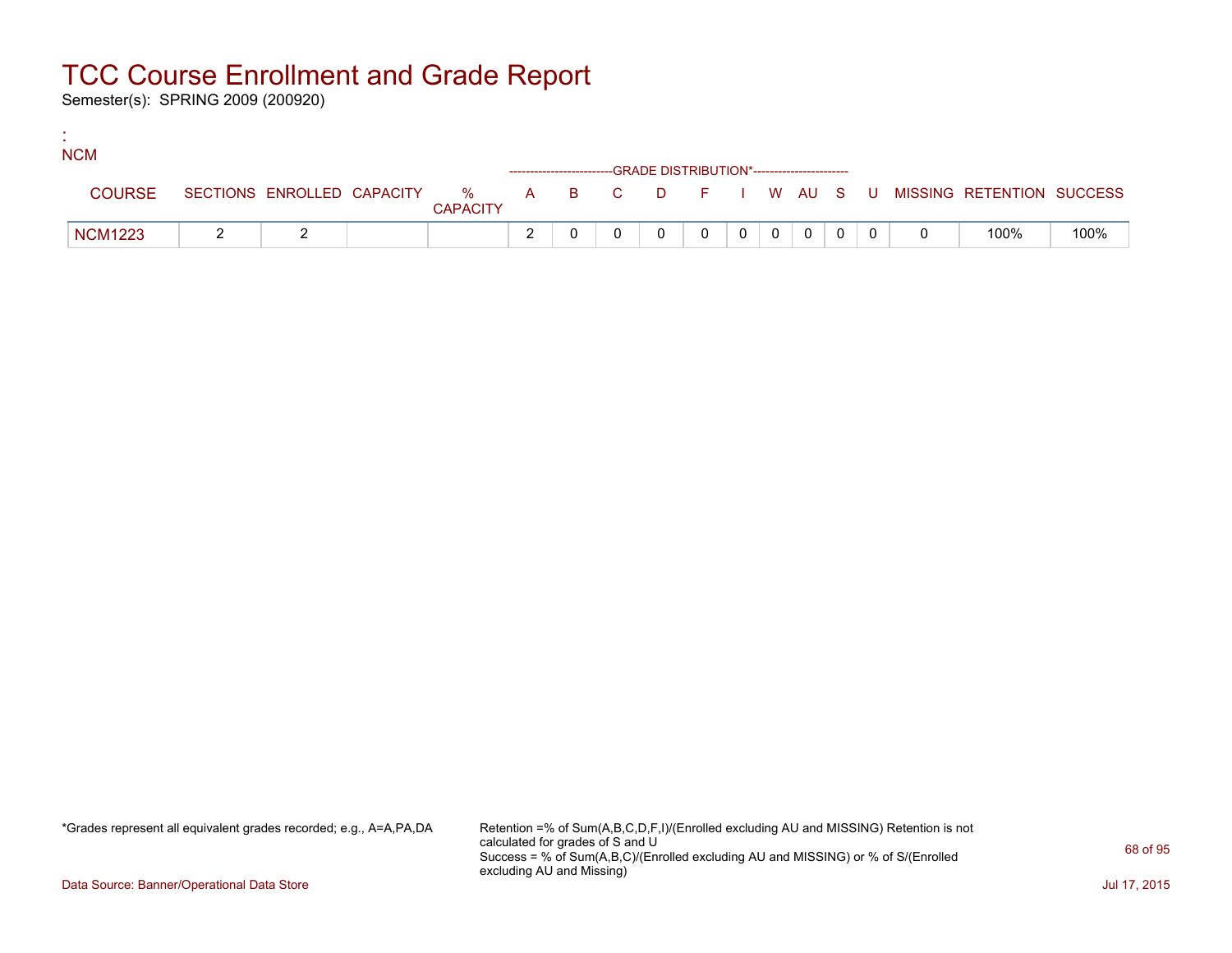# TCC Course Enrollment and Grade Report

Semester(s): SPRING 2009 (200920)

:
NCM

| COURSE | SECTIONS | ENROLLED | CAPACITY | % CAPACITY | A | B | C | D | F | I | W | AU | S | U | MISSING | RETENTION | SUCCESS |
|---|---|---|---|---|---|---|---|---|---|---|---|---|---|---|---|---|---|
| | | | | | -------------------------GRADE DISTRIBUTION*----------------------- | | | | | | | | | | | | |
| NCM1223 | 2 | 2 | | | 2 | 0 | 0 | 0 | 0 | 0 | 0 | 0 | 0 | 0 | 0 | 100% | 100% |

*Grades represent all equivalent grades recorded; e.g., A=A,PA,DA

Retention =% of Sum(A,B,C,D,F,I)/(Enrolled excluding AU and MISSING) Retention is not calculated for grades of S and U
Success = % of Sum(A,B,C)/(Enrolled excluding AU and MISSING) or % of S/(Enrolled excluding AU and Missing)

Data Source: Banner/Operational Data Store

Jul 17, 2015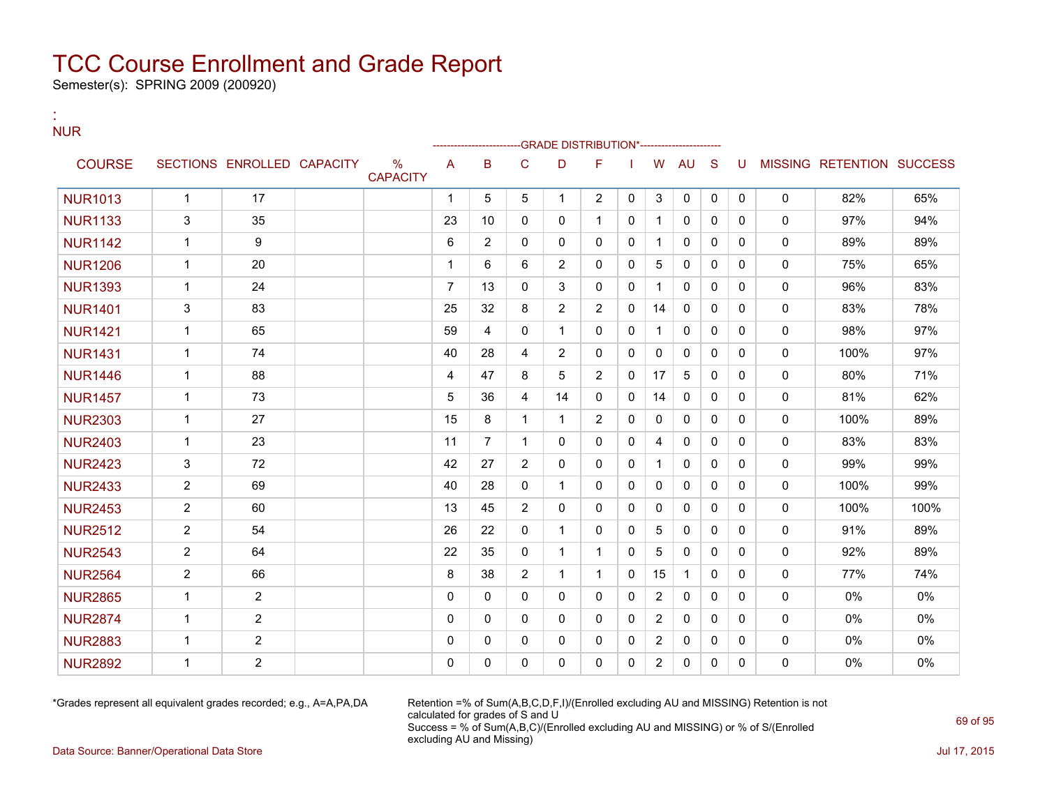# TCC Course Enrollment and Grade Report

Semester(s): SPRING 2009 (200920)

:
NUR

| COURSE | SECTIONS | ENROLLED | CAPACITY | % CAPACITY | A | B | C | D | F | I | W | AU | S | U | MISSING | RETENTION | SUCCESS |
|---|---|---|---|---|---|---|---|---|---|---|---|---|---|---|---|---|---|
| | | | | | GRADE DISTRIBUTION* | | | | | | | | | | | | |
| NUR1013 | 1 | 17 | | | 1 | 5 | 5 | 1 | 2 | 0 | 3 | 0 | 0 | 0 | 0 | 82% | 65% |
| NUR1133 | 3 | 35 | | | 23 | 10 | 0 | 0 | 1 | 0 | 1 | 0 | 0 | 0 | 0 | 97% | 94% |
| NUR1142 | 1 | 9 | | | 6 | 2 | 0 | 0 | 0 | 0 | 1 | 0 | 0 | 0 | 0 | 89% | 89% |
| NUR1206 | 1 | 20 | | | 1 | 6 | 6 | 2 | 0 | 0 | 5 | 0 | 0 | 0 | 0 | 75% | 65% |
| NUR1393 | 1 | 24 | | | 7 | 13 | 0 | 3 | 0 | 0 | 1 | 0 | 0 | 0 | 0 | 96% | 83% |
| NUR1401 | 3 | 83 | | | 25 | 32 | 8 | 2 | 2 | 0 | 14 | 0 | 0 | 0 | 0 | 83% | 78% |
| NUR1421 | 1 | 65 | | | 59 | 4 | 0 | 1 | 0 | 0 | 1 | 0 | 0 | 0 | 0 | 98% | 97% |
| NUR1431 | 1 | 74 | | | 40 | 28 | 4 | 2 | 0 | 0 | 0 | 0 | 0 | 0 | 0 | 100% | 97% |
| NUR1446 | 1 | 88 | | | 4 | 47 | 8 | 5 | 2 | 0 | 17 | 5 | 0 | 0 | 0 | 80% | 71% |
| NUR1457 | 1 | 73 | | | 5 | 36 | 4 | 14 | 0 | 0 | 14 | 0 | 0 | 0 | 0 | 81% | 62% |
| NUR2303 | 1 | 27 | | | 15 | 8 | 1 | 1 | 2 | 0 | 0 | 0 | 0 | 0 | 0 | 100% | 89% |
| NUR2403 | 1 | 23 | | | 11 | 7 | 1 | 0 | 0 | 0 | 4 | 0 | 0 | 0 | 0 | 83% | 83% |
| NUR2423 | 3 | 72 | | | 42 | 27 | 2 | 0 | 0 | 0 | 1 | 0 | 0 | 0 | 0 | 99% | 99% |
| NUR2433 | 2 | 69 | | | 40 | 28 | 0 | 1 | 0 | 0 | 0 | 0 | 0 | 0 | 0 | 100% | 99% |
| NUR2453 | 2 | 60 | | | 13 | 45 | 2 | 0 | 0 | 0 | 0 | 0 | 0 | 0 | 0 | 100% | 100% |
| NUR2512 | 2 | 54 | | | 26 | 22 | 0 | 1 | 0 | 0 | 5 | 0 | 0 | 0 | 0 | 91% | 89% |
| NUR2543 | 2 | 64 | | | 22 | 35 | 0 | 1 | 1 | 0 | 5 | 0 | 0 | 0 | 0 | 92% | 89% |
| NUR2564 | 2 | 66 | | | 8 | 38 | 2 | 1 | 1 | 0 | 15 | 1 | 0 | 0 | 0 | 77% | 74% |
| NUR2865 | 1 | 2 | | | 0 | 0 | 0 | 0 | 0 | 0 | 2 | 0 | 0 | 0 | 0 | 0% | 0% |
| NUR2874 | 1 | 2 | | | 0 | 0 | 0 | 0 | 0 | 0 | 2 | 0 | 0 | 0 | 0 | 0% | 0% |
| NUR2883 | 1 | 2 | | | 0 | 0 | 0 | 0 | 0 | 0 | 2 | 0 | 0 | 0 | 0 | 0% | 0% |
| NUR2892 | 1 | 2 | | | 0 | 0 | 0 | 0 | 0 | 0 | 2 | 0 | 0 | 0 | 0 | 0% | 0% |

*Grades represent all equivalent grades recorded; e.g., A=A,PA,DA

Retention =% of Sum(A,B,C,D,F,I)/(Enrolled excluding AU and MISSING) Retention is not calculated for grades of S and U
Success = % of Sum(A,B,C)/(Enrolled excluding AU and MISSING) or % of S/(Enrolled excluding AU and Missing)

Data Source: Banner/Operational Data Store

Jul 17, 2015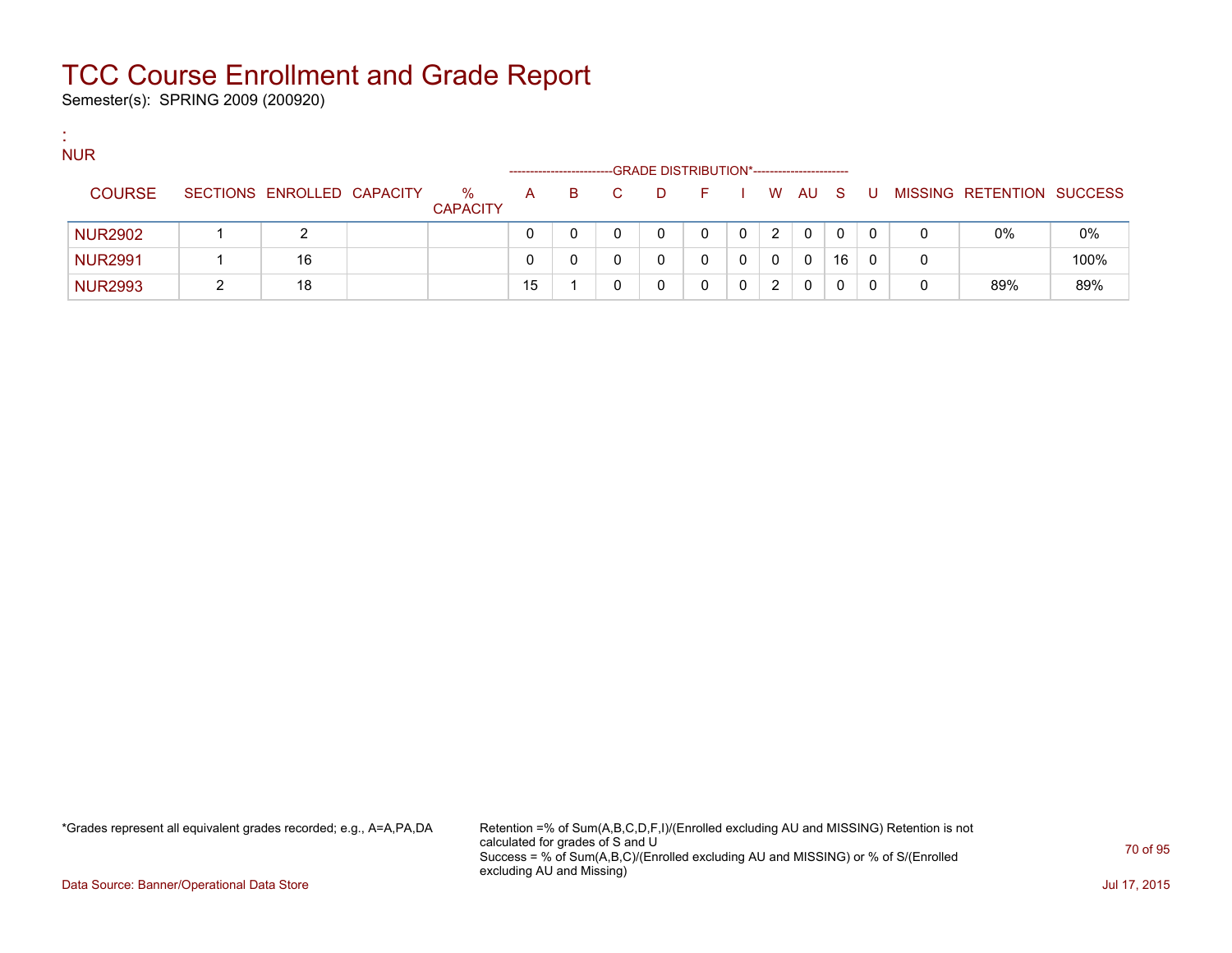# TCC Course Enrollment and Grade Report

Semester(s): SPRING 2009 (200920)

:

NUR

| COURSE | SECTIONS | ENROLLED | CAPACITY | % CAPACITY | A | B | C | D | F | I | W | AU | S | U | MISSING | RETENTION | SUCCESS |
|---|---|---|---|---|---|---|---|---|---|---|---|---|---|---|---|---|---|
| | | | | | GRADE DISTRIBUTION* | | | | | | | | | | | | |
| NUR2902 | 1 | 2 | | | 0 | 0 | 0 | 0 | 0 | 0 | 2 | 0 | 0 | 0 | 0 | 0% | 0% |
| NUR2991 | 1 | 16 | | | 0 | 0 | 0 | 0 | 0 | 0 | 0 | 0 | 16 | 0 | 0 | | 100% |
| NUR2993 | 2 | 18 | | | 15 | 1 | 0 | 0 | 0 | 0 | 2 | 0 | 0 | 0 | 0 | 89% | 89% |

*Grades represent all equivalent grades recorded; e.g., A=A,PA,DA

Retention =% of Sum(A,B,C,D,F,I)/(Enrolled excluding AU and MISSING) Retention is not calculated for grades of S and U
Success = % of Sum(A,B,C)/(Enrolled excluding AU and MISSING) or % of S/(Enrolled excluding AU and Missing)

Data Source: Banner/Operational Data Store

Jul 17, 2015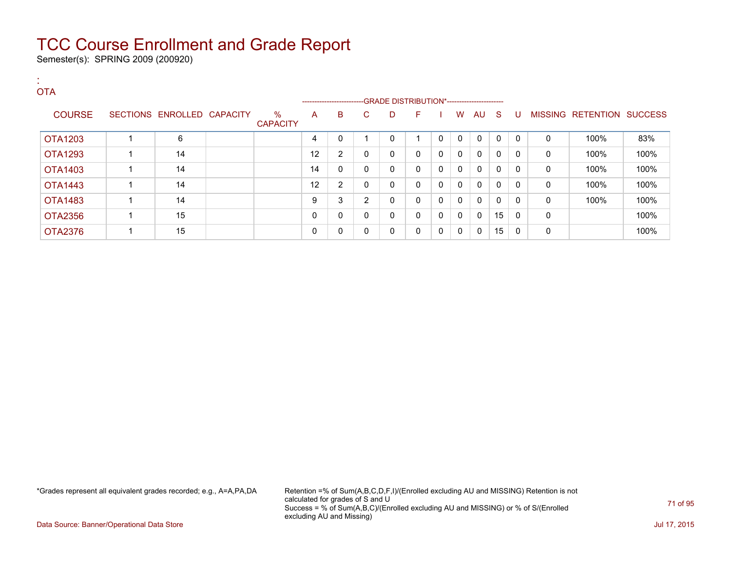# TCC Course Enrollment and Grade Report

Semester(s): SPRING 2009 (200920)

:
OTA

| COURSE | SECTIONS | ENROLLED | CAPACITY | % CAPACITY | A | B | C | D | F | I | W | AU | S | U | MISSING | RETENTION | SUCCESS |
|---|---|---|---|---|---|---|---|---|---|---|---|---|---|---|---|---|---|
| | | | | | GRADE DISTRIBUTION* | | | | | | | | | | | | |
| OTA1203 | 1 | 6 | | | 4 | 0 | 1 | 0 | 1 | 0 | 0 | 0 | 0 | 0 | 0 | 100% | 83% |
| OTA1293 | 1 | 14 | | | 12 | 2 | 0 | 0 | 0 | 0 | 0 | 0 | 0 | 0 | 0 | 100% | 100% |
| OTA1403 | 1 | 14 | | | 14 | 0 | 0 | 0 | 0 | 0 | 0 | 0 | 0 | 0 | 0 | 100% | 100% |
| OTA1443 | 1 | 14 | | | 12 | 2 | 0 | 0 | 0 | 0 | 0 | 0 | 0 | 0 | 0 | 100% | 100% |
| OTA1483 | 1 | 14 | | | 9 | 3 | 2 | 0 | 0 | 0 | 0 | 0 | 0 | 0 | 0 | 100% | 100% |
| OTA2356 | 1 | 15 | | | 0 | 0 | 0 | 0 | 0 | 0 | 0 | 0 | 15 | 0 | 0 | | 100% |
| OTA2376 | 1 | 15 | | | 0 | 0 | 0 | 0 | 0 | 0 | 0 | 0 | 15 | 0 | 0 | | 100% |

*Grades represent all equivalent grades recorded; e.g., A=A,PA,DA

Retention =% of Sum(A,B,C,D,F,I)/(Enrolled excluding AU and MISSING) Retention is not calculated for grades of S and U
Success = % of Sum(A,B,C)/(Enrolled excluding AU and MISSING) or % of S/(Enrolled excluding AU and Missing)

Data Source: Banner/Operational Data Store

Jul 17, 2015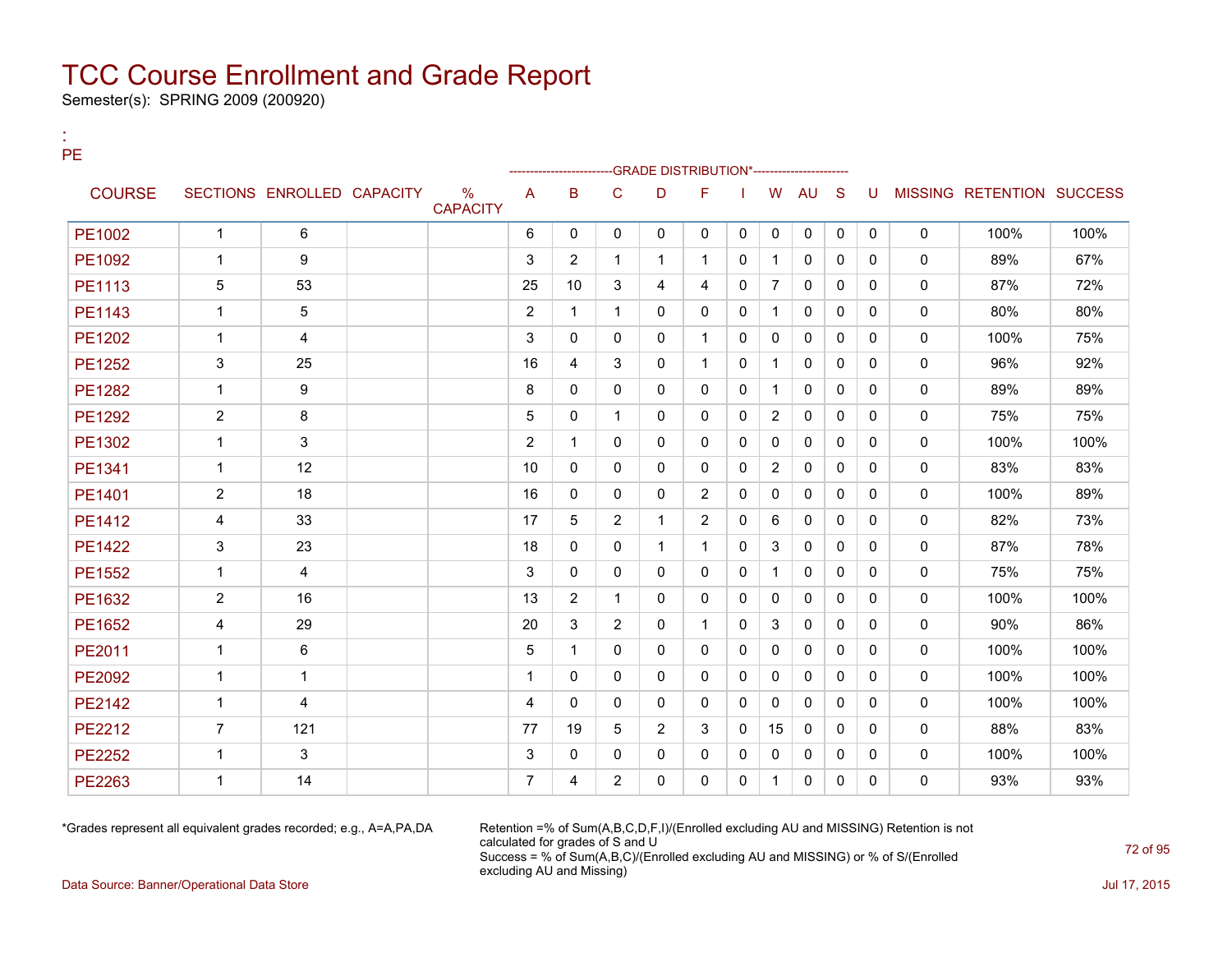# TCC Course Enrollment and Grade Report

Semester(s): SPRING 2009 (200920)

:
PE

| COURSE | SECTIONS | ENROLLED | CAPACITY | % CAPACITY | A | B | C | D | F | I | W | AU | S | U | MISSING | RETENTION | SUCCESS |
|---|---|---|---|---|---|---|---|---|---|---|---|---|---|---|---|---|---|
| | | | | | -------------------------GRADE DISTRIBUTION*---------------------- | | | | | | | | | | | | |
| PE1002 | 1 | 6 | | | 6 | 0 | 0 | 0 | 0 | 0 | 0 | 0 | 0 | 0 | 0 | 100% | 100% |
| PE1092 | 1 | 9 | | | 3 | 2 | 1 | 1 | 1 | 0 | 1 | 0 | 0 | 0 | 0 | 89% | 67% |
| PE1113 | 5 | 53 | | | 25 | 10 | 3 | 4 | 4 | 0 | 7 | 0 | 0 | 0 | 0 | 87% | 72% |
| PE1143 | 1 | 5 | | | 2 | 1 | 1 | 0 | 0 | 0 | 1 | 0 | 0 | 0 | 0 | 80% | 80% |
| PE1202 | 1 | 4 | | | 3 | 0 | 0 | 0 | 1 | 0 | 0 | 0 | 0 | 0 | 0 | 100% | 75% |
| PE1252 | 3 | 25 | | | 16 | 4 | 3 | 0 | 1 | 0 | 1 | 0 | 0 | 0 | 0 | 96% | 92% |
| PE1282 | 1 | 9 | | | 8 | 0 | 0 | 0 | 0 | 0 | 1 | 0 | 0 | 0 | 0 | 89% | 89% |
| PE1292 | 2 | 8 | | | 5 | 0 | 1 | 0 | 0 | 0 | 2 | 0 | 0 | 0 | 0 | 75% | 75% |
| PE1302 | 1 | 3 | | | 2 | 1 | 0 | 0 | 0 | 0 | 0 | 0 | 0 | 0 | 0 | 100% | 100% |
| PE1341 | 1 | 12 | | | 10 | 0 | 0 | 0 | 0 | 0 | 2 | 0 | 0 | 0 | 0 | 83% | 83% |
| PE1401 | 2 | 18 | | | 16 | 0 | 0 | 0 | 2 | 0 | 0 | 0 | 0 | 0 | 0 | 100% | 89% |
| PE1412 | 4 | 33 | | | 17 | 5 | 2 | 1 | 2 | 0 | 6 | 0 | 0 | 0 | 0 | 82% | 73% |
| PE1422 | 3 | 23 | | | 18 | 0 | 0 | 1 | 1 | 0 | 3 | 0 | 0 | 0 | 0 | 87% | 78% |
| PE1552 | 1 | 4 | | | 3 | 0 | 0 | 0 | 0 | 0 | 1 | 0 | 0 | 0 | 0 | 75% | 75% |
| PE1632 | 2 | 16 | | | 13 | 2 | 1 | 0 | 0 | 0 | 0 | 0 | 0 | 0 | 0 | 100% | 100% |
| PE1652 | 4 | 29 | | | 20 | 3 | 2 | 0 | 1 | 0 | 3 | 0 | 0 | 0 | 0 | 90% | 86% |
| PE2011 | 1 | 6 | | | 5 | 1 | 0 | 0 | 0 | 0 | 0 | 0 | 0 | 0 | 0 | 100% | 100% |
| PE2092 | 1 | 1 | | | 1 | 0 | 0 | 0 | 0 | 0 | 0 | 0 | 0 | 0 | 0 | 100% | 100% |
| PE2142 | 1 | 4 | | | 4 | 0 | 0 | 0 | 0 | 0 | 0 | 0 | 0 | 0 | 0 | 100% | 100% |
| PE2212 | 7 | 121 | | | 77 | 19 | 5 | 2 | 3 | 0 | 15 | 0 | 0 | 0 | 0 | 88% | 83% |
| PE2252 | 1 | 3 | | | 3 | 0 | 0 | 0 | 0 | 0 | 0 | 0 | 0 | 0 | 0 | 100% | 100% |
| PE2263 | 1 | 14 | | | 7 | 4 | 2 | 0 | 0 | 0 | 1 | 0 | 0 | 0 | 0 | 93% | 93% |

*Grades represent all equivalent grades recorded; e.g., A=A,PA,DA

Retention =% of Sum(A,B,C,D,F,I)/(Enrolled excluding AU and MISSING) Retention is not calculated for grades of S and U
Success = % of Sum(A,B,C)/(Enrolled excluding AU and MISSING) or % of S/(Enrolled excluding AU and Missing)

Data Source: Banner/Operational Data Store

Jul 17, 2015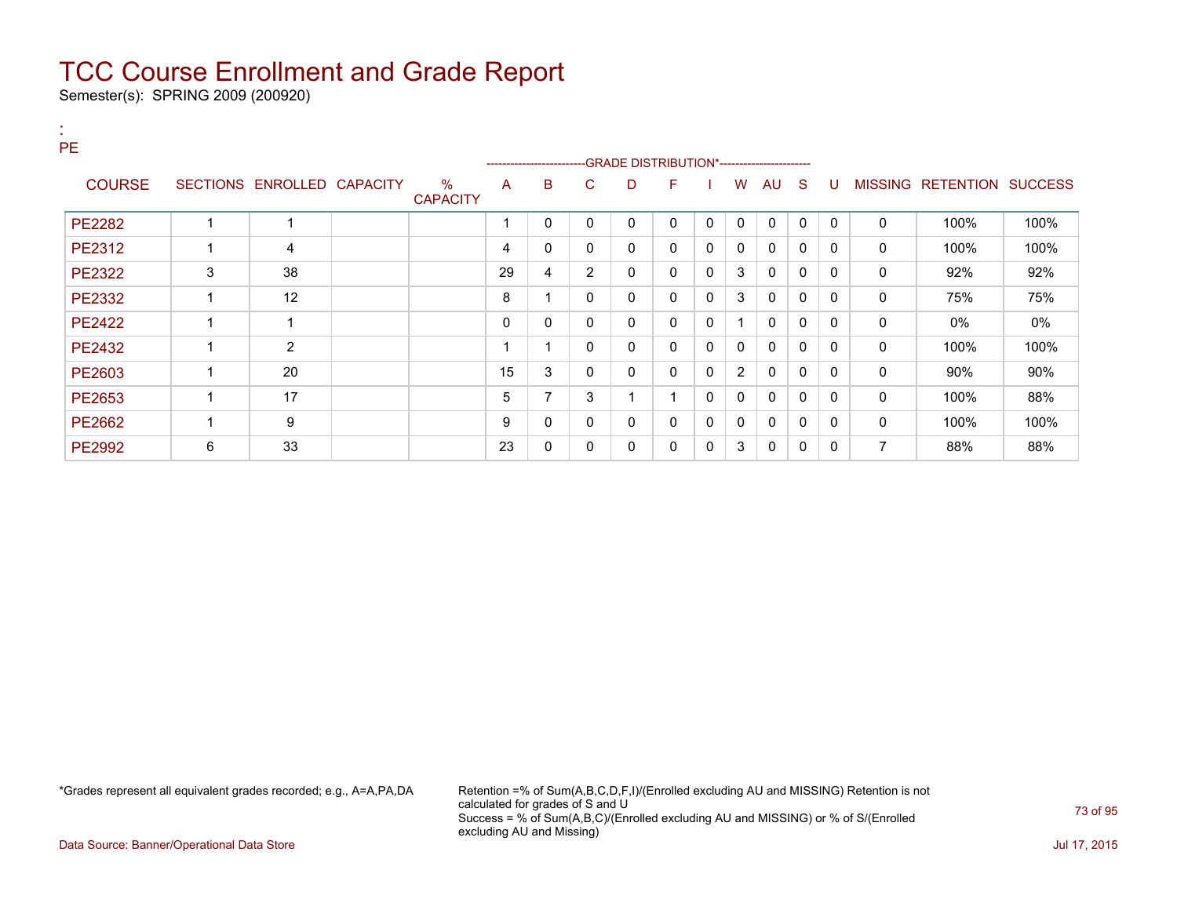# TCC Course Enrollment and Grade Report

Semester(s): SPRING 2009 (200920)

:
PE

| COURSE | SECTIONS | ENROLLED | CAPACITY | % CAPACITY | A | B | C | D | F | I | W | AU | S | U | MISSING | RETENTION | SUCCESS |
|---|---|---|---|---|---|---|---|---|---|---|---|---|---|---|---|---|---|
| | | | | | GRADE DISTRIBUTION* | | | | | | | | | | | | |
| PE2282 | 1 | 1 | | | 1 | 0 | 0 | 0 | 0 | 0 | 0 | 0 | 0 | 0 | 0 | 100% | 100% |
| PE2312 | 1 | 4 | | | 4 | 0 | 0 | 0 | 0 | 0 | 0 | 0 | 0 | 0 | 0 | 100% | 100% |
| PE2322 | 3 | 38 | | | 29 | 4 | 2 | 0 | 0 | 0 | 3 | 0 | 0 | 0 | 0 | 92% | 92% |
| PE2332 | 1 | 12 | | | 8 | 1 | 0 | 0 | 0 | 0 | 3 | 0 | 0 | 0 | 0 | 75% | 75% |
| PE2422 | 1 | 1 | | | 0 | 0 | 0 | 0 | 0 | 0 | 1 | 0 | 0 | 0 | 0 | 0% | 0% |
| PE2432 | 1 | 2 | | | 1 | 1 | 0 | 0 | 0 | 0 | 0 | 0 | 0 | 0 | 0 | 100% | 100% |
| PE2603 | 1 | 20 | | | 15 | 3 | 0 | 0 | 0 | 0 | 2 | 0 | 0 | 0 | 0 | 90% | 90% |
| PE2653 | 1 | 17 | | | 5 | 7 | 3 | 1 | 1 | 0 | 0 | 0 | 0 | 0 | 0 | 100% | 88% |
| PE2662 | 1 | 9 | | | 9 | 0 | 0 | 0 | 0 | 0 | 0 | 0 | 0 | 0 | 0 | 100% | 100% |
| PE2992 | 6 | 33 | | | 23 | 0 | 0 | 0 | 0 | 0 | 3 | 0 | 0 | 0 | 7 | 88% | 88% |

*Grades represent all equivalent grades recorded; e.g., A=A,PA,DA

Retention =% of Sum(A,B,C,D,F,I)/(Enrolled excluding AU and MISSING) Retention is not calculated for grades of S and U
Success = % of Sum(A,B,C)/(Enrolled excluding AU and MISSING) or % of S/(Enrolled excluding AU and Missing)

Data Source: Banner/Operational Data Store

Jul 17, 2015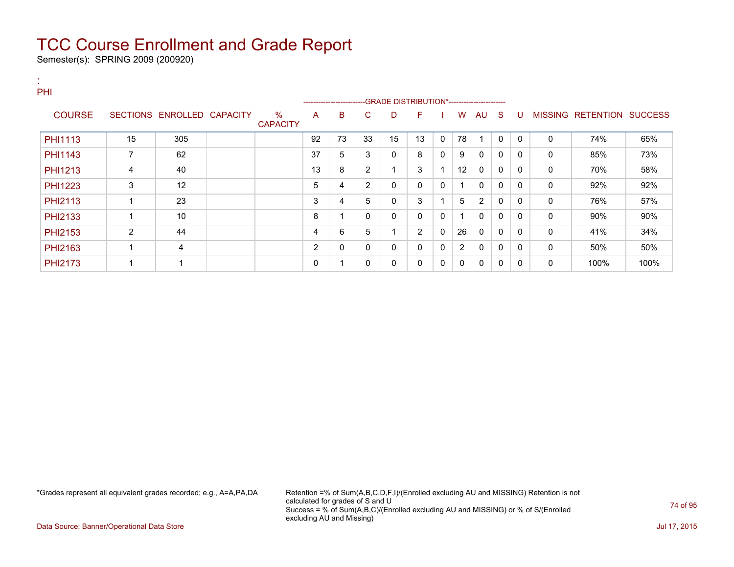# TCC Course Enrollment and Grade Report

Semester(s): SPRING 2009 (200920)

:
PHI

| COURSE | SECTIONS | ENROLLED | CAPACITY | % CAPACITY | A | B | C | D | F | I | W | AU | S | U | MISSING | RETENTION | SUCCESS |
|---|---|---|---|---|---|---|---|---|---|---|---|---|---|---|---|---|---|
| | | | | | GRADE DISTRIBUTION* | | | | | | | | | | | | |
| PHI1113 | 15 | 305 | | | 92 | 73 | 33 | 15 | 13 | 0 | 78 | 1 | 0 | 0 | 0 | 74% | 65% |
| PHI1143 | 7 | 62 | | | 37 | 5 | 3 | 0 | 8 | 0 | 9 | 0 | 0 | 0 | 0 | 85% | 73% |
| PHI1213 | 4 | 40 | | | 13 | 8 | 2 | 1 | 3 | 1 | 12 | 0 | 0 | 0 | 0 | 70% | 58% |
| PHI1223 | 3 | 12 | | | 5 | 4 | 2 | 0 | 0 | 0 | 1 | 0 | 0 | 0 | 0 | 92% | 92% |
| PHI2113 | 1 | 23 | | | 3 | 4 | 5 | 0 | 3 | 1 | 5 | 2 | 0 | 0 | 0 | 76% | 57% |
| PHI2133 | 1 | 10 | | | 8 | 1 | 0 | 0 | 0 | 0 | 1 | 0 | 0 | 0 | 0 | 90% | 90% |
| PHI2153 | 2 | 44 | | | 4 | 6 | 5 | 1 | 2 | 0 | 26 | 0 | 0 | 0 | 0 | 41% | 34% |
| PHI2163 | 1 | 4 | | | 2 | 0 | 0 | 0 | 0 | 0 | 2 | 0 | 0 | 0 | 0 | 50% | 50% |
| PHI2173 | 1 | 1 | | | 0 | 1 | 0 | 0 | 0 | 0 | 0 | 0 | 0 | 0 | 0 | 100% | 100% |

*Grades represent all equivalent grades recorded; e.g., A=A,PA,DA

Retention =% of Sum(A,B,C,D,F,I)/(Enrolled excluding AU and MISSING) Retention is not calculated for grades of S and U
Success = % of Sum(A,B,C)/(Enrolled excluding AU and MISSING) or % of S/(Enrolled excluding AU and Missing)

Data Source: Banner/Operational Data Store

Jul 17, 2015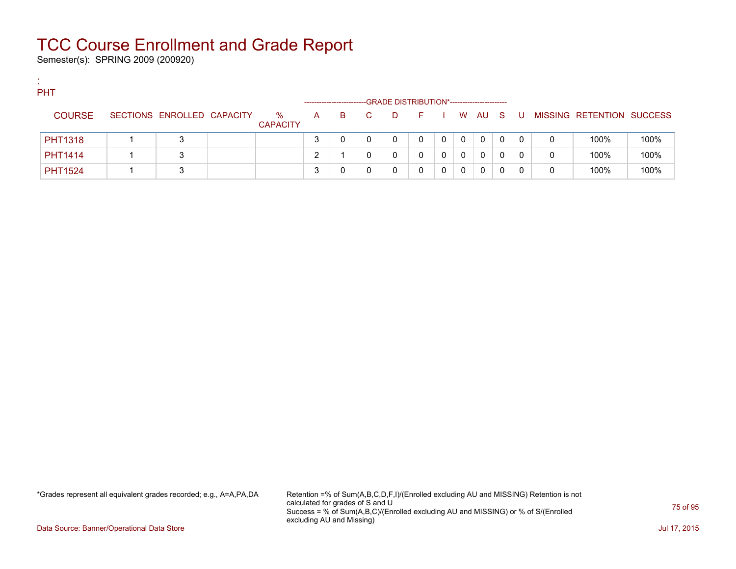# TCC Course Enrollment and Grade Report

Semester(s): SPRING 2009 (200920)

:
PHT

| COURSE | SECTIONS | ENROLLED | CAPACITY | % CAPACITY | A | B | C | D | F | I | W | AU | S | U | MISSING | RETENTION | SUCCESS |
|---|---|---|---|---|---|---|---|---|---|---|---|---|---|---|---|---|---|
| | | | | | GRADE DISTRIBUTION* | | | | | | | | | | | | |
| PHT1318 | 1 | 3 | | | 3 | 0 | 0 | 0 | 0 | 0 | 0 | 0 | 0 | 0 | 0 | 100% | 100% |
| PHT1414 | 1 | 3 | | | 2 | 1 | 0 | 0 | 0 | 0 | 0 | 0 | 0 | 0 | 0 | 100% | 100% |
| PHT1524 | 1 | 3 | | | 3 | 0 | 0 | 0 | 0 | 0 | 0 | 0 | 0 | 0 | 0 | 100% | 100% |

*Grades represent all equivalent grades recorded; e.g., A=A,PA,DA

Retention =% of Sum(A,B,C,D,F,I)/(Enrolled excluding AU and MISSING) Retention is not calculated for grades of S and U
Success = % of Sum(A,B,C)/(Enrolled excluding AU and MISSING) or % of S/(Enrolled excluding AU and Missing)

Data Source: Banner/Operational Data Store

Jul 17, 2015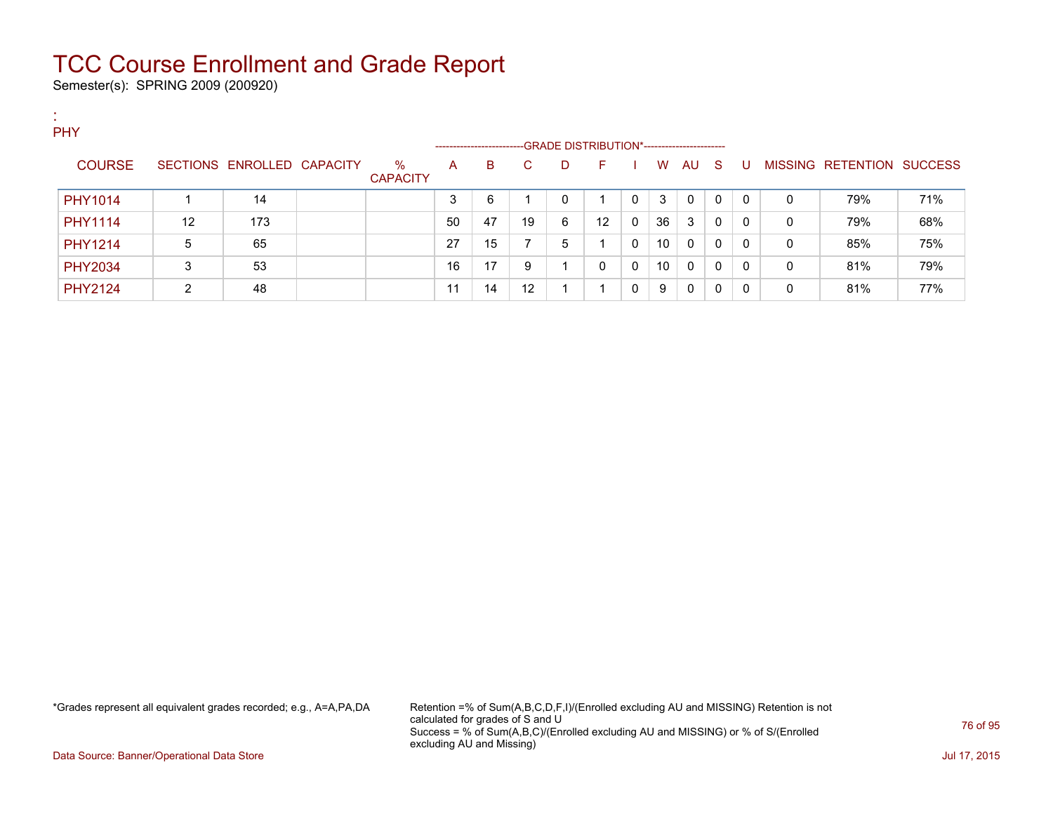# TCC Course Enrollment and Grade Report

Semester(s): SPRING 2009 (200920)

:
PHY

| COURSE | SECTIONS | ENROLLED | CAPACITY | % CAPACITY | A | B | C | D | F | I | W | AU | S | U | MISSING | RETENTION | SUCCESS |
|---|---|---|---|---|---|---|---|---|---|---|---|---|---|---|---|---|---|
| | | | | | GRADE DISTRIBUTION* | | | | | | | | | | | | |
| PHY1014 | 1 | 14 | | | 3 | 6 | 1 | 0 | 1 | 0 | 3 | 0 | 0 | 0 | 0 | 79% | 71% |
| PHY1114 | 12 | 173 | | | 50 | 47 | 19 | 6 | 12 | 0 | 36 | 3 | 0 | 0 | 0 | 79% | 68% |
| PHY1214 | 5 | 65 | | | 27 | 15 | 7 | 5 | 1 | 0 | 10 | 0 | 0 | 0 | 0 | 85% | 75% |
| PHY2034 | 3 | 53 | | | 16 | 17 | 9 | 1 | 0 | 0 | 10 | 0 | 0 | 0 | 0 | 81% | 79% |
| PHY2124 | 2 | 48 | | | 11 | 14 | 12 | 1 | 1 | 0 | 9 | 0 | 0 | 0 | 0 | 81% | 77% |

*Grades represent all equivalent grades recorded; e.g., A=A,PA,DA

Retention =% of Sum(A,B,C,D,F,I)/(Enrolled excluding AU and MISSING) Retention is not calculated for grades of S and U
Success = % of Sum(A,B,C)/(Enrolled excluding AU and MISSING) or % of S/(Enrolled excluding AU and Missing)

Data Source: Banner/Operational Data Store

Jul 17, 2015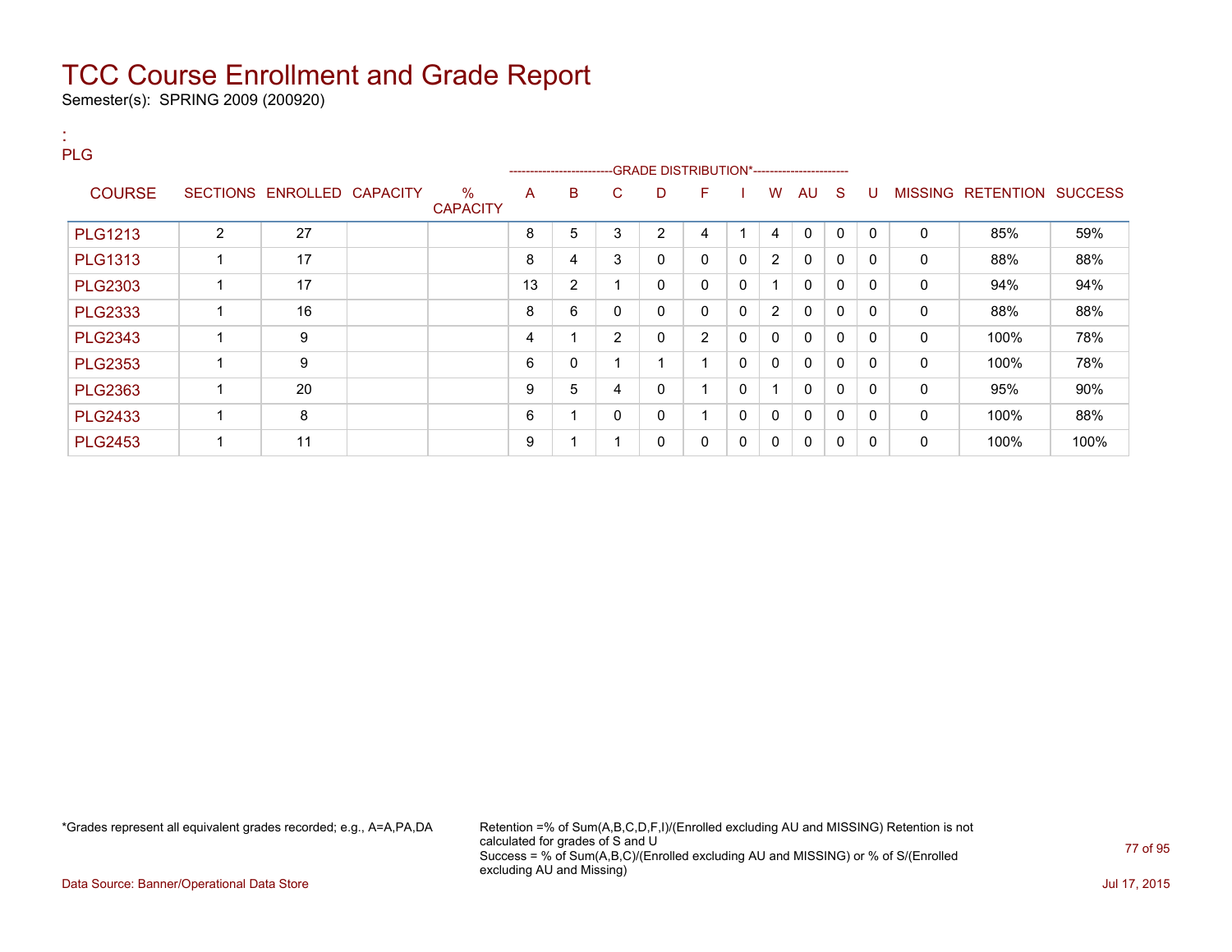# TCC Course Enrollment and Grade Report

Semester(s): SPRING 2009 (200920)

:
PLG

| COURSE | SECTIONS | ENROLLED | CAPACITY | % CAPACITY | A | B | C | D | F | I | W | AU | S | U | MISSING | RETENTION | SUCCESS |
|---|---|---|---|---|---|---|---|---|---|---|---|---|---|---|---|---|---|
| | | | | | GRADE DISTRIBUTION* | | | | | | | | | | | | |
| PLG1213 | 2 | 27 | | | 8 | 5 | 3 | 2 | 4 | 1 | 4 | 0 | 0 | 0 | 0 | 85% | 59% |
| PLG1313 | 1 | 17 | | | 8 | 4 | 3 | 0 | 0 | 0 | 2 | 0 | 0 | 0 | 0 | 88% | 88% |
| PLG2303 | 1 | 17 | | | 13 | 2 | 1 | 0 | 0 | 0 | 1 | 0 | 0 | 0 | 0 | 94% | 94% |
| PLG2333 | 1 | 16 | | | 8 | 6 | 0 | 0 | 0 | 0 | 2 | 0 | 0 | 0 | 0 | 88% | 88% |
| PLG2343 | 1 | 9 | | | 4 | 1 | 2 | 0 | 2 | 0 | 0 | 0 | 0 | 0 | 0 | 100% | 78% |
| PLG2353 | 1 | 9 | | | 6 | 0 | 1 | 1 | 1 | 0 | 0 | 0 | 0 | 0 | 0 | 100% | 78% |
| PLG2363 | 1 | 20 | | | 9 | 5 | 4 | 0 | 1 | 0 | 1 | 0 | 0 | 0 | 0 | 95% | 90% |
| PLG2433 | 1 | 8 | | | 6 | 1 | 0 | 0 | 1 | 0 | 0 | 0 | 0 | 0 | 0 | 100% | 88% |
| PLG2453 | 1 | 11 | | | 9 | 1 | 1 | 0 | 0 | 0 | 0 | 0 | 0 | 0 | 0 | 100% | 100% |

*Grades represent all equivalent grades recorded; e.g., A=A,PA,DA

Retention =% of Sum(A,B,C,D,F,I)/(Enrolled excluding AU and MISSING) Retention is not calculated for grades of S and U
Success = % of Sum(A,B,C)/(Enrolled excluding AU and MISSING) or % of S/(Enrolled excluding AU and Missing)

Data Source: Banner/Operational Data Store

Jul 17, 2015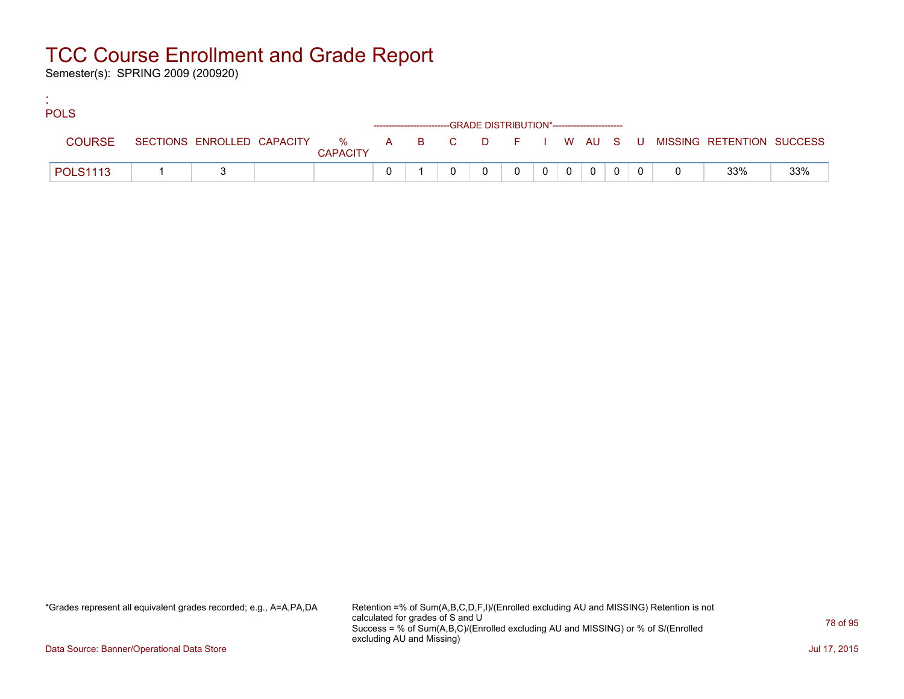# TCC Course Enrollment and Grade Report

Semester(s): SPRING 2009 (200920)

:
POLS

| COURSE | SECTIONS | ENROLLED | CAPACITY | % CAPACITY | A | B | C | D | F | I | W | AU | S | U | MISSING | RETENTION | SUCCESS |
|---|---|---|---|---|---|---|---|---|---|---|---|---|---|---|---|---|---|
| | | | | | GRADE DISTRIBUTION* | | | | | | | | | | | | |
| POLS1113 | 1 | 3 | | | 0 | 1 | 0 | 0 | 0 | 0 | 0 | 0 | 0 | 0 | 0 | 33% | 33% |

*Grades represent all equivalent grades recorded; e.g., A=A,PA,DA

Retention =% of Sum(A,B,C,D,F,I)/(Enrolled excluding AU and MISSING) Retention is not calculated for grades of S and U
Success = % of Sum(A,B,C)/(Enrolled excluding AU and MISSING) or % of S/(Enrolled excluding AU and Missing)

Data Source: Banner/Operational Data Store

Jul 17, 2015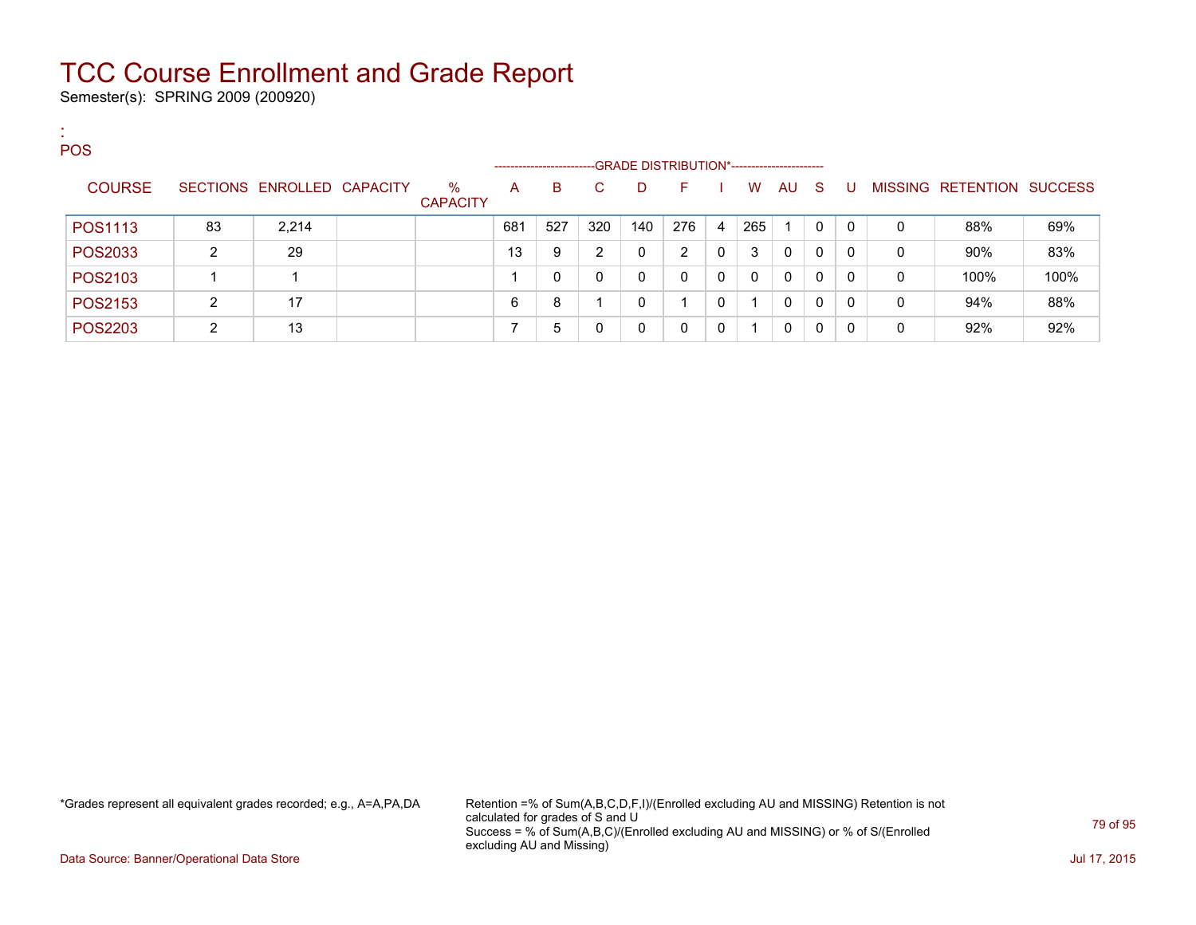# TCC Course Enrollment and Grade Report

Semester(s): SPRING 2009 (200920)

:
POS

| COURSE | SECTIONS | ENROLLED | CAPACITY | % CAPACITY | A | B | C | D | F | I | W | AU | S | U | MISSING | RETENTION | SUCCESS |
|---|---|---|---|---|---|---|---|---|---|---|---|---|---|---|---|---|---|
| | | | | | GRADE DISTRIBUTION* | | | | | | | | | | | | |
| POS1113 | 83 | 2,214 | | | 681 | 527 | 320 | 140 | 276 | 4 | 265 | 1 | 0 | 0 | 0 | 88% | 69% |
| POS2033 | 2 | 29 | | | 13 | 9 | 2 | 0 | 2 | 0 | 3 | 0 | 0 | 0 | 0 | 90% | 83% |
| POS2103 | 1 | 1 | | | 1 | 0 | 0 | 0 | 0 | 0 | 0 | 0 | 0 | 0 | 0 | 100% | 100% |
| POS2153 | 2 | 17 | | | 6 | 8 | 1 | 0 | 1 | 0 | 1 | 0 | 0 | 0 | 0 | 94% | 88% |
| POS2203 | 2 | 13 | | | 7 | 5 | 0 | 0 | 0 | 0 | 1 | 0 | 0 | 0 | 0 | 92% | 92% |

*Grades represent all equivalent grades recorded; e.g., A=A,PA,DA

Retention =% of Sum(A,B,C,D,F,I)/(Enrolled excluding AU and MISSING) Retention is not calculated for grades of S and U
Success = % of Sum(A,B,C)/(Enrolled excluding AU and MISSING) or % of S/(Enrolled excluding AU and Missing)

Data Source: Banner/Operational Data Store

Jul 17, 2015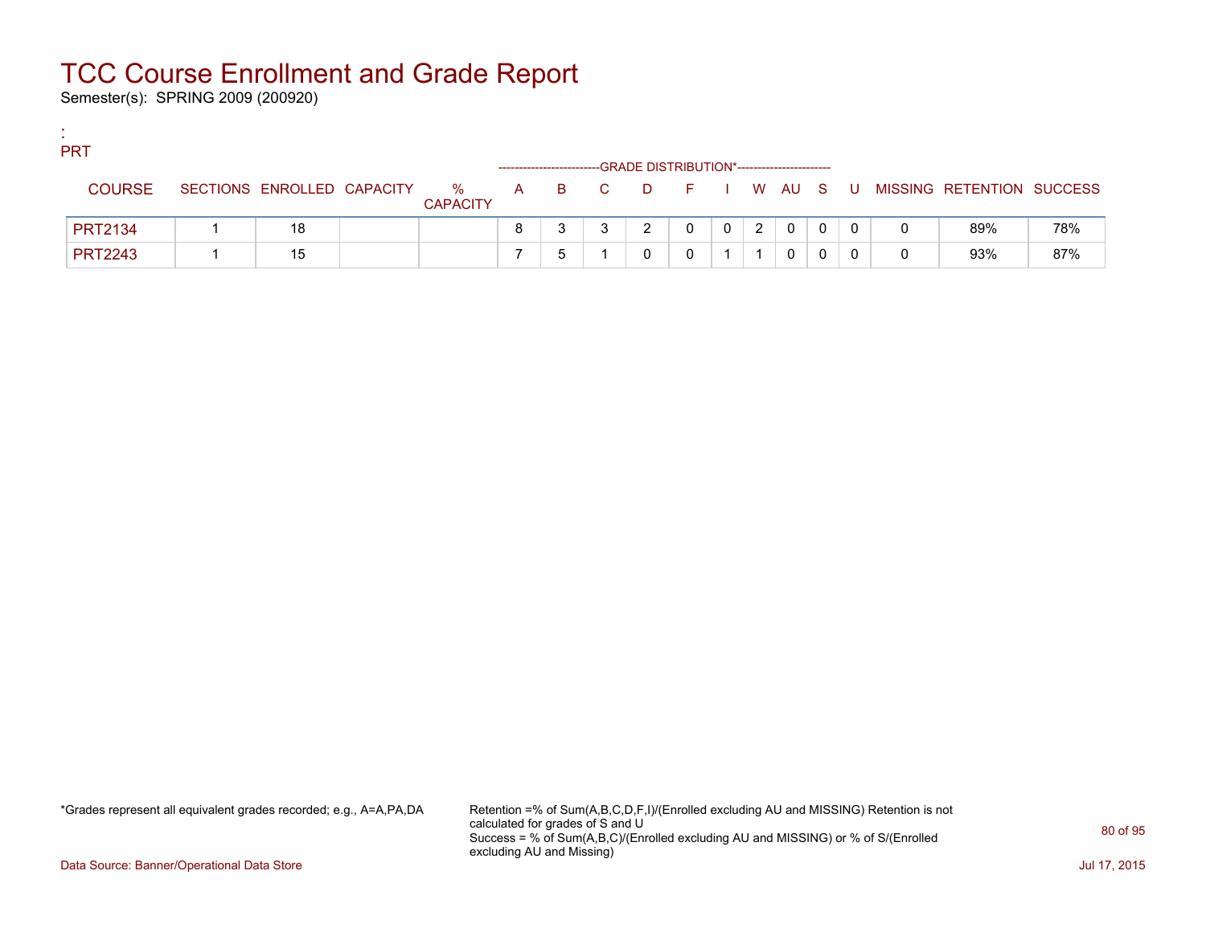# TCC Course Enrollment and Grade Report

Semester(s): SPRING 2009 (200920)

:
PRT

| COURSE | SECTIONS | ENROLLED | CAPACITY | % CAPACITY | A | B | C | D | F | I | W | AU | S | U | MISSING | RETENTION | SUCCESS |
|---|---|---|---|---|---|---|---|---|---|---|---|---|---|---|---|---|---|
| | | | | | GRADE DISTRIBUTION* | | | | | | | | | | | | |
| PRT2134 | 1 | 18 | | | 8 | 3 | 3 | 2 | 0 | 0 | 2 | 0 | 0 | 0 | 0 | 89% | 78% |
| PRT2243 | 1 | 15 | | | 7 | 5 | 1 | 0 | 0 | 1 | 1 | 0 | 0 | 0 | 0 | 93% | 87% |

*Grades represent all equivalent grades recorded; e.g., A=A,PA,DA

Retention =% of Sum(A,B,C,D,F,I)/(Enrolled excluding AU and MISSING) Retention is not calculated for grades of S and U
Success = % of Sum(A,B,C)/(Enrolled excluding AU and MISSING) or % of S/(Enrolled excluding AU and Missing)

Data Source: Banner/Operational Data Store

Jul 17, 2015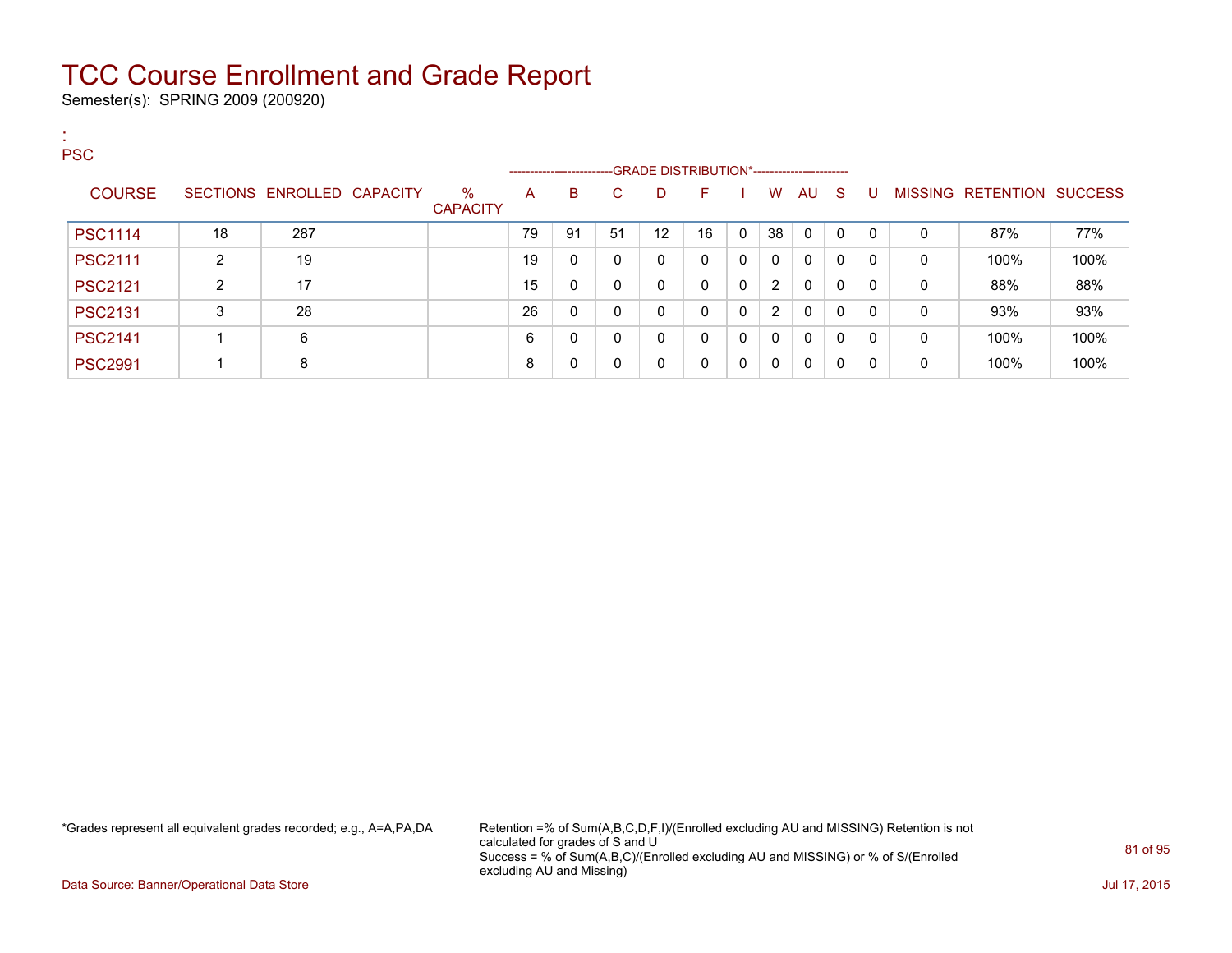# TCC Course Enrollment and Grade Report

Semester(s): SPRING 2009 (200920)

:
PSC

| COURSE | SECTIONS | ENROLLED | CAPACITY | % CAPACITY | A | B | C | D | F | I | W | AU | S | U | MISSING | RETENTION | SUCCESS |
|---|---|---|---|---|---|---|---|---|---|---|---|---|---|---|---|---|---|
| | | | | | GRADE DISTRIBUTION* | | | | | | | | | | | | |
| PSC1114 | 18 | 287 | | | 79 | 91 | 51 | 12 | 16 | 0 | 38 | 0 | 0 | 0 | 0 | 87% | 77% |
| PSC2111 | 2 | 19 | | | 19 | 0 | 0 | 0 | 0 | 0 | 0 | 0 | 0 | 0 | 0 | 100% | 100% |
| PSC2121 | 2 | 17 | | | 15 | 0 | 0 | 0 | 0 | 0 | 2 | 0 | 0 | 0 | 0 | 88% | 88% |
| PSC2131 | 3 | 28 | | | 26 | 0 | 0 | 0 | 0 | 0 | 2 | 0 | 0 | 0 | 0 | 93% | 93% |
| PSC2141 | 1 | 6 | | | 6 | 0 | 0 | 0 | 0 | 0 | 0 | 0 | 0 | 0 | 0 | 100% | 100% |
| PSC2991 | 1 | 8 | | | 8 | 0 | 0 | 0 | 0 | 0 | 0 | 0 | 0 | 0 | 0 | 100% | 100% |

*Grades represent all equivalent grades recorded; e.g., A=A,PA,DA

Retention =% of Sum(A,B,C,D,F,I)/(Enrolled excluding AU and MISSING) Retention is not calculated for grades of S and U
Success = % of Sum(A,B,C)/(Enrolled excluding AU and MISSING) or % of S/(Enrolled excluding AU and Missing)

Data Source: Banner/Operational Data Store

Jul 17, 2015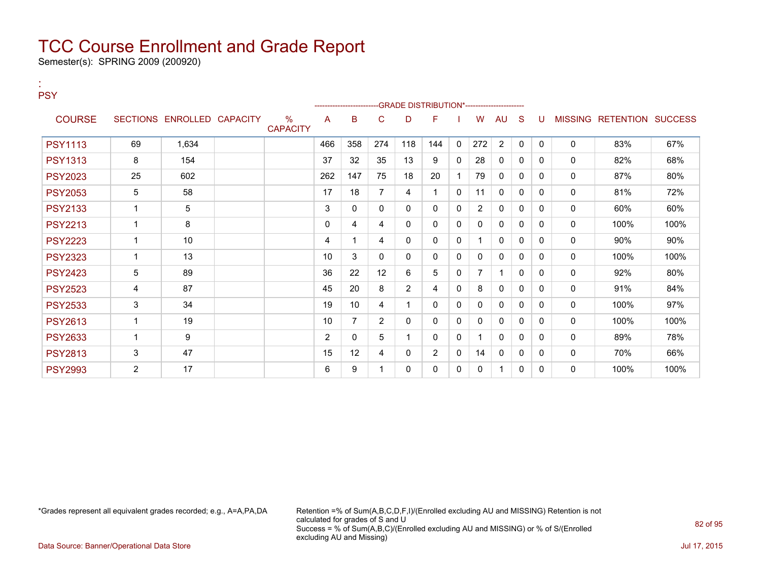# TCC Course Enrollment and Grade Report

Semester(s): SPRING 2009 (200920)

:
PSY

| COURSE | SECTIONS | ENROLLED | CAPACITY | % CAPACITY | A | B | C | D | F | I | W | AU | S | U | MISSING | RETENTION | SUCCESS |
|---|---|---|---|---|---|---|---|---|---|---|---|---|---|---|---|---|---|
| | | | | | GRADE DISTRIBUTION* | | | | | | | | | | | | |
| PSY1113 | 69 | 1,634 | | | 466 | 358 | 274 | 118 | 144 | 0 | 272 | 2 | 0 | 0 | 0 | 83% | 67% |
| PSY1313 | 8 | 154 | | | 37 | 32 | 35 | 13 | 9 | 0 | 28 | 0 | 0 | 0 | 0 | 82% | 68% |
| PSY2023 | 25 | 602 | | | 262 | 147 | 75 | 18 | 20 | 1 | 79 | 0 | 0 | 0 | 0 | 87% | 80% |
| PSY2053 | 5 | 58 | | | 17 | 18 | 7 | 4 | 1 | 0 | 11 | 0 | 0 | 0 | 0 | 81% | 72% |
| PSY2133 | 1 | 5 | | | 3 | 0 | 0 | 0 | 0 | 0 | 2 | 0 | 0 | 0 | 0 | 60% | 60% |
| PSY2213 | 1 | 8 | | | 0 | 4 | 4 | 0 | 0 | 0 | 0 | 0 | 0 | 0 | 0 | 100% | 100% |
| PSY2223 | 1 | 10 | | | 4 | 1 | 4 | 0 | 0 | 0 | 1 | 0 | 0 | 0 | 0 | 90% | 90% |
| PSY2323 | 1 | 13 | | | 10 | 3 | 0 | 0 | 0 | 0 | 0 | 0 | 0 | 0 | 0 | 100% | 100% |
| PSY2423 | 5 | 89 | | | 36 | 22 | 12 | 6 | 5 | 0 | 7 | 1 | 0 | 0 | 0 | 92% | 80% |
| PSY2523 | 4 | 87 | | | 45 | 20 | 8 | 2 | 4 | 0 | 8 | 0 | 0 | 0 | 0 | 91% | 84% |
| PSY2533 | 3 | 34 | | | 19 | 10 | 4 | 1 | 0 | 0 | 0 | 0 | 0 | 0 | 0 | 100% | 97% |
| PSY2613 | 1 | 19 | | | 10 | 7 | 2 | 0 | 0 | 0 | 0 | 0 | 0 | 0 | 0 | 100% | 100% |
| PSY2633 | 1 | 9 | | | 2 | 0 | 5 | 1 | 0 | 0 | 1 | 0 | 0 | 0 | 0 | 89% | 78% |
| PSY2813 | 3 | 47 | | | 15 | 12 | 4 | 0 | 2 | 0 | 14 | 0 | 0 | 0 | 0 | 70% | 66% |
| PSY2993 | 2 | 17 | | | 6 | 9 | 1 | 0 | 0 | 0 | 0 | 1 | 0 | 0 | 0 | 100% | 100% |

*Grades represent all equivalent grades recorded; e.g., A=A,PA,DA

Retention =% of Sum(A,B,C,D,F,I)/(Enrolled excluding AU and MISSING) Retention is not calculated for grades of S and U
Success = % of Sum(A,B,C)/(Enrolled excluding AU and MISSING) or % of S/(Enrolled excluding AU and Missing)

Data Source: Banner/Operational Data Store

Jul 17, 2015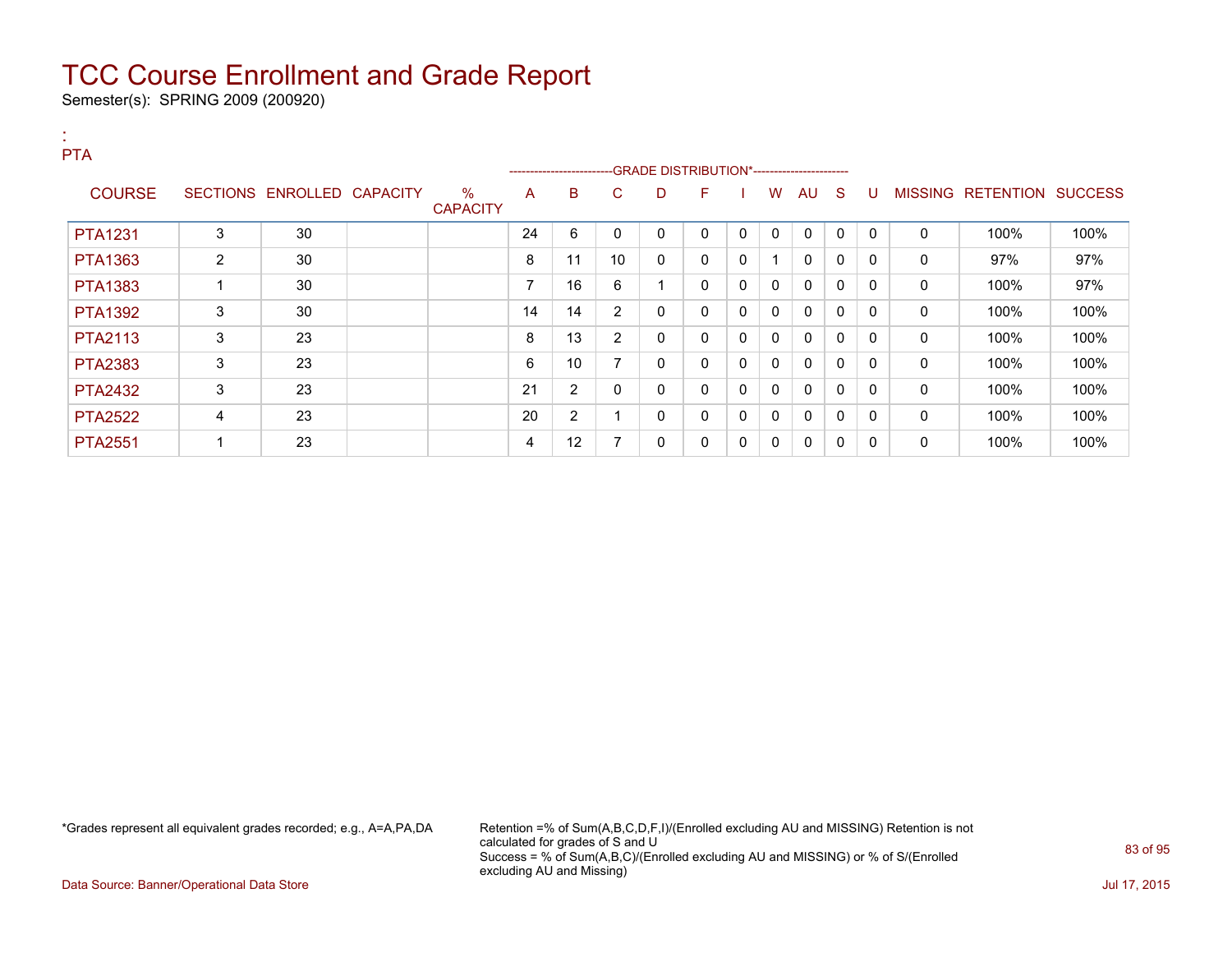# TCC Course Enrollment and Grade Report

Semester(s): SPRING 2009 (200920)

:
PTA

| COURSE | SECTIONS | ENROLLED | CAPACITY | % CAPACITY | A | B | C | D | F | I | W | AU | S | U | MISSING | RETENTION | SUCCESS |
|---|---|---|---|---|---|---|---|---|---|---|---|---|---|---|---|---|---|
| | | | | | GRADE DISTRIBUTION* | | | | | | | | | | | | |
| PTA1231 | 3 | 30 | | | 24 | 6 | 0 | 0 | 0 | 0 | 0 | 0 | 0 | 0 | 0 | 100% | 100% |
| PTA1363 | 2 | 30 | | | 8 | 11 | 10 | 0 | 0 | 0 | 1 | 0 | 0 | 0 | 0 | 97% | 97% |
| PTA1383 | 1 | 30 | | | 7 | 16 | 6 | 1 | 0 | 0 | 0 | 0 | 0 | 0 | 0 | 100% | 97% |
| PTA1392 | 3 | 30 | | | 14 | 14 | 2 | 0 | 0 | 0 | 0 | 0 | 0 | 0 | 0 | 100% | 100% |
| PTA2113 | 3 | 23 | | | 8 | 13 | 2 | 0 | 0 | 0 | 0 | 0 | 0 | 0 | 0 | 100% | 100% |
| PTA2383 | 3 | 23 | | | 6 | 10 | 7 | 0 | 0 | 0 | 0 | 0 | 0 | 0 | 0 | 100% | 100% |
| PTA2432 | 3 | 23 | | | 21 | 2 | 0 | 0 | 0 | 0 | 0 | 0 | 0 | 0 | 0 | 100% | 100% |
| PTA2522 | 4 | 23 | | | 20 | 2 | 1 | 0 | 0 | 0 | 0 | 0 | 0 | 0 | 0 | 100% | 100% |
| PTA2551 | 1 | 23 | | | 4 | 12 | 7 | 0 | 0 | 0 | 0 | 0 | 0 | 0 | 0 | 100% | 100% |

*Grades represent all equivalent grades recorded; e.g., A=A,PA,DA

Retention =% of Sum(A,B,C,D,F,I)/(Enrolled excluding AU and MISSING) Retention is not calculated for grades of S and U
Success = % of Sum(A,B,C)/(Enrolled excluding AU and MISSING) or % of S/(Enrolled excluding AU and Missing)

Data Source: Banner/Operational Data Store

Jul 17, 2015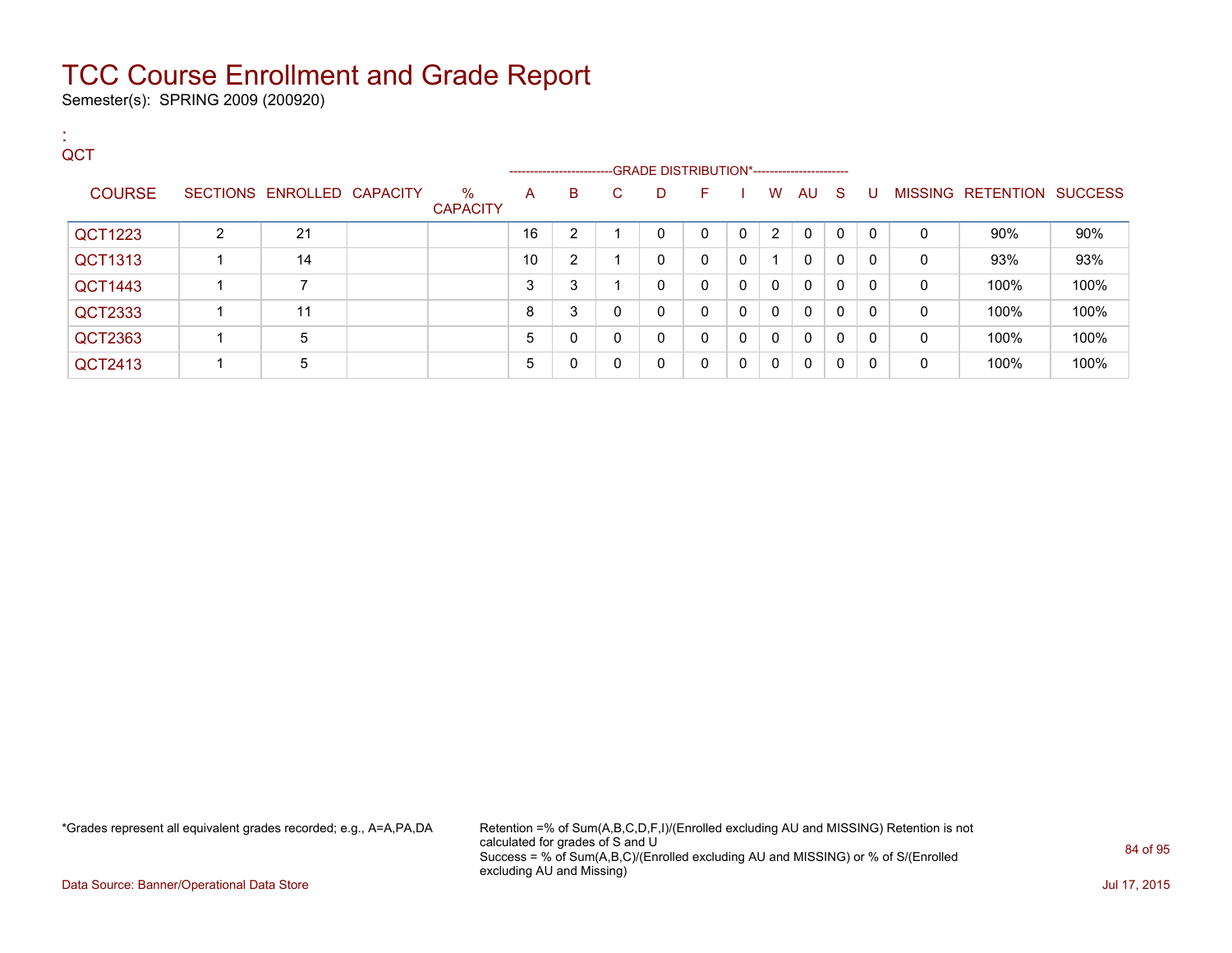# TCC Course Enrollment and Grade Report

Semester(s): SPRING 2009 (200920)

:
QCT

| COURSE | SECTIONS | ENROLLED | CAPACITY | % CAPACITY | A | B | C | D | F | I | W | AU | S | U | MISSING | RETENTION | SUCCESS |
|---|---|---|---|---|---|---|---|---|---|---|---|---|---|---|---|---|---|
| | | | | | GRADE DISTRIBUTION* | | | | | | | | | | | | |
| QCT1223 | 2 | 21 | | | 16 | 2 | 1 | 0 | 0 | 0 | 2 | 0 | 0 | 0 | 0 | 90% | 90% |
| QCT1313 | 1 | 14 | | | 10 | 2 | 1 | 0 | 0 | 0 | 1 | 0 | 0 | 0 | 0 | 93% | 93% |
| QCT1443 | 1 | 7 | | | 3 | 3 | 1 | 0 | 0 | 0 | 0 | 0 | 0 | 0 | 0 | 100% | 100% |
| QCT2333 | 1 | 11 | | | 8 | 3 | 0 | 0 | 0 | 0 | 0 | 0 | 0 | 0 | 0 | 100% | 100% |
| QCT2363 | 1 | 5 | | | 5 | 0 | 0 | 0 | 0 | 0 | 0 | 0 | 0 | 0 | 0 | 100% | 100% |
| QCT2413 | 1 | 5 | | | 5 | 0 | 0 | 0 | 0 | 0 | 0 | 0 | 0 | 0 | 0 | 100% | 100% |

*Grades represent all equivalent grades recorded; e.g., A=A,PA,DA

Retention =% of Sum(A,B,C,D,F,I)/(Enrolled excluding AU and MISSING) Retention is not calculated for grades of S and U
Success = % of Sum(A,B,C)/(Enrolled excluding AU and MISSING) or % of S/(Enrolled excluding AU and Missing)

Data Source: Banner/Operational Data Store

Jul 17, 2015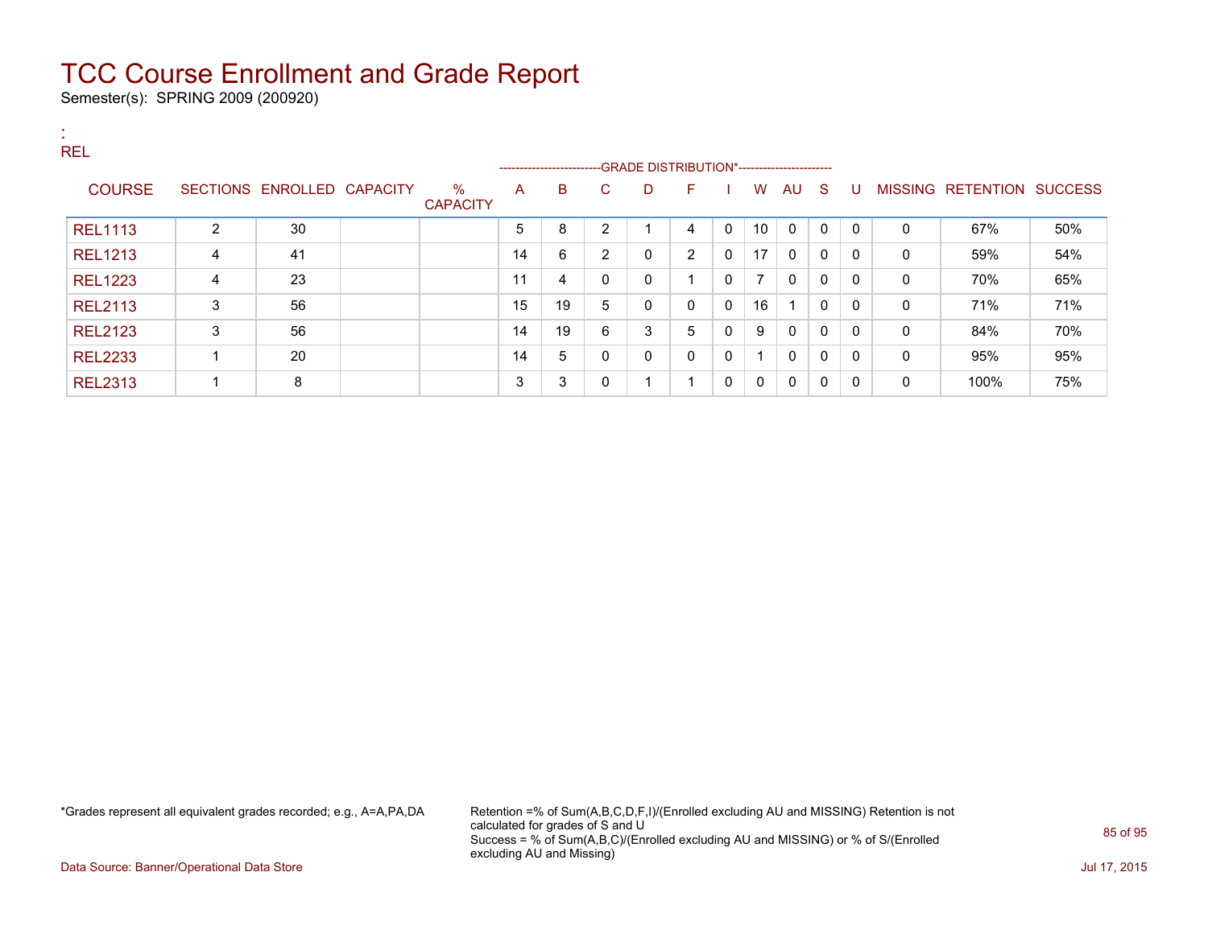# TCC Course Enrollment and Grade Report

Semester(s): SPRING 2009 (200920)

:
REL

| COURSE | SECTIONS | ENROLLED | CAPACITY | % CAPACITY | A | B | C | D | F | I | W | AU | S | U | MISSING | RETENTION | SUCCESS |
|---|---|---|---|---|---|---|---|---|---|---|---|---|---|---|---|---|---|
| | | | | | GRADE DISTRIBUTION* | | | | | | | | | | | | |
| REL1113 | 2 | 30 | | | 5 | 8 | 2 | 1 | 4 | 0 | 10 | 0 | 0 | 0 | 0 | 67% | 50% |
| REL1213 | 4 | 41 | | | 14 | 6 | 2 | 0 | 2 | 0 | 17 | 0 | 0 | 0 | 0 | 59% | 54% |
| REL1223 | 4 | 23 | | | 11 | 4 | 0 | 0 | 1 | 0 | 7 | 0 | 0 | 0 | 0 | 70% | 65% |
| REL2113 | 3 | 56 | | | 15 | 19 | 5 | 0 | 0 | 0 | 16 | 1 | 0 | 0 | 0 | 71% | 71% |
| REL2123 | 3 | 56 | | | 14 | 19 | 6 | 3 | 5 | 0 | 9 | 0 | 0 | 0 | 0 | 84% | 70% |
| REL2233 | 1 | 20 | | | 14 | 5 | 0 | 0 | 0 | 0 | 1 | 0 | 0 | 0 | 0 | 95% | 95% |
| REL2313 | 1 | 8 | | | 3 | 3 | 0 | 1 | 1 | 0 | 0 | 0 | 0 | 0 | 0 | 100% | 75% |

*Grades represent all equivalent grades recorded; e.g., A=A,PA,DA

Retention =% of Sum(A,B,C,D,F,I)/(Enrolled excluding AU and MISSING) Retention is not calculated for grades of S and U
Success = % of Sum(A,B,C)/(Enrolled excluding AU and MISSING) or % of S/(Enrolled excluding AU and Missing)

Data Source: Banner/Operational Data Store

Jul 17, 2015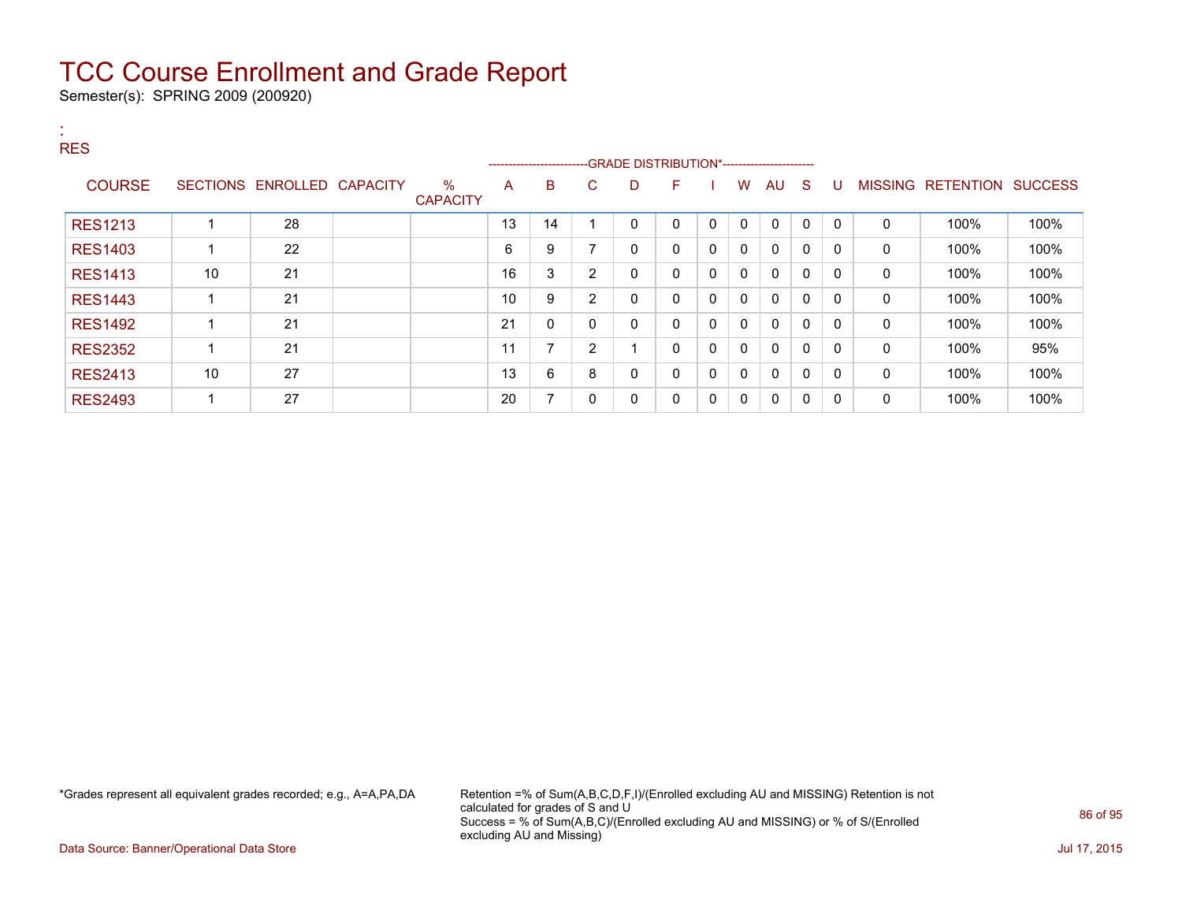# TCC Course Enrollment and Grade Report

Semester(s): SPRING 2009 (200920)

:
RES

| COURSE | SECTIONS | ENROLLED | CAPACITY | % CAPACITY | A | B | C | D | F | I | W | AU | S | U | MISSING | RETENTION | SUCCESS |
|---|---|---|---|---|---|---|---|---|---|---|---|---|---|---|---|---|---|
| | | | | | GRADE DISTRIBUTION* | | | | | | | | | | | | |
| RES1213 | 1 | 28 | | | 13 | 14 | 1 | 0 | 0 | 0 | 0 | 0 | 0 | 0 | 0 | 100% | 100% |
| RES1403 | 1 | 22 | | | 6 | 9 | 7 | 0 | 0 | 0 | 0 | 0 | 0 | 0 | 0 | 100% | 100% |
| RES1413 | 10 | 21 | | | 16 | 3 | 2 | 0 | 0 | 0 | 0 | 0 | 0 | 0 | 0 | 100% | 100% |
| RES1443 | 1 | 21 | | | 10 | 9 | 2 | 0 | 0 | 0 | 0 | 0 | 0 | 0 | 0 | 100% | 100% |
| RES1492 | 1 | 21 | | | 21 | 0 | 0 | 0 | 0 | 0 | 0 | 0 | 0 | 0 | 0 | 100% | 100% |
| RES2352 | 1 | 21 | | | 11 | 7 | 2 | 1 | 0 | 0 | 0 | 0 | 0 | 0 | 0 | 100% | 95% |
| RES2413 | 10 | 27 | | | 13 | 6 | 8 | 0 | 0 | 0 | 0 | 0 | 0 | 0 | 0 | 100% | 100% |
| RES2493 | 1 | 27 | | | 20 | 7 | 0 | 0 | 0 | 0 | 0 | 0 | 0 | 0 | 0 | 100% | 100% |

*Grades represent all equivalent grades recorded; e.g., A=A,PA,DA

Retention =% of Sum(A,B,C,D,F,I)/(Enrolled excluding AU and MISSING) Retention is not calculated for grades of S and U
Success = % of Sum(A,B,C)/(Enrolled excluding AU and MISSING) or % of S/(Enrolled excluding AU and Missing)

Data Source: Banner/Operational Data Store

Jul 17, 2015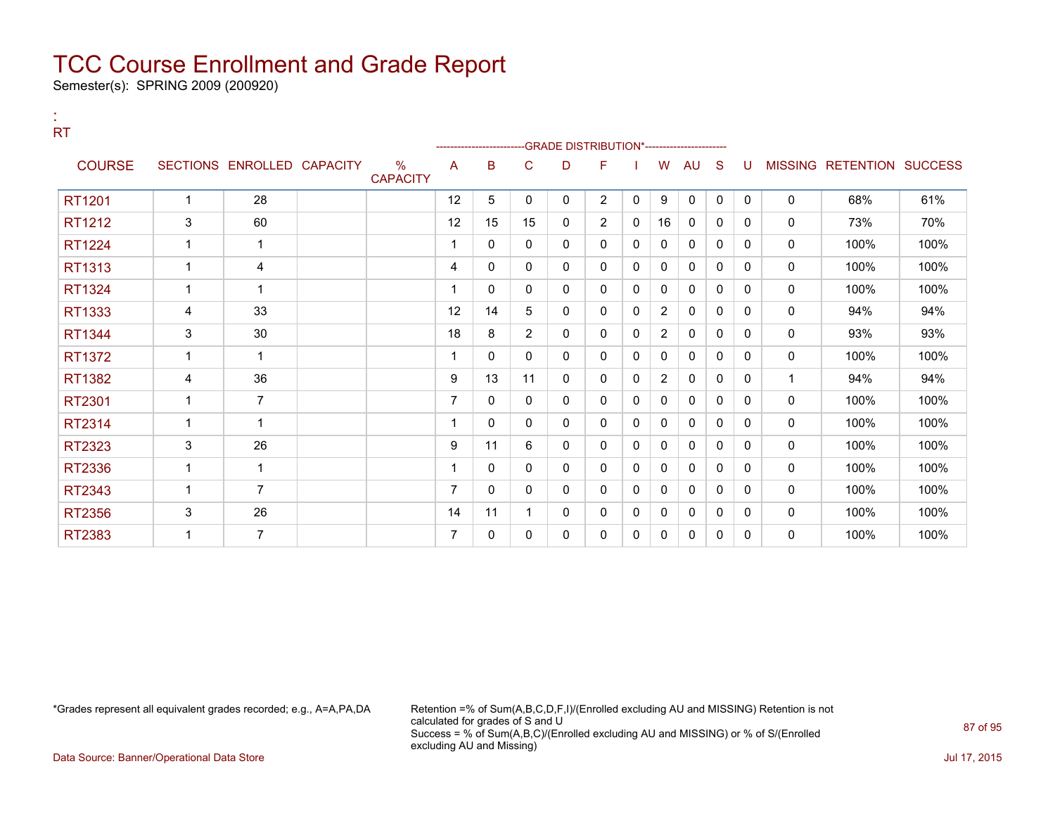# TCC Course Enrollment and Grade Report

Semester(s): SPRING 2009 (200920)

:
RT

| COURSE | SECTIONS | ENROLLED | CAPACITY | % CAPACITY | A | B | C | D | F | I | W | AU | S | U | MISSING | RETENTION | SUCCESS |
|---|---|---|---|---|---|---|---|---|---|---|---|---|---|---|---|---|---|
| | | | | | GRADE DISTRIBUTION* | | | | | | | | | | | | |
| RT1201 | 1 | 28 | | | 12 | 5 | 0 | 0 | 2 | 0 | 9 | 0 | 0 | 0 | 0 | 68% | 61% |
| RT1212 | 3 | 60 | | | 12 | 15 | 15 | 0 | 2 | 0 | 16 | 0 | 0 | 0 | 0 | 73% | 70% |
| RT1224 | 1 | 1 | | | 1 | 0 | 0 | 0 | 0 | 0 | 0 | 0 | 0 | 0 | 0 | 100% | 100% |
| RT1313 | 1 | 4 | | | 4 | 0 | 0 | 0 | 0 | 0 | 0 | 0 | 0 | 0 | 0 | 100% | 100% |
| RT1324 | 1 | 1 | | | 1 | 0 | 0 | 0 | 0 | 0 | 0 | 0 | 0 | 0 | 0 | 100% | 100% |
| RT1333 | 4 | 33 | | | 12 | 14 | 5 | 0 | 0 | 0 | 2 | 0 | 0 | 0 | 0 | 94% | 94% |
| RT1344 | 3 | 30 | | | 18 | 8 | 2 | 0 | 0 | 0 | 2 | 0 | 0 | 0 | 0 | 93% | 93% |
| RT1372 | 1 | 1 | | | 1 | 0 | 0 | 0 | 0 | 0 | 0 | 0 | 0 | 0 | 0 | 100% | 100% |
| RT1382 | 4 | 36 | | | 9 | 13 | 11 | 0 | 0 | 0 | 2 | 0 | 0 | 0 | 1 | 94% | 94% |
| RT2301 | 1 | 7 | | | 7 | 0 | 0 | 0 | 0 | 0 | 0 | 0 | 0 | 0 | 0 | 100% | 100% |
| RT2314 | 1 | 1 | | | 1 | 0 | 0 | 0 | 0 | 0 | 0 | 0 | 0 | 0 | 0 | 100% | 100% |
| RT2323 | 3 | 26 | | | 9 | 11 | 6 | 0 | 0 | 0 | 0 | 0 | 0 | 0 | 0 | 100% | 100% |
| RT2336 | 1 | 1 | | | 1 | 0 | 0 | 0 | 0 | 0 | 0 | 0 | 0 | 0 | 0 | 100% | 100% |
| RT2343 | 1 | 7 | | | 7 | 0 | 0 | 0 | 0 | 0 | 0 | 0 | 0 | 0 | 0 | 100% | 100% |
| RT2356 | 3 | 26 | | | 14 | 11 | 1 | 0 | 0 | 0 | 0 | 0 | 0 | 0 | 0 | 100% | 100% |
| RT2383 | 1 | 7 | | | 7 | 0 | 0 | 0 | 0 | 0 | 0 | 0 | 0 | 0 | 0 | 100% | 100% |

*Grades represent all equivalent grades recorded; e.g., A=A,PA,DA

Retention =% of Sum(A,B,C,D,F,I)/(Enrolled excluding AU and MISSING) Retention is not calculated for grades of S and U
Success = % of Sum(A,B,C)/(Enrolled excluding AU and MISSING) or % of S/(Enrolled excluding AU and Missing)

Data Source: Banner/Operational Data Store

Jul 17, 2015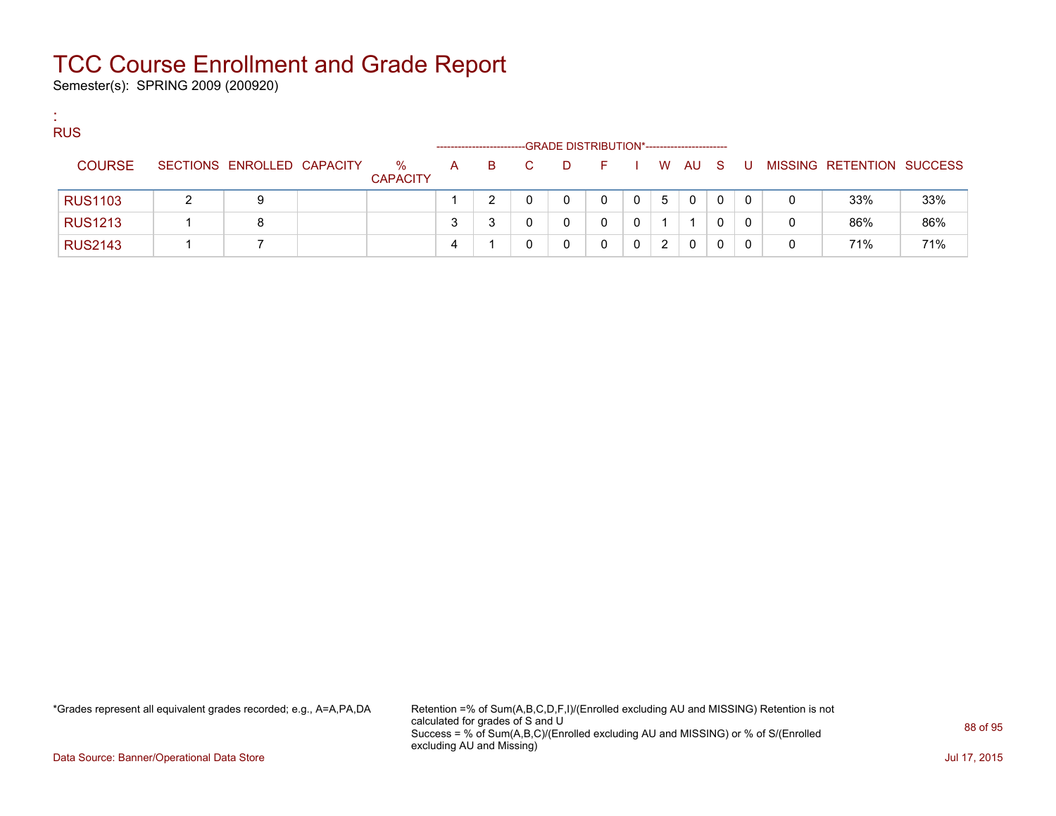# TCC Course Enrollment and Grade Report

Semester(s): SPRING 2009 (200920)

:
RUS

| COURSE | SECTIONS | ENROLLED | CAPACITY | % CAPACITY | A | B | C | D | F | I | W | AU | S | U | MISSING | RETENTION | SUCCESS |
|---|---|---|---|---|---|---|---|---|---|---|---|---|---|---|---|---|---|
| | | | | | GRADE DISTRIBUTION* | | | | | | | | | | | | |
| RUS1103 | 2 | 9 | | | 1 | 2 | 0 | 0 | 0 | 0 | 5 | 0 | 0 | 0 | 0 | 33% | 33% |
| RUS1213 | 1 | 8 | | | 3 | 3 | 0 | 0 | 0 | 0 | 1 | 1 | 0 | 0 | 0 | 86% | 86% |
| RUS2143 | 1 | 7 | | | 4 | 1 | 0 | 0 | 0 | 0 | 2 | 0 | 0 | 0 | 0 | 71% | 71% |

*Grades represent all equivalent grades recorded; e.g., A=A,PA,DA

Retention =% of Sum(A,B,C,D,F,I)/(Enrolled excluding AU and MISSING) Retention is not calculated for grades of S and U
Success = % of Sum(A,B,C)/(Enrolled excluding AU and MISSING) or % of S/(Enrolled excluding AU and Missing)

Data Source: Banner/Operational Data Store

Jul 17, 2015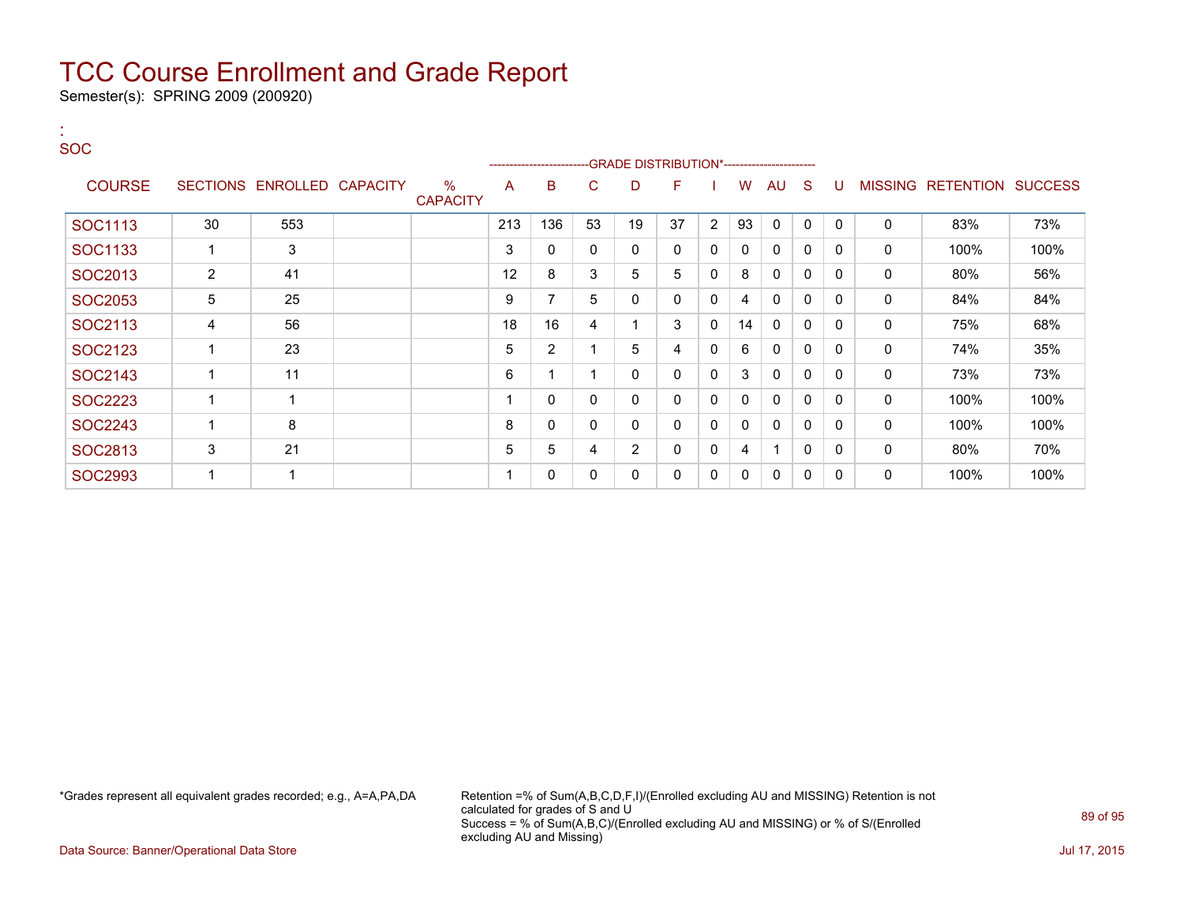# TCC Course Enrollment and Grade Report

Semester(s): SPRING 2009 (200920)

:
SOC

| COURSE | SECTIONS | ENROLLED | CAPACITY | % CAPACITY | A | B | C | D | F | I | W | AU | S | U | MISSING | RETENTION | SUCCESS |
|---|---|---|---|---|---|---|---|---|---|---|---|---|---|---|---|---|---|
| | | | | | GRADE DISTRIBUTION* | | | | | | | | | | | | |
| SOC1113 | 30 | 553 | | | 213 | 136 | 53 | 19 | 37 | 2 | 93 | 0 | 0 | 0 | 0 | 83% | 73% |
| SOC1133 | 1 | 3 | | | 3 | 0 | 0 | 0 | 0 | 0 | 0 | 0 | 0 | 0 | 0 | 100% | 100% |
| SOC2013 | 2 | 41 | | | 12 | 8 | 3 | 5 | 5 | 0 | 8 | 0 | 0 | 0 | 0 | 80% | 56% |
| SOC2053 | 5 | 25 | | | 9 | 7 | 5 | 0 | 0 | 0 | 4 | 0 | 0 | 0 | 0 | 84% | 84% |
| SOC2113 | 4 | 56 | | | 18 | 16 | 4 | 1 | 3 | 0 | 14 | 0 | 0 | 0 | 0 | 75% | 68% |
| SOC2123 | 1 | 23 | | | 5 | 2 | 1 | 5 | 4 | 0 | 6 | 0 | 0 | 0 | 0 | 74% | 35% |
| SOC2143 | 1 | 11 | | | 6 | 1 | 1 | 0 | 0 | 0 | 3 | 0 | 0 | 0 | 0 | 73% | 73% |
| SOC2223 | 1 | 1 | | | 1 | 0 | 0 | 0 | 0 | 0 | 0 | 0 | 0 | 0 | 0 | 100% | 100% |
| SOC2243 | 1 | 8 | | | 8 | 0 | 0 | 0 | 0 | 0 | 0 | 0 | 0 | 0 | 0 | 100% | 100% |
| SOC2813 | 3 | 21 | | | 5 | 5 | 4 | 2 | 0 | 0 | 4 | 1 | 0 | 0 | 0 | 80% | 70% |
| SOC2993 | 1 | 1 | | | 1 | 0 | 0 | 0 | 0 | 0 | 0 | 0 | 0 | 0 | 0 | 100% | 100% |

*Grades represent all equivalent grades recorded; e.g., A=A,PA,DA

Retention =% of Sum(A,B,C,D,F,I)/(Enrolled excluding AU and MISSING) Retention is not calculated for grades of S and U
Success = % of Sum(A,B,C)/(Enrolled excluding AU and MISSING) or % of S/(Enrolled excluding AU and Missing)

Data Source: Banner/Operational Data Store

Jul 17, 2015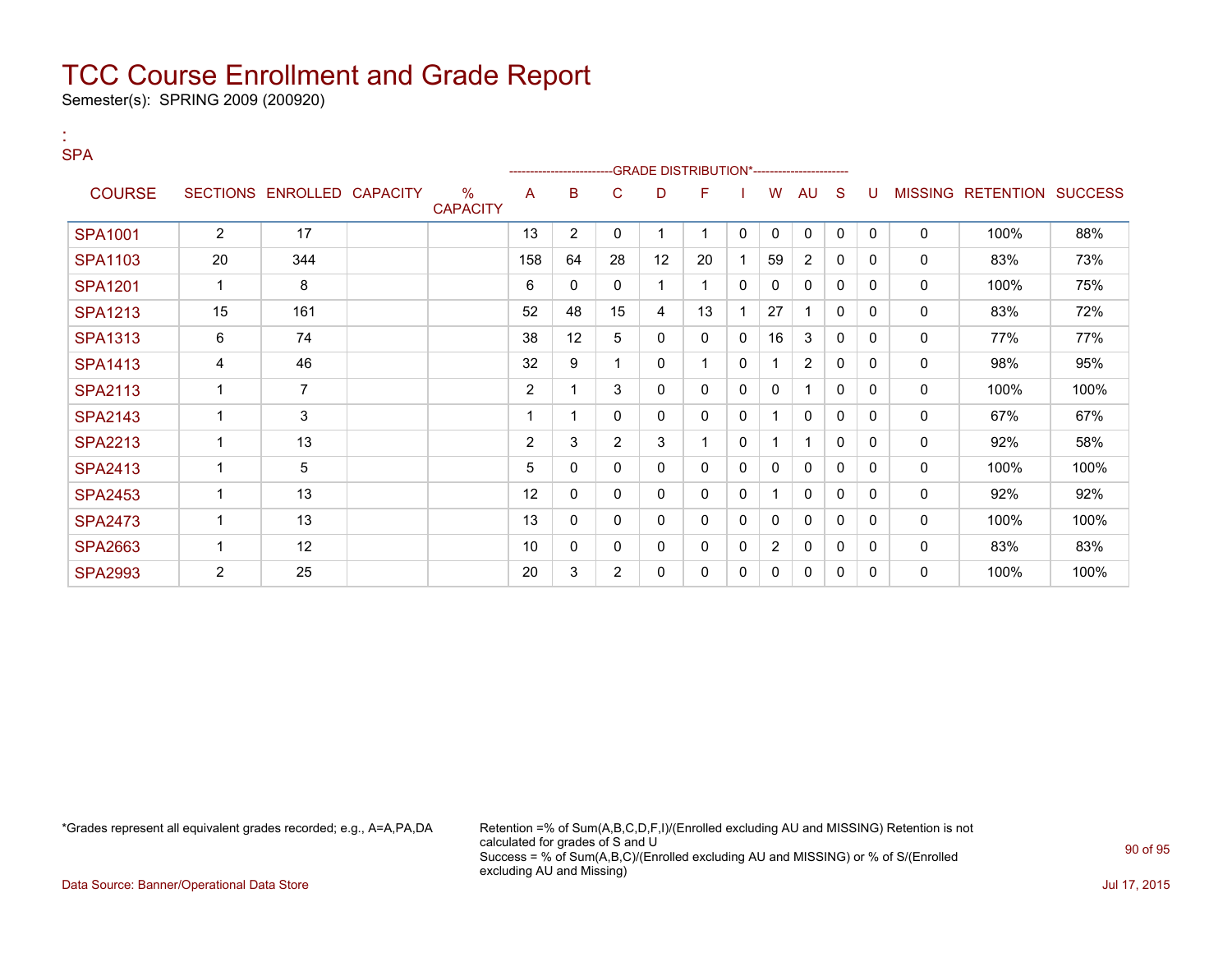# TCC Course Enrollment and Grade Report

Semester(s): SPRING 2009 (200920)

:
SPA

| COURSE | SECTIONS | ENROLLED | CAPACITY | % CAPACITY | A | B | C | D | F | I | W | AU | S | U | MISSING | RETENTION | SUCCESS |
|---|---|---|---|---|---|---|---|---|---|---|---|---|---|---|---|---|---|
| | | | | | GRADE DISTRIBUTION* | | | | | | | | | | | | |
| SPA1001 | 2 | 17 | | | 13 | 2 | 0 | 1 | 1 | 0 | 0 | 0 | 0 | 0 | 0 | 100% | 88% |
| SPA1103 | 20 | 344 | | | 158 | 64 | 28 | 12 | 20 | 1 | 59 | 2 | 0 | 0 | 0 | 83% | 73% |
| SPA1201 | 1 | 8 | | | 6 | 0 | 0 | 1 | 1 | 0 | 0 | 0 | 0 | 0 | 0 | 100% | 75% |
| SPA1213 | 15 | 161 | | | 52 | 48 | 15 | 4 | 13 | 1 | 27 | 1 | 0 | 0 | 0 | 83% | 72% |
| SPA1313 | 6 | 74 | | | 38 | 12 | 5 | 0 | 0 | 0 | 16 | 3 | 0 | 0 | 0 | 77% | 77% |
| SPA1413 | 4 | 46 | | | 32 | 9 | 1 | 0 | 1 | 0 | 1 | 2 | 0 | 0 | 0 | 98% | 95% |
| SPA2113 | 1 | 7 | | | 2 | 1 | 3 | 0 | 0 | 0 | 0 | 1 | 0 | 0 | 0 | 100% | 100% |
| SPA2143 | 1 | 3 | | | 1 | 1 | 0 | 0 | 0 | 0 | 1 | 0 | 0 | 0 | 0 | 67% | 67% |
| SPA2213 | 1 | 13 | | | 2 | 3 | 2 | 3 | 1 | 0 | 1 | 1 | 0 | 0 | 0 | 92% | 58% |
| SPA2413 | 1 | 5 | | | 5 | 0 | 0 | 0 | 0 | 0 | 0 | 0 | 0 | 0 | 0 | 100% | 100% |
| SPA2453 | 1 | 13 | | | 12 | 0 | 0 | 0 | 0 | 0 | 1 | 0 | 0 | 0 | 0 | 92% | 92% |
| SPA2473 | 1 | 13 | | | 13 | 0 | 0 | 0 | 0 | 0 | 0 | 0 | 0 | 0 | 0 | 100% | 100% |
| SPA2663 | 1 | 12 | | | 10 | 0 | 0 | 0 | 0 | 0 | 2 | 0 | 0 | 0 | 0 | 83% | 83% |
| SPA2993 | 2 | 25 | | | 20 | 3 | 2 | 0 | 0 | 0 | 0 | 0 | 0 | 0 | 0 | 100% | 100% |

*Grades represent all equivalent grades recorded; e.g., A=A,PA,DA

Retention =% of Sum(A,B,C,D,F,I)/(Enrolled excluding AU and MISSING) Retention is not calculated for grades of S and U
Success = % of Sum(A,B,C)/(Enrolled excluding AU and MISSING) or % of S/(Enrolled excluding AU and Missing)

Data Source: Banner/Operational Data Store

Jul 17, 2015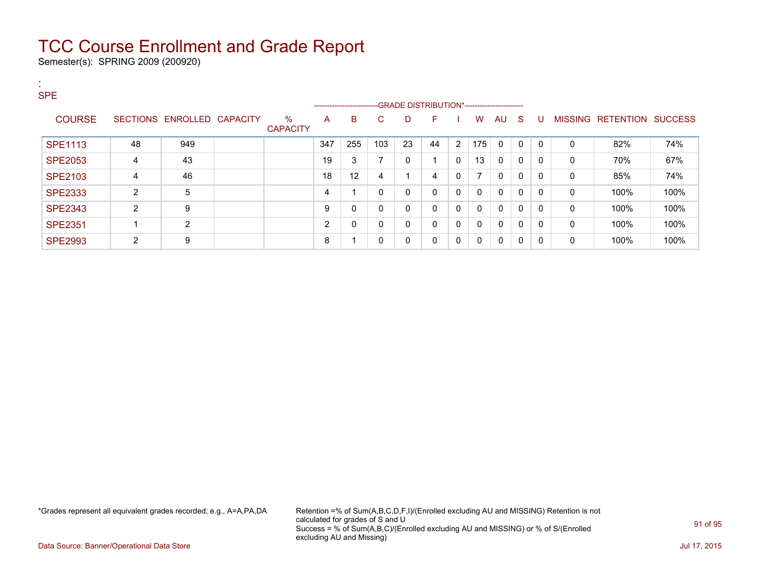# TCC Course Enrollment and Grade Report

Semester(s): SPRING 2009 (200920)

:
SPE

| COURSE | SECTIONS | ENROLLED | CAPACITY | % CAPACITY | A | B | C | D | F | I | W | AU | S | U | MISSING | RETENTION | SUCCESS |
|---|---|---|---|---|---|---|---|---|---|---|---|---|---|---|---|---|---|
| | | | | | GRADE DISTRIBUTION* | | | | | | | | | | | | |
| SPE1113 | 48 | 949 | | | 347 | 255 | 103 | 23 | 44 | 2 | 175 | 0 | 0 | 0 | 0 | 82% | 74% |
| SPE2053 | 4 | 43 | | | 19 | 3 | 7 | 0 | 1 | 0 | 13 | 0 | 0 | 0 | 0 | 70% | 67% |
| SPE2103 | 4 | 46 | | | 18 | 12 | 4 | 1 | 4 | 0 | 7 | 0 | 0 | 0 | 0 | 85% | 74% |
| SPE2333 | 2 | 5 | | | 4 | 1 | 0 | 0 | 0 | 0 | 0 | 0 | 0 | 0 | 0 | 100% | 100% |
| SPE2343 | 2 | 9 | | | 9 | 0 | 0 | 0 | 0 | 0 | 0 | 0 | 0 | 0 | 0 | 100% | 100% |
| SPE2351 | 1 | 2 | | | 2 | 0 | 0 | 0 | 0 | 0 | 0 | 0 | 0 | 0 | 0 | 100% | 100% |
| SPE2993 | 2 | 9 | | | 8 | 1 | 0 | 0 | 0 | 0 | 0 | 0 | 0 | 0 | 0 | 100% | 100% |

*Grades represent all equivalent grades recorded; e.g., A=A,PA,DA

Retention =% of Sum(A,B,C,D,F,I)/(Enrolled excluding AU and MISSING) Retention is not calculated for grades of S and U
Success = % of Sum(A,B,C)/(Enrolled excluding AU and MISSING) or % of S/(Enrolled excluding AU and Missing)

Data Source: Banner/Operational Data Store

Jul 17, 2015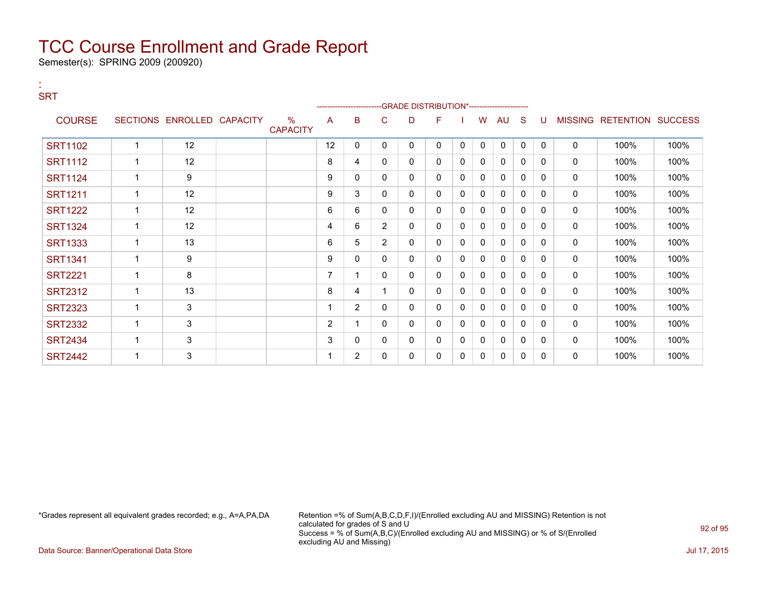# TCC Course Enrollment and Grade Report

Semester(s): SPRING 2009 (200920)

:
SRT

| COURSE | SECTIONS | ENROLLED | CAPACITY | % CAPACITY | A | B | C | D | F | I | W | AU | S | U | MISSING | RETENTION | SUCCESS |
|---|---|---|---|---|---|---|---|---|---|---|---|---|---|---|---|---|---|
| | | | | | GRADE DISTRIBUTION* | | | | | | | | | | | | |
| SRT1102 | 1 | 12 | | | 12 | 0 | 0 | 0 | 0 | 0 | 0 | 0 | 0 | 0 | 0 | 100% | 100% |
| SRT1112 | 1 | 12 | | | 8 | 4 | 0 | 0 | 0 | 0 | 0 | 0 | 0 | 0 | 0 | 100% | 100% |
| SRT1124 | 1 | 9 | | | 9 | 0 | 0 | 0 | 0 | 0 | 0 | 0 | 0 | 0 | 0 | 100% | 100% |
| SRT1211 | 1 | 12 | | | 9 | 3 | 0 | 0 | 0 | 0 | 0 | 0 | 0 | 0 | 0 | 100% | 100% |
| SRT1222 | 1 | 12 | | | 6 | 6 | 0 | 0 | 0 | 0 | 0 | 0 | 0 | 0 | 0 | 100% | 100% |
| SRT1324 | 1 | 12 | | | 4 | 6 | 2 | 0 | 0 | 0 | 0 | 0 | 0 | 0 | 0 | 100% | 100% |
| SRT1333 | 1 | 13 | | | 6 | 5 | 2 | 0 | 0 | 0 | 0 | 0 | 0 | 0 | 0 | 100% | 100% |
| SRT1341 | 1 | 9 | | | 9 | 0 | 0 | 0 | 0 | 0 | 0 | 0 | 0 | 0 | 0 | 100% | 100% |
| SRT2221 | 1 | 8 | | | 7 | 1 | 0 | 0 | 0 | 0 | 0 | 0 | 0 | 0 | 0 | 100% | 100% |
| SRT2312 | 1 | 13 | | | 8 | 4 | 1 | 0 | 0 | 0 | 0 | 0 | 0 | 0 | 0 | 100% | 100% |
| SRT2323 | 1 | 3 | | | 1 | 2 | 0 | 0 | 0 | 0 | 0 | 0 | 0 | 0 | 0 | 100% | 100% |
| SRT2332 | 1 | 3 | | | 2 | 1 | 0 | 0 | 0 | 0 | 0 | 0 | 0 | 0 | 0 | 100% | 100% |
| SRT2434 | 1 | 3 | | | 3 | 0 | 0 | 0 | 0 | 0 | 0 | 0 | 0 | 0 | 0 | 100% | 100% |
| SRT2442 | 1 | 3 | | | 1 | 2 | 0 | 0 | 0 | 0 | 0 | 0 | 0 | 0 | 0 | 100% | 100% |

*Grades represent all equivalent grades recorded; e.g., A=A,PA,DA

Retention =% of Sum(A,B,C,D,F,I)/(Enrolled excluding AU and MISSING) Retention is not calculated for grades of S and U
Success = % of Sum(A,B,C)/(Enrolled excluding AU and MISSING) or % of S/(Enrolled excluding AU and Missing)

Data Source: Banner/Operational Data Store

Jul 17, 2015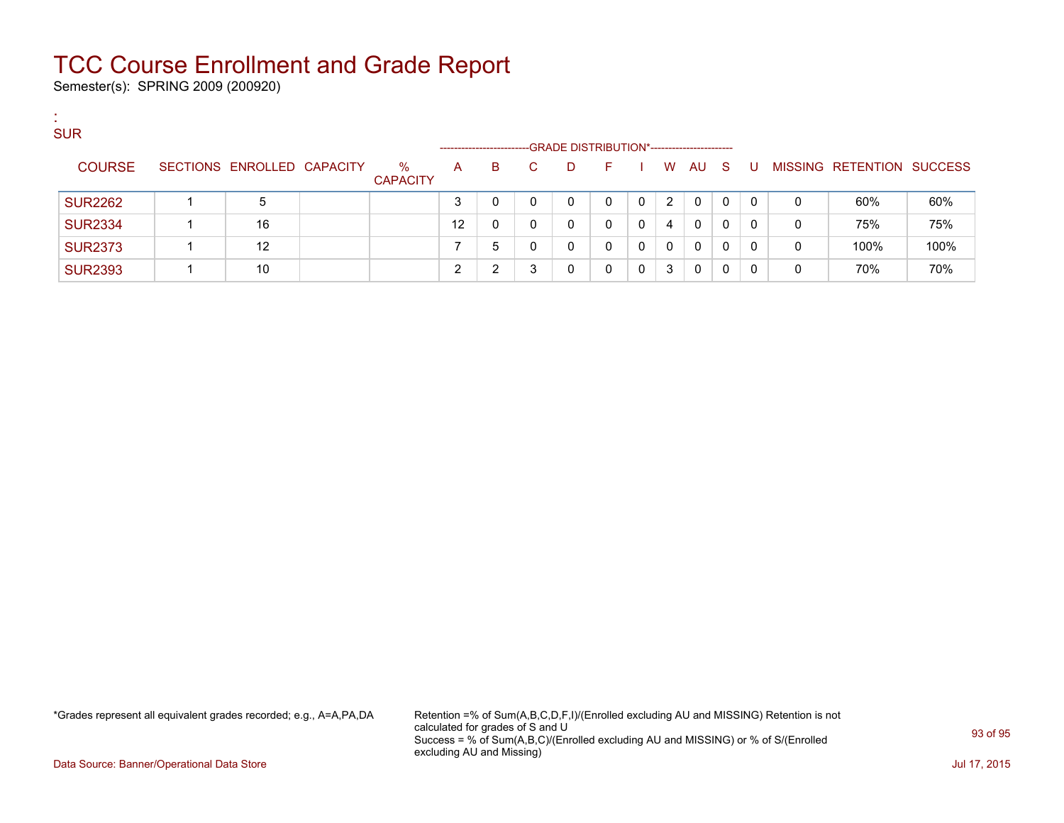# TCC Course Enrollment and Grade Report

Semester(s): SPRING 2009 (200920)

:
SUR

| COURSE | SECTIONS | ENROLLED | CAPACITY | % CAPACITY | A | B | C | D | F | I | W | AU | S | U | MISSING | RETENTION | SUCCESS |
|---|---|---|---|---|---|---|---|---|---|---|---|---|---|---|---|---|---|
| | | | | | GRADE DISTRIBUTION* | | | | | | | | | | | | |
| SUR2262 | 1 | 5 | | | 3 | 0 | 0 | 0 | 0 | 0 | 2 | 0 | 0 | 0 | 0 | 60% | 60% |
| SUR2334 | 1 | 16 | | | 12 | 0 | 0 | 0 | 0 | 0 | 4 | 0 | 0 | 0 | 0 | 75% | 75% |
| SUR2373 | 1 | 12 | | | 7 | 5 | 0 | 0 | 0 | 0 | 0 | 0 | 0 | 0 | 0 | 100% | 100% |
| SUR2393 | 1 | 10 | | | 2 | 2 | 3 | 0 | 0 | 0 | 3 | 0 | 0 | 0 | 0 | 70% | 70% |

*Grades represent all equivalent grades recorded; e.g., A=A,PA,DA

Retention =% of Sum(A,B,C,D,F,I)/(Enrolled excluding AU and MISSING) Retention is not calculated for grades of S and U
Success = % of Sum(A,B,C)/(Enrolled excluding AU and MISSING) or % of S/(Enrolled excluding AU and Missing)

Data Source: Banner/Operational Data Store

Jul 17, 2015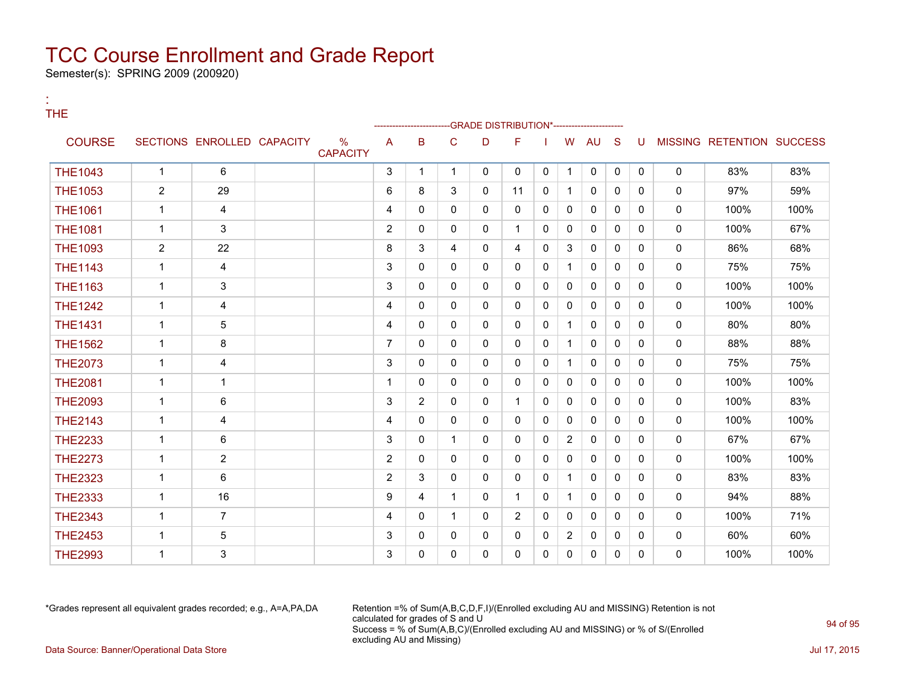# TCC Course Enrollment and Grade Report

Semester(s): SPRING 2009 (200920)

:
THE

| COURSE | SECTIONS | ENROLLED | CAPACITY | % CAPACITY | A | B | C | D | F | I | W | AU | S | U | MISSING | RETENTION | SUCCESS |
|---|---|---|---|---|---|---|---|---|---|---|---|---|---|---|---|---|---|
| | | | | | GRADE DISTRIBUTION* | | | | | | | | | | | | |
| THE1043 | 1 | 6 | | | 3 | 1 | 1 | 0 | 0 | 0 | 1 | 0 | 0 | 0 | 0 | 83% | 83% |
| THE1053 | 2 | 29 | | | 6 | 8 | 3 | 0 | 11 | 0 | 1 | 0 | 0 | 0 | 0 | 97% | 59% |
| THE1061 | 1 | 4 | | | 4 | 0 | 0 | 0 | 0 | 0 | 0 | 0 | 0 | 0 | 0 | 100% | 100% |
| THE1081 | 1 | 3 | | | 2 | 0 | 0 | 0 | 1 | 0 | 0 | 0 | 0 | 0 | 0 | 100% | 67% |
| THE1093 | 2 | 22 | | | 8 | 3 | 4 | 0 | 4 | 0 | 3 | 0 | 0 | 0 | 0 | 86% | 68% |
| THE1143 | 1 | 4 | | | 3 | 0 | 0 | 0 | 0 | 0 | 1 | 0 | 0 | 0 | 0 | 75% | 75% |
| THE1163 | 1 | 3 | | | 3 | 0 | 0 | 0 | 0 | 0 | 0 | 0 | 0 | 0 | 0 | 100% | 100% |
| THE1242 | 1 | 4 | | | 4 | 0 | 0 | 0 | 0 | 0 | 0 | 0 | 0 | 0 | 0 | 100% | 100% |
| THE1431 | 1 | 5 | | | 4 | 0 | 0 | 0 | 0 | 0 | 1 | 0 | 0 | 0 | 0 | 80% | 80% |
| THE1562 | 1 | 8 | | | 7 | 0 | 0 | 0 | 0 | 0 | 1 | 0 | 0 | 0 | 0 | 88% | 88% |
| THE2073 | 1 | 4 | | | 3 | 0 | 0 | 0 | 0 | 0 | 1 | 0 | 0 | 0 | 0 | 75% | 75% |
| THE2081 | 1 | 1 | | | 1 | 0 | 0 | 0 | 0 | 0 | 0 | 0 | 0 | 0 | 0 | 100% | 100% |
| THE2093 | 1 | 6 | | | 3 | 2 | 0 | 0 | 1 | 0 | 0 | 0 | 0 | 0 | 0 | 100% | 83% |
| THE2143 | 1 | 4 | | | 4 | 0 | 0 | 0 | 0 | 0 | 0 | 0 | 0 | 0 | 0 | 100% | 100% |
| THE2233 | 1 | 6 | | | 3 | 0 | 1 | 0 | 0 | 0 | 2 | 0 | 0 | 0 | 0 | 67% | 67% |
| THE2273 | 1 | 2 | | | 2 | 0 | 0 | 0 | 0 | 0 | 0 | 0 | 0 | 0 | 0 | 100% | 100% |
| THE2323 | 1 | 6 | | | 2 | 3 | 0 | 0 | 0 | 0 | 1 | 0 | 0 | 0 | 0 | 83% | 83% |
| THE2333 | 1 | 16 | | | 9 | 4 | 1 | 0 | 1 | 0 | 1 | 0 | 0 | 0 | 0 | 94% | 88% |
| THE2343 | 1 | 7 | | | 4 | 0 | 1 | 0 | 2 | 0 | 0 | 0 | 0 | 0 | 0 | 100% | 71% |
| THE2453 | 1 | 5 | | | 3 | 0 | 0 | 0 | 0 | 0 | 2 | 0 | 0 | 0 | 0 | 60% | 60% |
| THE2993 | 1 | 3 | | | 3 | 0 | 0 | 0 | 0 | 0 | 0 | 0 | 0 | 0 | 0 | 100% | 100% |

*Grades represent all equivalent grades recorded; e.g., A=A,PA,DA

Retention =% of Sum(A,B,C,D,F,I)/(Enrolled excluding AU and MISSING) Retention is not calculated for grades of S and U
Success = % of Sum(A,B,C)/(Enrolled excluding AU and MISSING) or % of S/(Enrolled excluding AU and Missing)

Data Source: Banner/Operational Data Store

Jul 17, 2015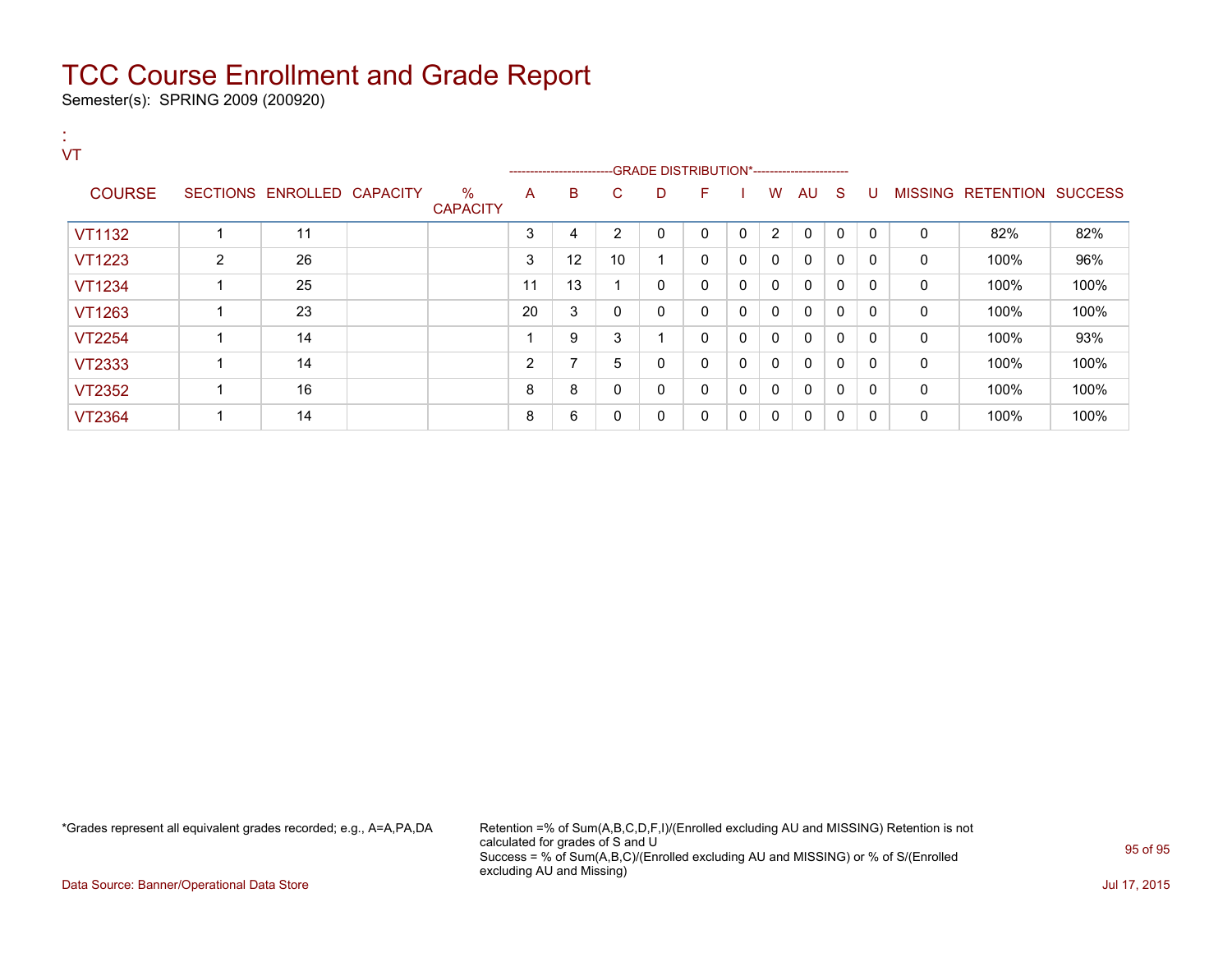# TCC Course Enrollment and Grade Report

Semester(s): SPRING 2009 (200920)

:
VT

| COURSE | SECTIONS | ENROLLED | CAPACITY | % CAPACITY | A | B | C | D | F | I | W | AU | S | U | MISSING | RETENTION | SUCCESS |
|---|---|---|---|---|---|---|---|---|---|---|---|---|---|---|---|---|---|
| | | | | | GRADE DISTRIBUTION* | | | | | | | | | | | | |
| VT1132 | 1 | 11 | | | 3 | 4 | 2 | 0 | 0 | 0 | 2 | 0 | 0 | 0 | 0 | 82% | 82% |
| VT1223 | 2 | 26 | | | 3 | 12 | 10 | 1 | 0 | 0 | 0 | 0 | 0 | 0 | 0 | 100% | 96% |
| VT1234 | 1 | 25 | | | 11 | 13 | 1 | 0 | 0 | 0 | 0 | 0 | 0 | 0 | 0 | 100% | 100% |
| VT1263 | 1 | 23 | | | 20 | 3 | 0 | 0 | 0 | 0 | 0 | 0 | 0 | 0 | 0 | 100% | 100% |
| VT2254 | 1 | 14 | | | 1 | 9 | 3 | 1 | 0 | 0 | 0 | 0 | 0 | 0 | 0 | 100% | 93% |
| VT2333 | 1 | 14 | | | 2 | 7 | 5 | 0 | 0 | 0 | 0 | 0 | 0 | 0 | 0 | 100% | 100% |
| VT2352 | 1 | 16 | | | 8 | 8 | 0 | 0 | 0 | 0 | 0 | 0 | 0 | 0 | 0 | 100% | 100% |
| VT2364 | 1 | 14 | | | 8 | 6 | 0 | 0 | 0 | 0 | 0 | 0 | 0 | 0 | 0 | 100% | 100% |

*Grades represent all equivalent grades recorded; e.g., A=A,PA,DA

Retention =% of Sum(A,B,C,D,F,I)/(Enrolled excluding AU and MISSING) Retention is not calculated for grades of S and U
Success = % of Sum(A,B,C)/(Enrolled excluding AU and MISSING) or % of S/(Enrolled excluding AU and Missing)

Data Source: Banner/Operational Data Store

Jul 17, 2015